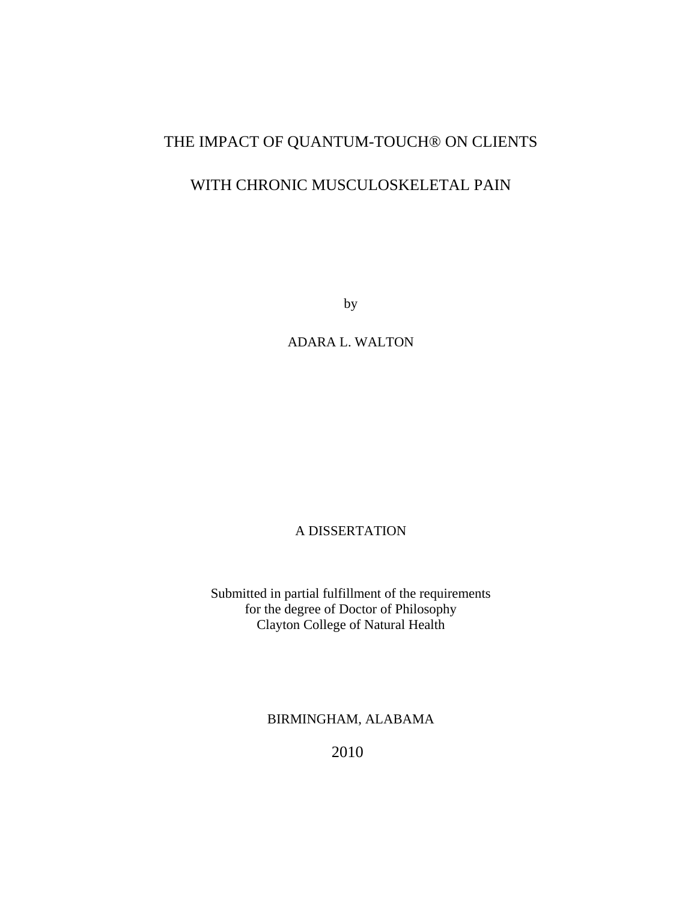# THE IMPACT OF QUANTUM-TOUCH® ON CLIENTS WITH CHRONIC MUSCULOSKELETAL PAIN

by

ADARA L. WALTON

A DISSERTATION

Submitted in partial fulfillment of the requirements
for the degree of Doctor of Philosophy
Clayton College of Natural Health

BIRMINGHAM, ALABAMA

2010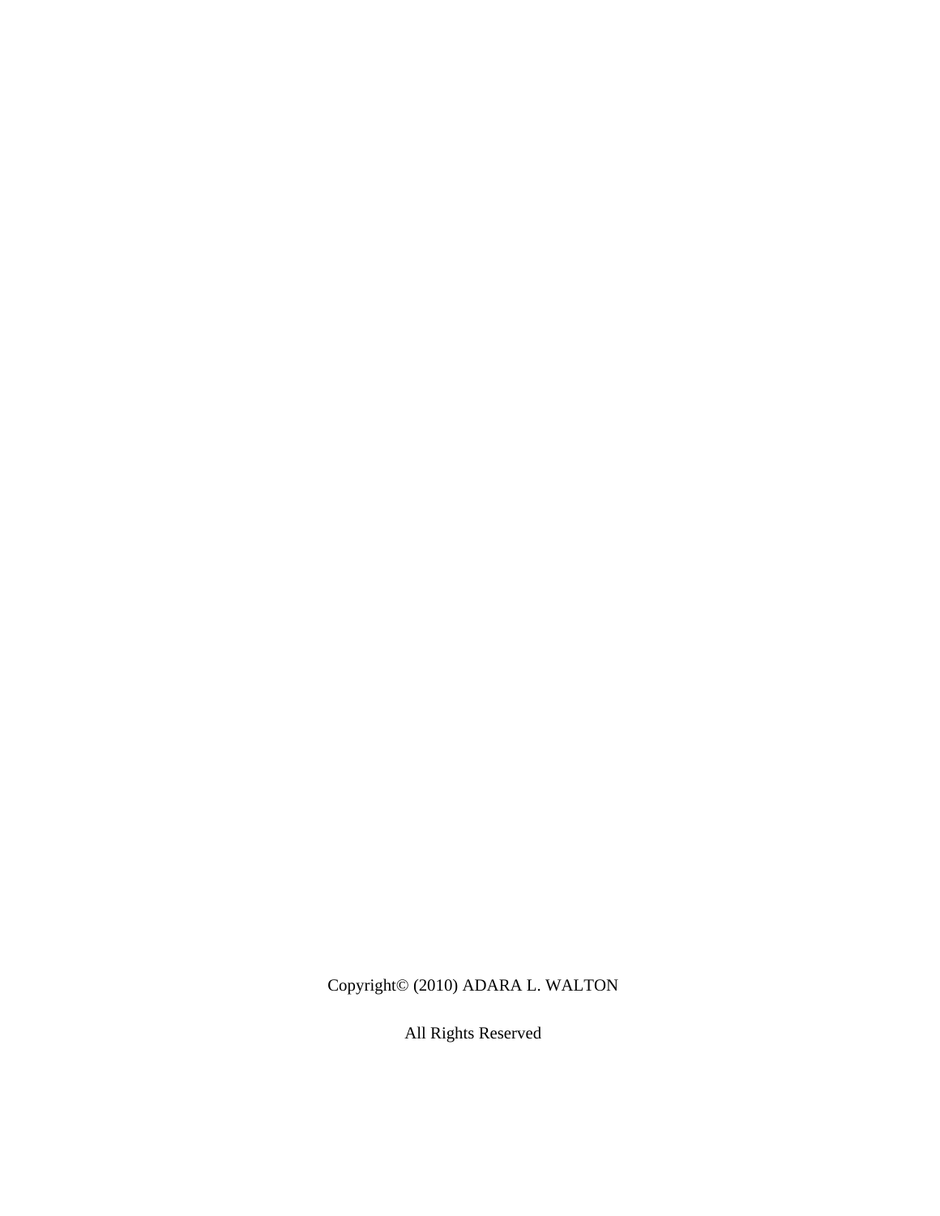Copyright© (2010) ADARA L. WALTON

All Rights Reserved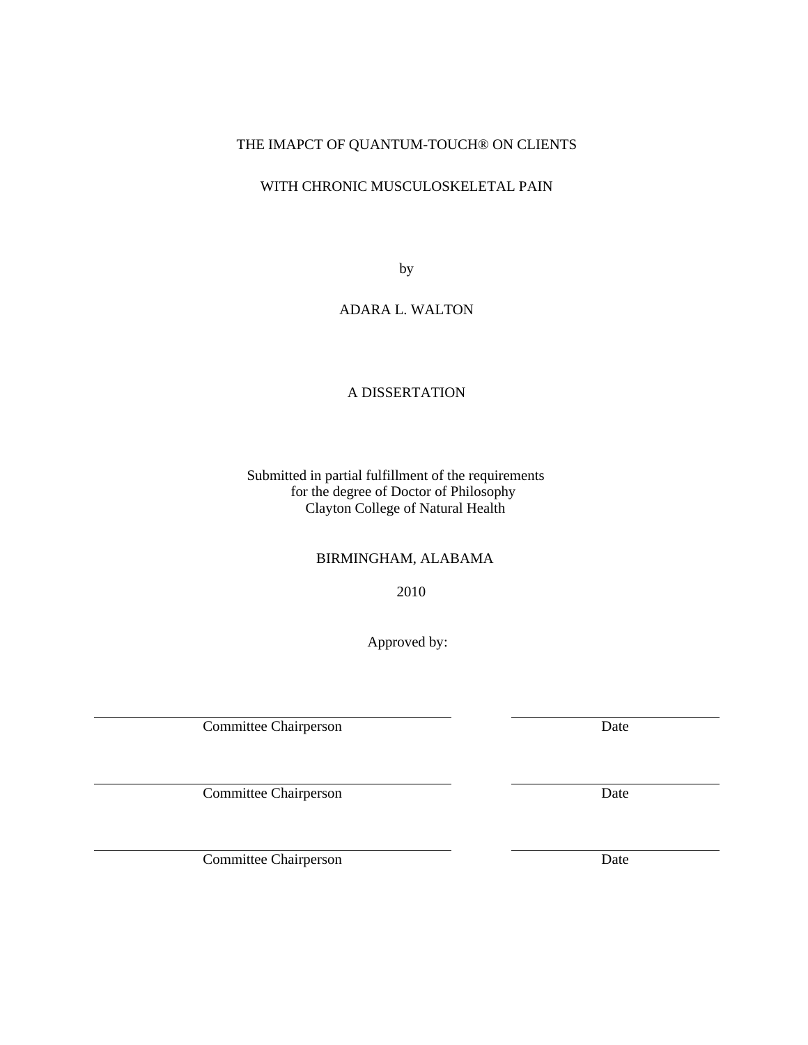THE IMAPCT OF QUANTUM-TOUCH® ON CLIENTS

WITH CHRONIC MUSCULOSKELETAL PAIN

by

ADARA L. WALTON

A DISSERTATION

Submitted in partial fulfillment of the requirements
for the degree of Doctor of Philosophy
Clayton College of Natural Health

BIRMINGHAM, ALABAMA

2010

Approved by:

| | |
|---|---|
| Committee Chairperson | Date |
| Committee Chairperson | Date |
| Committee Chairperson | Date |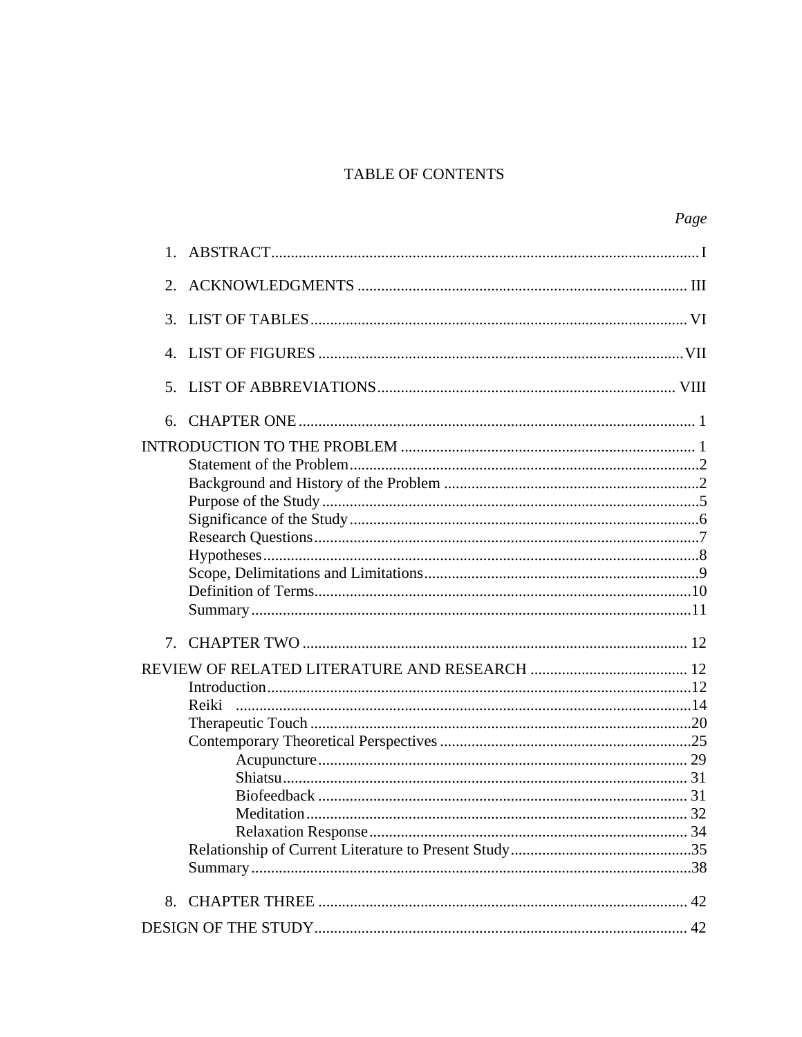# TABLE OF CONTENTS

*Page*

1. ABSTRACT ........ I
2. ACKNOWLEDGMENTS ........ III
3. LIST OF TABLES ........ VI
4. LIST OF FIGURES ........ VII
5. LIST OF ABBREVIATIONS ........ VIII
6. CHAPTER ONE ........ 1

INTRODUCTION TO THE PROBLEM ........ 1

- Statement of the Problem ........ 2
- Background and History of the Problem ........ 2
- Purpose of the Study ........ 5
- Significance of the Study ........ 6
- Research Questions ........ 7
- Hypotheses ........ 8
- Scope, Delimitations and Limitations ........ 9
- Definition of Terms ........ 10
- Summary ........ 11

7. CHAPTER TWO ........ 12

REVIEW OF RELATED LITERATURE AND RESEARCH ........ 12

- Introduction ........ 12
- Reiki ........ 14
- Therapeutic Touch ........ 20
- Contemporary Theoretical Perspectives ........ 25
  - Acupuncture ........ 29
  - Shiatsu ........ 31
  - Biofeedback ........ 31
  - Meditation ........ 32
  - Relaxation Response ........ 34
- Relationship of Current Literature to Present Study ........ 35
- Summary ........ 38

8. CHAPTER THREE ........ 42

DESIGN OF THE STUDY ........ 42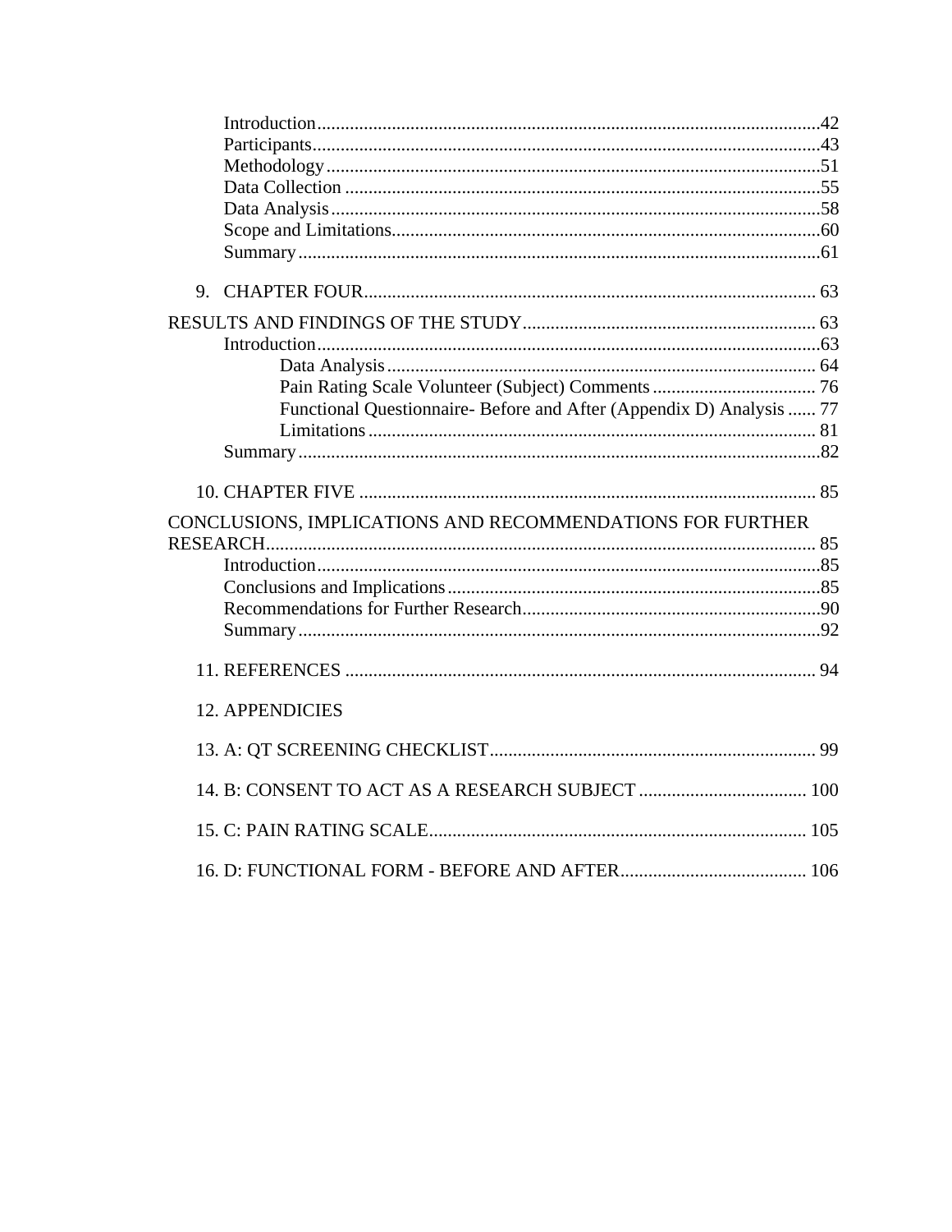Introduction ........................................................................................................42
Participants ..........................................................................................................43
Methodology .......................................................................................................51
Data Collection ...................................................................................................55
Data Analysis ......................................................................................................58
Scope and Limitations .........................................................................................60
Summary .............................................................................................................61

9. CHAPTER FOUR ................................................................................................ 63

RESULTS AND FINDINGS OF THE STUDY ............................................................. 63
Introduction ........................................................................................................63
Data Analysis ......................................................................................... 64
Pain Rating Scale Volunteer (Subject) Comments ................................. 76
Functional Questionnaire- Before and After (Appendix D) Analysis ...... 77
Limitations ............................................................................................. 81
Summary .............................................................................................................82

10. CHAPTER FIVE ................................................................................................. 85

CONCLUSIONS, IMPLICATIONS AND RECOMMENDATIONS FOR FURTHER RESEARCH ..................................................................................................................... 85
Introduction ........................................................................................................85
Conclusions and Implications .............................................................................85
Recommendations for Further Research .............................................................90
Summary .............................................................................................................92

11. REFERENCES .................................................................................................... 94

12. APPENDICIES

13. A: QT SCREENING CHECKLIST ..................................................................... 99

14. B: CONSENT TO ACT AS A RESEARCH SUBJECT .................................... 100

15. C: PAIN RATING SCALE ................................................................................ 105

16. D: FUNCTIONAL FORM - BEFORE AND AFTER ....................................... 106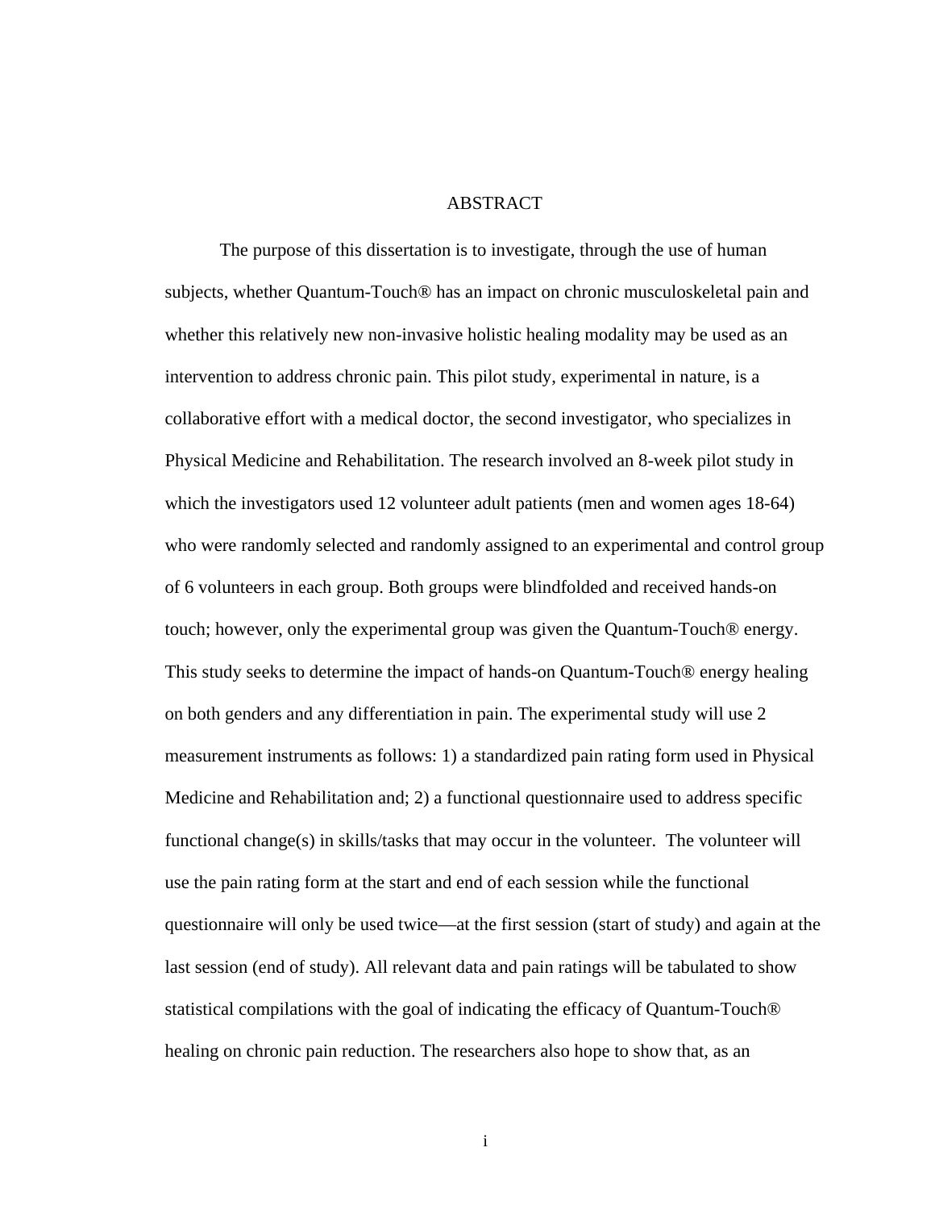# ABSTRACT

The purpose of this dissertation is to investigate, through the use of human subjects, whether Quantum-Touch® has an impact on chronic musculoskeletal pain and whether this relatively new non-invasive holistic healing modality may be used as an intervention to address chronic pain. This pilot study, experimental in nature, is a collaborative effort with a medical doctor, the second investigator, who specializes in Physical Medicine and Rehabilitation. The research involved an 8-week pilot study in which the investigators used 12 volunteer adult patients (men and women ages 18-64) who were randomly selected and randomly assigned to an experimental and control group of 6 volunteers in each group. Both groups were blindfolded and received hands-on touch; however, only the experimental group was given the Quantum-Touch® energy. This study seeks to determine the impact of hands-on Quantum-Touch® energy healing on both genders and any differentiation in pain. The experimental study will use 2 measurement instruments as follows: 1) a standardized pain rating form used in Physical Medicine and Rehabilitation and; 2) a functional questionnaire used to address specific functional change(s) in skills/tasks that may occur in the volunteer. The volunteer will use the pain rating form at the start and end of each session while the functional questionnaire will only be used twice—at the first session (start of study) and again at the last session (end of study). All relevant data and pain ratings will be tabulated to show statistical compilations with the goal of indicating the efficacy of Quantum-Touch® healing on chronic pain reduction. The researchers also hope to show that, as an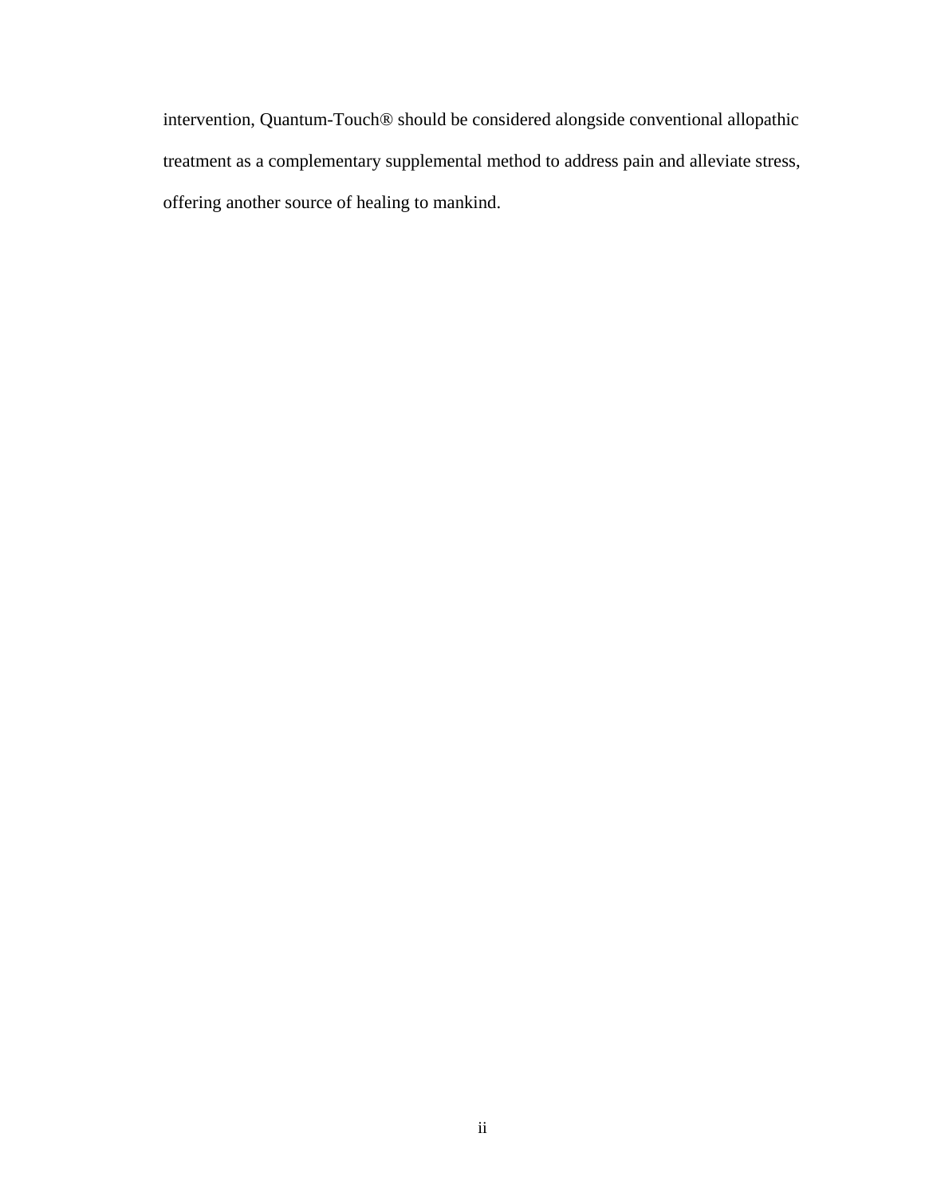intervention, Quantum-Touch® should be considered alongside conventional allopathic treatment as a complementary supplemental method to address pain and alleviate stress, offering another source of healing to mankind.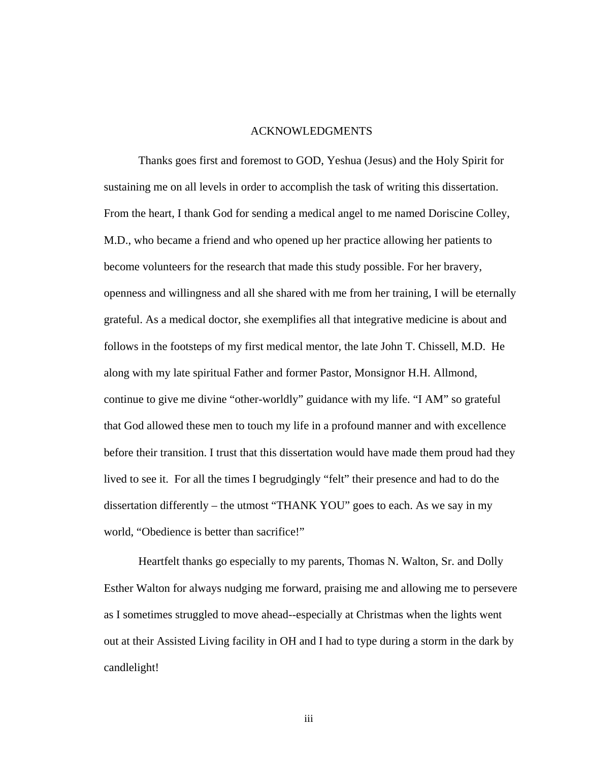# ACKNOWLEDGMENTS

Thanks goes first and foremost to GOD, Yeshua (Jesus) and the Holy Spirit for sustaining me on all levels in order to accomplish the task of writing this dissertation. From the heart, I thank God for sending a medical angel to me named Doriscine Colley, M.D., who became a friend and who opened up her practice allowing her patients to become volunteers for the research that made this study possible. For her bravery, openness and willingness and all she shared with me from her training, I will be eternally grateful. As a medical doctor, she exemplifies all that integrative medicine is about and follows in the footsteps of my first medical mentor, the late John T. Chissell, M.D. He along with my late spiritual Father and former Pastor, Monsignor H.H. Allmond, continue to give me divine "other-worldly" guidance with my life. "I AM" so grateful that God allowed these men to touch my life in a profound manner and with excellence before their transition. I trust that this dissertation would have made them proud had they lived to see it. For all the times I begrudgingly "felt" their presence and had to do the dissertation differently – the utmost "THANK YOU" goes to each. As we say in my world, "Obedience is better than sacrifice!"

Heartfelt thanks go especially to my parents, Thomas N. Walton, Sr. and Dolly Esther Walton for always nudging me forward, praising me and allowing me to persevere as I sometimes struggled to move ahead--especially at Christmas when the lights went out at their Assisted Living facility in OH and I had to type during a storm in the dark by candlelight!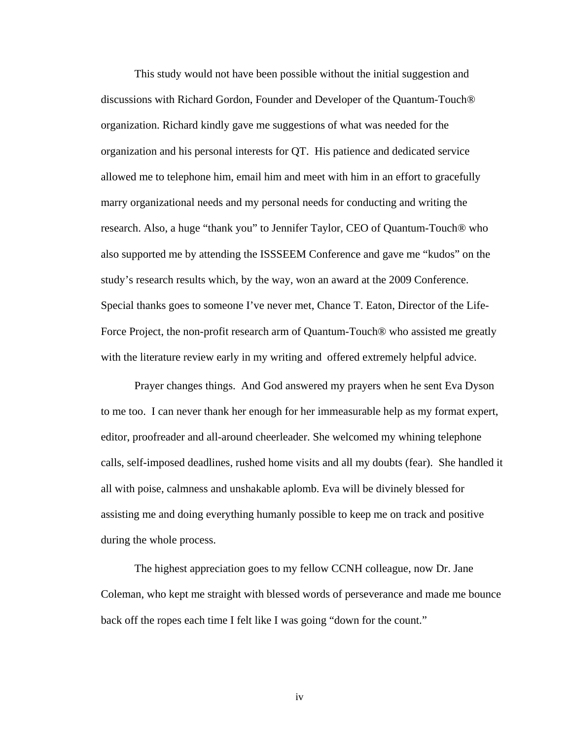This study would not have been possible without the initial suggestion and discussions with Richard Gordon, Founder and Developer of the Quantum-Touch® organization. Richard kindly gave me suggestions of what was needed for the organization and his personal interests for QT. His patience and dedicated service allowed me to telephone him, email him and meet with him in an effort to gracefully marry organizational needs and my personal needs for conducting and writing the research. Also, a huge "thank you" to Jennifer Taylor, CEO of Quantum-Touch® who also supported me by attending the ISSSEEM Conference and gave me "kudos" on the study's research results which, by the way, won an award at the 2009 Conference. Special thanks goes to someone I've never met, Chance T. Eaton, Director of the Life-Force Project, the non-profit research arm of Quantum-Touch® who assisted me greatly with the literature review early in my writing and offered extremely helpful advice.

Prayer changes things. And God answered my prayers when he sent Eva Dyson to me too. I can never thank her enough for her immeasurable help as my format expert, editor, proofreader and all-around cheerleader. She welcomed my whining telephone calls, self-imposed deadlines, rushed home visits and all my doubts (fear). She handled it all with poise, calmness and unshakable aplomb. Eva will be divinely blessed for assisting me and doing everything humanly possible to keep me on track and positive during the whole process.

The highest appreciation goes to my fellow CCNH colleague, now Dr. Jane Coleman, who kept me straight with blessed words of perseverance and made me bounce back off the ropes each time I felt like I was going "down for the count."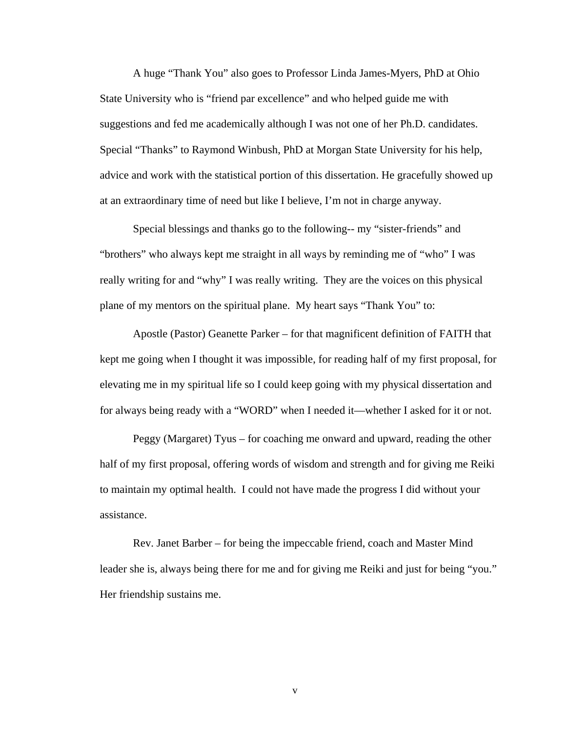A huge “Thank You” also goes to Professor Linda James-Myers, PhD at Ohio State University who is “friend par excellence” and who helped guide me with suggestions and fed me academically although I was not one of her Ph.D. candidates. Special “Thanks” to Raymond Winbush, PhD at Morgan State University for his help, advice and work with the statistical portion of this dissertation. He gracefully showed up at an extraordinary time of need but like I believe, I’m not in charge anyway.

Special blessings and thanks go to the following-- my “sister-friends” and “brothers” who always kept me straight in all ways by reminding me of “who” I was really writing for and “why” I was really writing. They are the voices on this physical plane of my mentors on the spiritual plane. My heart says “Thank You” to:

Apostle (Pastor) Geanette Parker – for that magnificent definition of FAITH that kept me going when I thought it was impossible, for reading half of my first proposal, for elevating me in my spiritual life so I could keep going with my physical dissertation and for always being ready with a “WORD” when I needed it—whether I asked for it or not.

Peggy (Margaret) Tyus – for coaching me onward and upward, reading the other half of my first proposal, offering words of wisdom and strength and for giving me Reiki to maintain my optimal health. I could not have made the progress I did without your assistance.

Rev. Janet Barber – for being the impeccable friend, coach and Master Mind leader she is, always being there for me and for giving me Reiki and just for being “you.” Her friendship sustains me.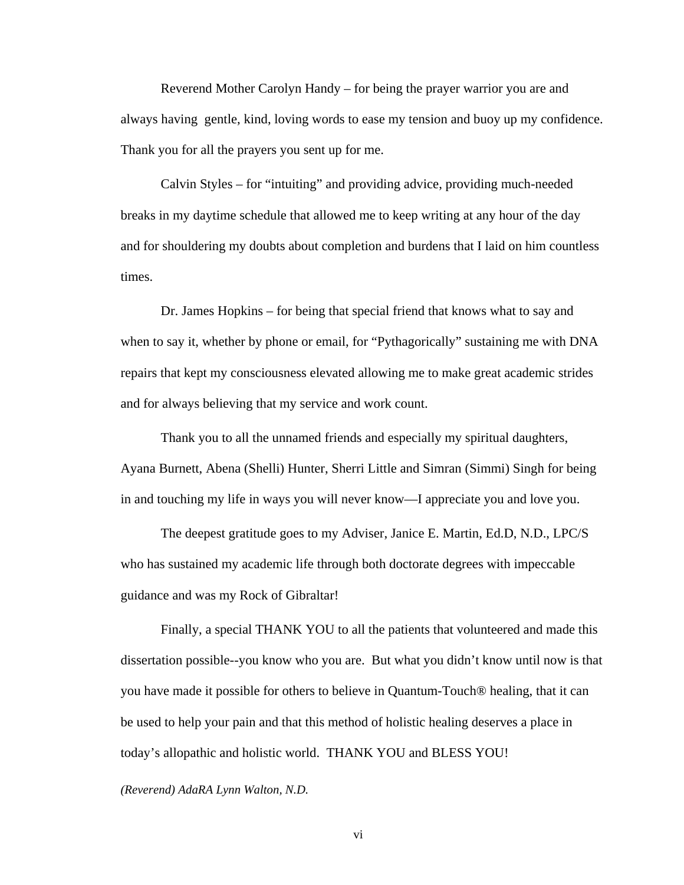Reverend Mother Carolyn Handy – for being the prayer warrior you are and always having gentle, kind, loving words to ease my tension and buoy up my confidence. Thank you for all the prayers you sent up for me.

Calvin Styles – for "intuiting" and providing advice, providing much-needed breaks in my daytime schedule that allowed me to keep writing at any hour of the day and for shouldering my doubts about completion and burdens that I laid on him countless times.

Dr. James Hopkins – for being that special friend that knows what to say and when to say it, whether by phone or email, for "Pythagorically" sustaining me with DNA repairs that kept my consciousness elevated allowing me to make great academic strides and for always believing that my service and work count.

Thank you to all the unnamed friends and especially my spiritual daughters, Ayana Burnett, Abena (Shelli) Hunter, Sherri Little and Simran (Simmi) Singh for being in and touching my life in ways you will never know—I appreciate you and love you.

The deepest gratitude goes to my Adviser, Janice E. Martin, Ed.D, N.D., LPC/S who has sustained my academic life through both doctorate degrees with impeccable guidance and was my Rock of Gibraltar!

Finally, a special THANK YOU to all the patients that volunteered and made this dissertation possible--you know who you are. But what you didn't know until now is that you have made it possible for others to believe in Quantum-Touch® healing, that it can be used to help your pain and that this method of holistic healing deserves a place in today's allopathic and holistic world. THANK YOU and BLESS YOU!

*(Reverend) AdaRA Lynn Walton, N.D.*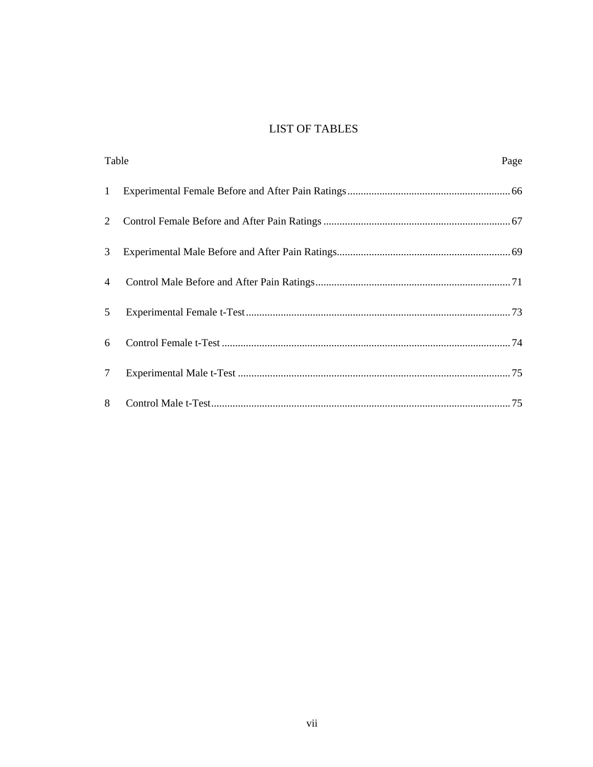# LIST OF TABLES

| Table | | Page |
|---|---|---|
| 1 | Experimental Female Before and After Pain Ratings | 66 |
| 2 | Control Female Before and After Pain Ratings | 67 |
| 3 | Experimental Male Before and After Pain Ratings | 69 |
| 4 | Control Male Before and After Pain Ratings | 71 |
| 5 | Experimental Female t-Test | 73 |
| 6 | Control Female t-Test | 74 |
| 7 | Experimental Male t-Test | 75 |
| 8 | Control Male t-Test | 75 |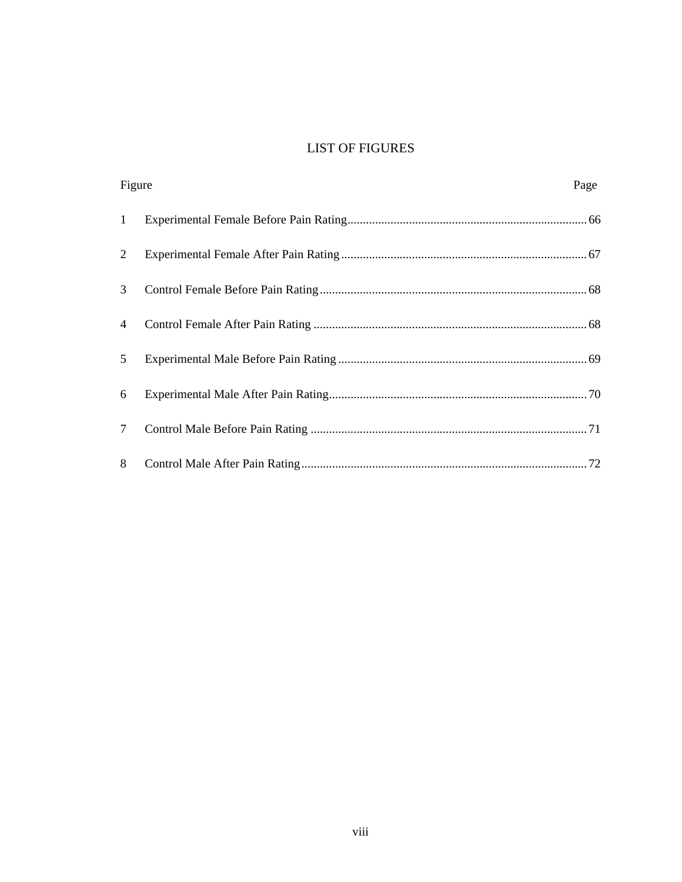# LIST OF FIGURES

| Figure | | Page |
|---|---|---|
| 1 | Experimental Female Before Pain Rating | 66 |
| 2 | Experimental Female After Pain Rating | 67 |
| 3 | Control Female Before Pain Rating | 68 |
| 4 | Control Female After Pain Rating | 68 |
| 5 | Experimental Male Before Pain Rating | 69 |
| 6 | Experimental Male After Pain Rating | 70 |
| 7 | Control Male Before Pain Rating | 71 |
| 8 | Control Male After Pain Rating | 72 |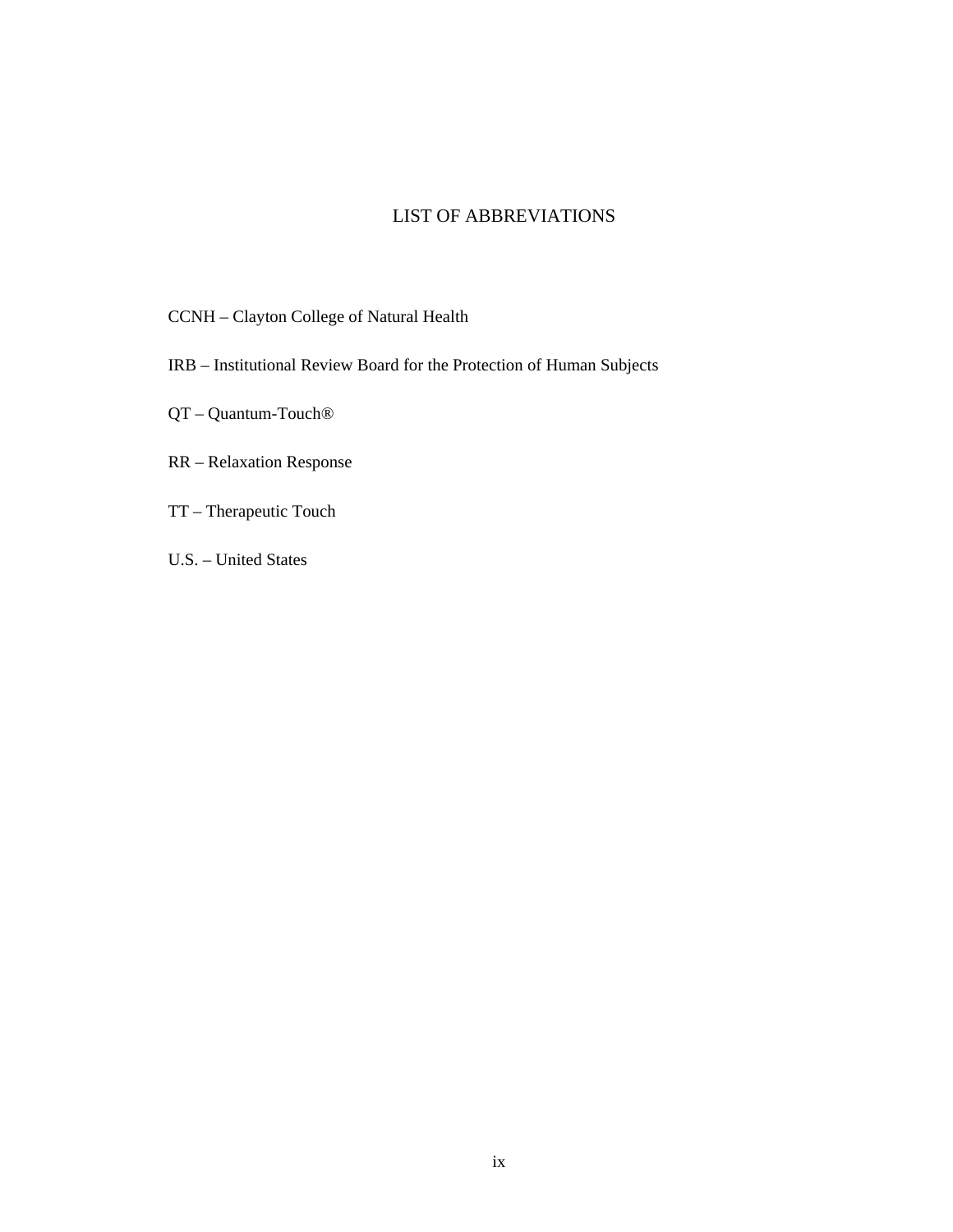# LIST OF ABBREVIATIONS

CCNH – Clayton College of Natural Health

IRB – Institutional Review Board for the Protection of Human Subjects

QT – Quantum-Touch®

RR – Relaxation Response

TT – Therapeutic Touch

U.S. – United States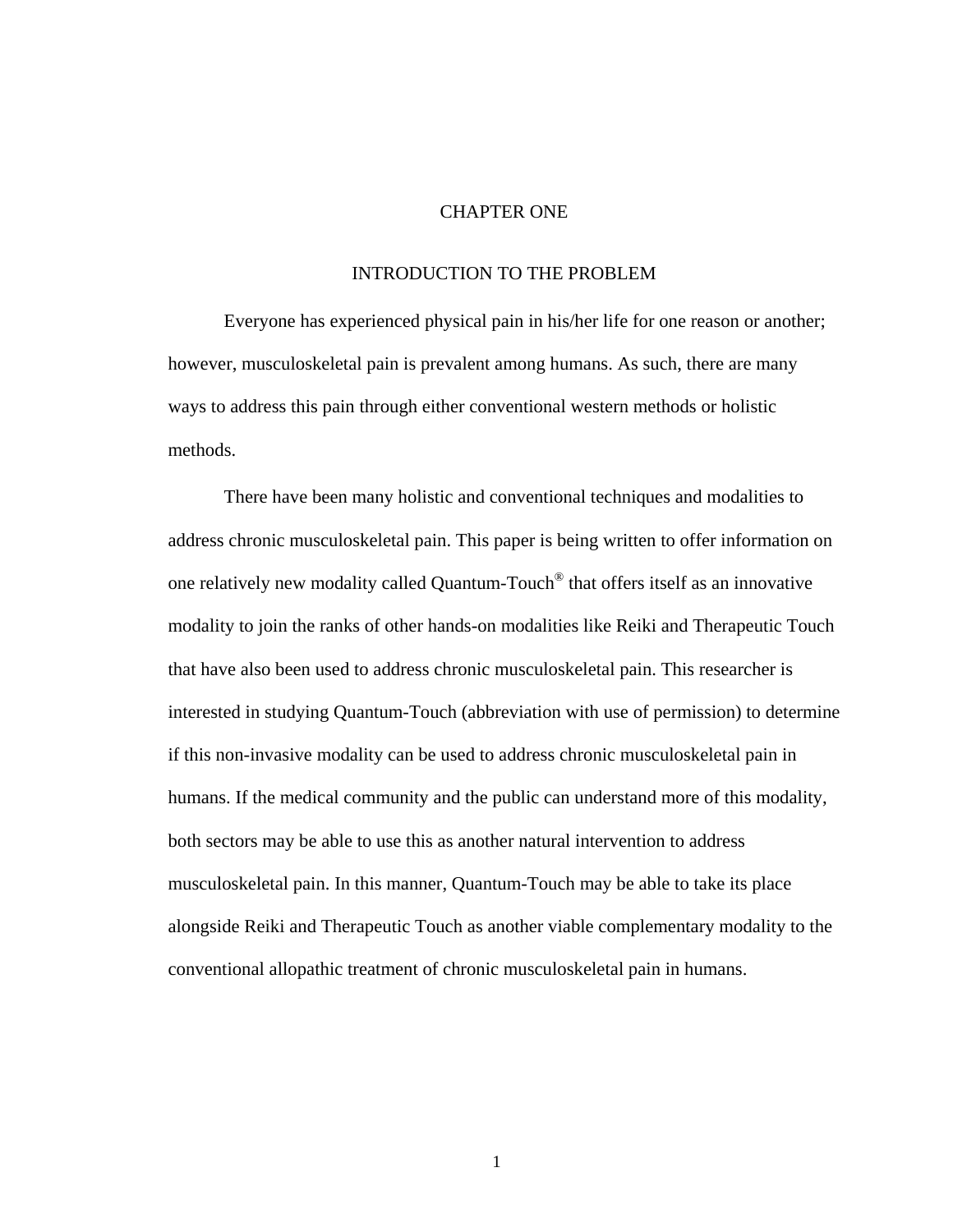# CHAPTER ONE

## INTRODUCTION TO THE PROBLEM

Everyone has experienced physical pain in his/her life for one reason or another; however, musculoskeletal pain is prevalent among humans. As such, there are many ways to address this pain through either conventional western methods or holistic methods.

There have been many holistic and conventional techniques and modalities to address chronic musculoskeletal pain. This paper is being written to offer information on one relatively new modality called Quantum-Touch® that offers itself as an innovative modality to join the ranks of other hands-on modalities like Reiki and Therapeutic Touch that have also been used to address chronic musculoskeletal pain. This researcher is interested in studying Quantum-Touch (abbreviation with use of permission) to determine if this non-invasive modality can be used to address chronic musculoskeletal pain in humans. If the medical community and the public can understand more of this modality, both sectors may be able to use this as another natural intervention to address musculoskeletal pain. In this manner, Quantum-Touch may be able to take its place alongside Reiki and Therapeutic Touch as another viable complementary modality to the conventional allopathic treatment of chronic musculoskeletal pain in humans.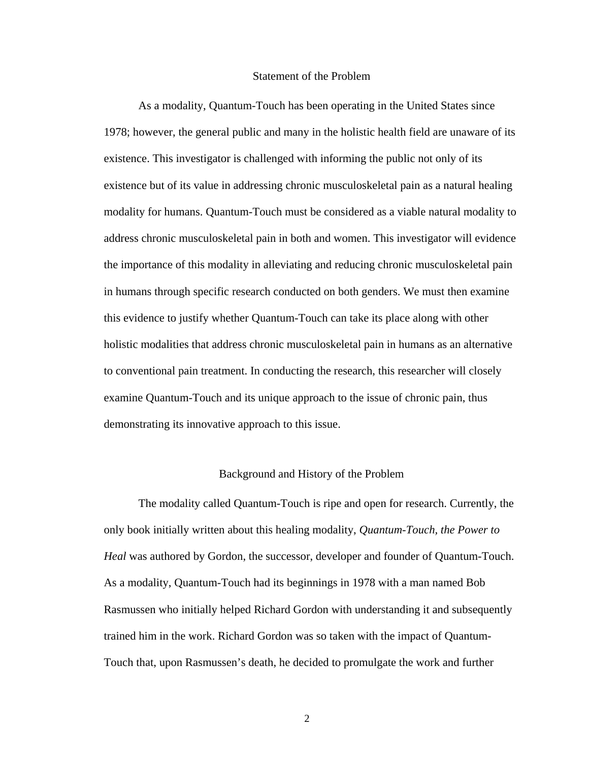## Statement of the Problem

As a modality, Quantum-Touch has been operating in the United States since 1978; however, the general public and many in the holistic health field are unaware of its existence. This investigator is challenged with informing the public not only of its existence but of its value in addressing chronic musculoskeletal pain as a natural healing modality for humans. Quantum-Touch must be considered as a viable natural modality to address chronic musculoskeletal pain in both and women. This investigator will evidence the importance of this modality in alleviating and reducing chronic musculoskeletal pain in humans through specific research conducted on both genders. We must then examine this evidence to justify whether Quantum-Touch can take its place along with other holistic modalities that address chronic musculoskeletal pain in humans as an alternative to conventional pain treatment. In conducting the research, this researcher will closely examine Quantum-Touch and its unique approach to the issue of chronic pain, thus demonstrating its innovative approach to this issue.

## Background and History of the Problem

The modality called Quantum-Touch is ripe and open for research. Currently, the only book initially written about this healing modality, *Quantum-Touch, the Power to Heal* was authored by Gordon, the successor, developer and founder of Quantum-Touch. As a modality, Quantum-Touch had its beginnings in 1978 with a man named Bob Rasmussen who initially helped Richard Gordon with understanding it and subsequently trained him in the work. Richard Gordon was so taken with the impact of Quantum-Touch that, upon Rasmussen's death, he decided to promulgate the work and further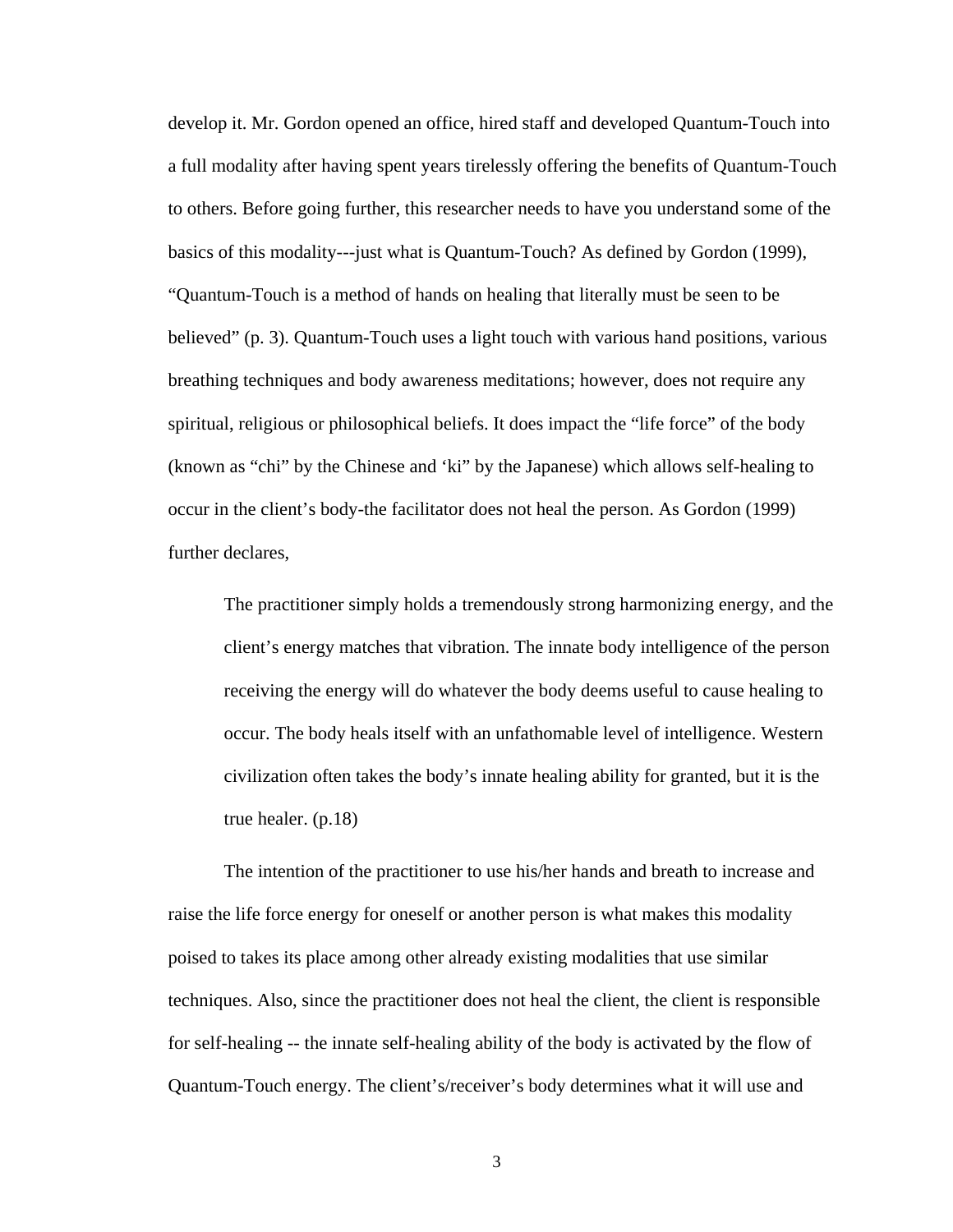develop it. Mr. Gordon opened an office, hired staff and developed Quantum-Touch into a full modality after having spent years tirelessly offering the benefits of Quantum-Touch to others. Before going further, this researcher needs to have you understand some of the basics of this modality---just what is Quantum-Touch? As defined by Gordon (1999), "Quantum-Touch is a method of hands on healing that literally must be seen to be believed" (p. 3). Quantum-Touch uses a light touch with various hand positions, various breathing techniques and body awareness meditations; however, does not require any spiritual, religious or philosophical beliefs. It does impact the "life force" of the body (known as "chi" by the Chinese and 'ki" by the Japanese) which allows self-healing to occur in the client's body-the facilitator does not heal the person. As Gordon (1999) further declares,

> The practitioner simply holds a tremendously strong harmonizing energy, and the client's energy matches that vibration. The innate body intelligence of the person receiving the energy will do whatever the body deems useful to cause healing to occur. The body heals itself with an unfathomable level of intelligence. Western civilization often takes the body's innate healing ability for granted, but it is the true healer. (p.18)

The intention of the practitioner to use his/her hands and breath to increase and raise the life force energy for oneself or another person is what makes this modality poised to takes its place among other already existing modalities that use similar techniques. Also, since the practitioner does not heal the client, the client is responsible for self-healing -- the innate self-healing ability of the body is activated by the flow of Quantum-Touch energy. The client's/receiver's body determines what it will use and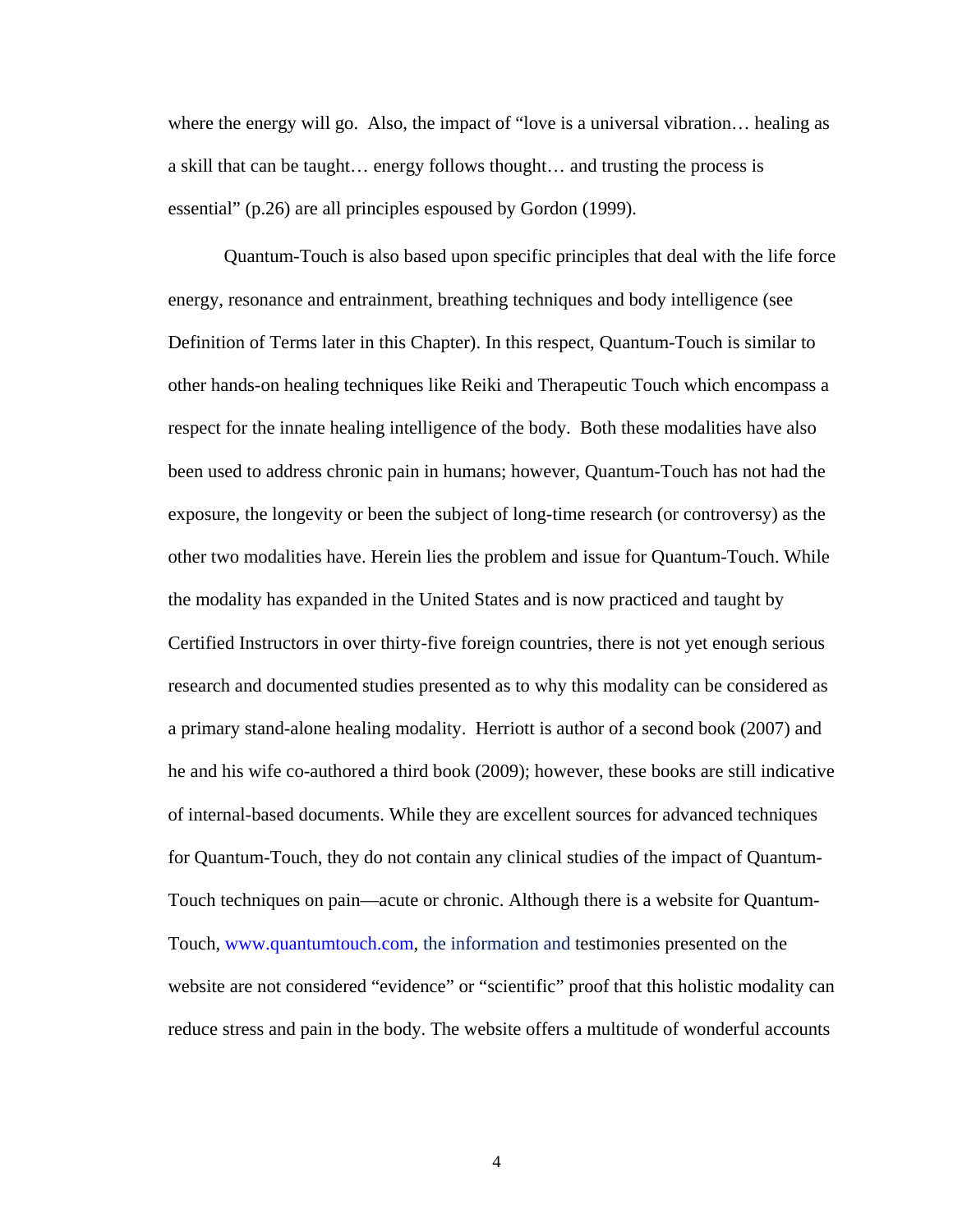where the energy will go. Also, the impact of "love is a universal vibration… healing as a skill that can be taught… energy follows thought… and trusting the process is essential" (p.26) are all principles espoused by Gordon (1999).

Quantum-Touch is also based upon specific principles that deal with the life force energy, resonance and entrainment, breathing techniques and body intelligence (see Definition of Terms later in this Chapter). In this respect, Quantum-Touch is similar to other hands-on healing techniques like Reiki and Therapeutic Touch which encompass a respect for the innate healing intelligence of the body. Both these modalities have also been used to address chronic pain in humans; however, Quantum-Touch has not had the exposure, the longevity or been the subject of long-time research (or controversy) as the other two modalities have. Herein lies the problem and issue for Quantum-Touch. While the modality has expanded in the United States and is now practiced and taught by Certified Instructors in over thirty-five foreign countries, there is not yet enough serious research and documented studies presented as to why this modality can be considered as a primary stand-alone healing modality. Herriott is author of a second book (2007) and he and his wife co-authored a third book (2009); however, these books are still indicative of internal-based documents. While they are excellent sources for advanced techniques for Quantum-Touch, they do not contain any clinical studies of the impact of Quantum-Touch techniques on pain—acute or chronic. Although there is a website for Quantum-Touch, www.quantumtouch.com, the information and testimonies presented on the website are not considered "evidence" or "scientific" proof that this holistic modality can reduce stress and pain in the body. The website offers a multitude of wonderful accounts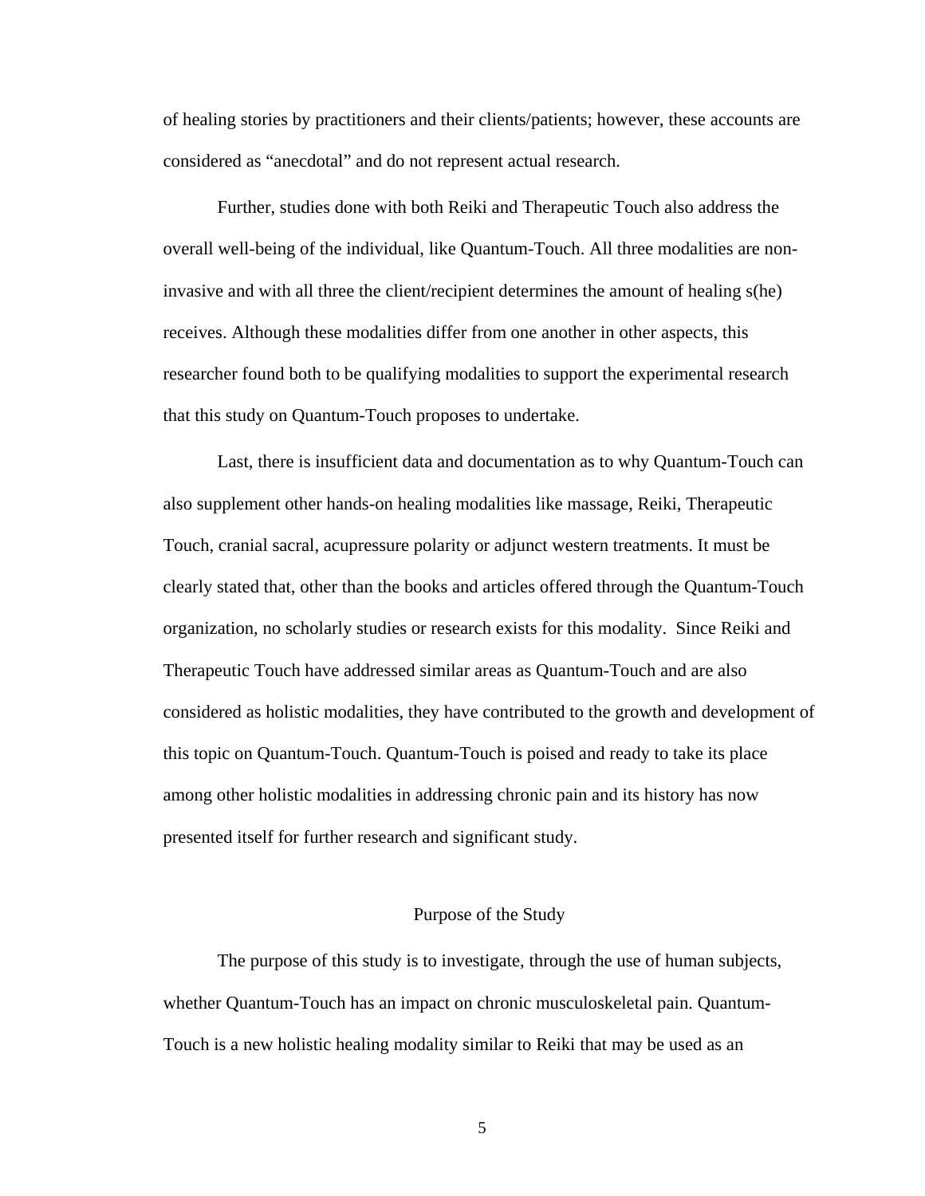of healing stories by practitioners and their clients/patients; however, these accounts are considered as "anecdotal" and do not represent actual research.

Further, studies done with both Reiki and Therapeutic Touch also address the overall well-being of the individual, like Quantum-Touch. All three modalities are non-invasive and with all three the client/recipient determines the amount of healing s(he) receives. Although these modalities differ from one another in other aspects, this researcher found both to be qualifying modalities to support the experimental research that this study on Quantum-Touch proposes to undertake.

Last, there is insufficient data and documentation as to why Quantum-Touch can also supplement other hands-on healing modalities like massage, Reiki, Therapeutic Touch, cranial sacral, acupressure polarity or adjunct western treatments. It must be clearly stated that, other than the books and articles offered through the Quantum-Touch organization, no scholarly studies or research exists for this modality. Since Reiki and Therapeutic Touch have addressed similar areas as Quantum-Touch and are also considered as holistic modalities, they have contributed to the growth and development of this topic on Quantum-Touch. Quantum-Touch is poised and ready to take its place among other holistic modalities in addressing chronic pain and its history has now presented itself for further research and significant study.

## Purpose of the Study

The purpose of this study is to investigate, through the use of human subjects, whether Quantum-Touch has an impact on chronic musculoskeletal pain. Quantum-Touch is a new holistic healing modality similar to Reiki that may be used as an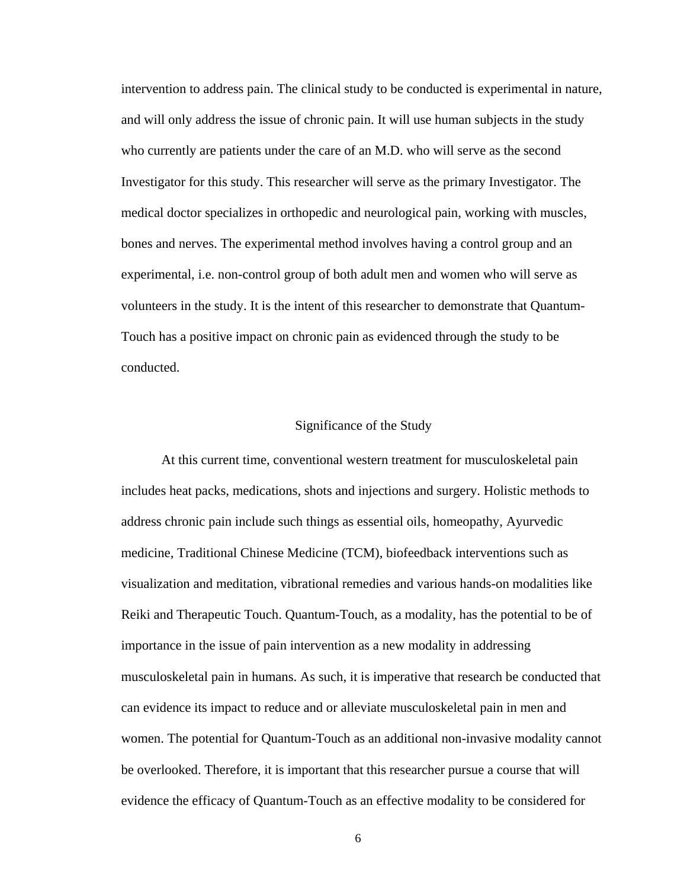intervention to address pain. The clinical study to be conducted is experimental in nature, and will only address the issue of chronic pain. It will use human subjects in the study who currently are patients under the care of an M.D. who will serve as the second Investigator for this study. This researcher will serve as the primary Investigator. The medical doctor specializes in orthopedic and neurological pain, working with muscles, bones and nerves. The experimental method involves having a control group and an experimental, i.e. non-control group of both adult men and women who will serve as volunteers in the study. It is the intent of this researcher to demonstrate that Quantum-Touch has a positive impact on chronic pain as evidenced through the study to be conducted.

## Significance of the Study

At this current time, conventional western treatment for musculoskeletal pain includes heat packs, medications, shots and injections and surgery. Holistic methods to address chronic pain include such things as essential oils, homeopathy, Ayurvedic medicine, Traditional Chinese Medicine (TCM), biofeedback interventions such as visualization and meditation, vibrational remedies and various hands-on modalities like Reiki and Therapeutic Touch. Quantum-Touch, as a modality, has the potential to be of importance in the issue of pain intervention as a new modality in addressing musculoskeletal pain in humans. As such, it is imperative that research be conducted that can evidence its impact to reduce and or alleviate musculoskeletal pain in men and women. The potential for Quantum-Touch as an additional non-invasive modality cannot be overlooked. Therefore, it is important that this researcher pursue a course that will evidence the efficacy of Quantum-Touch as an effective modality to be considered for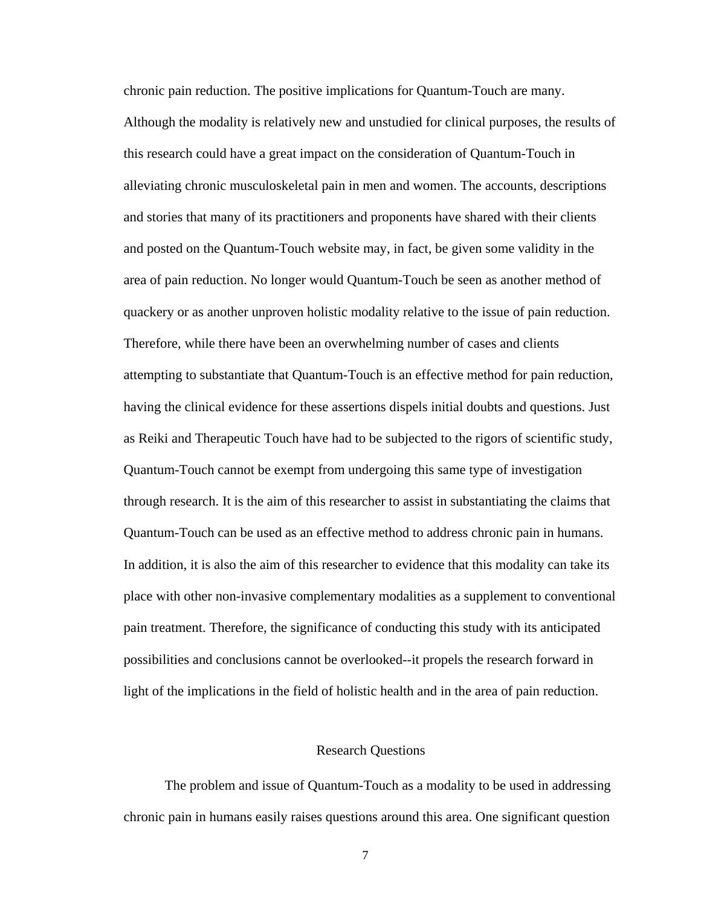chronic pain reduction. The positive implications for Quantum-Touch are many. Although the modality is relatively new and unstudied for clinical purposes, the results of this research could have a great impact on the consideration of Quantum-Touch in alleviating chronic musculoskeletal pain in men and women. The accounts, descriptions and stories that many of its practitioners and proponents have shared with their clients and posted on the Quantum-Touch website may, in fact, be given some validity in the area of pain reduction. No longer would Quantum-Touch be seen as another method of quackery or as another unproven holistic modality relative to the issue of pain reduction. Therefore, while there have been an overwhelming number of cases and clients attempting to substantiate that Quantum-Touch is an effective method for pain reduction, having the clinical evidence for these assertions dispels initial doubts and questions. Just as Reiki and Therapeutic Touch have had to be subjected to the rigors of scientific study, Quantum-Touch cannot be exempt from undergoing this same type of investigation through research. It is the aim of this researcher to assist in substantiating the claims that Quantum-Touch can be used as an effective method to address chronic pain in humans. In addition, it is also the aim of this researcher to evidence that this modality can take its place with other non-invasive complementary modalities as a supplement to conventional pain treatment. Therefore, the significance of conducting this study with its anticipated possibilities and conclusions cannot be overlooked--it propels the research forward in light of the implications in the field of holistic health and in the area of pain reduction.

## Research Questions

The problem and issue of Quantum-Touch as a modality to be used in addressing chronic pain in humans easily raises questions around this area. One significant question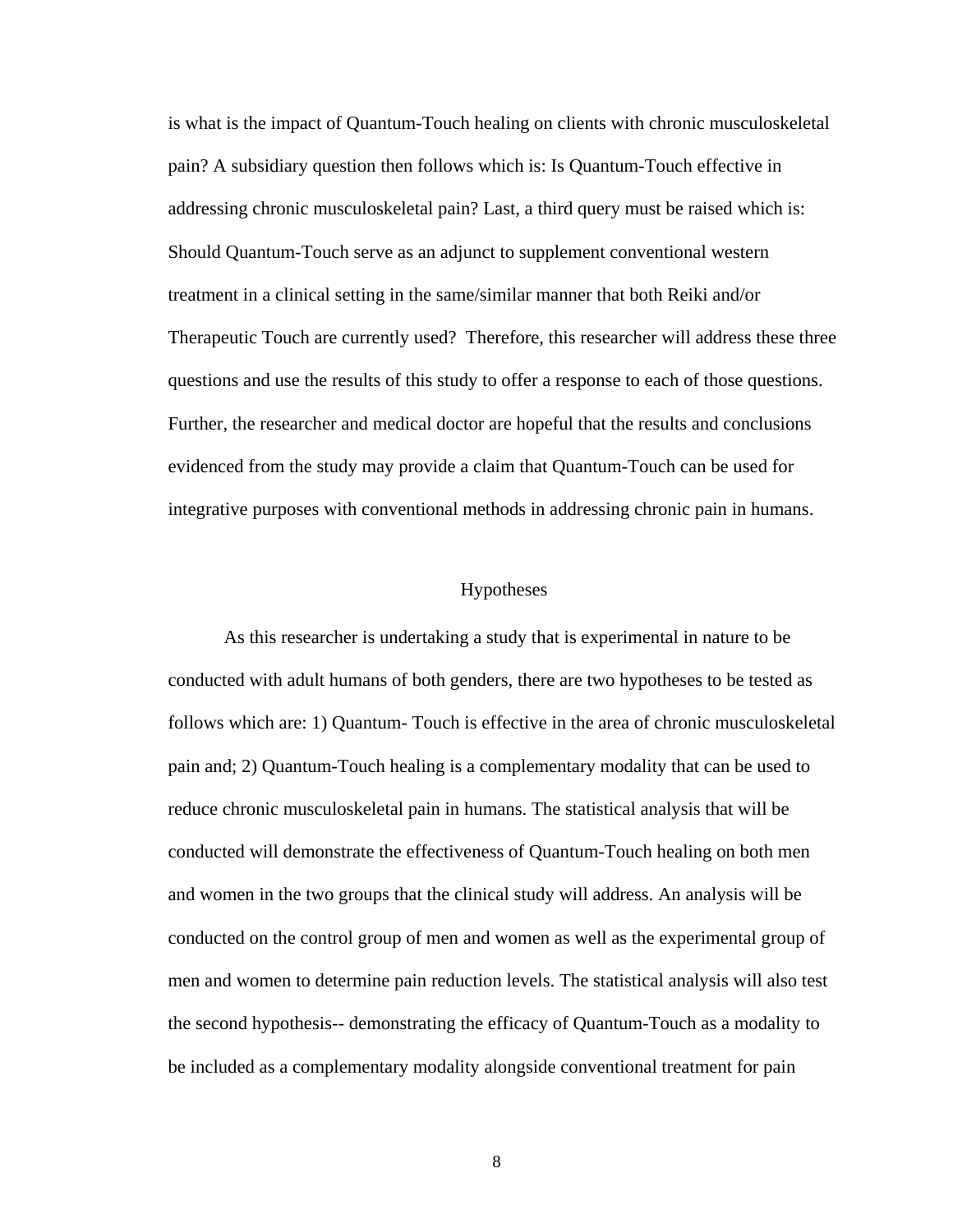is what is the impact of Quantum-Touch healing on clients with chronic musculoskeletal pain? A subsidiary question then follows which is: Is Quantum-Touch effective in addressing chronic musculoskeletal pain? Last, a third query must be raised which is: Should Quantum-Touch serve as an adjunct to supplement conventional western treatment in a clinical setting in the same/similar manner that both Reiki and/or Therapeutic Touch are currently used?  Therefore, this researcher will address these three questions and use the results of this study to offer a response to each of those questions. Further, the researcher and medical doctor are hopeful that the results and conclusions evidenced from the study may provide a claim that Quantum-Touch can be used for integrative purposes with conventional methods in addressing chronic pain in humans.

## Hypotheses

As this researcher is undertaking a study that is experimental in nature to be conducted with adult humans of both genders, there are two hypotheses to be tested as follows which are: 1) Quantum- Touch is effective in the area of chronic musculoskeletal pain and; 2) Quantum-Touch healing is a complementary modality that can be used to reduce chronic musculoskeletal pain in humans. The statistical analysis that will be conducted will demonstrate the effectiveness of Quantum-Touch healing on both men and women in the two groups that the clinical study will address. An analysis will be conducted on the control group of men and women as well as the experimental group of men and women to determine pain reduction levels. The statistical analysis will also test the second hypothesis-- demonstrating the efficacy of Quantum-Touch as a modality to be included as a complementary modality alongside conventional treatment for pain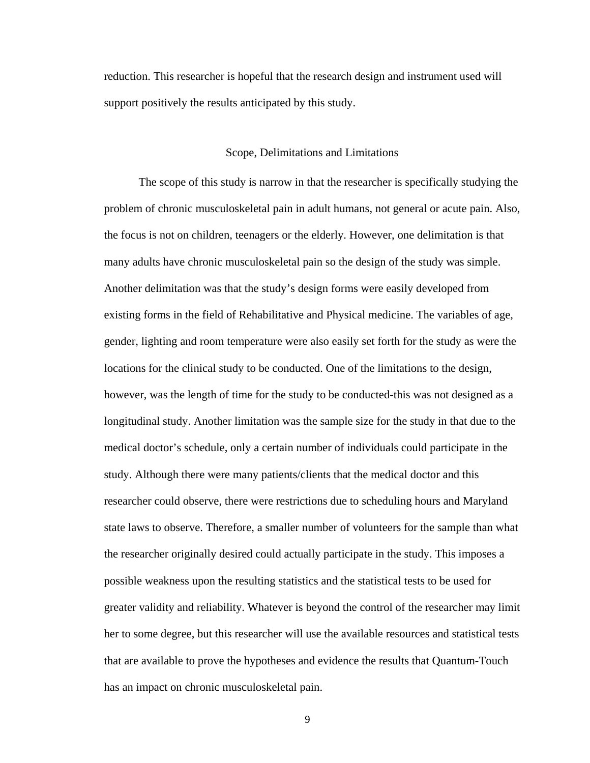reduction. This researcher is hopeful that the research design and instrument used will support positively the results anticipated by this study.

## Scope, Delimitations and Limitations

The scope of this study is narrow in that the researcher is specifically studying the problem of chronic musculoskeletal pain in adult humans, not general or acute pain. Also, the focus is not on children, teenagers or the elderly. However, one delimitation is that many adults have chronic musculoskeletal pain so the design of the study was simple. Another delimitation was that the study's design forms were easily developed from existing forms in the field of Rehabilitative and Physical medicine. The variables of age, gender, lighting and room temperature were also easily set forth for the study as were the locations for the clinical study to be conducted. One of the limitations to the design, however, was the length of time for the study to be conducted-this was not designed as a longitudinal study. Another limitation was the sample size for the study in that due to the medical doctor's schedule, only a certain number of individuals could participate in the study. Although there were many patients/clients that the medical doctor and this researcher could observe, there were restrictions due to scheduling hours and Maryland state laws to observe. Therefore, a smaller number of volunteers for the sample than what the researcher originally desired could actually participate in the study. This imposes a possible weakness upon the resulting statistics and the statistical tests to be used for greater validity and reliability. Whatever is beyond the control of the researcher may limit her to some degree, but this researcher will use the available resources and statistical tests that are available to prove the hypotheses and evidence the results that Quantum-Touch has an impact on chronic musculoskeletal pain.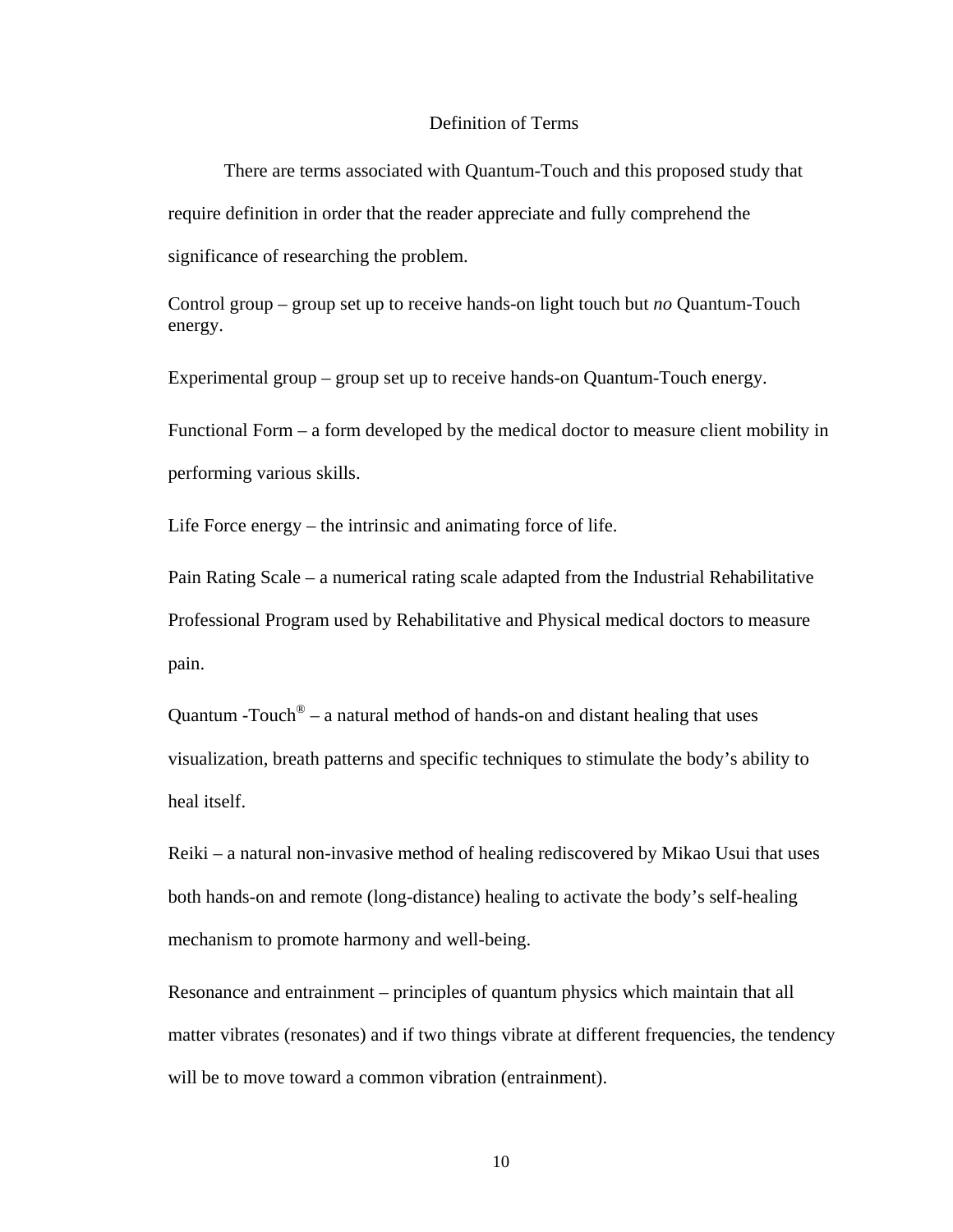## Definition of Terms

There are terms associated with Quantum-Touch and this proposed study that require definition in order that the reader appreciate and fully comprehend the significance of researching the problem.

Control group – group set up to receive hands-on light touch but *no* Quantum-Touch energy.

Experimental group – group set up to receive hands-on Quantum-Touch energy.

Functional Form – a form developed by the medical doctor to measure client mobility in performing various skills.

Life Force energy – the intrinsic and animating force of life.

Pain Rating Scale – a numerical rating scale adapted from the Industrial Rehabilitative Professional Program used by Rehabilitative and Physical medical doctors to measure pain.

Quantum -Touch® – a natural method of hands-on and distant healing that uses visualization, breath patterns and specific techniques to stimulate the body's ability to heal itself.

Reiki – a natural non-invasive method of healing rediscovered by Mikao Usui that uses both hands-on and remote (long-distance) healing to activate the body's self-healing mechanism to promote harmony and well-being.

Resonance and entrainment – principles of quantum physics which maintain that all matter vibrates (resonates) and if two things vibrate at different frequencies, the tendency will be to move toward a common vibration (entrainment).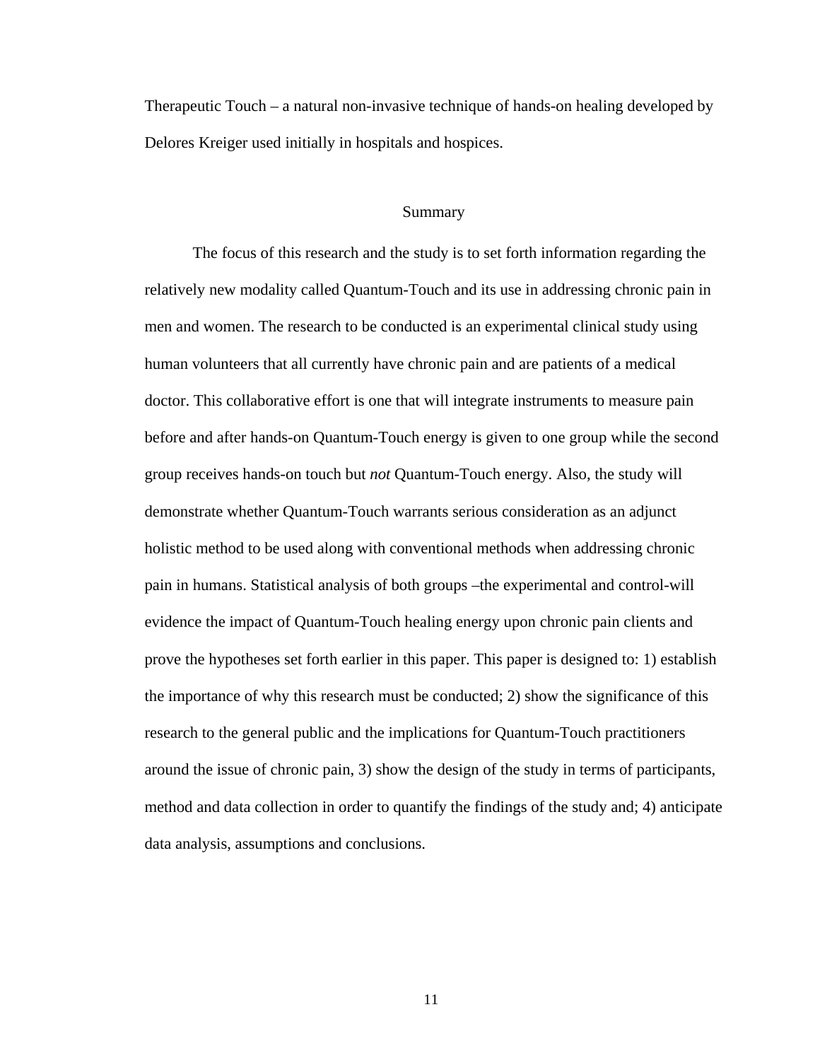Therapeutic Touch – a natural non-invasive technique of hands-on healing developed by Delores Kreiger used initially in hospitals and hospices.

## Summary

The focus of this research and the study is to set forth information regarding the relatively new modality called Quantum-Touch and its use in addressing chronic pain in men and women. The research to be conducted is an experimental clinical study using human volunteers that all currently have chronic pain and are patients of a medical doctor. This collaborative effort is one that will integrate instruments to measure pain before and after hands-on Quantum-Touch energy is given to one group while the second group receives hands-on touch but *not* Quantum-Touch energy. Also, the study will demonstrate whether Quantum-Touch warrants serious consideration as an adjunct holistic method to be used along with conventional methods when addressing chronic pain in humans. Statistical analysis of both groups –the experimental and control-will evidence the impact of Quantum-Touch healing energy upon chronic pain clients and prove the hypotheses set forth earlier in this paper. This paper is designed to: 1) establish the importance of why this research must be conducted; 2) show the significance of this research to the general public and the implications for Quantum-Touch practitioners around the issue of chronic pain, 3) show the design of the study in terms of participants, method and data collection in order to quantify the findings of the study and; 4) anticipate data analysis, assumptions and conclusions.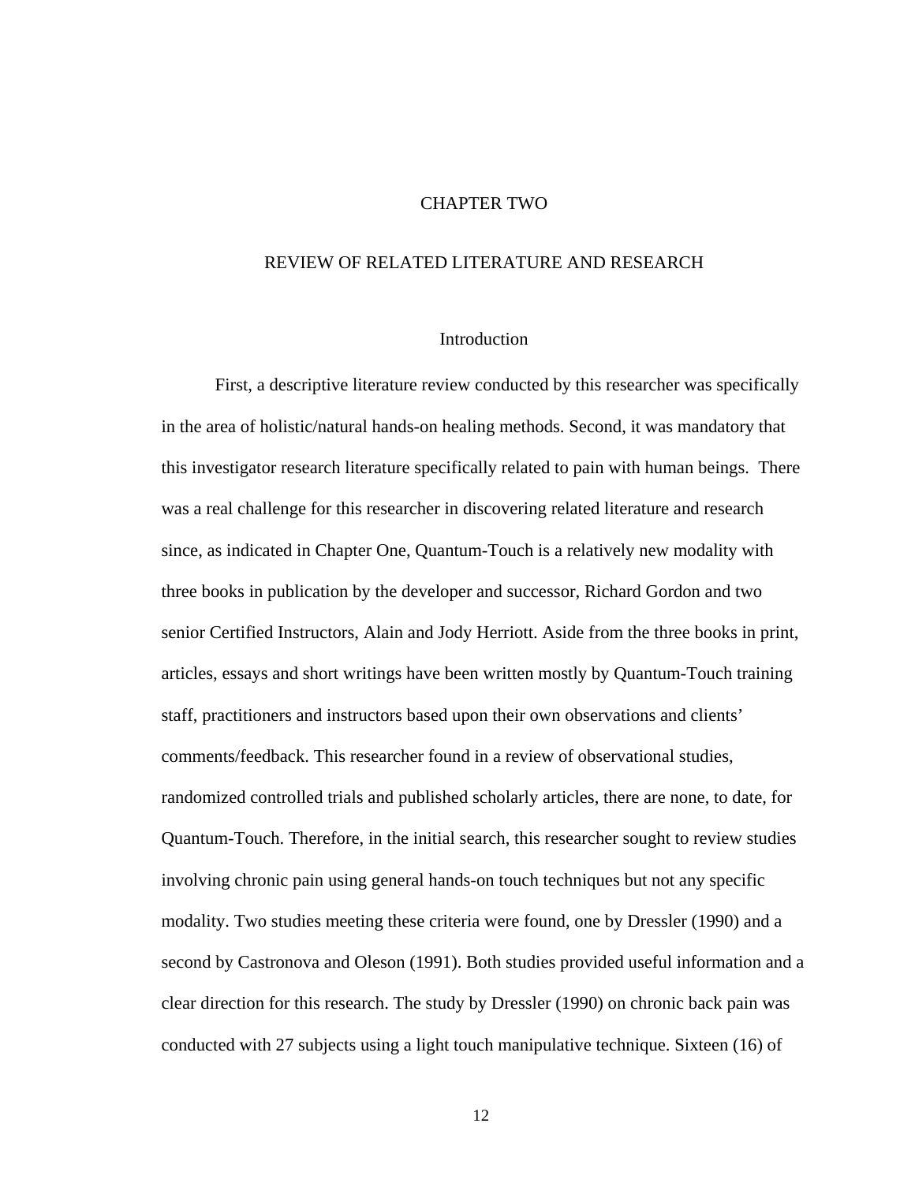# CHAPTER TWO

## REVIEW OF RELATED LITERATURE AND RESEARCH

### Introduction

First, a descriptive literature review conducted by this researcher was specifically in the area of holistic/natural hands-on healing methods. Second, it was mandatory that this investigator research literature specifically related to pain with human beings. There was a real challenge for this researcher in discovering related literature and research since, as indicated in Chapter One, Quantum-Touch is a relatively new modality with three books in publication by the developer and successor, Richard Gordon and two senior Certified Instructors, Alain and Jody Herriott. Aside from the three books in print, articles, essays and short writings have been written mostly by Quantum-Touch training staff, practitioners and instructors based upon their own observations and clients' comments/feedback. This researcher found in a review of observational studies, randomized controlled trials and published scholarly articles, there are none, to date, for Quantum-Touch. Therefore, in the initial search, this researcher sought to review studies involving chronic pain using general hands-on touch techniques but not any specific modality. Two studies meeting these criteria were found, one by Dressler (1990) and a second by Castronova and Oleson (1991). Both studies provided useful information and a clear direction for this research. The study by Dressler (1990) on chronic back pain was conducted with 27 subjects using a light touch manipulative technique. Sixteen (16) of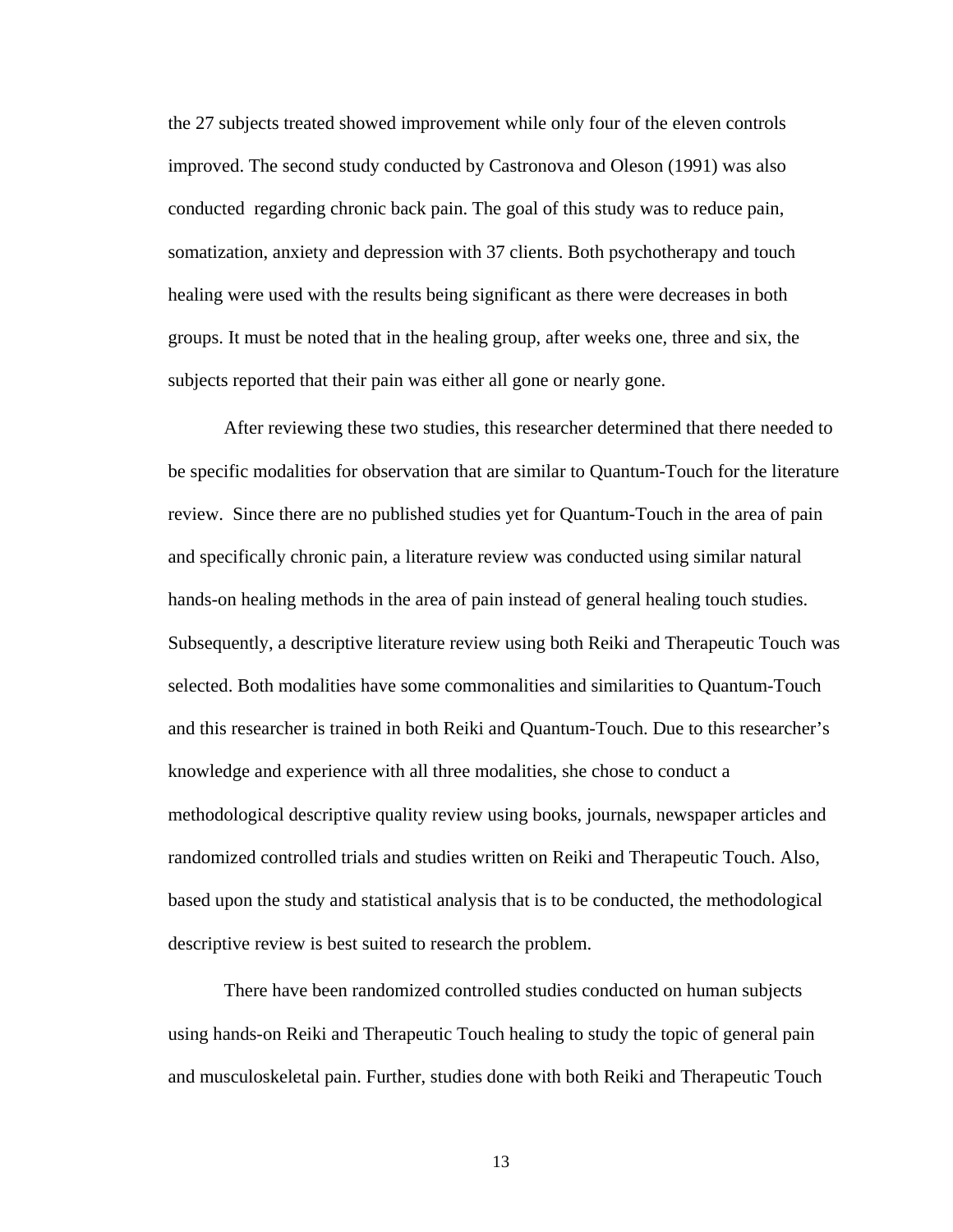the 27 subjects treated showed improvement while only four of the eleven controls improved. The second study conducted by Castronova and Oleson (1991) was also conducted regarding chronic back pain. The goal of this study was to reduce pain, somatization, anxiety and depression with 37 clients. Both psychotherapy and touch healing were used with the results being significant as there were decreases in both groups. It must be noted that in the healing group, after weeks one, three and six, the subjects reported that their pain was either all gone or nearly gone.

After reviewing these two studies, this researcher determined that there needed to be specific modalities for observation that are similar to Quantum-Touch for the literature review. Since there are no published studies yet for Quantum-Touch in the area of pain and specifically chronic pain, a literature review was conducted using similar natural hands-on healing methods in the area of pain instead of general healing touch studies. Subsequently, a descriptive literature review using both Reiki and Therapeutic Touch was selected. Both modalities have some commonalities and similarities to Quantum-Touch and this researcher is trained in both Reiki and Quantum-Touch. Due to this researcher's knowledge and experience with all three modalities, she chose to conduct a methodological descriptive quality review using books, journals, newspaper articles and randomized controlled trials and studies written on Reiki and Therapeutic Touch. Also, based upon the study and statistical analysis that is to be conducted, the methodological descriptive review is best suited to research the problem.

There have been randomized controlled studies conducted on human subjects using hands-on Reiki and Therapeutic Touch healing to study the topic of general pain and musculoskeletal pain. Further, studies done with both Reiki and Therapeutic Touch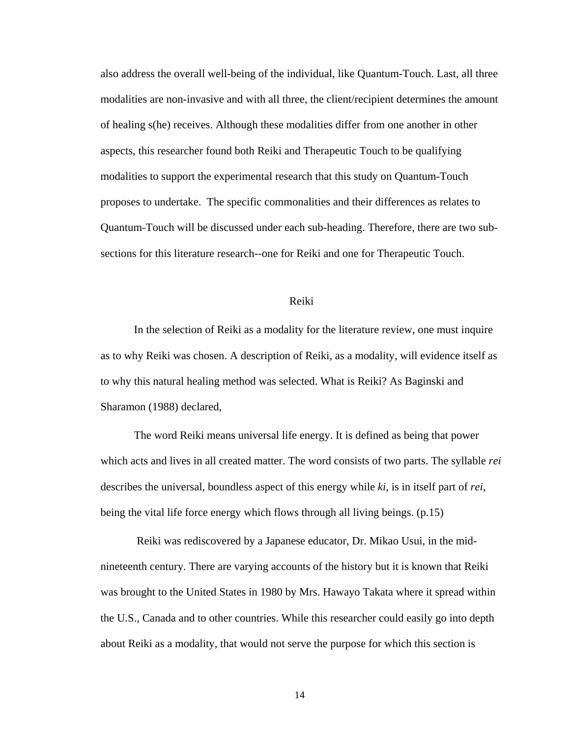also address the overall well-being of the individual, like Quantum-Touch. Last, all three modalities are non-invasive and with all three, the client/recipient determines the amount of healing s(he) receives. Although these modalities differ from one another in other aspects, this researcher found both Reiki and Therapeutic Touch to be qualifying modalities to support the experimental research that this study on Quantum-Touch proposes to undertake. The specific commonalities and their differences as relates to Quantum-Touch will be discussed under each sub-heading. Therefore, there are two sub-sections for this literature research--one for Reiki and one for Therapeutic Touch.

## Reiki

In the selection of Reiki as a modality for the literature review, one must inquire as to why Reiki was chosen. A description of Reiki, as a modality, will evidence itself as to why this natural healing method was selected. What is Reiki? As Baginski and Sharamon (1988) declared,

> The word Reiki means universal life energy. It is defined as being that power which acts and lives in all created matter. The word consists of two parts. The syllable *rei* describes the universal, boundless aspect of this energy while *ki,* is in itself part of *rei*, being the vital life force energy which flows through all living beings. (p.15)

Reiki was rediscovered by a Japanese educator, Dr. Mikao Usui, in the mid-nineteenth century. There are varying accounts of the history but it is known that Reiki was brought to the United States in 1980 by Mrs. Hawayo Takata where it spread within the U.S., Canada and to other countries. While this researcher could easily go into depth about Reiki as a modality, that would not serve the purpose for which this section is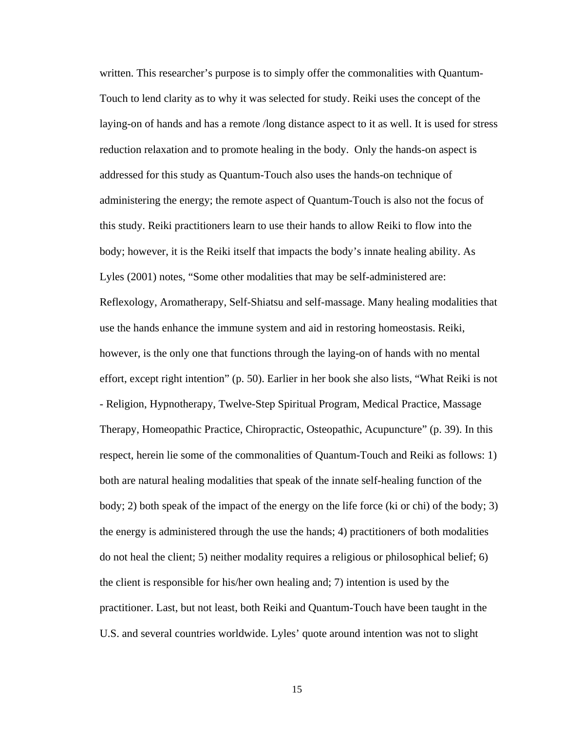written. This researcher's purpose is to simply offer the commonalities with Quantum-Touch to lend clarity as to why it was selected for study. Reiki uses the concept of the laying-on of hands and has a remote /long distance aspect to it as well. It is used for stress reduction relaxation and to promote healing in the body. Only the hands-on aspect is addressed for this study as Quantum-Touch also uses the hands-on technique of administering the energy; the remote aspect of Quantum-Touch is also not the focus of this study. Reiki practitioners learn to use their hands to allow Reiki to flow into the body; however, it is the Reiki itself that impacts the body's innate healing ability. As Lyles (2001) notes, "Some other modalities that may be self-administered are: Reflexology, Aromatherapy, Self-Shiatsu and self-massage. Many healing modalities that use the hands enhance the immune system and aid in restoring homeostasis. Reiki, however, is the only one that functions through the laying-on of hands with no mental effort, except right intention" (p. 50). Earlier in her book she also lists, "What Reiki is not - Religion, Hypnotherapy, Twelve-Step Spiritual Program, Medical Practice, Massage Therapy, Homeopathic Practice, Chiropractic, Osteopathic, Acupuncture" (p. 39). In this respect, herein lie some of the commonalities of Quantum-Touch and Reiki as follows: 1) both are natural healing modalities that speak of the innate self-healing function of the body; 2) both speak of the impact of the energy on the life force (ki or chi) of the body; 3) the energy is administered through the use the hands; 4) practitioners of both modalities do not heal the client; 5) neither modality requires a religious or philosophical belief; 6) the client is responsible for his/her own healing and; 7) intention is used by the practitioner. Last, but not least, both Reiki and Quantum-Touch have been taught in the U.S. and several countries worldwide. Lyles' quote around intention was not to slight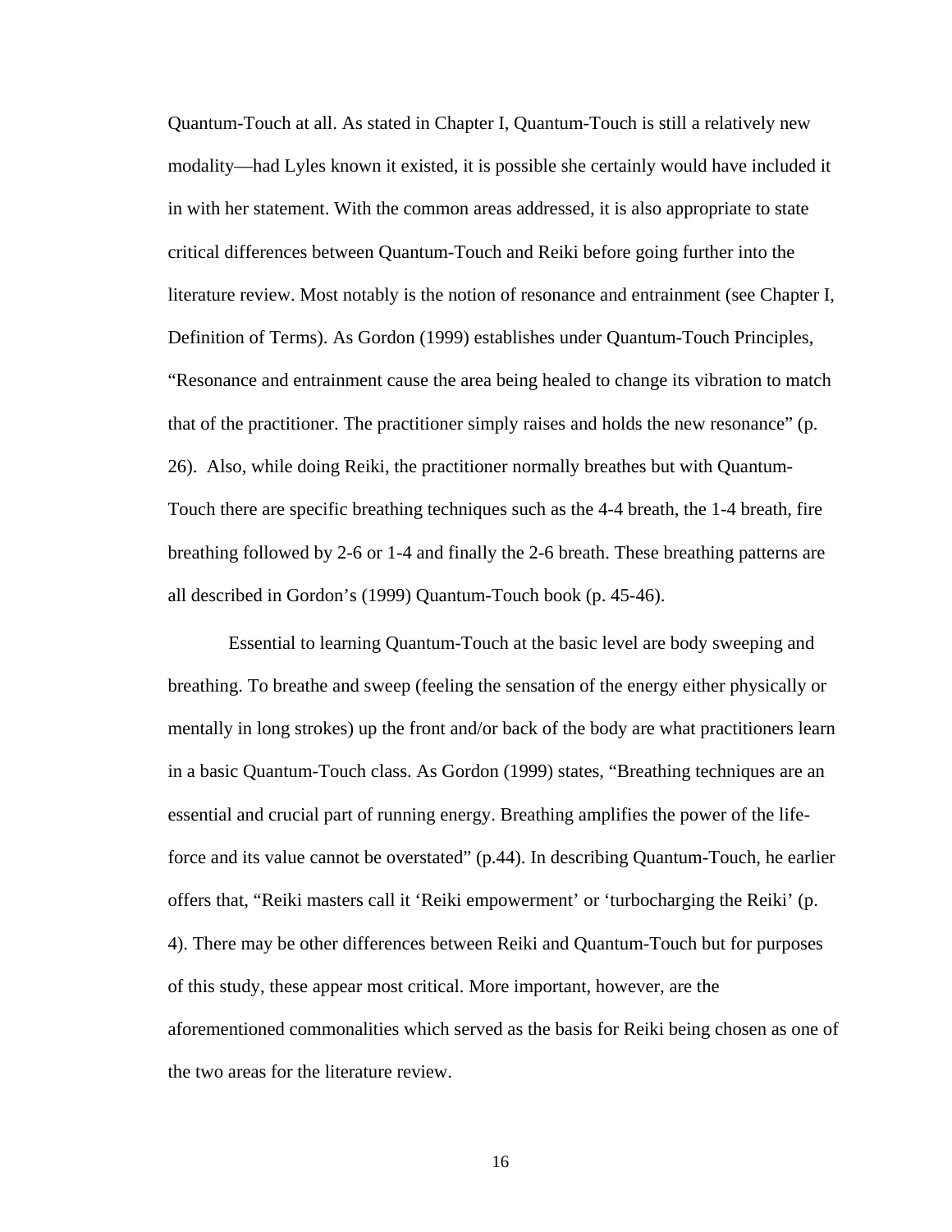Quantum-Touch at all. As stated in Chapter I, Quantum-Touch is still a relatively new modality—had Lyles known it existed, it is possible she certainly would have included it in with her statement. With the common areas addressed, it is also appropriate to state critical differences between Quantum-Touch and Reiki before going further into the literature review. Most notably is the notion of resonance and entrainment (see Chapter I, Definition of Terms). As Gordon (1999) establishes under Quantum-Touch Principles, "Resonance and entrainment cause the area being healed to change its vibration to match that of the practitioner. The practitioner simply raises and holds the new resonance" (p. 26). Also, while doing Reiki, the practitioner normally breathes but with Quantum-Touch there are specific breathing techniques such as the 4-4 breath, the 1-4 breath, fire breathing followed by 2-6 or 1-4 and finally the 2-6 breath. These breathing patterns are all described in Gordon's (1999) Quantum-Touch book (p. 45-46).

Essential to learning Quantum-Touch at the basic level are body sweeping and breathing. To breathe and sweep (feeling the sensation of the energy either physically or mentally in long strokes) up the front and/or back of the body are what practitioners learn in a basic Quantum-Touch class. As Gordon (1999) states, "Breathing techniques are an essential and crucial part of running energy. Breathing amplifies the power of the life-force and its value cannot be overstated" (p.44). In describing Quantum-Touch, he earlier offers that, "Reiki masters call it 'Reiki empowerment' or 'turbocharging the Reiki' (p. 4). There may be other differences between Reiki and Quantum-Touch but for purposes of this study, these appear most critical. More important, however, are the aforementioned commonalities which served as the basis for Reiki being chosen as one of the two areas for the literature review.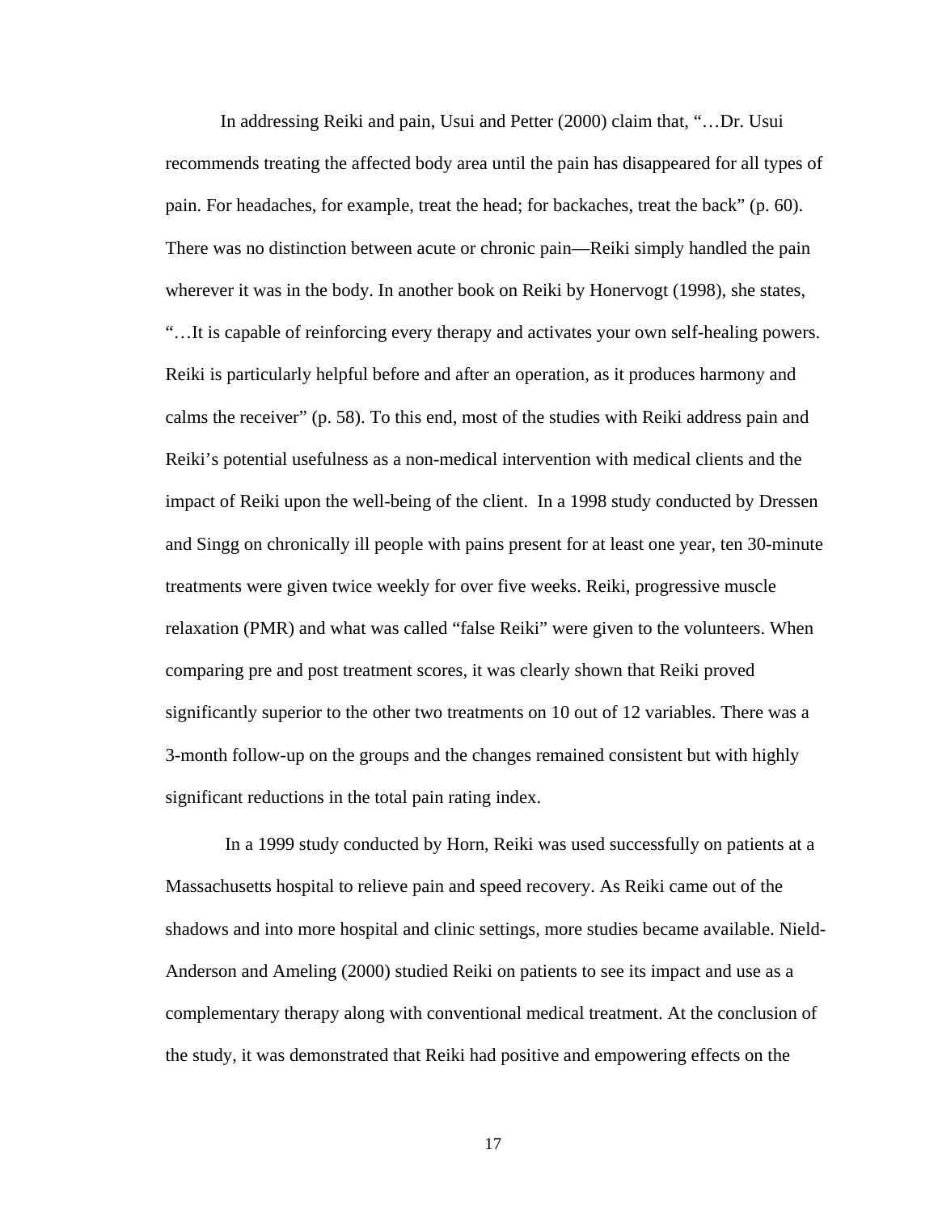In addressing Reiki and pain, Usui and Petter (2000) claim that, "…Dr. Usui recommends treating the affected body area until the pain has disappeared for all types of pain. For headaches, for example, treat the head; for backaches, treat the back" (p. 60). There was no distinction between acute or chronic pain—Reiki simply handled the pain wherever it was in the body. In another book on Reiki by Honervogt (1998), she states, "…It is capable of reinforcing every therapy and activates your own self-healing powers. Reiki is particularly helpful before and after an operation, as it produces harmony and calms the receiver" (p. 58). To this end, most of the studies with Reiki address pain and Reiki's potential usefulness as a non-medical intervention with medical clients and the impact of Reiki upon the well-being of the client. In a 1998 study conducted by Dressen and Singg on chronically ill people with pains present for at least one year, ten 30-minute treatments were given twice weekly for over five weeks. Reiki, progressive muscle relaxation (PMR) and what was called "false Reiki" were given to the volunteers. When comparing pre and post treatment scores, it was clearly shown that Reiki proved significantly superior to the other two treatments on 10 out of 12 variables. There was a 3-month follow-up on the groups and the changes remained consistent but with highly significant reductions in the total pain rating index.

In a 1999 study conducted by Horn, Reiki was used successfully on patients at a Massachusetts hospital to relieve pain and speed recovery. As Reiki came out of the shadows and into more hospital and clinic settings, more studies became available. Nield-Anderson and Ameling (2000) studied Reiki on patients to see its impact and use as a complementary therapy along with conventional medical treatment. At the conclusion of the study, it was demonstrated that Reiki had positive and empowering effects on the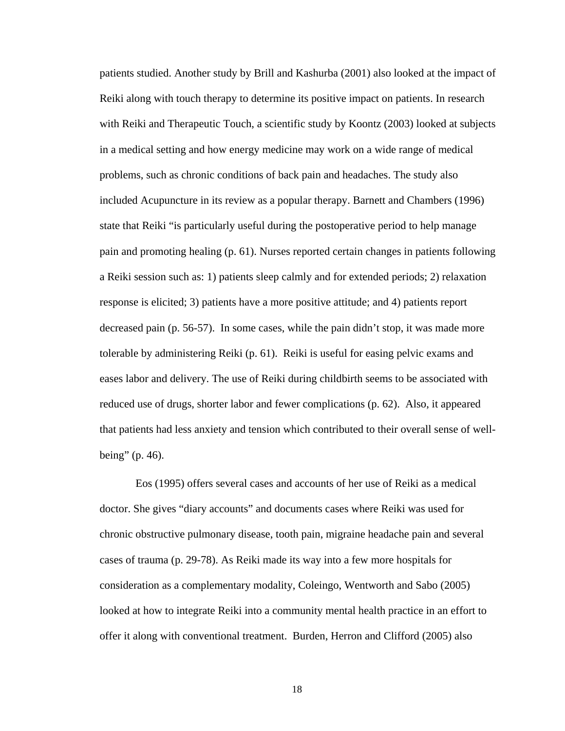patients studied. Another study by Brill and Kashurba (2001) also looked at the impact of Reiki along with touch therapy to determine its positive impact on patients. In research with Reiki and Therapeutic Touch, a scientific study by Koontz (2003) looked at subjects in a medical setting and how energy medicine may work on a wide range of medical problems, such as chronic conditions of back pain and headaches. The study also included Acupuncture in its review as a popular therapy. Barnett and Chambers (1996) state that Reiki "is particularly useful during the postoperative period to help manage pain and promoting healing (p. 61). Nurses reported certain changes in patients following a Reiki session such as: 1) patients sleep calmly and for extended periods; 2) relaxation response is elicited; 3) patients have a more positive attitude; and 4) patients report decreased pain (p. 56-57). In some cases, while the pain didn't stop, it was made more tolerable by administering Reiki (p. 61). Reiki is useful for easing pelvic exams and eases labor and delivery. The use of Reiki during childbirth seems to be associated with reduced use of drugs, shorter labor and fewer complications (p. 62). Also, it appeared that patients had less anxiety and tension which contributed to their overall sense of well-being" (p. 46).

Eos (1995) offers several cases and accounts of her use of Reiki as a medical doctor. She gives "diary accounts" and documents cases where Reiki was used for chronic obstructive pulmonary disease, tooth pain, migraine headache pain and several cases of trauma (p. 29-78). As Reiki made its way into a few more hospitals for consideration as a complementary modality, Coleingo, Wentworth and Sabo (2005) looked at how to integrate Reiki into a community mental health practice in an effort to offer it along with conventional treatment. Burden, Herron and Clifford (2005) also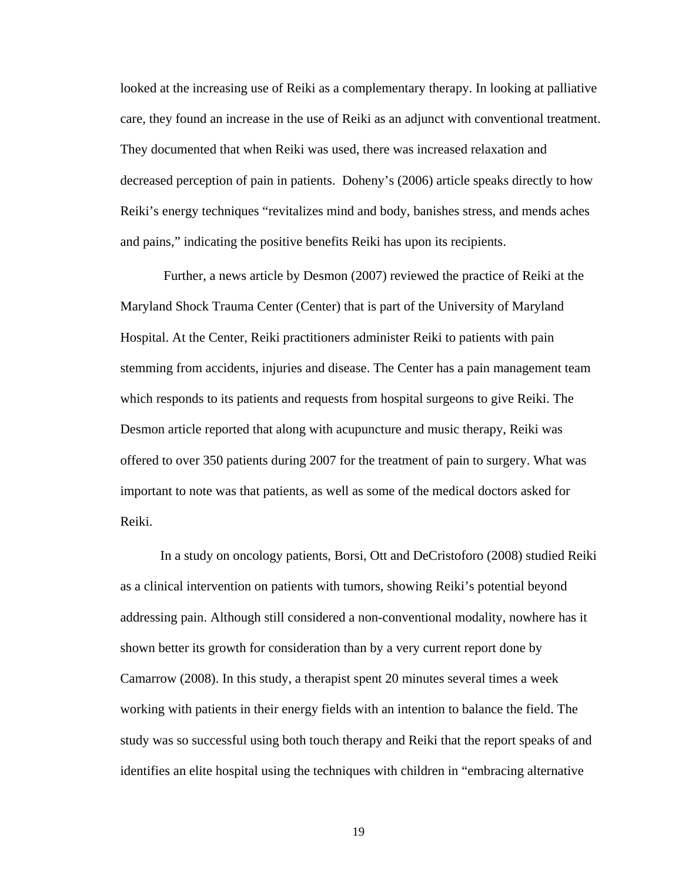looked at the increasing use of Reiki as a complementary therapy. In looking at palliative care, they found an increase in the use of Reiki as an adjunct with conventional treatment. They documented that when Reiki was used, there was increased relaxation and decreased perception of pain in patients.  Doheny's (2006) article speaks directly to how Reiki's energy techniques "revitalizes mind and body, banishes stress, and mends aches and pains," indicating the positive benefits Reiki has upon its recipients.

Further, a news article by Desmon (2007) reviewed the practice of Reiki at the Maryland Shock Trauma Center (Center) that is part of the University of Maryland Hospital. At the Center, Reiki practitioners administer Reiki to patients with pain stemming from accidents, injuries and disease. The Center has a pain management team which responds to its patients and requests from hospital surgeons to give Reiki. The Desmon article reported that along with acupuncture and music therapy, Reiki was offered to over 350 patients during 2007 for the treatment of pain to surgery. What was important to note was that patients, as well as some of the medical doctors asked for Reiki.

In a study on oncology patients, Borsi, Ott and DeCristoforo (2008) studied Reiki as a clinical intervention on patients with tumors, showing Reiki's potential beyond addressing pain. Although still considered a non-conventional modality, nowhere has it shown better its growth for consideration than by a very current report done by Camarrow (2008). In this study, a therapist spent 20 minutes several times a week working with patients in their energy fields with an intention to balance the field. The study was so successful using both touch therapy and Reiki that the report speaks of and identifies an elite hospital using the techniques with children in "embracing alternative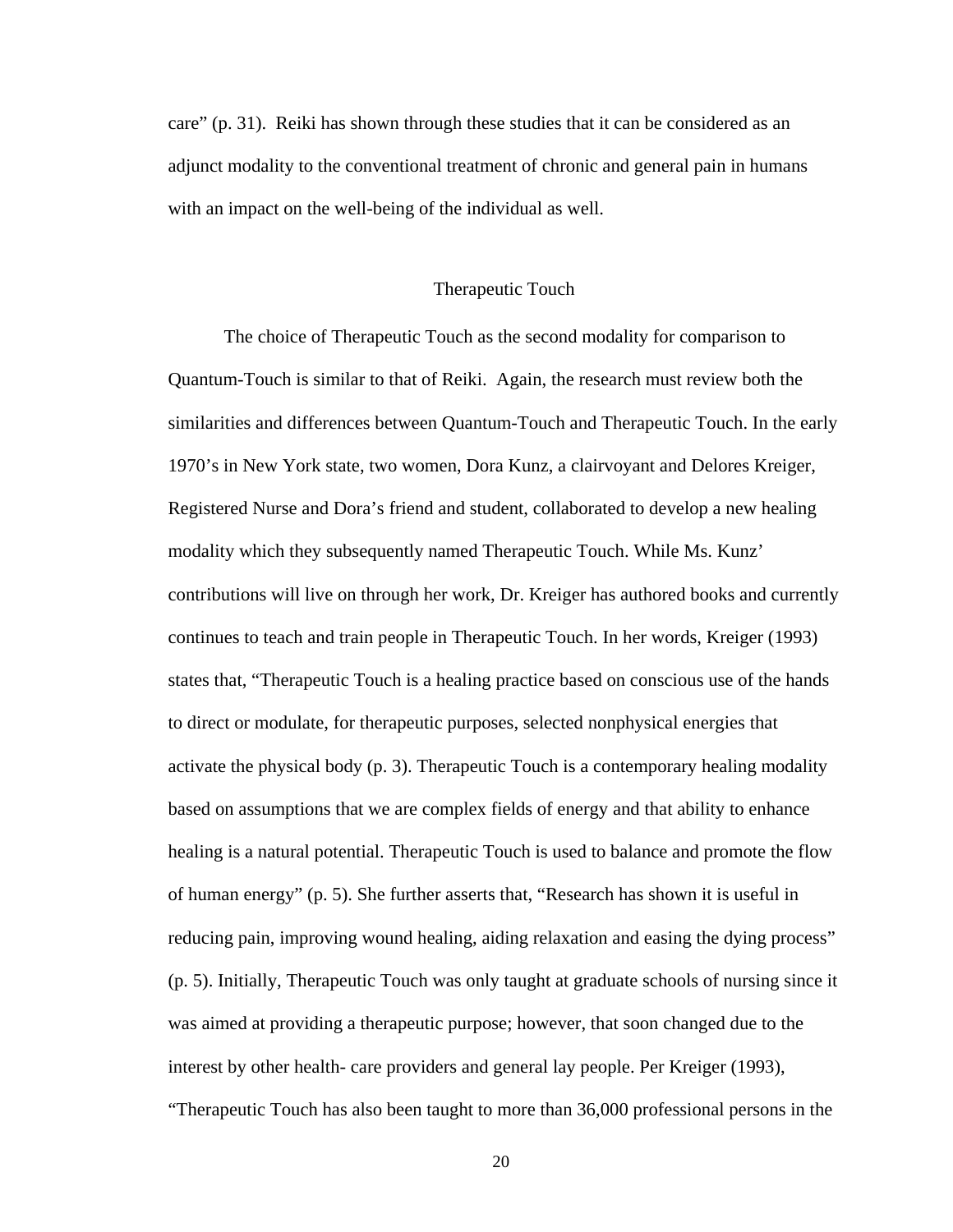care" (p. 31). Reiki has shown through these studies that it can be considered as an adjunct modality to the conventional treatment of chronic and general pain in humans with an impact on the well-being of the individual as well.

## Therapeutic Touch

The choice of Therapeutic Touch as the second modality for comparison to Quantum-Touch is similar to that of Reiki. Again, the research must review both the similarities and differences between Quantum-Touch and Therapeutic Touch. In the early 1970's in New York state, two women, Dora Kunz, a clairvoyant and Delores Kreiger, Registered Nurse and Dora's friend and student, collaborated to develop a new healing modality which they subsequently named Therapeutic Touch. While Ms. Kunz' contributions will live on through her work, Dr. Kreiger has authored books and currently continues to teach and train people in Therapeutic Touch. In her words, Kreiger (1993) states that, "Therapeutic Touch is a healing practice based on conscious use of the hands to direct or modulate, for therapeutic purposes, selected nonphysical energies that activate the physical body (p. 3). Therapeutic Touch is a contemporary healing modality based on assumptions that we are complex fields of energy and that ability to enhance healing is a natural potential. Therapeutic Touch is used to balance and promote the flow of human energy" (p. 5). She further asserts that, "Research has shown it is useful in reducing pain, improving wound healing, aiding relaxation and easing the dying process" (p. 5). Initially, Therapeutic Touch was only taught at graduate schools of nursing since it was aimed at providing a therapeutic purpose; however, that soon changed due to the interest by other health- care providers and general lay people. Per Kreiger (1993), "Therapeutic Touch has also been taught to more than 36,000 professional persons in the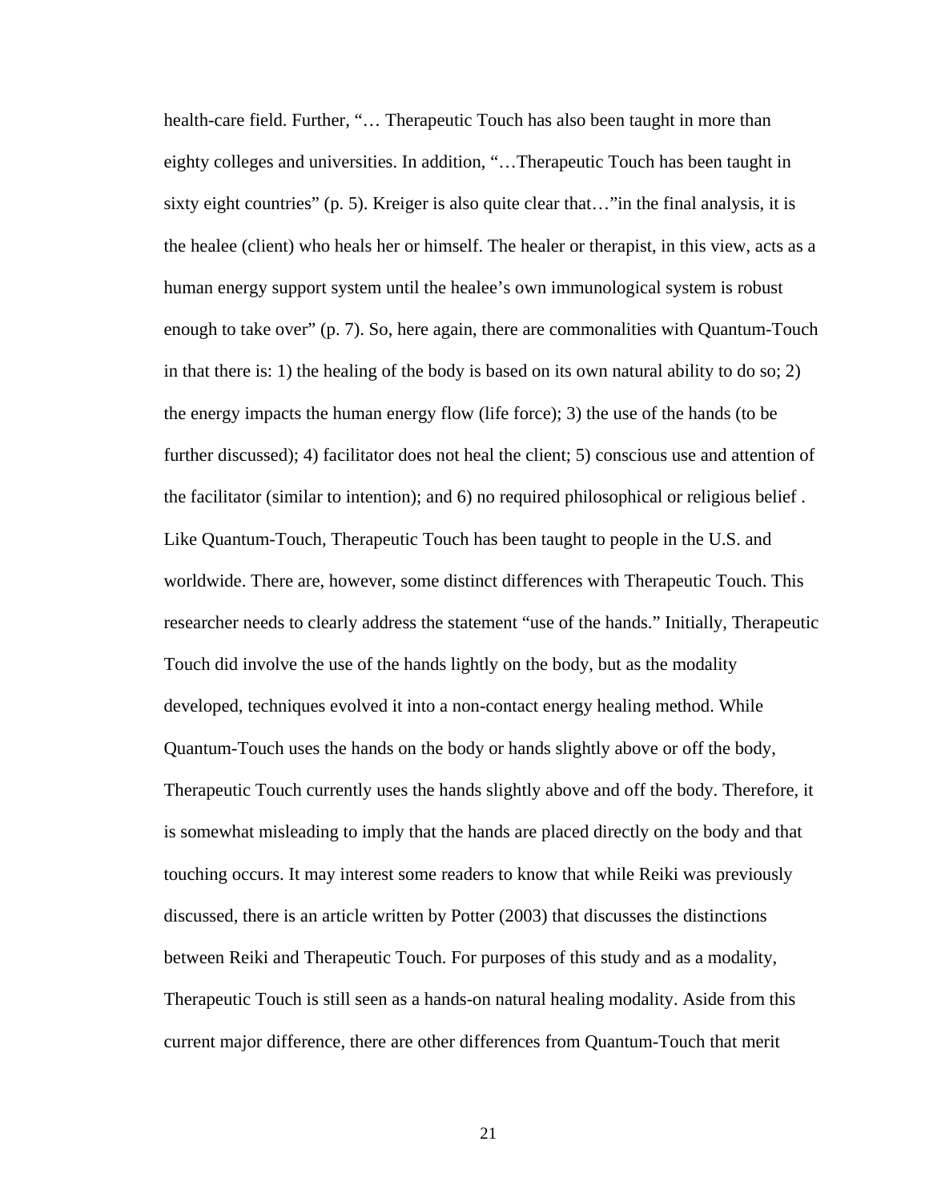health-care field. Further, "… Therapeutic Touch has also been taught in more than eighty colleges and universities. In addition, "…Therapeutic Touch has been taught in sixty eight countries" (p. 5). Kreiger is also quite clear that…"in the final analysis, it is the healee (client) who heals her or himself. The healer or therapist, in this view, acts as a human energy support system until the healee's own immunological system is robust enough to take over" (p. 7). So, here again, there are commonalities with Quantum-Touch in that there is: 1) the healing of the body is based on its own natural ability to do so; 2) the energy impacts the human energy flow (life force); 3) the use of the hands (to be further discussed); 4) facilitator does not heal the client; 5) conscious use and attention of the facilitator (similar to intention); and 6) no required philosophical or religious belief . Like Quantum-Touch, Therapeutic Touch has been taught to people in the U.S. and worldwide. There are, however, some distinct differences with Therapeutic Touch. This researcher needs to clearly address the statement "use of the hands." Initially, Therapeutic Touch did involve the use of the hands lightly on the body, but as the modality developed, techniques evolved it into a non-contact energy healing method. While Quantum-Touch uses the hands on the body or hands slightly above or off the body, Therapeutic Touch currently uses the hands slightly above and off the body. Therefore, it is somewhat misleading to imply that the hands are placed directly on the body and that touching occurs. It may interest some readers to know that while Reiki was previously discussed, there is an article written by Potter (2003) that discusses the distinctions between Reiki and Therapeutic Touch. For purposes of this study and as a modality, Therapeutic Touch is still seen as a hands-on natural healing modality. Aside from this current major difference, there are other differences from Quantum-Touch that merit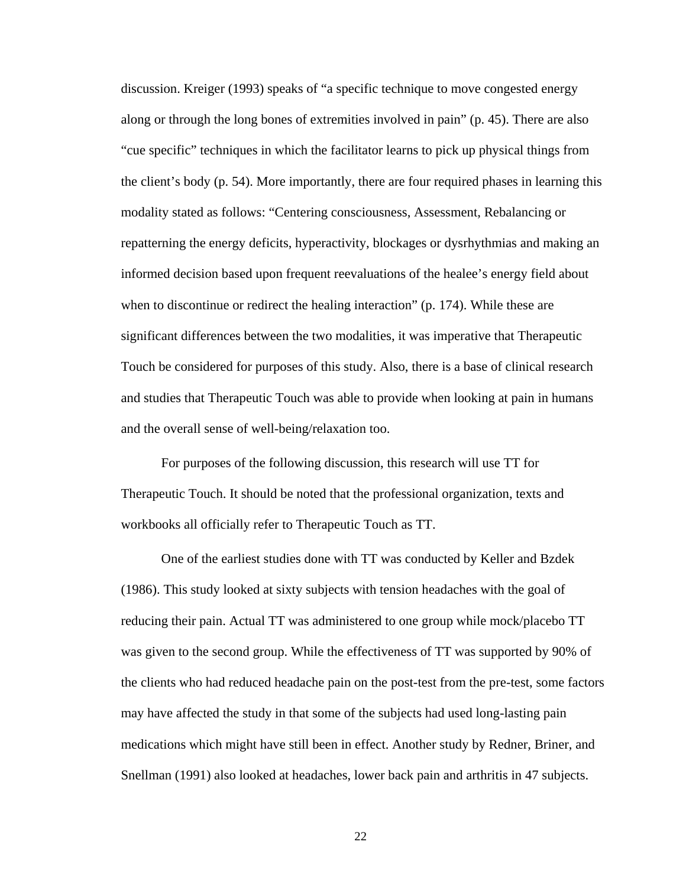discussion. Kreiger (1993) speaks of "a specific technique to move congested energy along or through the long bones of extremities involved in pain" (p. 45). There are also "cue specific" techniques in which the facilitator learns to pick up physical things from the client's body (p. 54). More importantly, there are four required phases in learning this modality stated as follows: "Centering consciousness, Assessment, Rebalancing or repatterning the energy deficits, hyperactivity, blockages or dysrhythmias and making an informed decision based upon frequent reevaluations of the healee's energy field about when to discontinue or redirect the healing interaction" (p. 174). While these are significant differences between the two modalities, it was imperative that Therapeutic Touch be considered for purposes of this study. Also, there is a base of clinical research and studies that Therapeutic Touch was able to provide when looking at pain in humans and the overall sense of well-being/relaxation too.

For purposes of the following discussion, this research will use TT for Therapeutic Touch. It should be noted that the professional organization, texts and workbooks all officially refer to Therapeutic Touch as TT.

One of the earliest studies done with TT was conducted by Keller and Bzdek (1986). This study looked at sixty subjects with tension headaches with the goal of reducing their pain. Actual TT was administered to one group while mock/placebo TT was given to the second group. While the effectiveness of TT was supported by 90% of the clients who had reduced headache pain on the post-test from the pre-test, some factors may have affected the study in that some of the subjects had used long-lasting pain medications which might have still been in effect. Another study by Redner, Briner, and Snellman (1991) also looked at headaches, lower back pain and arthritis in 47 subjects.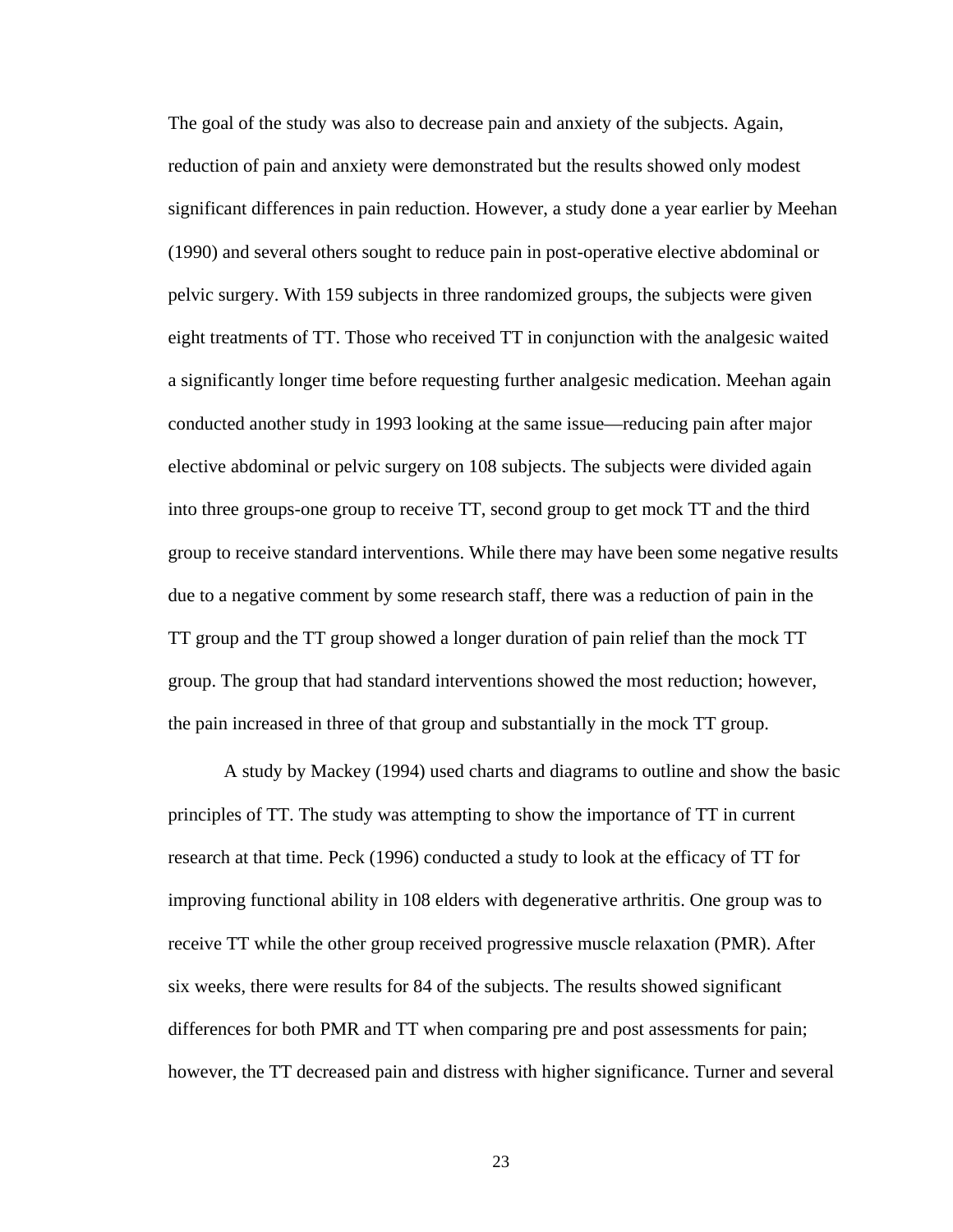The goal of the study was also to decrease pain and anxiety of the subjects. Again, reduction of pain and anxiety were demonstrated but the results showed only modest significant differences in pain reduction. However, a study done a year earlier by Meehan (1990) and several others sought to reduce pain in post-operative elective abdominal or pelvic surgery. With 159 subjects in three randomized groups, the subjects were given eight treatments of TT. Those who received TT in conjunction with the analgesic waited a significantly longer time before requesting further analgesic medication. Meehan again conducted another study in 1993 looking at the same issue—reducing pain after major elective abdominal or pelvic surgery on 108 subjects. The subjects were divided again into three groups-one group to receive TT, second group to get mock TT and the third group to receive standard interventions. While there may have been some negative results due to a negative comment by some research staff, there was a reduction of pain in the TT group and the TT group showed a longer duration of pain relief than the mock TT group. The group that had standard interventions showed the most reduction; however, the pain increased in three of that group and substantially in the mock TT group.

A study by Mackey (1994) used charts and diagrams to outline and show the basic principles of TT. The study was attempting to show the importance of TT in current research at that time. Peck (1996) conducted a study to look at the efficacy of TT for improving functional ability in 108 elders with degenerative arthritis. One group was to receive TT while the other group received progressive muscle relaxation (PMR). After six weeks, there were results for 84 of the subjects. The results showed significant differences for both PMR and TT when comparing pre and post assessments for pain; however, the TT decreased pain and distress with higher significance. Turner and several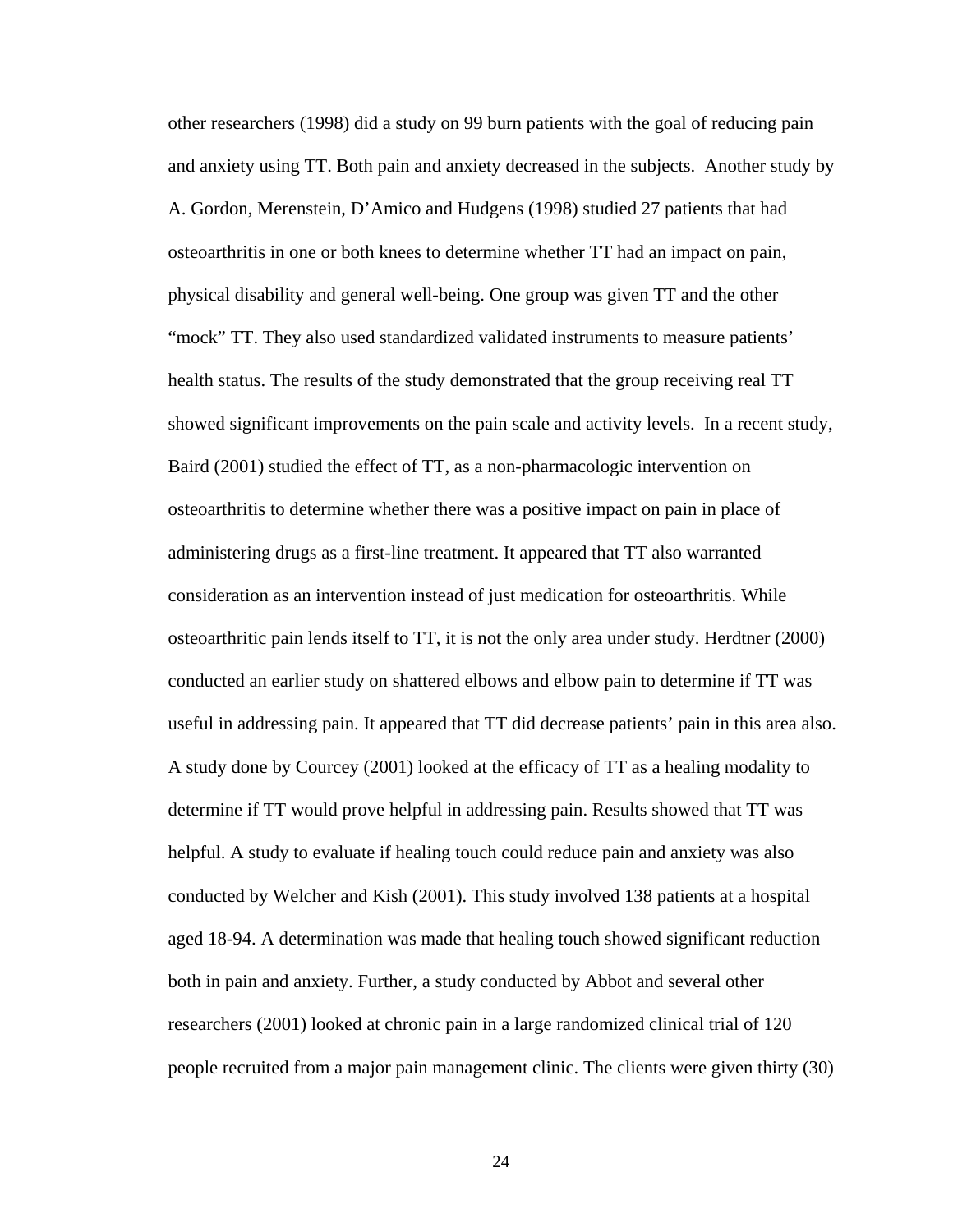other researchers (1998) did a study on 99 burn patients with the goal of reducing pain and anxiety using TT. Both pain and anxiety decreased in the subjects. Another study by A. Gordon, Merenstein, D'Amico and Hudgens (1998) studied 27 patients that had osteoarthritis in one or both knees to determine whether TT had an impact on pain, physical disability and general well-being. One group was given TT and the other "mock" TT. They also used standardized validated instruments to measure patients' health status. The results of the study demonstrated that the group receiving real TT showed significant improvements on the pain scale and activity levels. In a recent study, Baird (2001) studied the effect of TT, as a non-pharmacologic intervention on osteoarthritis to determine whether there was a positive impact on pain in place of administering drugs as a first-line treatment. It appeared that TT also warranted consideration as an intervention instead of just medication for osteoarthritis. While osteoarthritic pain lends itself to TT, it is not the only area under study. Herdtner (2000) conducted an earlier study on shattered elbows and elbow pain to determine if TT was useful in addressing pain. It appeared that TT did decrease patients' pain in this area also. A study done by Courcey (2001) looked at the efficacy of TT as a healing modality to determine if TT would prove helpful in addressing pain. Results showed that TT was helpful. A study to evaluate if healing touch could reduce pain and anxiety was also conducted by Welcher and Kish (2001). This study involved 138 patients at a hospital aged 18-94. A determination was made that healing touch showed significant reduction both in pain and anxiety. Further, a study conducted by Abbot and several other researchers (2001) looked at chronic pain in a large randomized clinical trial of 120 people recruited from a major pain management clinic. The clients were given thirty (30)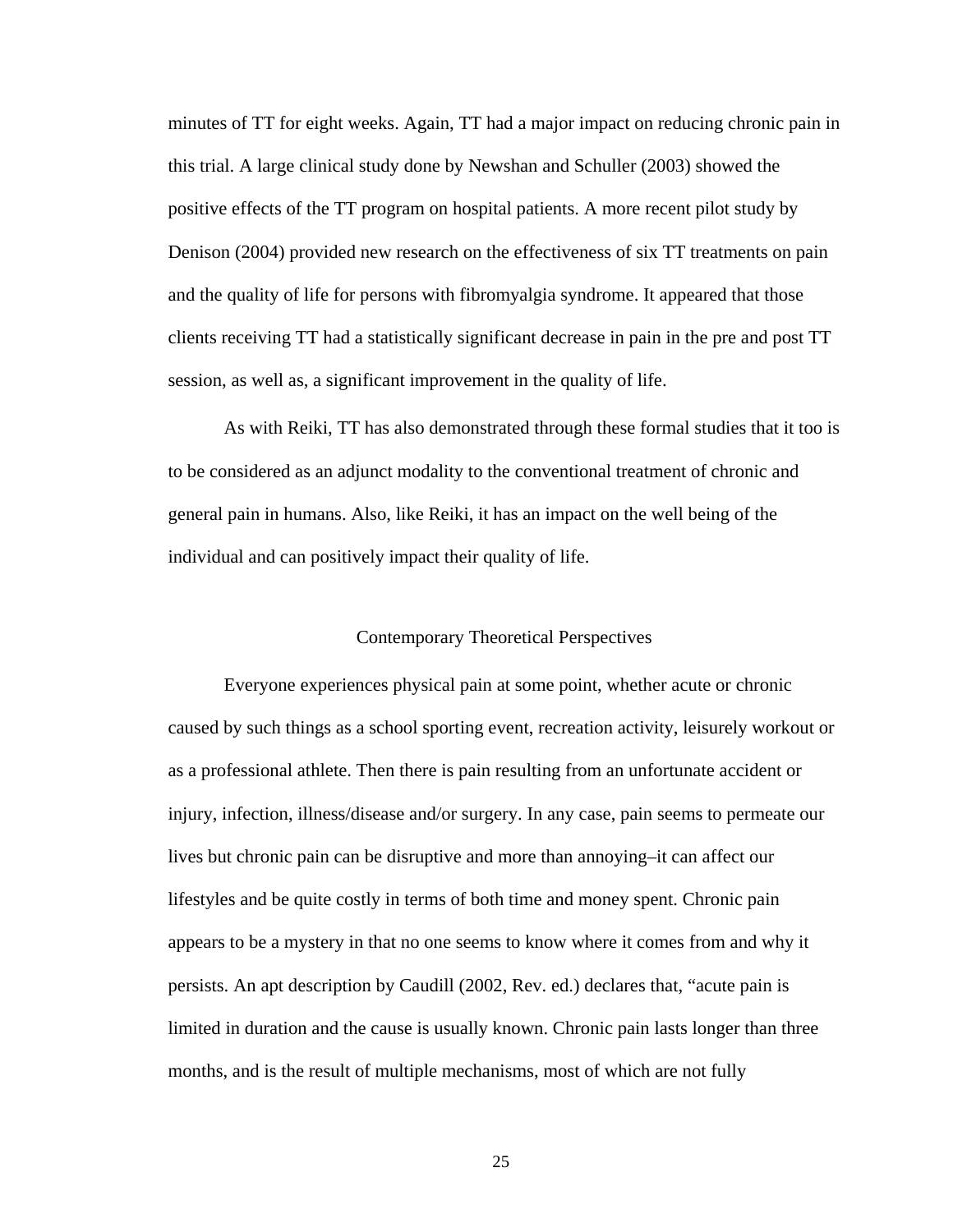minutes of TT for eight weeks. Again, TT had a major impact on reducing chronic pain in this trial. A large clinical study done by Newshan and Schuller (2003) showed the positive effects of the TT program on hospital patients. A more recent pilot study by Denison (2004) provided new research on the effectiveness of six TT treatments on pain and the quality of life for persons with fibromyalgia syndrome. It appeared that those clients receiving TT had a statistically significant decrease in pain in the pre and post TT session, as well as, a significant improvement in the quality of life.

As with Reiki, TT has also demonstrated through these formal studies that it too is to be considered as an adjunct modality to the conventional treatment of chronic and general pain in humans. Also, like Reiki, it has an impact on the well being of the individual and can positively impact their quality of life.

## Contemporary Theoretical Perspectives

Everyone experiences physical pain at some point, whether acute or chronic caused by such things as a school sporting event, recreation activity, leisurely workout or as a professional athlete. Then there is pain resulting from an unfortunate accident or injury, infection, illness/disease and/or surgery. In any case, pain seems to permeate our lives but chronic pain can be disruptive and more than annoying–it can affect our lifestyles and be quite costly in terms of both time and money spent. Chronic pain appears to be a mystery in that no one seems to know where it comes from and why it persists. An apt description by Caudill (2002, Rev. ed.) declares that, "acute pain is limited in duration and the cause is usually known. Chronic pain lasts longer than three months, and is the result of multiple mechanisms, most of which are not fully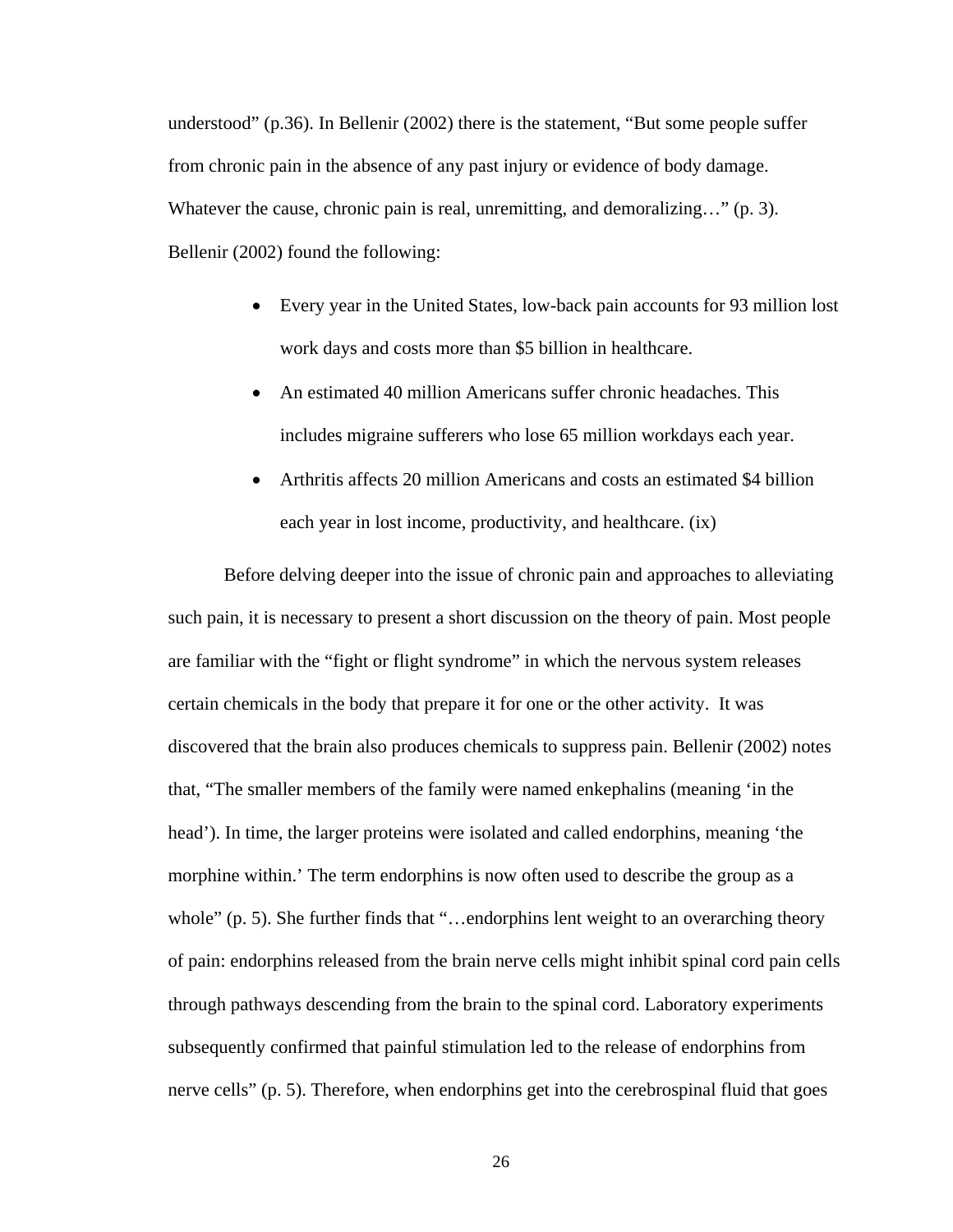understood" (p.36). In Bellenir (2002) there is the statement, "But some people suffer from chronic pain in the absence of any past injury or evidence of body damage. Whatever the cause, chronic pain is real, unremitting, and demoralizing…" (p. 3). Bellenir (2002) found the following:

- Every year in the United States, low-back pain accounts for 93 million lost work days and costs more than $5 billion in healthcare.
- An estimated 40 million Americans suffer chronic headaches. This includes migraine sufferers who lose 65 million workdays each year.
- Arthritis affects 20 million Americans and costs an estimated $4 billion each year in lost income, productivity, and healthcare. (ix)

Before delving deeper into the issue of chronic pain and approaches to alleviating such pain, it is necessary to present a short discussion on the theory of pain. Most people are familiar with the "fight or flight syndrome" in which the nervous system releases certain chemicals in the body that prepare it for one or the other activity. It was discovered that the brain also produces chemicals to suppress pain. Bellenir (2002) notes that, "The smaller members of the family were named enkephalins (meaning 'in the head'). In time, the larger proteins were isolated and called endorphins, meaning 'the morphine within.' The term endorphins is now often used to describe the group as a whole" (p. 5). She further finds that "…endorphins lent weight to an overarching theory of pain: endorphins released from the brain nerve cells might inhibit spinal cord pain cells through pathways descending from the brain to the spinal cord. Laboratory experiments subsequently confirmed that painful stimulation led to the release of endorphins from nerve cells" (p. 5). Therefore, when endorphins get into the cerebrospinal fluid that goes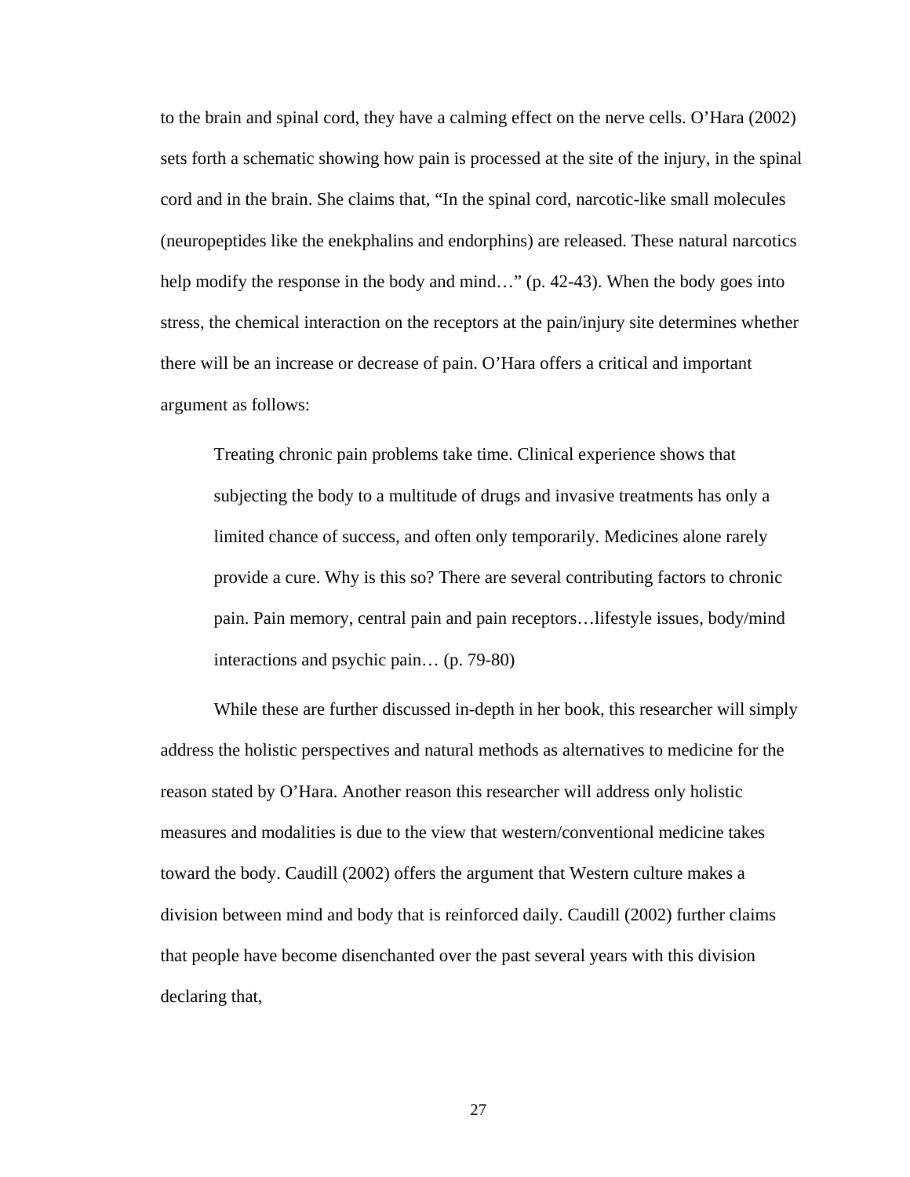to the brain and spinal cord, they have a calming effect on the nerve cells. O'Hara (2002) sets forth a schematic showing how pain is processed at the site of the injury, in the spinal cord and in the brain. She claims that, "In the spinal cord, narcotic-like small molecules (neuropeptides like the enekphalins and endorphins) are released. These natural narcotics help modify the response in the body and mind…" (p. 42-43). When the body goes into stress, the chemical interaction on the receptors at the pain/injury site determines whether there will be an increase or decrease of pain. O'Hara offers a critical and important argument as follows:

> Treating chronic pain problems take time. Clinical experience shows that subjecting the body to a multitude of drugs and invasive treatments has only a limited chance of success, and often only temporarily. Medicines alone rarely provide a cure. Why is this so? There are several contributing factors to chronic pain. Pain memory, central pain and pain receptors…lifestyle issues, body/mind interactions and psychic pain… (p. 79-80)

While these are further discussed in-depth in her book, this researcher will simply address the holistic perspectives and natural methods as alternatives to medicine for the reason stated by O'Hara. Another reason this researcher will address only holistic measures and modalities is due to the view that western/conventional medicine takes toward the body. Caudill (2002) offers the argument that Western culture makes a division between mind and body that is reinforced daily. Caudill (2002) further claims that people have become disenchanted over the past several years with this division declaring that,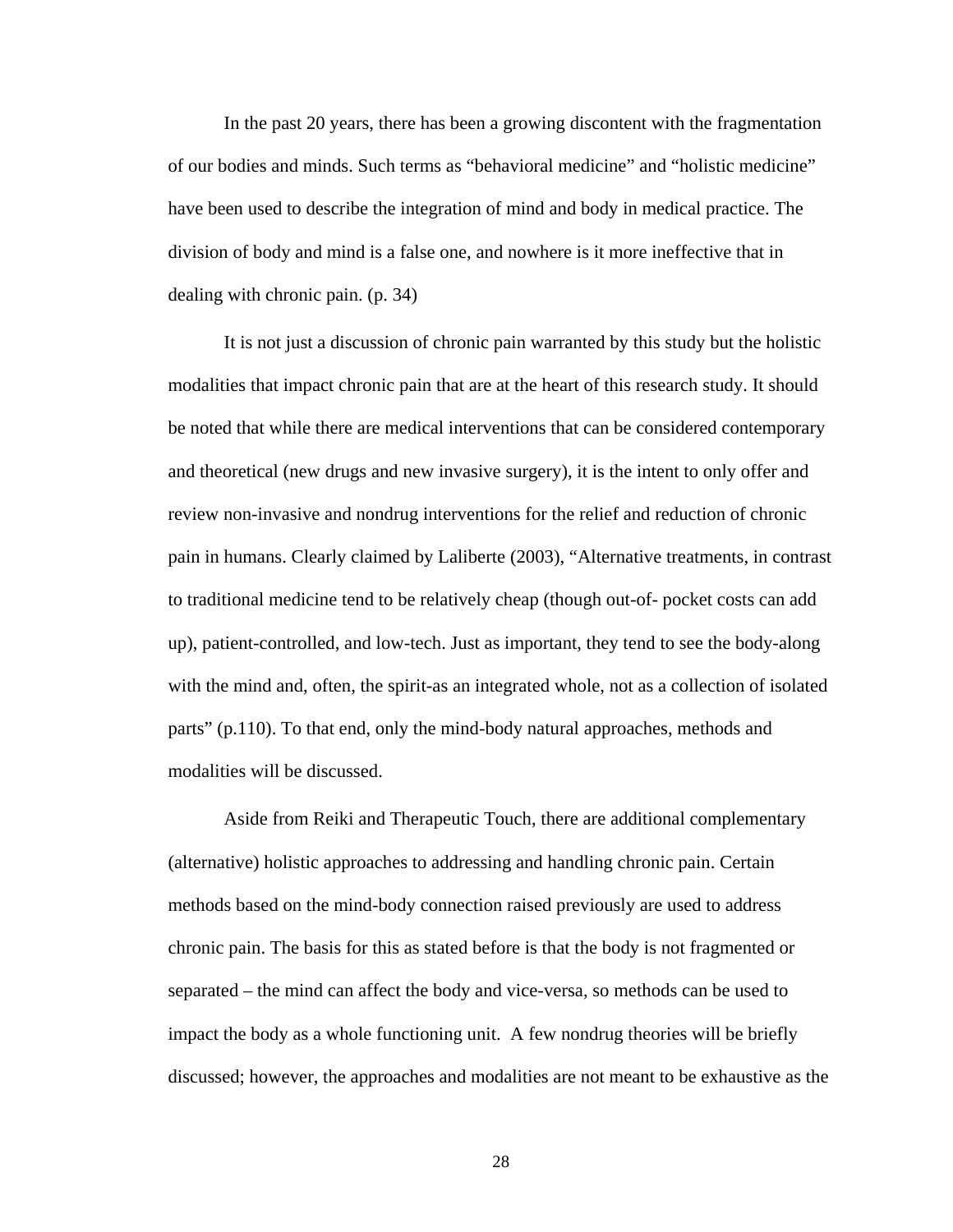In the past 20 years, there has been a growing discontent with the fragmentation of our bodies and minds. Such terms as "behavioral medicine" and "holistic medicine" have been used to describe the integration of mind and body in medical practice. The division of body and mind is a false one, and nowhere is it more ineffective that in dealing with chronic pain. (p. 34)

It is not just a discussion of chronic pain warranted by this study but the holistic modalities that impact chronic pain that are at the heart of this research study. It should be noted that while there are medical interventions that can be considered contemporary and theoretical (new drugs and new invasive surgery), it is the intent to only offer and review non-invasive and nondrug interventions for the relief and reduction of chronic pain in humans. Clearly claimed by Laliberte (2003), "Alternative treatments, in contrast to traditional medicine tend to be relatively cheap (though out-of- pocket costs can add up), patient-controlled, and low-tech. Just as important, they tend to see the body-along with the mind and, often, the spirit-as an integrated whole, not as a collection of isolated parts" (p.110). To that end, only the mind-body natural approaches, methods and modalities will be discussed.

Aside from Reiki and Therapeutic Touch, there are additional complementary (alternative) holistic approaches to addressing and handling chronic pain. Certain methods based on the mind-body connection raised previously are used to address chronic pain. The basis for this as stated before is that the body is not fragmented or separated – the mind can affect the body and vice-versa, so methods can be used to impact the body as a whole functioning unit. A few nondrug theories will be briefly discussed; however, the approaches and modalities are not meant to be exhaustive as the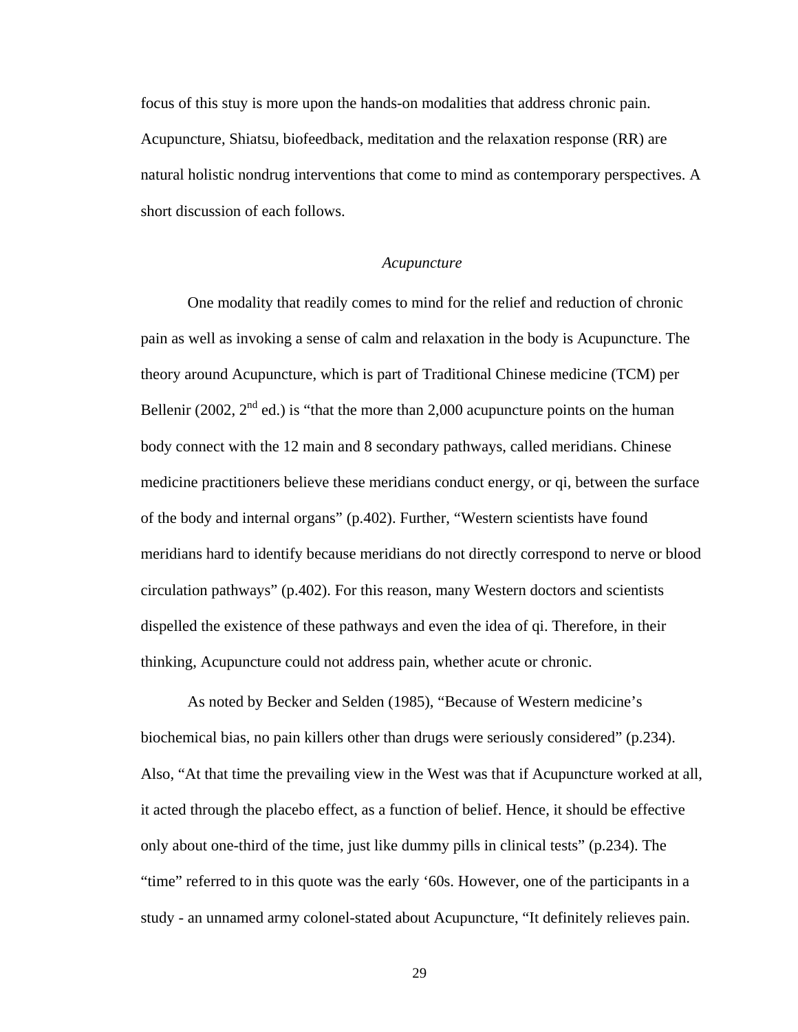focus of this stuy is more upon the hands-on modalities that address chronic pain. Acupuncture, Shiatsu, biofeedback, meditation and the relaxation response (RR) are natural holistic nondrug interventions that come to mind as contemporary perspectives. A short discussion of each follows.

### *Acupuncture*

One modality that readily comes to mind for the relief and reduction of chronic pain as well as invoking a sense of calm and relaxation in the body is Acupuncture. The theory around Acupuncture, which is part of Traditional Chinese medicine (TCM) per Bellenir (2002, 2nd ed.) is "that the more than 2,000 acupuncture points on the human body connect with the 12 main and 8 secondary pathways, called meridians. Chinese medicine practitioners believe these meridians conduct energy, or qi, between the surface of the body and internal organs" (p.402). Further, "Western scientists have found meridians hard to identify because meridians do not directly correspond to nerve or blood circulation pathways" (p.402). For this reason, many Western doctors and scientists dispelled the existence of these pathways and even the idea of qi. Therefore, in their thinking, Acupuncture could not address pain, whether acute or chronic.

As noted by Becker and Selden (1985), "Because of Western medicine's biochemical bias, no pain killers other than drugs were seriously considered" (p.234). Also, "At that time the prevailing view in the West was that if Acupuncture worked at all, it acted through the placebo effect, as a function of belief. Hence, it should be effective only about one-third of the time, just like dummy pills in clinical tests" (p.234). The "time" referred to in this quote was the early '60s. However, one of the participants in a study - an unnamed army colonel-stated about Acupuncture, "It definitely relieves pain.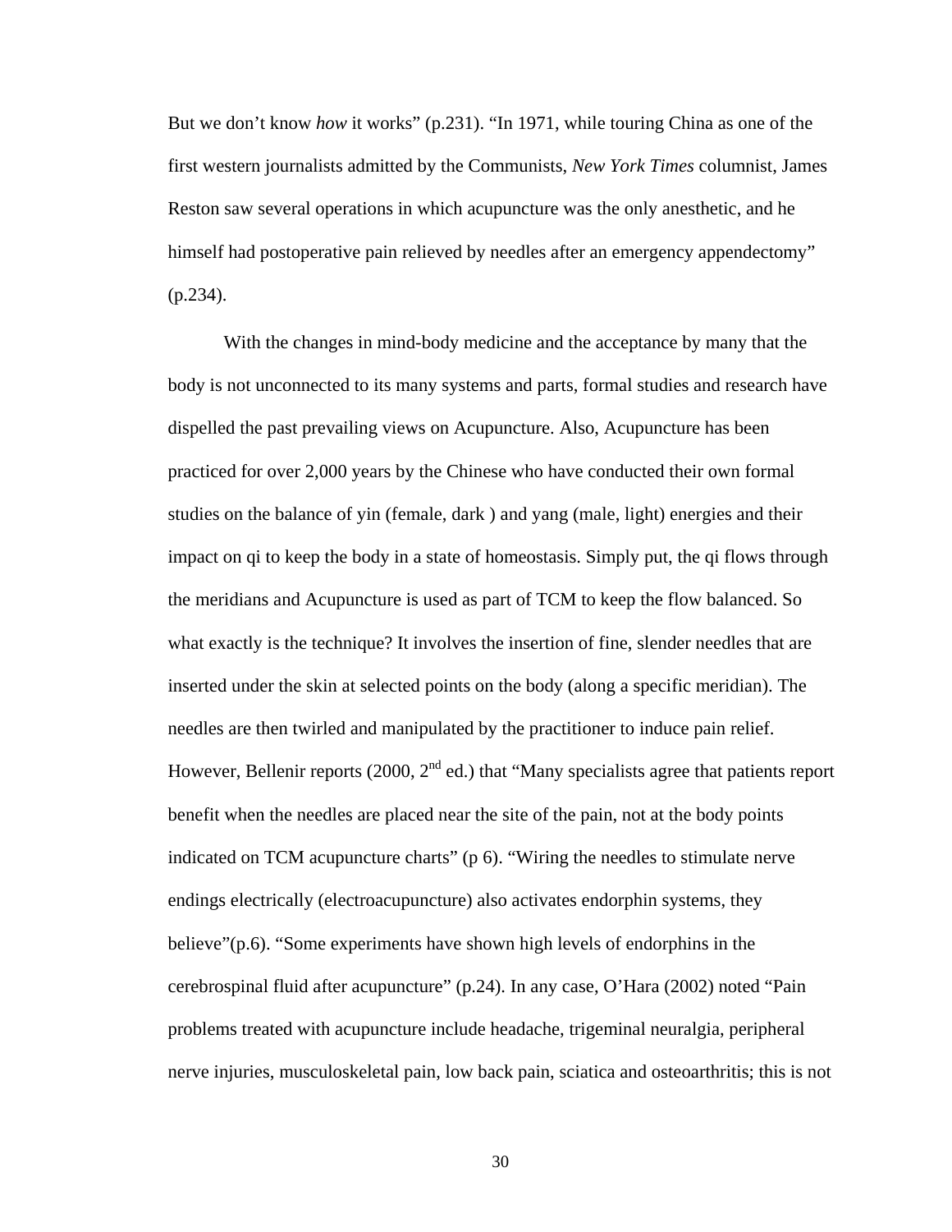But we don't know *how* it works" (p.231). "In 1971, while touring China as one of the first western journalists admitted by the Communists, *New York Times* columnist, James Reston saw several operations in which acupuncture was the only anesthetic, and he himself had postoperative pain relieved by needles after an emergency appendectomy" (p.234).

With the changes in mind-body medicine and the acceptance by many that the body is not unconnected to its many systems and parts, formal studies and research have dispelled the past prevailing views on Acupuncture. Also, Acupuncture has been practiced for over 2,000 years by the Chinese who have conducted their own formal studies on the balance of yin (female, dark ) and yang (male, light) energies and their impact on qi to keep the body in a state of homeostasis. Simply put, the qi flows through the meridians and Acupuncture is used as part of TCM to keep the flow balanced. So what exactly is the technique? It involves the insertion of fine, slender needles that are inserted under the skin at selected points on the body (along a specific meridian). The needles are then twirled and manipulated by the practitioner to induce pain relief. However, Bellenir reports (2000, 2nd ed.) that "Many specialists agree that patients report benefit when the needles are placed near the site of the pain, not at the body points indicated on TCM acupuncture charts" (p 6). "Wiring the needles to stimulate nerve endings electrically (electroacupuncture) also activates endorphin systems, they believe"(p.6). "Some experiments have shown high levels of endorphins in the cerebrospinal fluid after acupuncture" (p.24). In any case, O'Hara (2002) noted "Pain problems treated with acupuncture include headache, trigeminal neuralgia, peripheral nerve injuries, musculoskeletal pain, low back pain, sciatica and osteoarthritis; this is not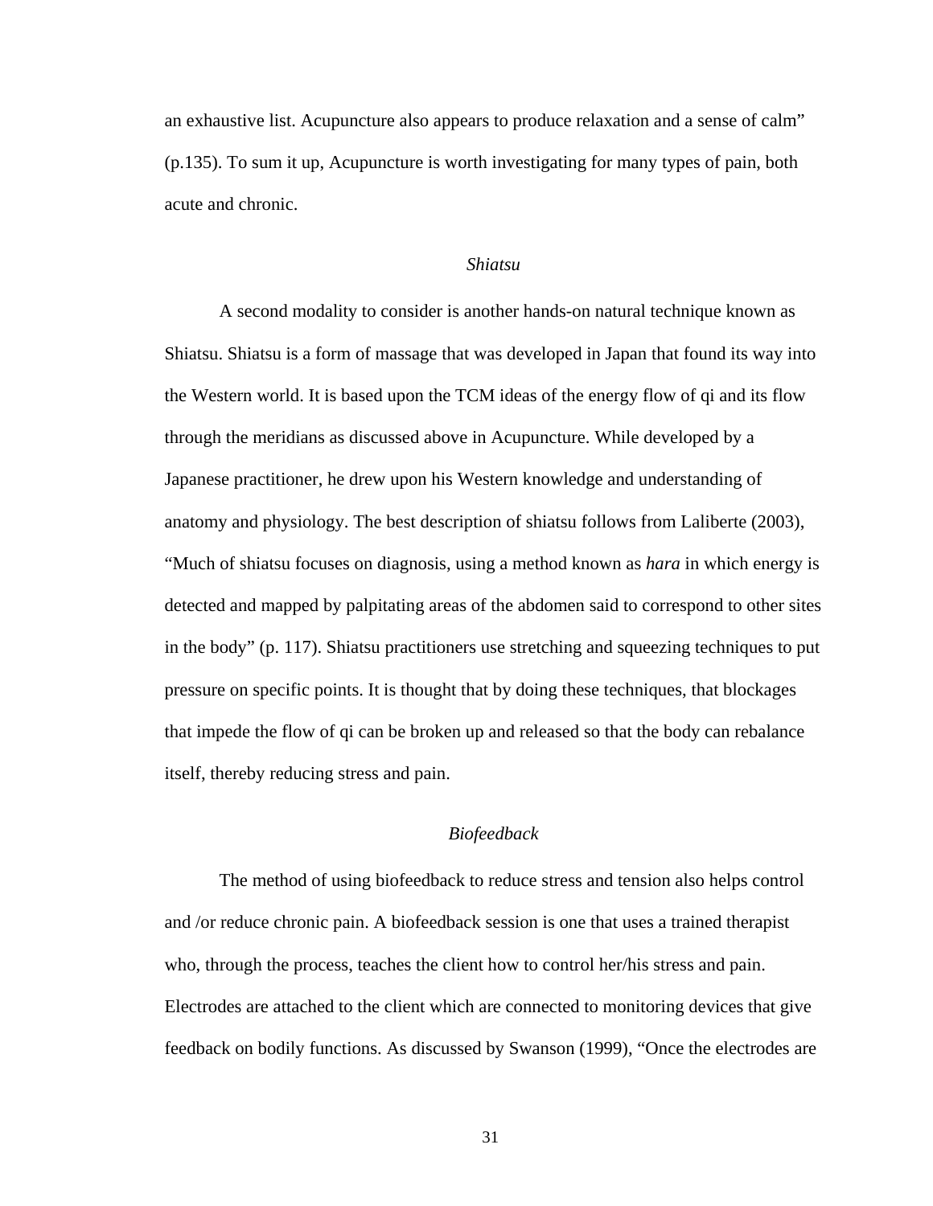an exhaustive list. Acupuncture also appears to produce relaxation and a sense of calm" (p.135). To sum it up, Acupuncture is worth investigating for many types of pain, both acute and chronic.

### *Shiatsu*

A second modality to consider is another hands-on natural technique known as Shiatsu. Shiatsu is a form of massage that was developed in Japan that found its way into the Western world. It is based upon the TCM ideas of the energy flow of qi and its flow through the meridians as discussed above in Acupuncture. While developed by a Japanese practitioner, he drew upon his Western knowledge and understanding of anatomy and physiology. The best description of shiatsu follows from Laliberte (2003), "Much of shiatsu focuses on diagnosis, using a method known as *hara* in which energy is detected and mapped by palpitating areas of the abdomen said to correspond to other sites in the body" (p. 117). Shiatsu practitioners use stretching and squeezing techniques to put pressure on specific points. It is thought that by doing these techniques, that blockages that impede the flow of qi can be broken up and released so that the body can rebalance itself, thereby reducing stress and pain.

### *Biofeedback*

The method of using biofeedback to reduce stress and tension also helps control and /or reduce chronic pain. A biofeedback session is one that uses a trained therapist who, through the process, teaches the client how to control her/his stress and pain. Electrodes are attached to the client which are connected to monitoring devices that give feedback on bodily functions. As discussed by Swanson (1999), "Once the electrodes are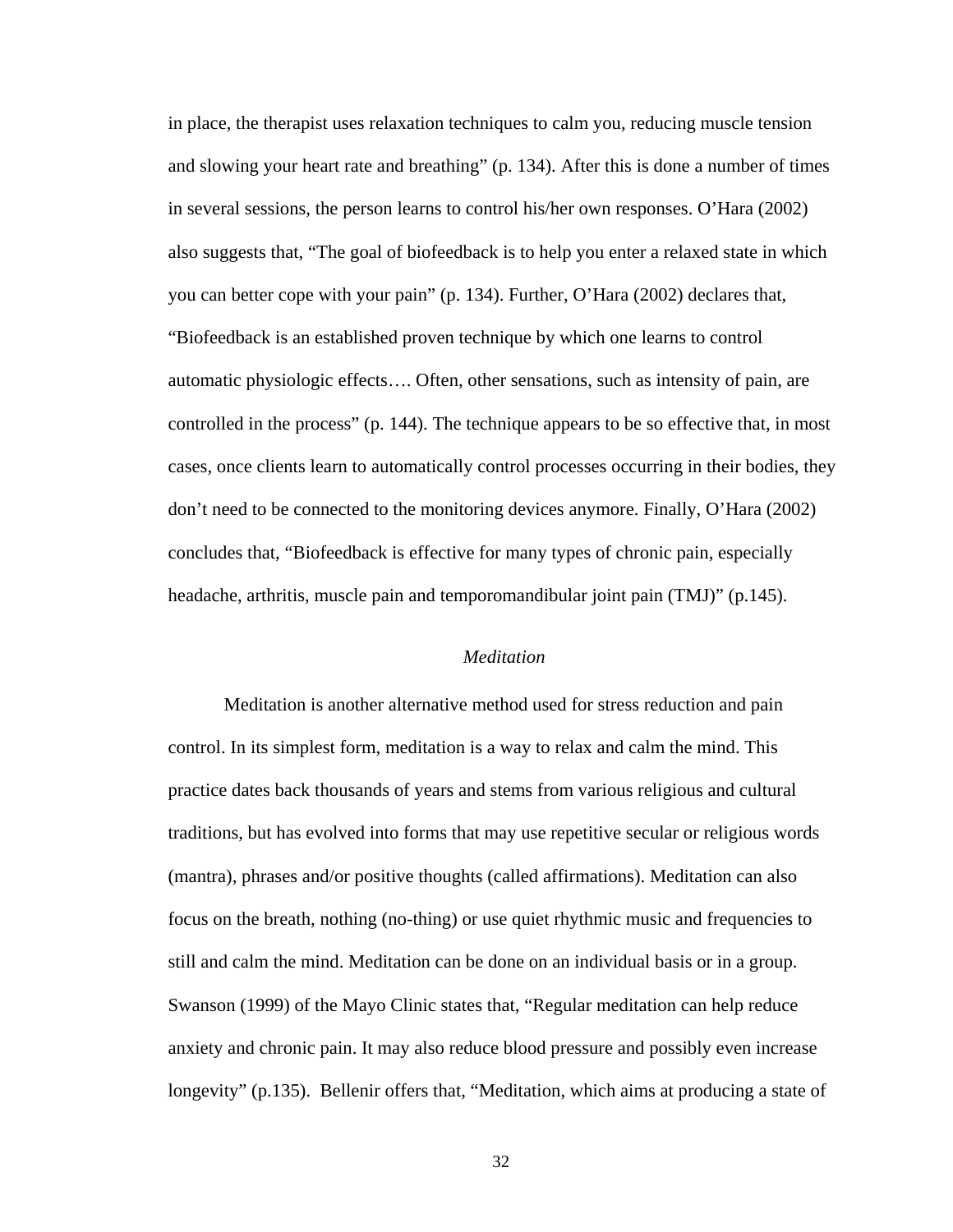in place, the therapist uses relaxation techniques to calm you, reducing muscle tension and slowing your heart rate and breathing" (p. 134). After this is done a number of times in several sessions, the person learns to control his/her own responses. O'Hara (2002) also suggests that, "The goal of biofeedback is to help you enter a relaxed state in which you can better cope with your pain" (p. 134). Further, O'Hara (2002) declares that, "Biofeedback is an established proven technique by which one learns to control automatic physiologic effects…. Often, other sensations, such as intensity of pain, are controlled in the process" (p. 144). The technique appears to be so effective that, in most cases, once clients learn to automatically control processes occurring in their bodies, they don't need to be connected to the monitoring devices anymore. Finally, O'Hara (2002) concludes that, "Biofeedback is effective for many types of chronic pain, especially headache, arthritis, muscle pain and temporomandibular joint pain (TMJ)" (p.145).

### *Meditation*

Meditation is another alternative method used for stress reduction and pain control. In its simplest form, meditation is a way to relax and calm the mind. This practice dates back thousands of years and stems from various religious and cultural traditions, but has evolved into forms that may use repetitive secular or religious words (mantra), phrases and/or positive thoughts (called affirmations). Meditation can also focus on the breath, nothing (no-thing) or use quiet rhythmic music and frequencies to still and calm the mind. Meditation can be done on an individual basis or in a group. Swanson (1999) of the Mayo Clinic states that, "Regular meditation can help reduce anxiety and chronic pain. It may also reduce blood pressure and possibly even increase longevity" (p.135). Bellenir offers that, "Meditation, which aims at producing a state of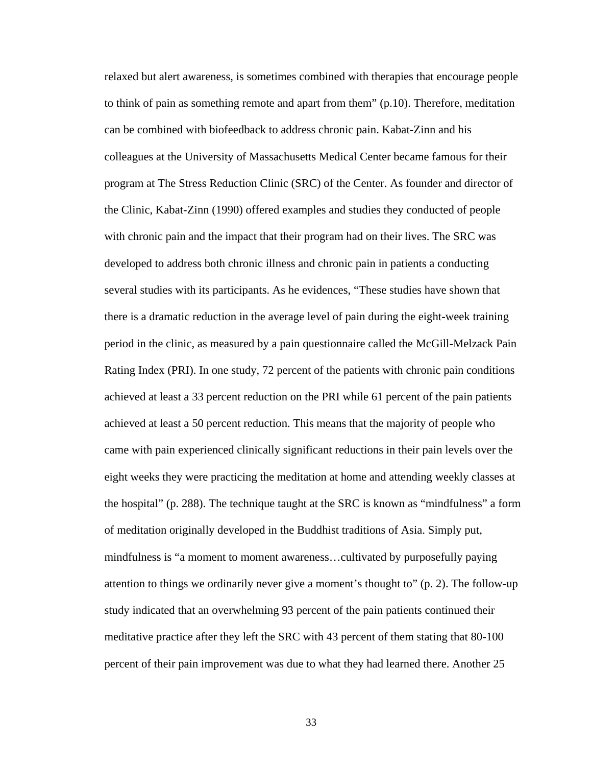relaxed but alert awareness, is sometimes combined with therapies that encourage people to think of pain as something remote and apart from them" (p.10). Therefore, meditation can be combined with biofeedback to address chronic pain. Kabat-Zinn and his colleagues at the University of Massachusetts Medical Center became famous for their program at The Stress Reduction Clinic (SRC) of the Center. As founder and director of the Clinic, Kabat-Zinn (1990) offered examples and studies they conducted of people with chronic pain and the impact that their program had on their lives. The SRC was developed to address both chronic illness and chronic pain in patients a conducting several studies with its participants. As he evidences, "These studies have shown that there is a dramatic reduction in the average level of pain during the eight-week training period in the clinic, as measured by a pain questionnaire called the McGill-Melzack Pain Rating Index (PRI). In one study, 72 percent of the patients with chronic pain conditions achieved at least a 33 percent reduction on the PRI while 61 percent of the pain patients achieved at least a 50 percent reduction. This means that the majority of people who came with pain experienced clinically significant reductions in their pain levels over the eight weeks they were practicing the meditation at home and attending weekly classes at the hospital" (p. 288). The technique taught at the SRC is known as "mindfulness" a form of meditation originally developed in the Buddhist traditions of Asia. Simply put, mindfulness is "a moment to moment awareness…cultivated by purposefully paying attention to things we ordinarily never give a moment's thought to" (p. 2). The follow-up study indicated that an overwhelming 93 percent of the pain patients continued their meditative practice after they left the SRC with 43 percent of them stating that 80-100 percent of their pain improvement was due to what they had learned there. Another 25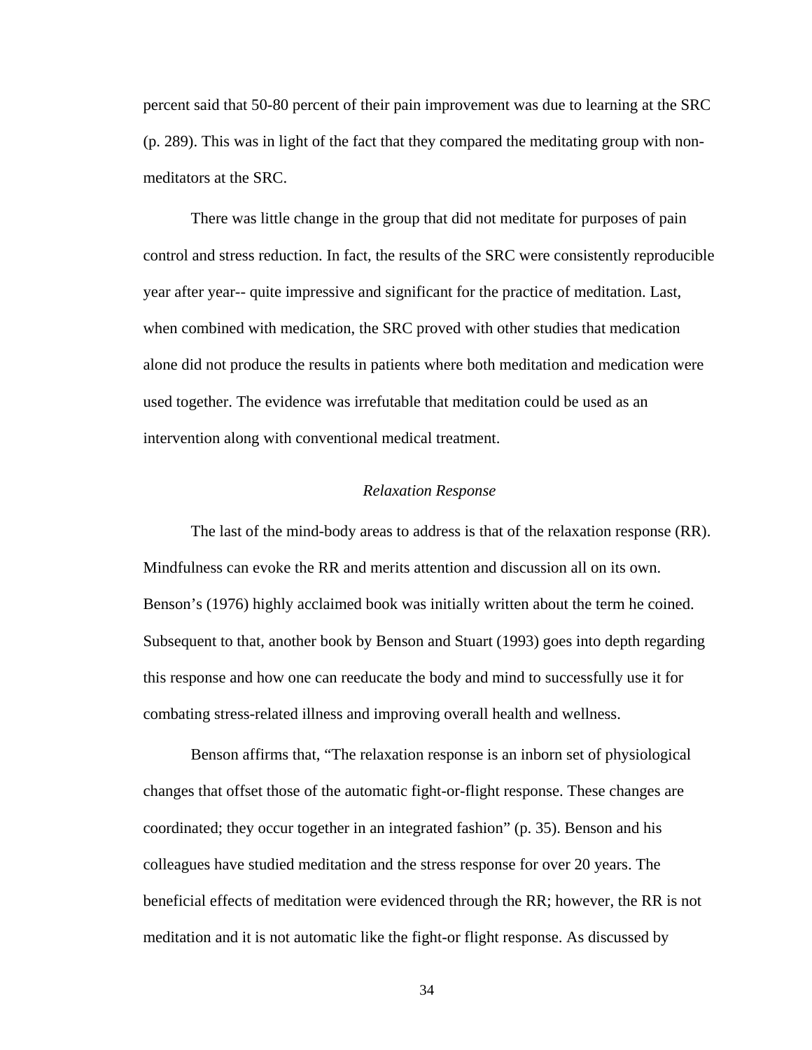percent said that 50-80 percent of their pain improvement was due to learning at the SRC (p. 289). This was in light of the fact that they compared the meditating group with non-meditators at the SRC.

There was little change in the group that did not meditate for purposes of pain control and stress reduction. In fact, the results of the SRC were consistently reproducible year after year-- quite impressive and significant for the practice of meditation. Last, when combined with medication, the SRC proved with other studies that medication alone did not produce the results in patients where both meditation and medication were used together. The evidence was irrefutable that meditation could be used as an intervention along with conventional medical treatment.

### *Relaxation Response*

The last of the mind-body areas to address is that of the relaxation response (RR). Mindfulness can evoke the RR and merits attention and discussion all on its own. Benson's (1976) highly acclaimed book was initially written about the term he coined. Subsequent to that, another book by Benson and Stuart (1993) goes into depth regarding this response and how one can reeducate the body and mind to successfully use it for combating stress-related illness and improving overall health and wellness.

Benson affirms that, "The relaxation response is an inborn set of physiological changes that offset those of the automatic fight-or-flight response. These changes are coordinated; they occur together in an integrated fashion" (p. 35). Benson and his colleagues have studied meditation and the stress response for over 20 years. The beneficial effects of meditation were evidenced through the RR; however, the RR is not meditation and it is not automatic like the fight-or flight response. As discussed by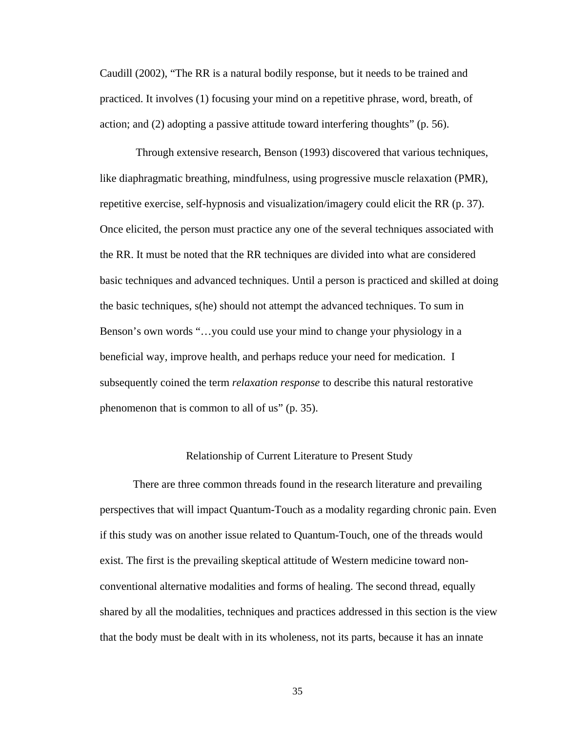Caudill (2002), “The RR is a natural bodily response, but it needs to be trained and practiced. It involves (1) focusing your mind on a repetitive phrase, word, breath, of action; and (2) adopting a passive attitude toward interfering thoughts” (p. 56).

Through extensive research, Benson (1993) discovered that various techniques, like diaphragmatic breathing, mindfulness, using progressive muscle relaxation (PMR), repetitive exercise, self-hypnosis and visualization/imagery could elicit the RR (p. 37). Once elicited, the person must practice any one of the several techniques associated with the RR. It must be noted that the RR techniques are divided into what are considered basic techniques and advanced techniques. Until a person is practiced and skilled at doing the basic techniques, s(he) should not attempt the advanced techniques. To sum in Benson’s own words “…you could use your mind to change your physiology in a beneficial way, improve health, and perhaps reduce your need for medication. I subsequently coined the term *relaxation response* to describe this natural restorative phenomenon that is common to all of us” (p. 35).

## Relationship of Current Literature to Present Study

There are three common threads found in the research literature and prevailing perspectives that will impact Quantum-Touch as a modality regarding chronic pain. Even if this study was on another issue related to Quantum-Touch, one of the threads would exist. The first is the prevailing skeptical attitude of Western medicine toward non-conventional alternative modalities and forms of healing. The second thread, equally shared by all the modalities, techniques and practices addressed in this section is the view that the body must be dealt with in its wholeness, not its parts, because it has an innate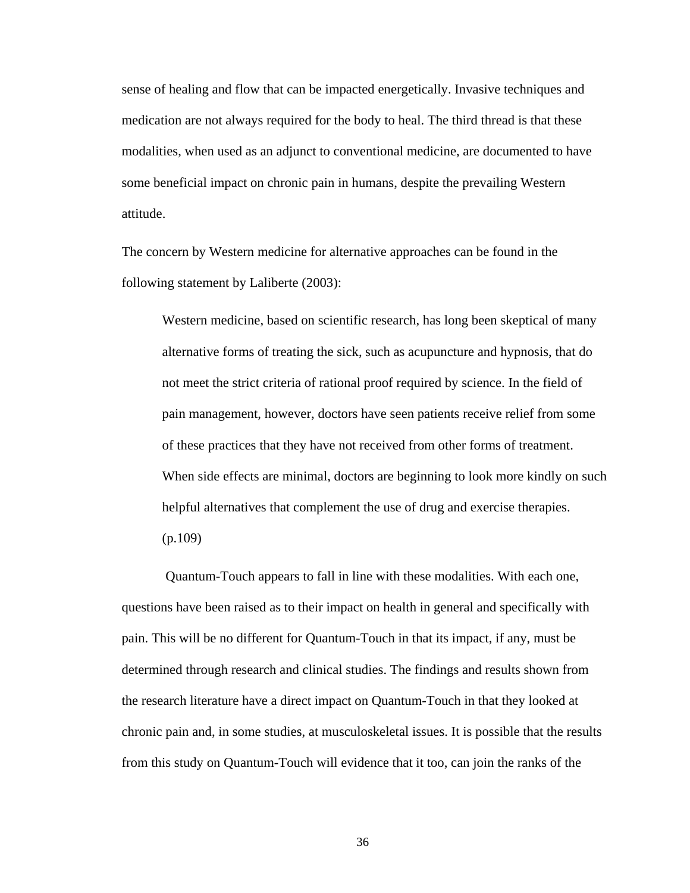sense of healing and flow that can be impacted energetically. Invasive techniques and medication are not always required for the body to heal. The third thread is that these modalities, when used as an adjunct to conventional medicine, are documented to have some beneficial impact on chronic pain in humans, despite the prevailing Western attitude.

The concern by Western medicine for alternative approaches can be found in the following statement by Laliberte (2003):

> Western medicine, based on scientific research, has long been skeptical of many alternative forms of treating the sick, such as acupuncture and hypnosis, that do not meet the strict criteria of rational proof required by science. In the field of pain management, however, doctors have seen patients receive relief from some of these practices that they have not received from other forms of treatment. When side effects are minimal, doctors are beginning to look more kindly on such helpful alternatives that complement the use of drug and exercise therapies. (p.109)

Quantum-Touch appears to fall in line with these modalities. With each one, questions have been raised as to their impact on health in general and specifically with pain. This will be no different for Quantum-Touch in that its impact, if any, must be determined through research and clinical studies. The findings and results shown from the research literature have a direct impact on Quantum-Touch in that they looked at chronic pain and, in some studies, at musculoskeletal issues. It is possible that the results from this study on Quantum-Touch will evidence that it too, can join the ranks of the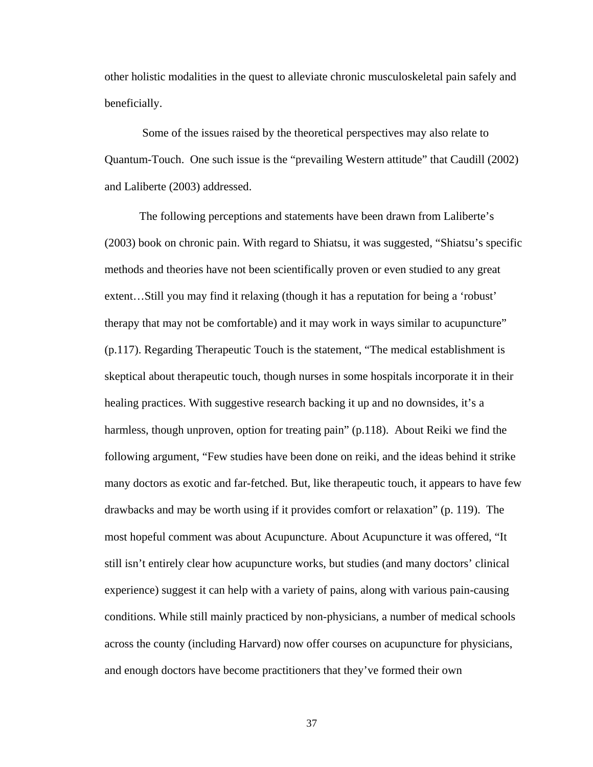other holistic modalities in the quest to alleviate chronic musculoskeletal pain safely and beneficially.

Some of the issues raised by the theoretical perspectives may also relate to Quantum-Touch. One such issue is the "prevailing Western attitude" that Caudill (2002) and Laliberte (2003) addressed.

The following perceptions and statements have been drawn from Laliberte's (2003) book on chronic pain. With regard to Shiatsu, it was suggested, "Shiatsu's specific methods and theories have not been scientifically proven or even studied to any great extent…Still you may find it relaxing (though it has a reputation for being a 'robust' therapy that may not be comfortable) and it may work in ways similar to acupuncture" (p.117). Regarding Therapeutic Touch is the statement, "The medical establishment is skeptical about therapeutic touch, though nurses in some hospitals incorporate it in their healing practices. With suggestive research backing it up and no downsides, it's a harmless, though unproven, option for treating pain" (p.118). About Reiki we find the following argument, "Few studies have been done on reiki, and the ideas behind it strike many doctors as exotic and far-fetched. But, like therapeutic touch, it appears to have few drawbacks and may be worth using if it provides comfort or relaxation" (p. 119). The most hopeful comment was about Acupuncture. About Acupuncture it was offered, "It still isn't entirely clear how acupuncture works, but studies (and many doctors' clinical experience) suggest it can help with a variety of pains, along with various pain-causing conditions. While still mainly practiced by non-physicians, a number of medical schools across the county (including Harvard) now offer courses on acupuncture for physicians, and enough doctors have become practitioners that they've formed their own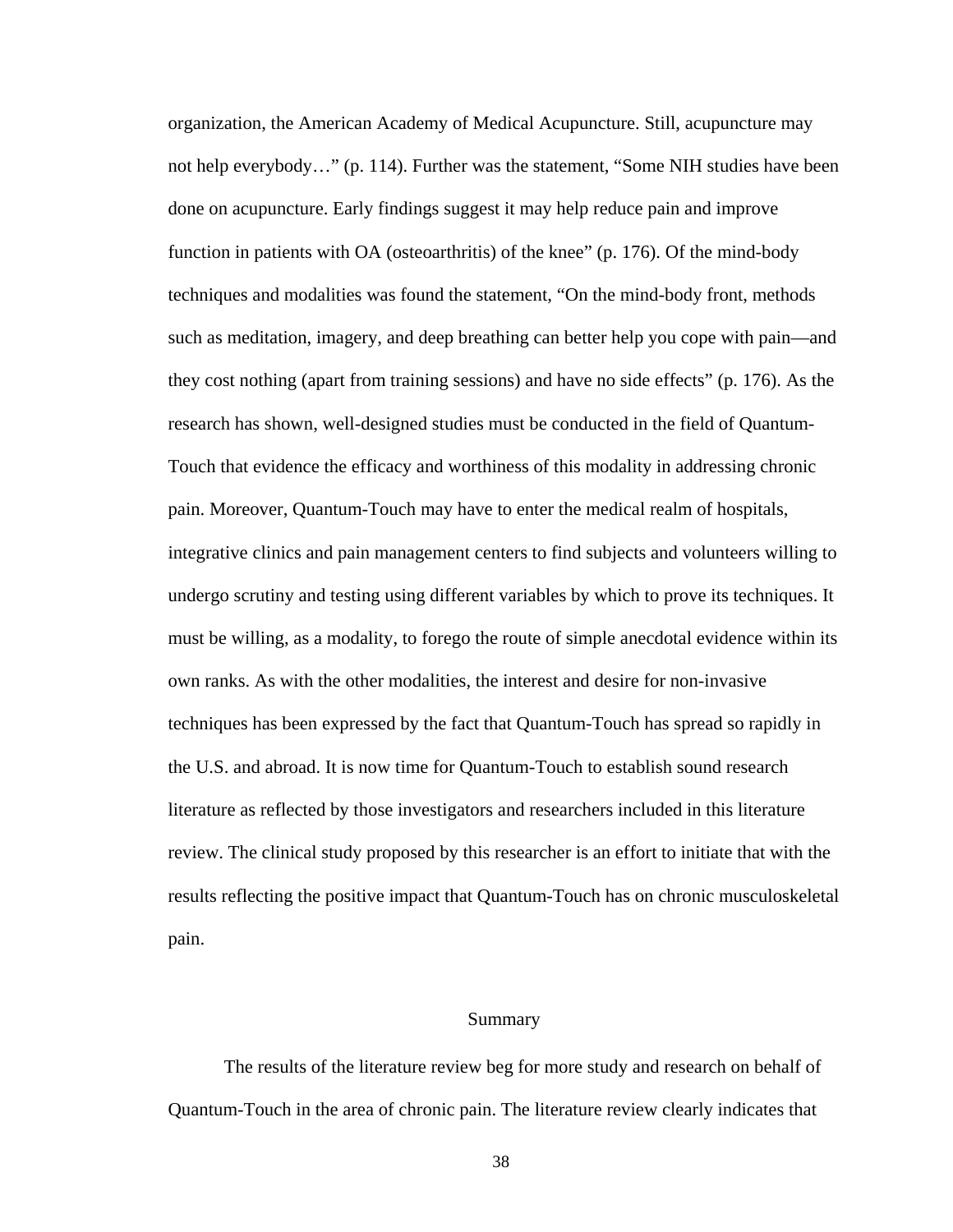organization, the American Academy of Medical Acupuncture. Still, acupuncture may not help everybody…" (p. 114). Further was the statement, "Some NIH studies have been done on acupuncture. Early findings suggest it may help reduce pain and improve function in patients with OA (osteoarthritis) of the knee" (p. 176). Of the mind-body techniques and modalities was found the statement, "On the mind-body front, methods such as meditation, imagery, and deep breathing can better help you cope with pain—and they cost nothing (apart from training sessions) and have no side effects" (p. 176). As the research has shown, well-designed studies must be conducted in the field of Quantum-Touch that evidence the efficacy and worthiness of this modality in addressing chronic pain. Moreover, Quantum-Touch may have to enter the medical realm of hospitals, integrative clinics and pain management centers to find subjects and volunteers willing to undergo scrutiny and testing using different variables by which to prove its techniques. It must be willing, as a modality, to forego the route of simple anecdotal evidence within its own ranks. As with the other modalities, the interest and desire for non-invasive techniques has been expressed by the fact that Quantum-Touch has spread so rapidly in the U.S. and abroad. It is now time for Quantum-Touch to establish sound research literature as reflected by those investigators and researchers included in this literature review. The clinical study proposed by this researcher is an effort to initiate that with the results reflecting the positive impact that Quantum-Touch has on chronic musculoskeletal pain.

## Summary

The results of the literature review beg for more study and research on behalf of Quantum-Touch in the area of chronic pain. The literature review clearly indicates that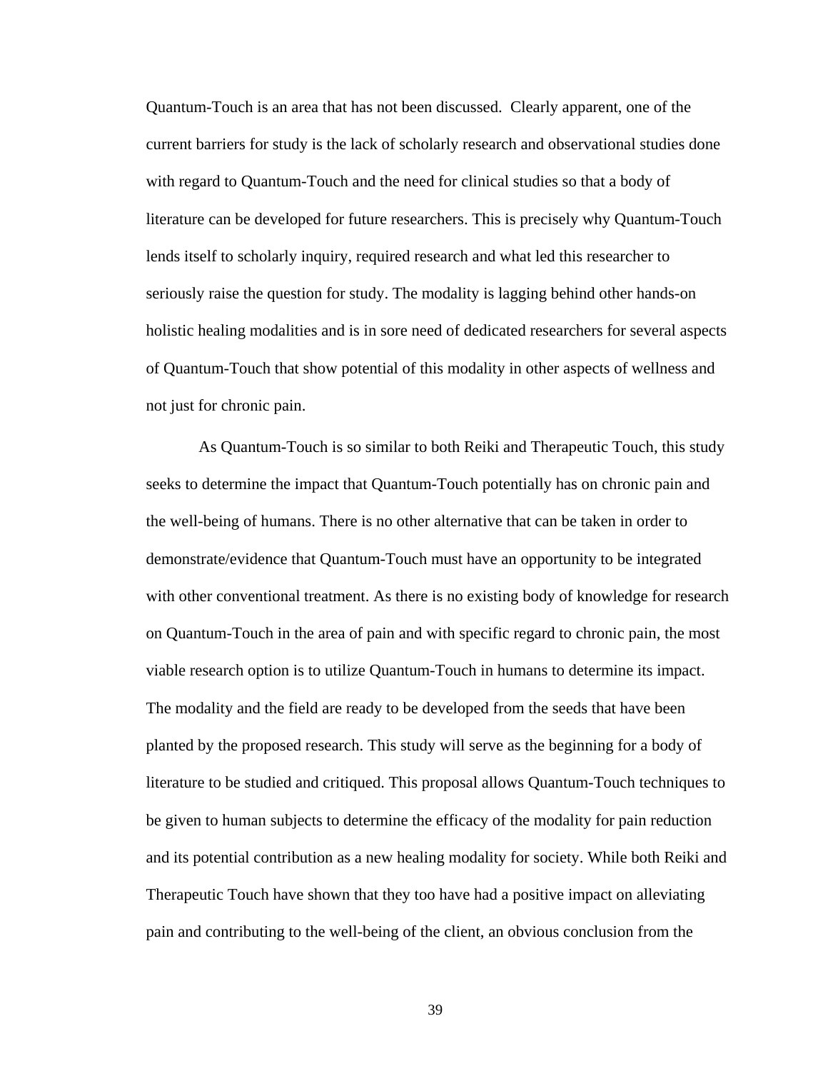Quantum-Touch is an area that has not been discussed. Clearly apparent, one of the current barriers for study is the lack of scholarly research and observational studies done with regard to Quantum-Touch and the need for clinical studies so that a body of literature can be developed for future researchers. This is precisely why Quantum-Touch lends itself to scholarly inquiry, required research and what led this researcher to seriously raise the question for study. The modality is lagging behind other hands-on holistic healing modalities and is in sore need of dedicated researchers for several aspects of Quantum-Touch that show potential of this modality in other aspects of wellness and not just for chronic pain.

As Quantum-Touch is so similar to both Reiki and Therapeutic Touch, this study seeks to determine the impact that Quantum-Touch potentially has on chronic pain and the well-being of humans. There is no other alternative that can be taken in order to demonstrate/evidence that Quantum-Touch must have an opportunity to be integrated with other conventional treatment. As there is no existing body of knowledge for research on Quantum-Touch in the area of pain and with specific regard to chronic pain, the most viable research option is to utilize Quantum-Touch in humans to determine its impact. The modality and the field are ready to be developed from the seeds that have been planted by the proposed research. This study will serve as the beginning for a body of literature to be studied and critiqued. This proposal allows Quantum-Touch techniques to be given to human subjects to determine the efficacy of the modality for pain reduction and its potential contribution as a new healing modality for society. While both Reiki and Therapeutic Touch have shown that they too have had a positive impact on alleviating pain and contributing to the well-being of the client, an obvious conclusion from the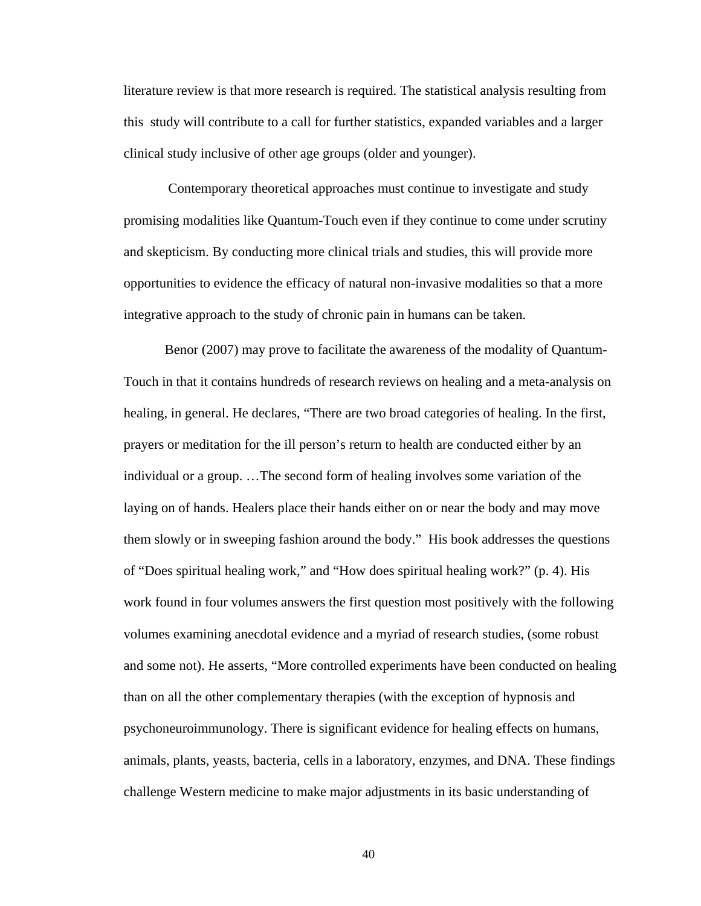literature review is that more research is required. The statistical analysis resulting from this study will contribute to a call for further statistics, expanded variables and a larger clinical study inclusive of other age groups (older and younger).

Contemporary theoretical approaches must continue to investigate and study promising modalities like Quantum-Touch even if they continue to come under scrutiny and skepticism. By conducting more clinical trials and studies, this will provide more opportunities to evidence the efficacy of natural non-invasive modalities so that a more integrative approach to the study of chronic pain in humans can be taken.

Benor (2007) may prove to facilitate the awareness of the modality of Quantum-Touch in that it contains hundreds of research reviews on healing and a meta-analysis on healing, in general. He declares, "There are two broad categories of healing. In the first, prayers or meditation for the ill person's return to health are conducted either by an individual or a group. …The second form of healing involves some variation of the laying on of hands. Healers place their hands either on or near the body and may move them slowly or in sweeping fashion around the body." His book addresses the questions of "Does spiritual healing work," and "How does spiritual healing work?" (p. 4). His work found in four volumes answers the first question most positively with the following volumes examining anecdotal evidence and a myriad of research studies, (some robust and some not). He asserts, "More controlled experiments have been conducted on healing than on all the other complementary therapies (with the exception of hypnosis and psychoneuroimmunology. There is significant evidence for healing effects on humans, animals, plants, yeasts, bacteria, cells in a laboratory, enzymes, and DNA. These findings challenge Western medicine to make major adjustments in its basic understanding of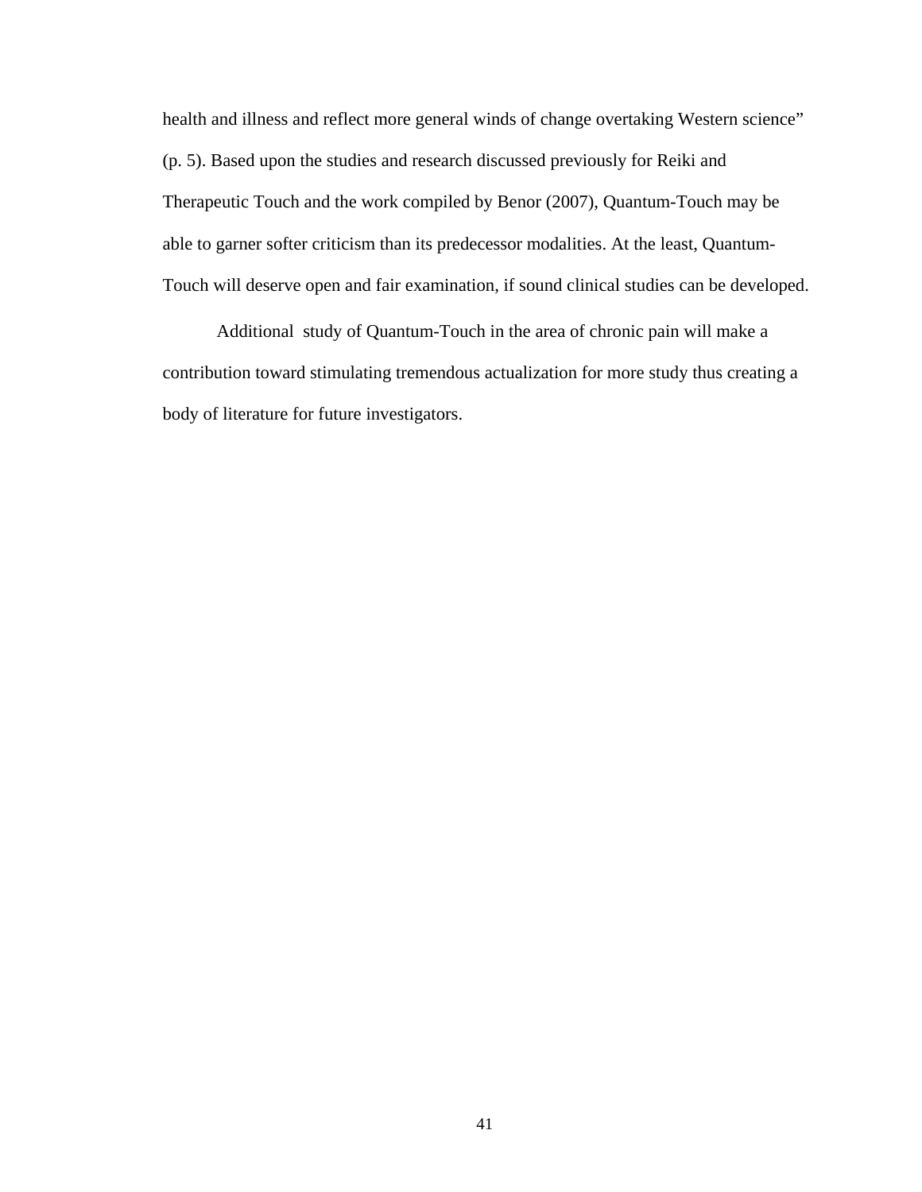health and illness and reflect more general winds of change overtaking Western science" (p. 5). Based upon the studies and research discussed previously for Reiki and Therapeutic Touch and the work compiled by Benor (2007), Quantum-Touch may be able to garner softer criticism than its predecessor modalities. At the least, Quantum-Touch will deserve open and fair examination, if sound clinical studies can be developed.

Additional study of Quantum-Touch in the area of chronic pain will make a contribution toward stimulating tremendous actualization for more study thus creating a body of literature for future investigators.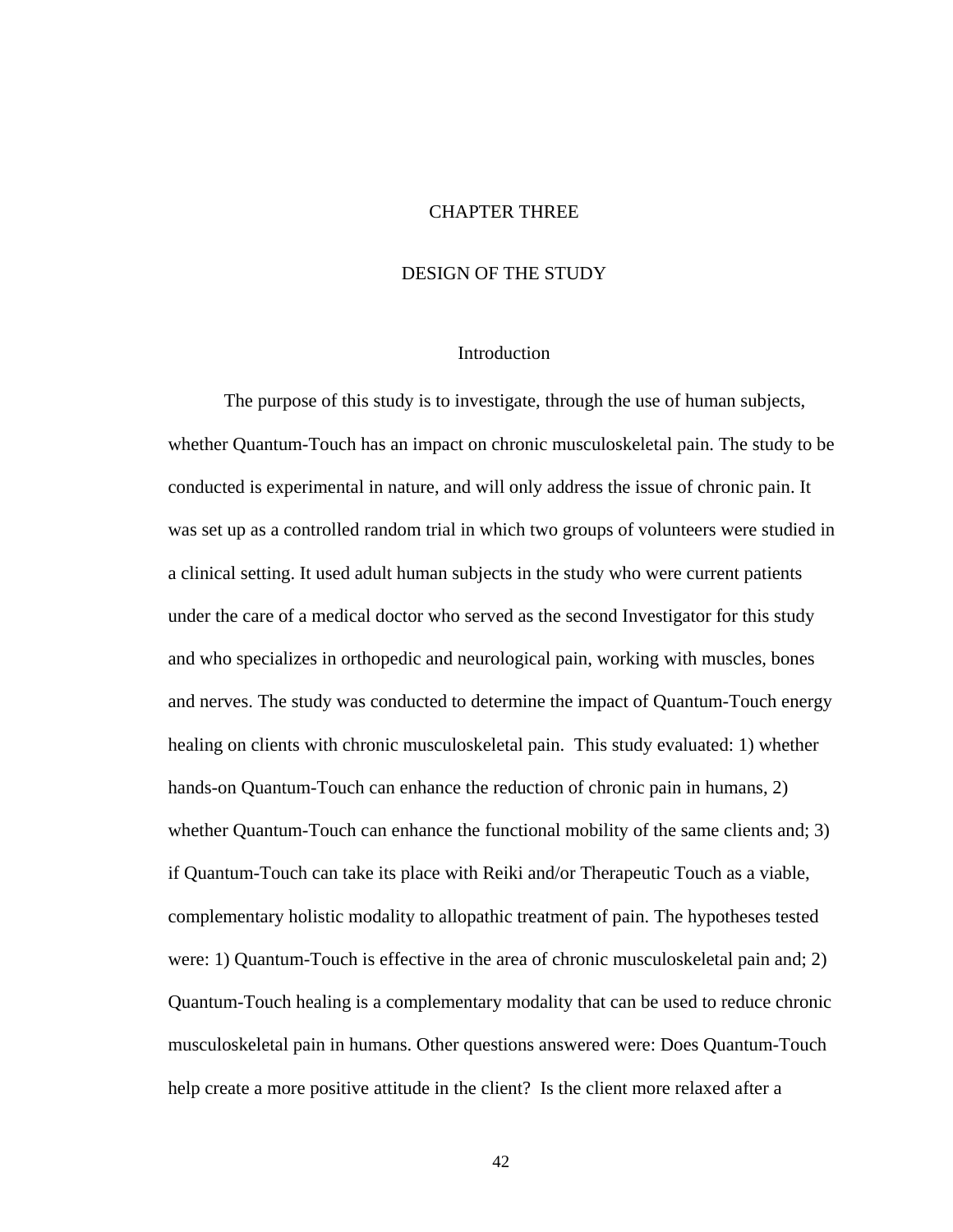# CHAPTER THREE

## DESIGN OF THE STUDY

### Introduction

The purpose of this study is to investigate, through the use of human subjects, whether Quantum-Touch has an impact on chronic musculoskeletal pain. The study to be conducted is experimental in nature, and will only address the issue of chronic pain. It was set up as a controlled random trial in which two groups of volunteers were studied in a clinical setting. It used adult human subjects in the study who were current patients under the care of a medical doctor who served as the second Investigator for this study and who specializes in orthopedic and neurological pain, working with muscles, bones and nerves. The study was conducted to determine the impact of Quantum-Touch energy healing on clients with chronic musculoskeletal pain. This study evaluated: 1) whether hands-on Quantum-Touch can enhance the reduction of chronic pain in humans, 2) whether Quantum-Touch can enhance the functional mobility of the same clients and; 3) if Quantum-Touch can take its place with Reiki and/or Therapeutic Touch as a viable, complementary holistic modality to allopathic treatment of pain. The hypotheses tested were: 1) Quantum-Touch is effective in the area of chronic musculoskeletal pain and; 2) Quantum-Touch healing is a complementary modality that can be used to reduce chronic musculoskeletal pain in humans. Other questions answered were: Does Quantum-Touch help create a more positive attitude in the client? Is the client more relaxed after a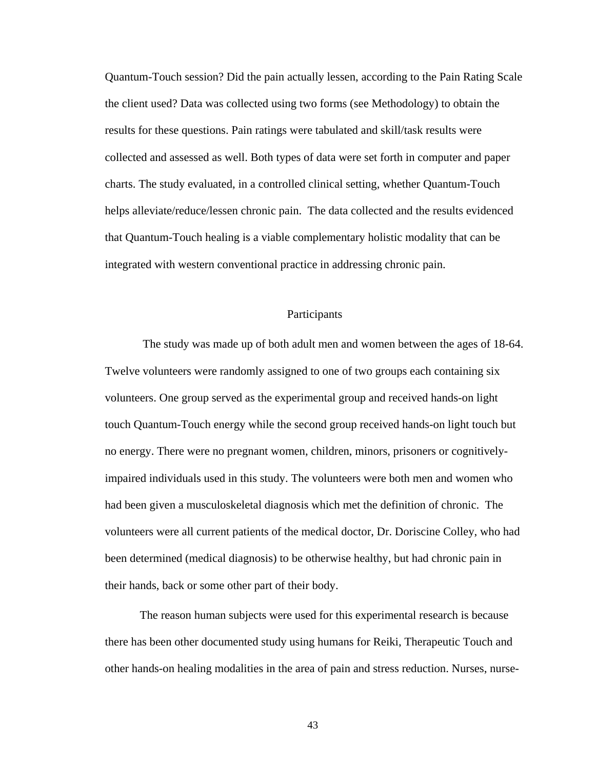Quantum-Touch session? Did the pain actually lessen, according to the Pain Rating Scale the client used? Data was collected using two forms (see Methodology) to obtain the results for these questions. Pain ratings were tabulated and skill/task results were collected and assessed as well. Both types of data were set forth in computer and paper charts. The study evaluated, in a controlled clinical setting, whether Quantum-Touch helps alleviate/reduce/lessen chronic pain. The data collected and the results evidenced that Quantum-Touch healing is a viable complementary holistic modality that can be integrated with western conventional practice in addressing chronic pain.

## Participants

The study was made up of both adult men and women between the ages of 18-64. Twelve volunteers were randomly assigned to one of two groups each containing six volunteers. One group served as the experimental group and received hands-on light touch Quantum-Touch energy while the second group received hands-on light touch but no energy. There were no pregnant women, children, minors, prisoners or cognitively-impaired individuals used in this study. The volunteers were both men and women who had been given a musculoskeletal diagnosis which met the definition of chronic. The volunteers were all current patients of the medical doctor, Dr. Doriscine Colley, who had been determined (medical diagnosis) to be otherwise healthy, but had chronic pain in their hands, back or some other part of their body.

The reason human subjects were used for this experimental research is because there has been other documented study using humans for Reiki, Therapeutic Touch and other hands-on healing modalities in the area of pain and stress reduction. Nurses, nurse-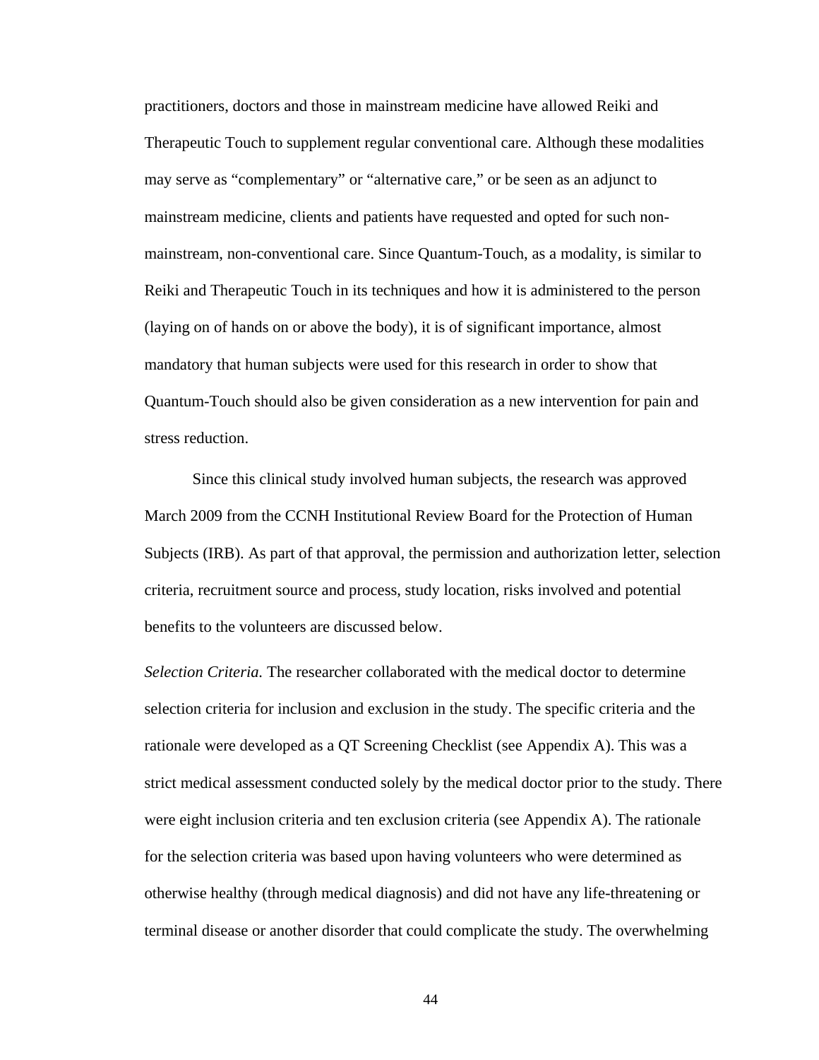practitioners, doctors and those in mainstream medicine have allowed Reiki and Therapeutic Touch to supplement regular conventional care. Although these modalities may serve as "complementary" or "alternative care," or be seen as an adjunct to mainstream medicine, clients and patients have requested and opted for such non-mainstream, non-conventional care. Since Quantum-Touch, as a modality, is similar to Reiki and Therapeutic Touch in its techniques and how it is administered to the person (laying on of hands on or above the body), it is of significant importance, almost mandatory that human subjects were used for this research in order to show that Quantum-Touch should also be given consideration as a new intervention for pain and stress reduction.

Since this clinical study involved human subjects, the research was approved March 2009 from the CCNH Institutional Review Board for the Protection of Human Subjects (IRB). As part of that approval, the permission and authorization letter, selection criteria, recruitment source and process, study location, risks involved and potential benefits to the volunteers are discussed below.

*Selection Criteria.* The researcher collaborated with the medical doctor to determine selection criteria for inclusion and exclusion in the study. The specific criteria and the rationale were developed as a QT Screening Checklist (see Appendix A). This was a strict medical assessment conducted solely by the medical doctor prior to the study. There were eight inclusion criteria and ten exclusion criteria (see Appendix A). The rationale for the selection criteria was based upon having volunteers who were determined as otherwise healthy (through medical diagnosis) and did not have any life-threatening or terminal disease or another disorder that could complicate the study. The overwhelming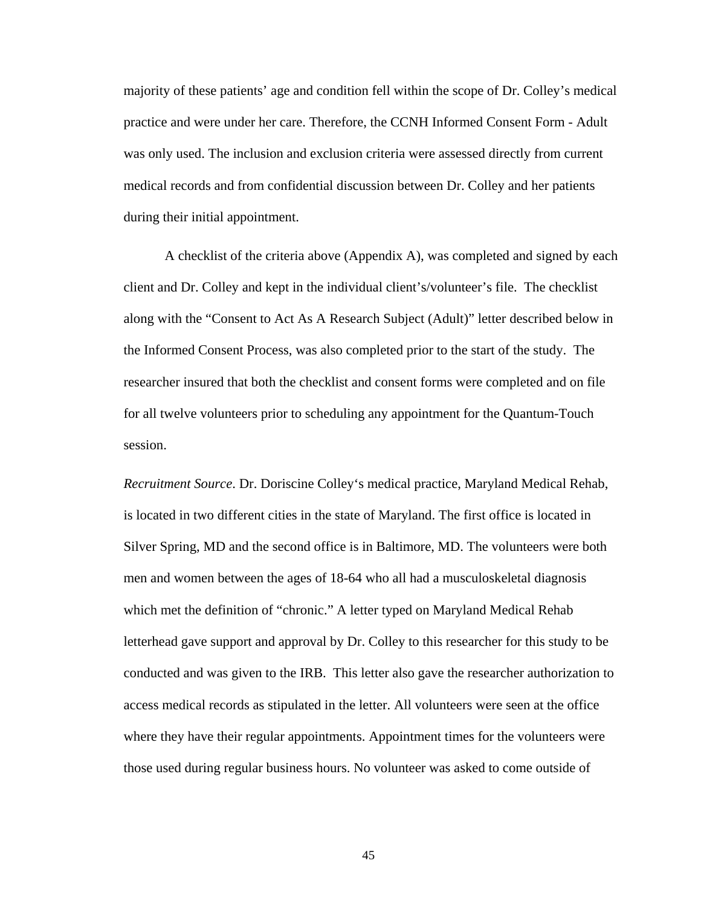majority of these patients' age and condition fell within the scope of Dr. Colley's medical practice and were under her care. Therefore, the CCNH Informed Consent Form - Adult was only used. The inclusion and exclusion criteria were assessed directly from current medical records and from confidential discussion between Dr. Colley and her patients during their initial appointment.

A checklist of the criteria above (Appendix A), was completed and signed by each client and Dr. Colley and kept in the individual client's/volunteer's file. The checklist along with the "Consent to Act As A Research Subject (Adult)" letter described below in the Informed Consent Process, was also completed prior to the start of the study. The researcher insured that both the checklist and consent forms were completed and on file for all twelve volunteers prior to scheduling any appointment for the Quantum-Touch session.

*Recruitment Source*. Dr. Doriscine Colley's medical practice, Maryland Medical Rehab, is located in two different cities in the state of Maryland. The first office is located in Silver Spring, MD and the second office is in Baltimore, MD. The volunteers were both men and women between the ages of 18-64 who all had a musculoskeletal diagnosis which met the definition of "chronic." A letter typed on Maryland Medical Rehab letterhead gave support and approval by Dr. Colley to this researcher for this study to be conducted and was given to the IRB. This letter also gave the researcher authorization to access medical records as stipulated in the letter. All volunteers were seen at the office where they have their regular appointments. Appointment times for the volunteers were those used during regular business hours. No volunteer was asked to come outside of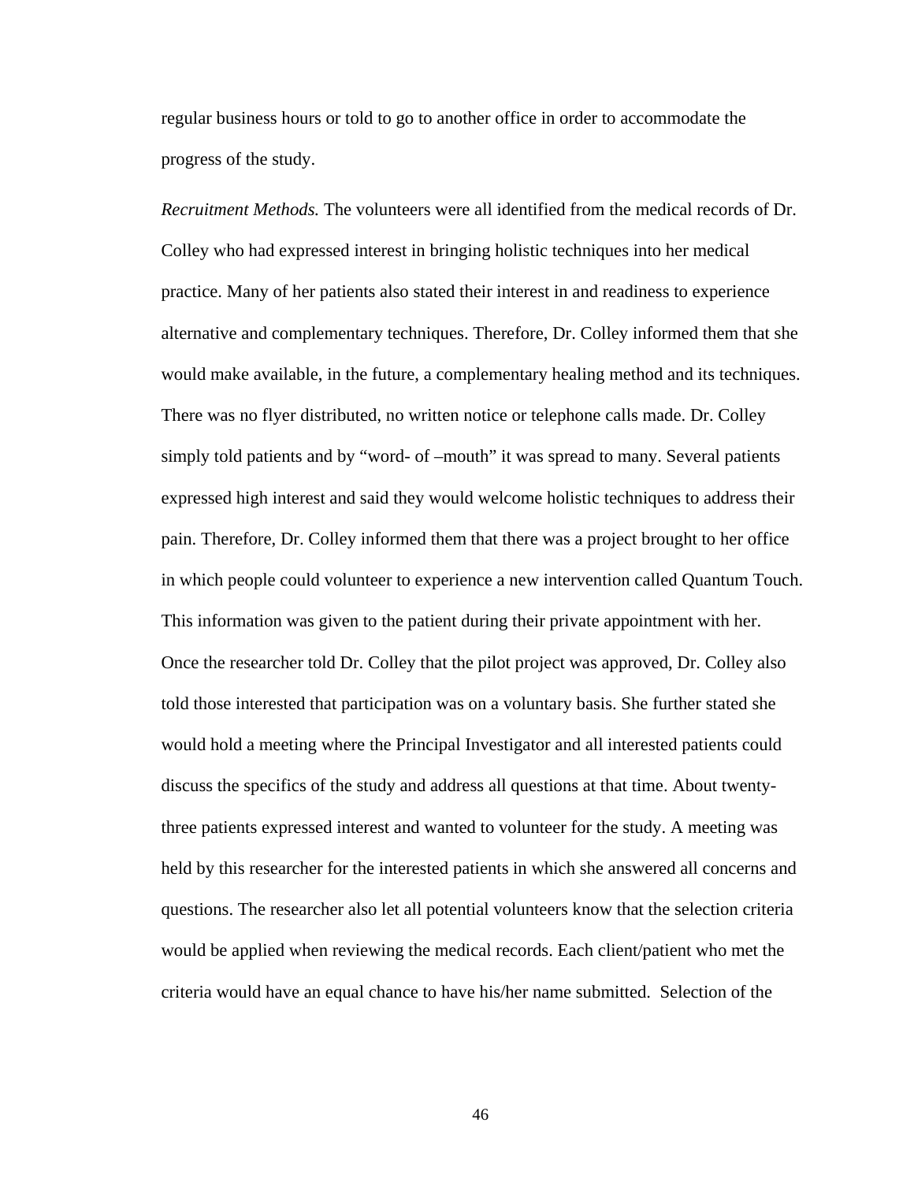regular business hours or told to go to another office in order to accommodate the progress of the study.

*Recruitment Methods.* The volunteers were all identified from the medical records of Dr. Colley who had expressed interest in bringing holistic techniques into her medical practice. Many of her patients also stated their interest in and readiness to experience alternative and complementary techniques. Therefore, Dr. Colley informed them that she would make available, in the future, a complementary healing method and its techniques. There was no flyer distributed, no written notice or telephone calls made. Dr. Colley simply told patients and by "word- of –mouth" it was spread to many. Several patients expressed high interest and said they would welcome holistic techniques to address their pain. Therefore, Dr. Colley informed them that there was a project brought to her office in which people could volunteer to experience a new intervention called Quantum Touch. This information was given to the patient during their private appointment with her. Once the researcher told Dr. Colley that the pilot project was approved, Dr. Colley also told those interested that participation was on a voluntary basis. She further stated she would hold a meeting where the Principal Investigator and all interested patients could discuss the specifics of the study and address all questions at that time. About twenty-three patients expressed interest and wanted to volunteer for the study. A meeting was held by this researcher for the interested patients in which she answered all concerns and questions. The researcher also let all potential volunteers know that the selection criteria would be applied when reviewing the medical records. Each client/patient who met the criteria would have an equal chance to have his/her name submitted. Selection of the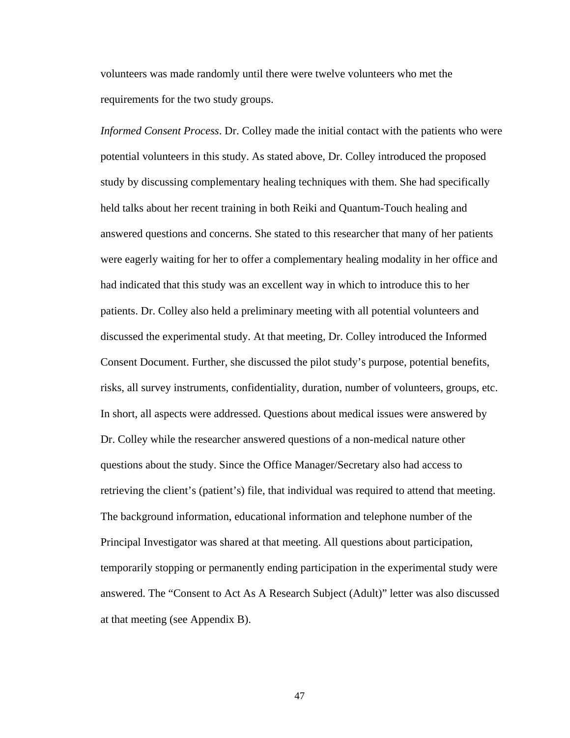volunteers was made randomly until there were twelve volunteers who met the requirements for the two study groups.

*Informed Consent Process*. Dr. Colley made the initial contact with the patients who were potential volunteers in this study. As stated above, Dr. Colley introduced the proposed study by discussing complementary healing techniques with them. She had specifically held talks about her recent training in both Reiki and Quantum-Touch healing and answered questions and concerns. She stated to this researcher that many of her patients were eagerly waiting for her to offer a complementary healing modality in her office and had indicated that this study was an excellent way in which to introduce this to her patients. Dr. Colley also held a preliminary meeting with all potential volunteers and discussed the experimental study. At that meeting, Dr. Colley introduced the Informed Consent Document. Further, she discussed the pilot study's purpose, potential benefits, risks, all survey instruments, confidentiality, duration, number of volunteers, groups, etc. In short, all aspects were addressed. Questions about medical issues were answered by Dr. Colley while the researcher answered questions of a non-medical nature other questions about the study. Since the Office Manager/Secretary also had access to retrieving the client's (patient's) file, that individual was required to attend that meeting. The background information, educational information and telephone number of the Principal Investigator was shared at that meeting. All questions about participation, temporarily stopping or permanently ending participation in the experimental study were answered. The "Consent to Act As A Research Subject (Adult)" letter was also discussed at that meeting (see Appendix B).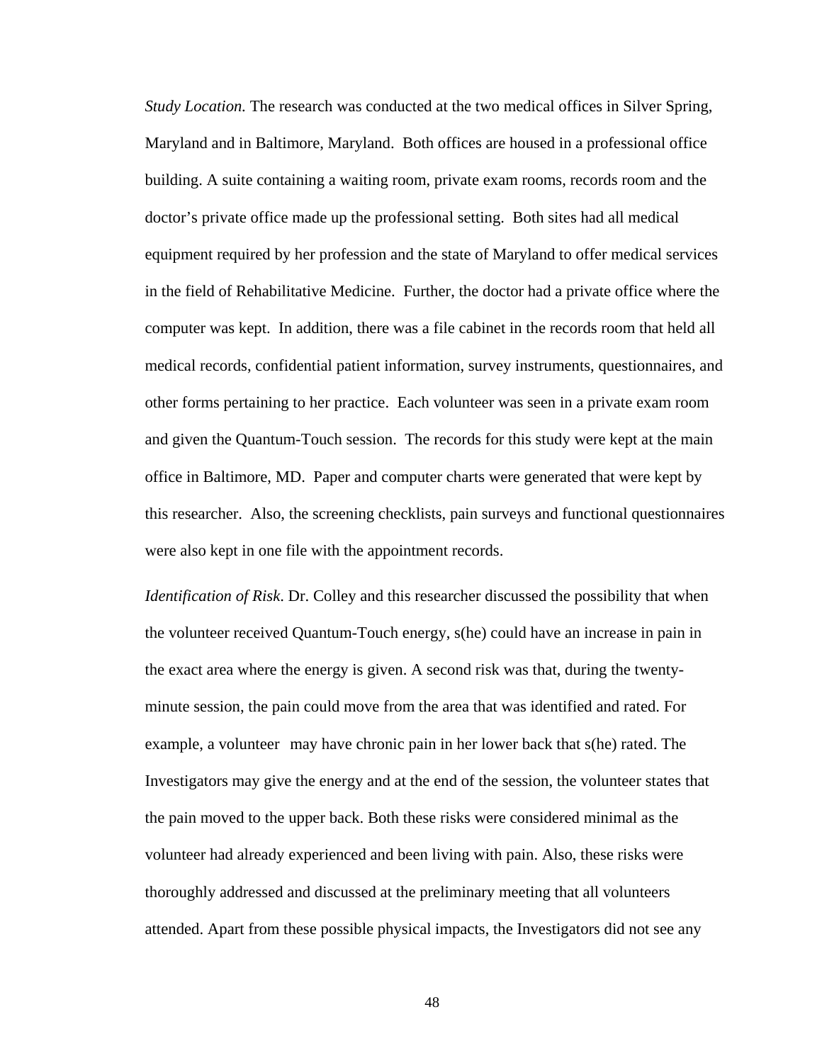*Study Location.* The research was conducted at the two medical offices in Silver Spring, Maryland and in Baltimore, Maryland. Both offices are housed in a professional office building. A suite containing a waiting room, private exam rooms, records room and the doctor's private office made up the professional setting. Both sites had all medical equipment required by her profession and the state of Maryland to offer medical services in the field of Rehabilitative Medicine. Further, the doctor had a private office where the computer was kept. In addition, there was a file cabinet in the records room that held all medical records, confidential patient information, survey instruments, questionnaires, and other forms pertaining to her practice. Each volunteer was seen in a private exam room and given the Quantum-Touch session. The records for this study were kept at the main office in Baltimore, MD. Paper and computer charts were generated that were kept by this researcher. Also, the screening checklists, pain surveys and functional questionnaires were also kept in one file with the appointment records.

*Identification of Risk*. Dr. Colley and this researcher discussed the possibility that when the volunteer received Quantum-Touch energy, s(he) could have an increase in pain in the exact area where the energy is given. A second risk was that, during the twenty-minute session, the pain could move from the area that was identified and rated. For example, a volunteer may have chronic pain in her lower back that s(he) rated. The Investigators may give the energy and at the end of the session, the volunteer states that the pain moved to the upper back. Both these risks were considered minimal as the volunteer had already experienced and been living with pain. Also, these risks were thoroughly addressed and discussed at the preliminary meeting that all volunteers attended. Apart from these possible physical impacts, the Investigators did not see any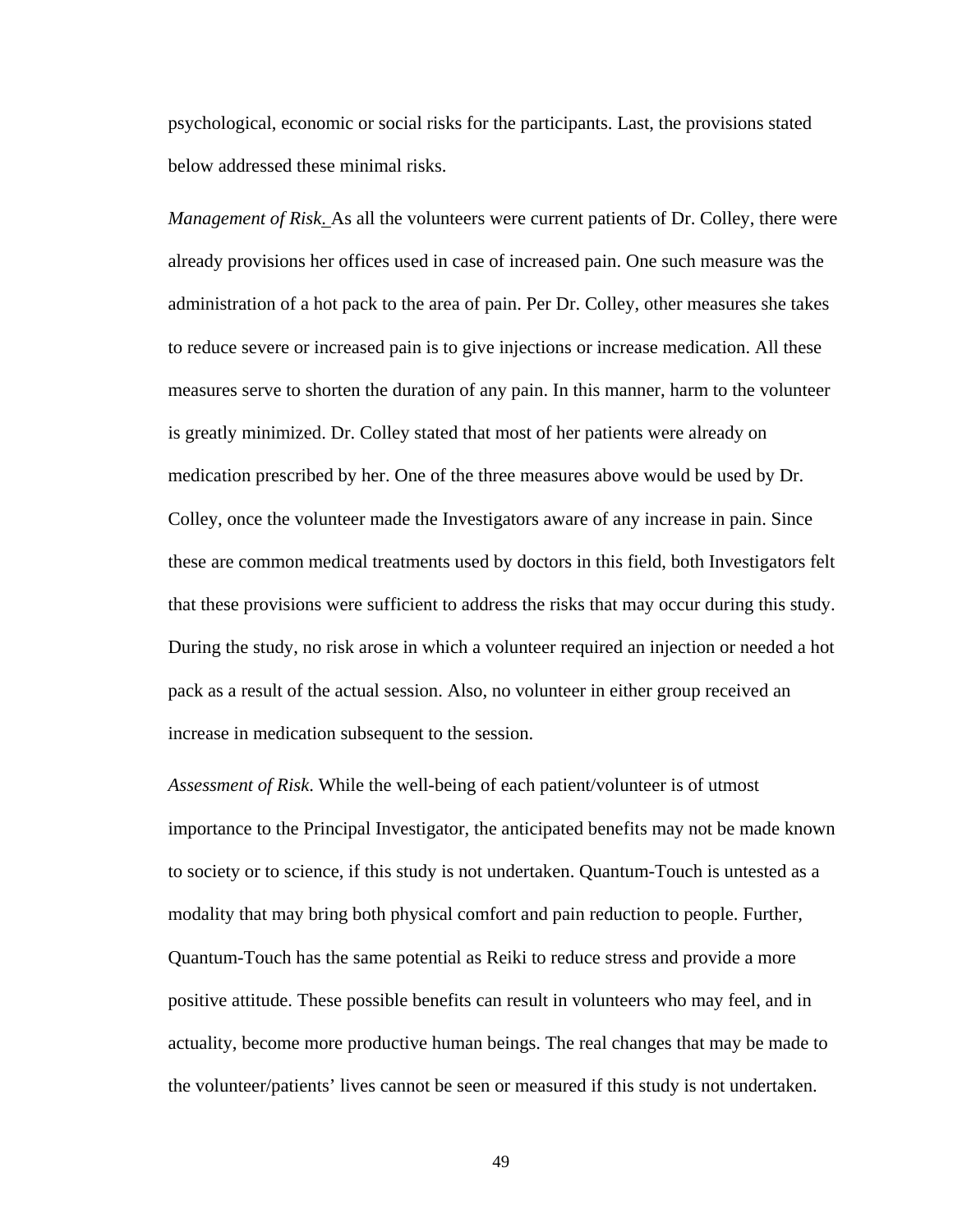psychological, economic or social risks for the participants. Last, the provisions stated below addressed these minimal risks.

*Management of Risk.* As all the volunteers were current patients of Dr. Colley, there were already provisions her offices used in case of increased pain. One such measure was the administration of a hot pack to the area of pain. Per Dr. Colley, other measures she takes to reduce severe or increased pain is to give injections or increase medication. All these measures serve to shorten the duration of any pain. In this manner, harm to the volunteer is greatly minimized. Dr. Colley stated that most of her patients were already on medication prescribed by her. One of the three measures above would be used by Dr. Colley, once the volunteer made the Investigators aware of any increase in pain. Since these are common medical treatments used by doctors in this field, both Investigators felt that these provisions were sufficient to address the risks that may occur during this study. During the study, no risk arose in which a volunteer required an injection or needed a hot pack as a result of the actual session. Also, no volunteer in either group received an increase in medication subsequent to the session.

*Assessment of Risk*. While the well-being of each patient/volunteer is of utmost importance to the Principal Investigator, the anticipated benefits may not be made known to society or to science, if this study is not undertaken. Quantum-Touch is untested as a modality that may bring both physical comfort and pain reduction to people. Further, Quantum-Touch has the same potential as Reiki to reduce stress and provide a more positive attitude. These possible benefits can result in volunteers who may feel, and in actuality, become more productive human beings. The real changes that may be made to the volunteer/patients' lives cannot be seen or measured if this study is not undertaken.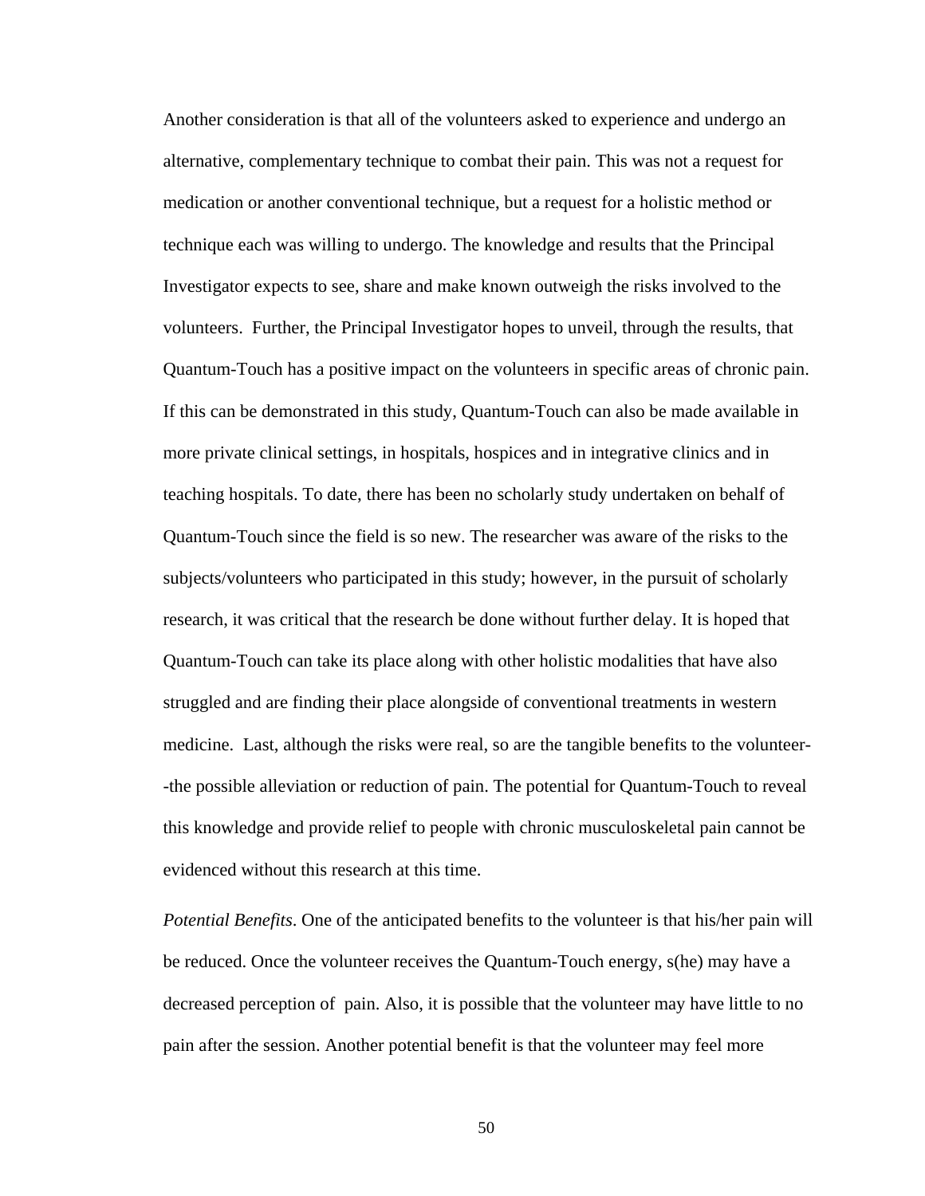Another consideration is that all of the volunteers asked to experience and undergo an alternative, complementary technique to combat their pain. This was not a request for medication or another conventional technique, but a request for a holistic method or technique each was willing to undergo. The knowledge and results that the Principal Investigator expects to see, share and make known outweigh the risks involved to the volunteers. Further, the Principal Investigator hopes to unveil, through the results, that Quantum-Touch has a positive impact on the volunteers in specific areas of chronic pain. If this can be demonstrated in this study, Quantum-Touch can also be made available in more private clinical settings, in hospitals, hospices and in integrative clinics and in teaching hospitals. To date, there has been no scholarly study undertaken on behalf of Quantum-Touch since the field is so new. The researcher was aware of the risks to the subjects/volunteers who participated in this study; however, in the pursuit of scholarly research, it was critical that the research be done without further delay. It is hoped that Quantum-Touch can take its place along with other holistic modalities that have also struggled and are finding their place alongside of conventional treatments in western medicine. Last, although the risks were real, so are the tangible benefits to the volunteer--the possible alleviation or reduction of pain. The potential for Quantum-Touch to reveal this knowledge and provide relief to people with chronic musculoskeletal pain cannot be evidenced without this research at this time.

*Potential Benefits*. One of the anticipated benefits to the volunteer is that his/her pain will be reduced. Once the volunteer receives the Quantum-Touch energy, s(he) may have a decreased perception of pain. Also, it is possible that the volunteer may have little to no pain after the session. Another potential benefit is that the volunteer may feel more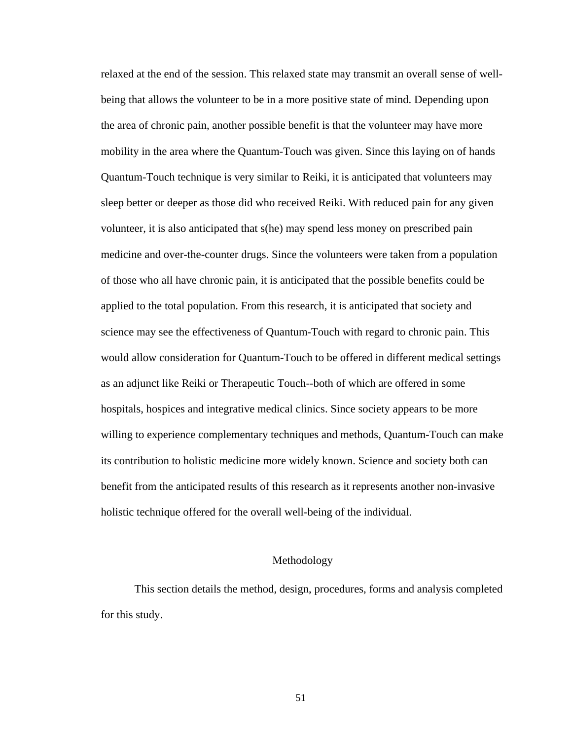relaxed at the end of the session. This relaxed state may transmit an overall sense of well-being that allows the volunteer to be in a more positive state of mind. Depending upon the area of chronic pain, another possible benefit is that the volunteer may have more mobility in the area where the Quantum-Touch was given. Since this laying on of hands Quantum-Touch technique is very similar to Reiki, it is anticipated that volunteers may sleep better or deeper as those did who received Reiki. With reduced pain for any given volunteer, it is also anticipated that s(he) may spend less money on prescribed pain medicine and over-the-counter drugs. Since the volunteers were taken from a population of those who all have chronic pain, it is anticipated that the possible benefits could be applied to the total population. From this research, it is anticipated that society and science may see the effectiveness of Quantum-Touch with regard to chronic pain. This would allow consideration for Quantum-Touch to be offered in different medical settings as an adjunct like Reiki or Therapeutic Touch--both of which are offered in some hospitals, hospices and integrative medical clinics. Since society appears to be more willing to experience complementary techniques and methods, Quantum-Touch can make its contribution to holistic medicine more widely known. Science and society both can benefit from the anticipated results of this research as it represents another non-invasive holistic technique offered for the overall well-being of the individual.

## Methodology

This section details the method, design, procedures, forms and analysis completed for this study.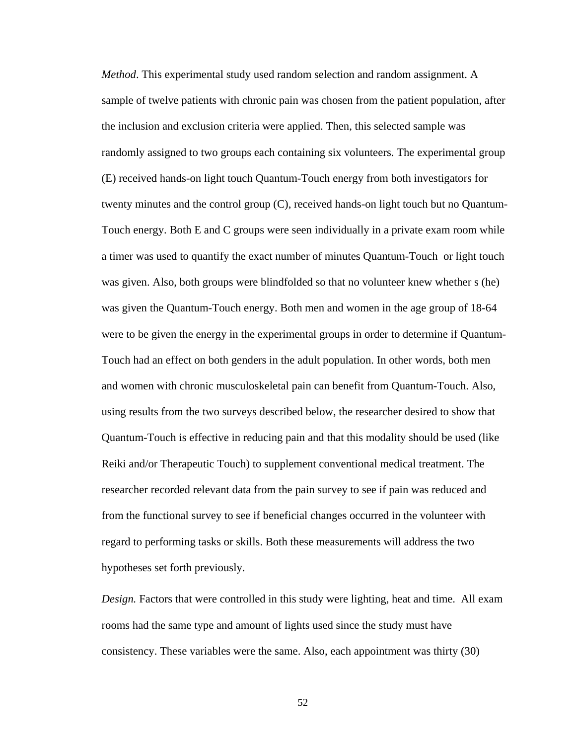*Method*. This experimental study used random selection and random assignment. A sample of twelve patients with chronic pain was chosen from the patient population, after the inclusion and exclusion criteria were applied. Then, this selected sample was randomly assigned to two groups each containing six volunteers. The experimental group (E) received hands-on light touch Quantum-Touch energy from both investigators for twenty minutes and the control group (C), received hands-on light touch but no Quantum-Touch energy. Both E and C groups were seen individually in a private exam room while a timer was used to quantify the exact number of minutes Quantum-Touch or light touch was given. Also, both groups were blindfolded so that no volunteer knew whether s (he) was given the Quantum-Touch energy. Both men and women in the age group of 18-64 were to be given the energy in the experimental groups in order to determine if Quantum-Touch had an effect on both genders in the adult population. In other words, both men and women with chronic musculoskeletal pain can benefit from Quantum-Touch. Also, using results from the two surveys described below, the researcher desired to show that Quantum-Touch is effective in reducing pain and that this modality should be used (like Reiki and/or Therapeutic Touch) to supplement conventional medical treatment. The researcher recorded relevant data from the pain survey to see if pain was reduced and from the functional survey to see if beneficial changes occurred in the volunteer with regard to performing tasks or skills. Both these measurements will address the two hypotheses set forth previously.

*Design.* Factors that were controlled in this study were lighting, heat and time. All exam rooms had the same type and amount of lights used since the study must have consistency. These variables were the same. Also, each appointment was thirty (30)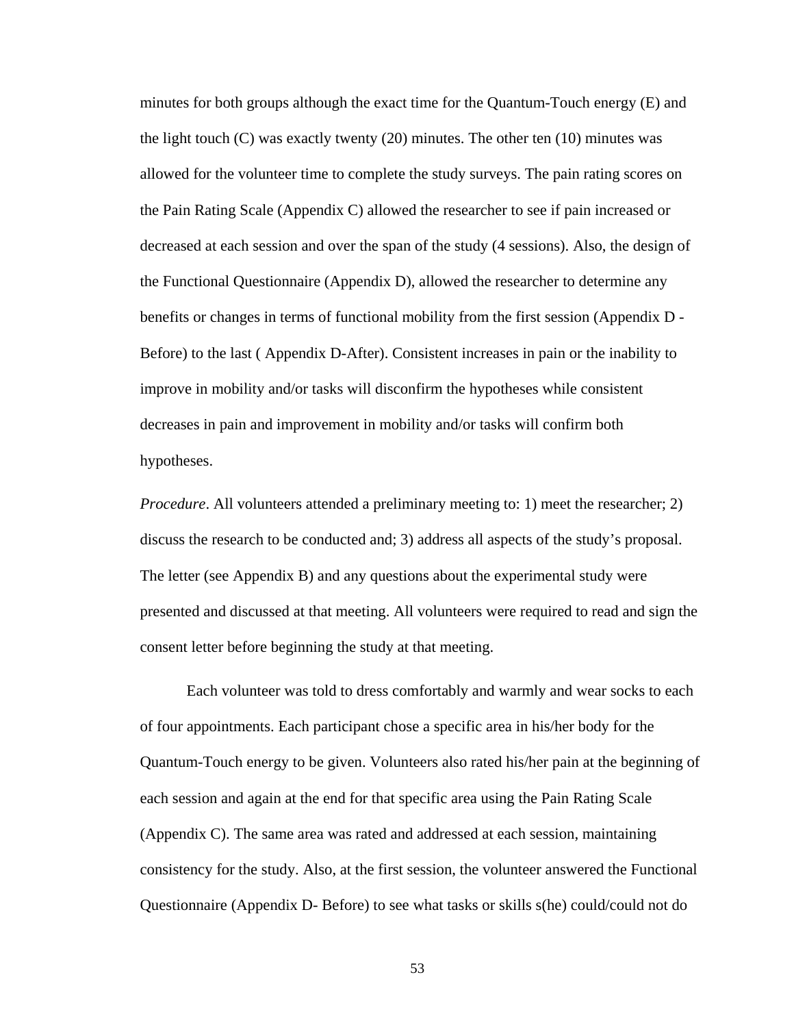minutes for both groups although the exact time for the Quantum-Touch energy (E) and the light touch (C) was exactly twenty (20) minutes. The other ten (10) minutes was allowed for the volunteer time to complete the study surveys. The pain rating scores on the Pain Rating Scale (Appendix C) allowed the researcher to see if pain increased or decreased at each session and over the span of the study (4 sessions). Also, the design of the Functional Questionnaire (Appendix D), allowed the researcher to determine any benefits or changes in terms of functional mobility from the first session (Appendix D - Before) to the last ( Appendix D-After). Consistent increases in pain or the inability to improve in mobility and/or tasks will disconfirm the hypotheses while consistent decreases in pain and improvement in mobility and/or tasks will confirm both hypotheses.

*Procedure*. All volunteers attended a preliminary meeting to: 1) meet the researcher; 2) discuss the research to be conducted and; 3) address all aspects of the study's proposal. The letter (see Appendix B) and any questions about the experimental study were presented and discussed at that meeting. All volunteers were required to read and sign the consent letter before beginning the study at that meeting.

Each volunteer was told to dress comfortably and warmly and wear socks to each of four appointments. Each participant chose a specific area in his/her body for the Quantum-Touch energy to be given. Volunteers also rated his/her pain at the beginning of each session and again at the end for that specific area using the Pain Rating Scale (Appendix C). The same area was rated and addressed at each session, maintaining consistency for the study. Also, at the first session, the volunteer answered the Functional Questionnaire (Appendix D- Before) to see what tasks or skills s(he) could/could not do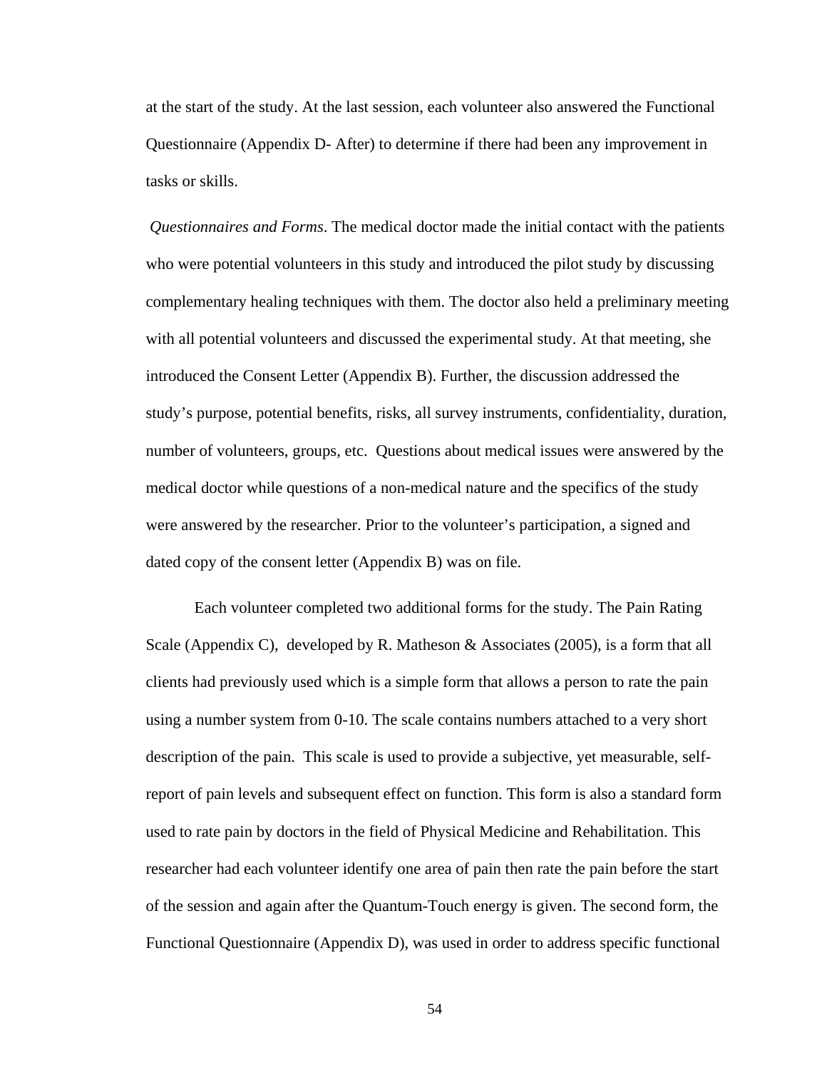at the start of the study. At the last session, each volunteer also answered the Functional Questionnaire (Appendix D- After) to determine if there had been any improvement in tasks or skills.

*Questionnaires and Forms*. The medical doctor made the initial contact with the patients who were potential volunteers in this study and introduced the pilot study by discussing complementary healing techniques with them. The doctor also held a preliminary meeting with all potential volunteers and discussed the experimental study. At that meeting, she introduced the Consent Letter (Appendix B). Further, the discussion addressed the study's purpose, potential benefits, risks, all survey instruments, confidentiality, duration, number of volunteers, groups, etc. Questions about medical issues were answered by the medical doctor while questions of a non-medical nature and the specifics of the study were answered by the researcher. Prior to the volunteer's participation, a signed and dated copy of the consent letter (Appendix B) was on file.

Each volunteer completed two additional forms for the study. The Pain Rating Scale (Appendix C), developed by R. Matheson & Associates (2005), is a form that all clients had previously used which is a simple form that allows a person to rate the pain using a number system from 0-10. The scale contains numbers attached to a very short description of the pain. This scale is used to provide a subjective, yet measurable, self-report of pain levels and subsequent effect on function. This form is also a standard form used to rate pain by doctors in the field of Physical Medicine and Rehabilitation. This researcher had each volunteer identify one area of pain then rate the pain before the start of the session and again after the Quantum-Touch energy is given. The second form, the Functional Questionnaire (Appendix D), was used in order to address specific functional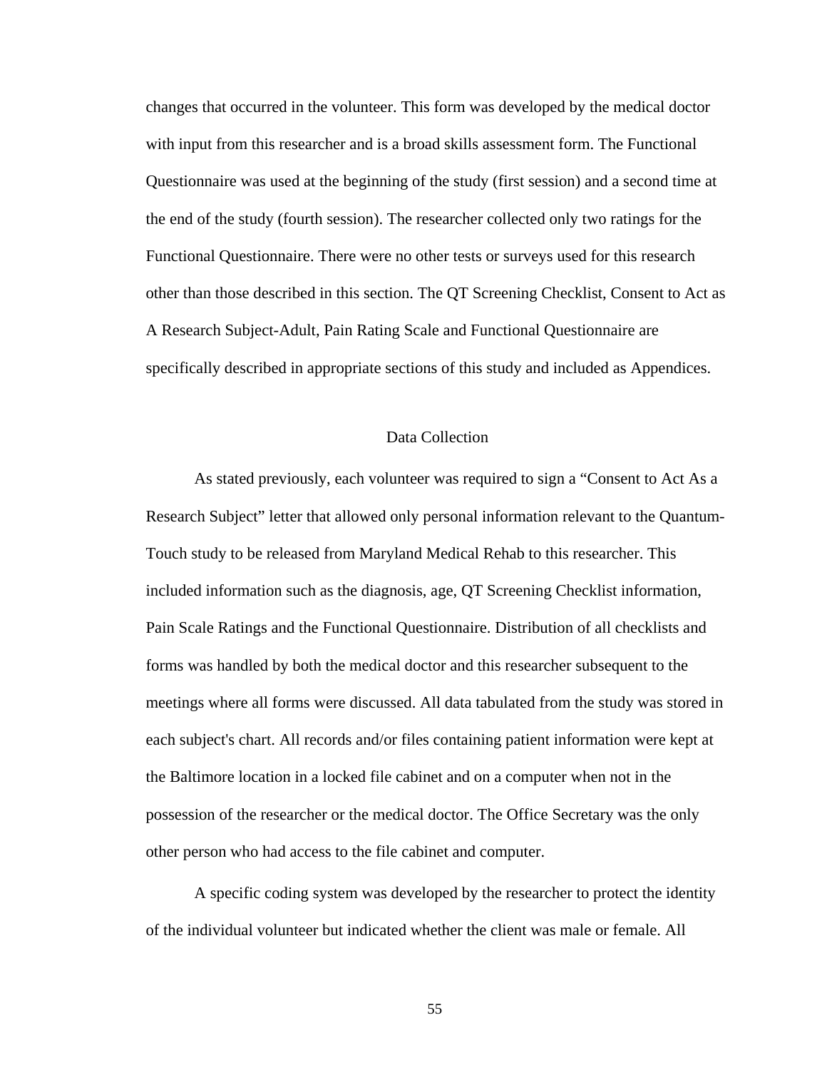changes that occurred in the volunteer. This form was developed by the medical doctor with input from this researcher and is a broad skills assessment form. The Functional Questionnaire was used at the beginning of the study (first session) and a second time at the end of the study (fourth session). The researcher collected only two ratings for the Functional Questionnaire. There were no other tests or surveys used for this research other than those described in this section. The QT Screening Checklist, Consent to Act as A Research Subject-Adult, Pain Rating Scale and Functional Questionnaire are specifically described in appropriate sections of this study and included as Appendices.

## Data Collection

As stated previously, each volunteer was required to sign a "Consent to Act As a Research Subject" letter that allowed only personal information relevant to the Quantum-Touch study to be released from Maryland Medical Rehab to this researcher. This included information such as the diagnosis, age, QT Screening Checklist information, Pain Scale Ratings and the Functional Questionnaire. Distribution of all checklists and forms was handled by both the medical doctor and this researcher subsequent to the meetings where all forms were discussed. All data tabulated from the study was stored in each subject's chart. All records and/or files containing patient information were kept at the Baltimore location in a locked file cabinet and on a computer when not in the possession of the researcher or the medical doctor. The Office Secretary was the only other person who had access to the file cabinet and computer.

A specific coding system was developed by the researcher to protect the identity of the individual volunteer but indicated whether the client was male or female. All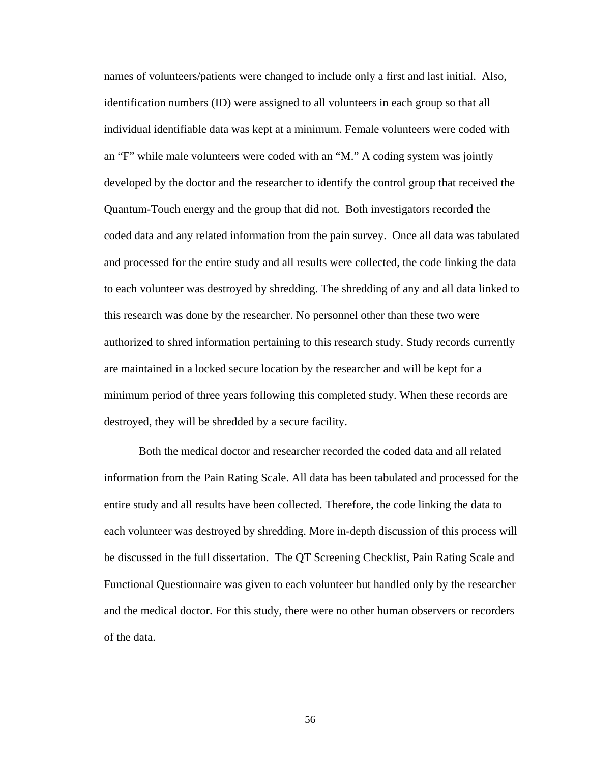names of volunteers/patients were changed to include only a first and last initial. Also, identification numbers (ID) were assigned to all volunteers in each group so that all individual identifiable data was kept at a minimum. Female volunteers were coded with an "F" while male volunteers were coded with an "M." A coding system was jointly developed by the doctor and the researcher to identify the control group that received the Quantum-Touch energy and the group that did not. Both investigators recorded the coded data and any related information from the pain survey. Once all data was tabulated and processed for the entire study and all results were collected, the code linking the data to each volunteer was destroyed by shredding. The shredding of any and all data linked to this research was done by the researcher. No personnel other than these two were authorized to shred information pertaining to this research study. Study records currently are maintained in a locked secure location by the researcher and will be kept for a minimum period of three years following this completed study. When these records are destroyed, they will be shredded by a secure facility.

Both the medical doctor and researcher recorded the coded data and all related information from the Pain Rating Scale. All data has been tabulated and processed for the entire study and all results have been collected. Therefore, the code linking the data to each volunteer was destroyed by shredding. More in-depth discussion of this process will be discussed in the full dissertation. The QT Screening Checklist, Pain Rating Scale and Functional Questionnaire was given to each volunteer but handled only by the researcher and the medical doctor. For this study, there were no other human observers or recorders of the data.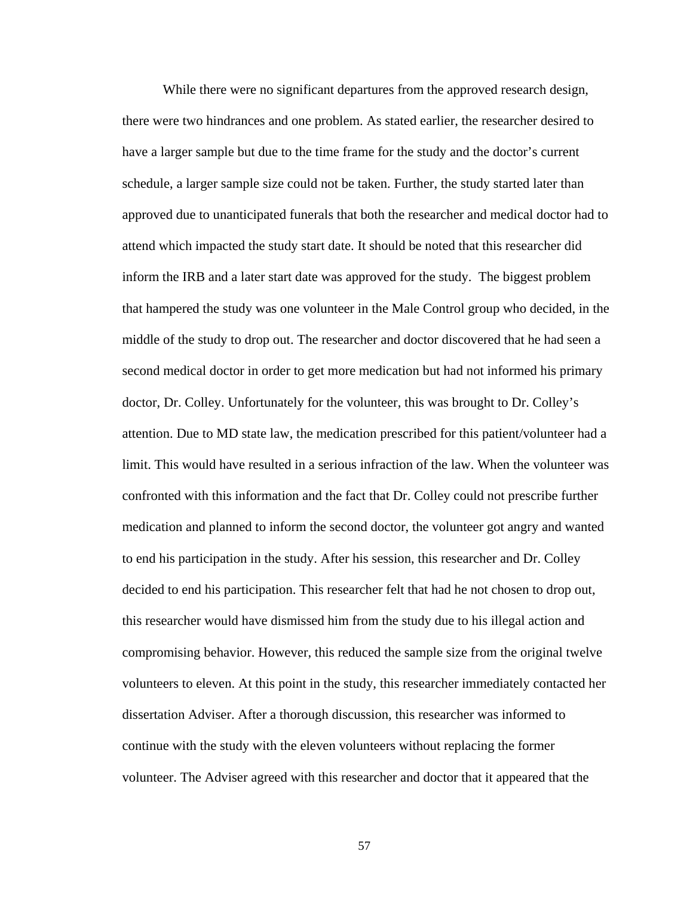While there were no significant departures from the approved research design, there were two hindrances and one problem. As stated earlier, the researcher desired to have a larger sample but due to the time frame for the study and the doctor's current schedule, a larger sample size could not be taken. Further, the study started later than approved due to unanticipated funerals that both the researcher and medical doctor had to attend which impacted the study start date. It should be noted that this researcher did inform the IRB and a later start date was approved for the study. The biggest problem that hampered the study was one volunteer in the Male Control group who decided, in the middle of the study to drop out. The researcher and doctor discovered that he had seen a second medical doctor in order to get more medication but had not informed his primary doctor, Dr. Colley. Unfortunately for the volunteer, this was brought to Dr. Colley's attention. Due to MD state law, the medication prescribed for this patient/volunteer had a limit. This would have resulted in a serious infraction of the law. When the volunteer was confronted with this information and the fact that Dr. Colley could not prescribe further medication and planned to inform the second doctor, the volunteer got angry and wanted to end his participation in the study. After his session, this researcher and Dr. Colley decided to end his participation. This researcher felt that had he not chosen to drop out, this researcher would have dismissed him from the study due to his illegal action and compromising behavior. However, this reduced the sample size from the original twelve volunteers to eleven. At this point in the study, this researcher immediately contacted her dissertation Adviser. After a thorough discussion, this researcher was informed to continue with the study with the eleven volunteers without replacing the former volunteer. The Adviser agreed with this researcher and doctor that it appeared that the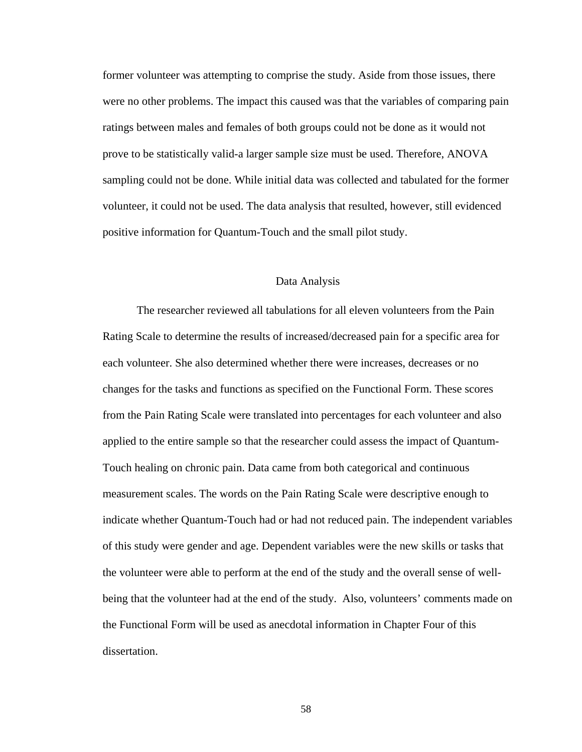former volunteer was attempting to comprise the study. Aside from those issues, there were no other problems. The impact this caused was that the variables of comparing pain ratings between males and females of both groups could not be done as it would not prove to be statistically valid-a larger sample size must be used. Therefore, ANOVA sampling could not be done. While initial data was collected and tabulated for the former volunteer, it could not be used. The data analysis that resulted, however, still evidenced positive information for Quantum-Touch and the small pilot study.

## Data Analysis

The researcher reviewed all tabulations for all eleven volunteers from the Pain Rating Scale to determine the results of increased/decreased pain for a specific area for each volunteer. She also determined whether there were increases, decreases or no changes for the tasks and functions as specified on the Functional Form. These scores from the Pain Rating Scale were translated into percentages for each volunteer and also applied to the entire sample so that the researcher could assess the impact of Quantum-Touch healing on chronic pain. Data came from both categorical and continuous measurement scales. The words on the Pain Rating Scale were descriptive enough to indicate whether Quantum-Touch had or had not reduced pain. The independent variables of this study were gender and age. Dependent variables were the new skills or tasks that the volunteer were able to perform at the end of the study and the overall sense of well-being that the volunteer had at the end of the study. Also, volunteers' comments made on the Functional Form will be used as anecdotal information in Chapter Four of this dissertation.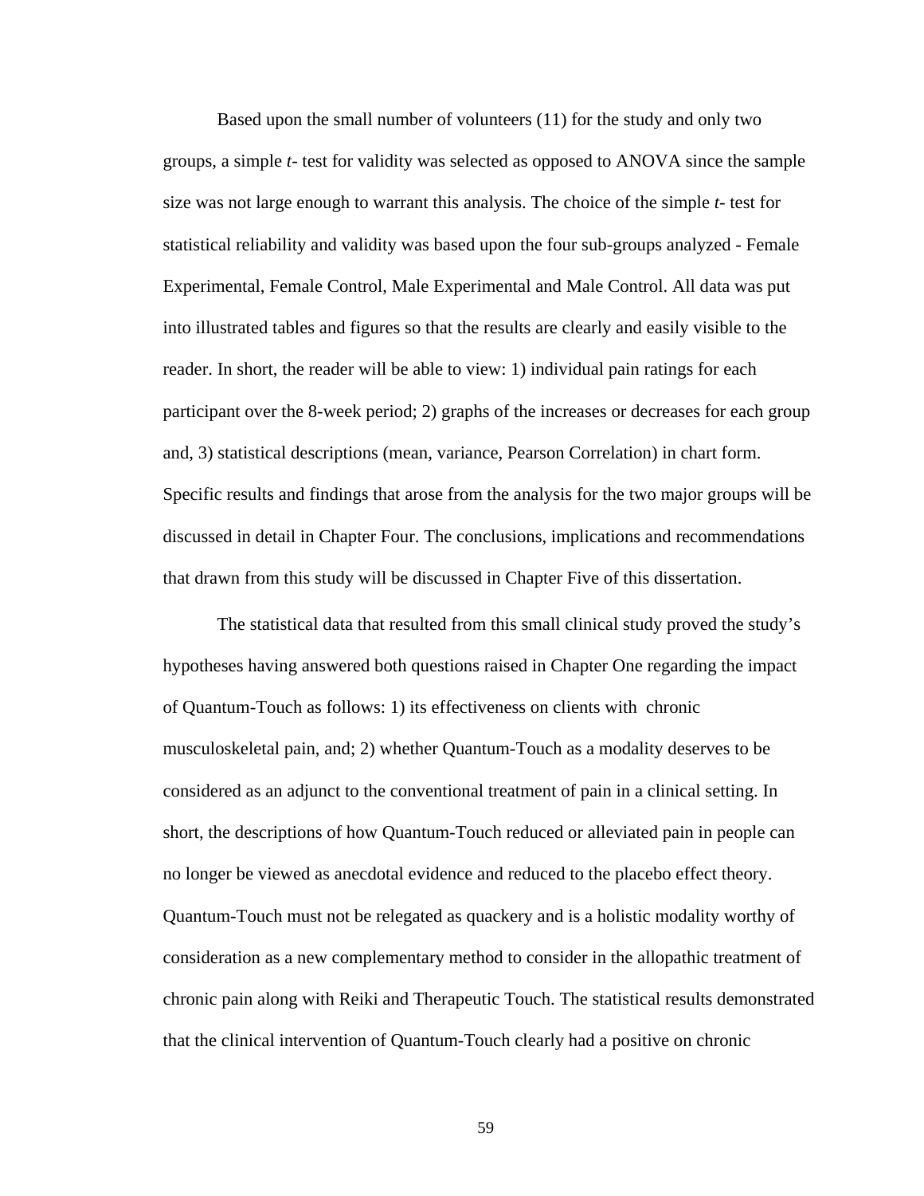Based upon the small number of volunteers (11) for the study and only two groups, a simple *t*- test for validity was selected as opposed to ANOVA since the sample size was not large enough to warrant this analysis. The choice of the simple *t*- test for statistical reliability and validity was based upon the four sub-groups analyzed - Female Experimental, Female Control, Male Experimental and Male Control. All data was put into illustrated tables and figures so that the results are clearly and easily visible to the reader. In short, the reader will be able to view: 1) individual pain ratings for each participant over the 8-week period; 2) graphs of the increases or decreases for each group and, 3) statistical descriptions (mean, variance, Pearson Correlation) in chart form. Specific results and findings that arose from the analysis for the two major groups will be discussed in detail in Chapter Four. The conclusions, implications and recommendations that drawn from this study will be discussed in Chapter Five of this dissertation.

The statistical data that resulted from this small clinical study proved the study's hypotheses having answered both questions raised in Chapter One regarding the impact of Quantum-Touch as follows: 1) its effectiveness on clients with chronic musculoskeletal pain, and; 2) whether Quantum-Touch as a modality deserves to be considered as an adjunct to the conventional treatment of pain in a clinical setting. In short, the descriptions of how Quantum-Touch reduced or alleviated pain in people can no longer be viewed as anecdotal evidence and reduced to the placebo effect theory. Quantum-Touch must not be relegated as quackery and is a holistic modality worthy of consideration as a new complementary method to consider in the allopathic treatment of chronic pain along with Reiki and Therapeutic Touch. The statistical results demonstrated that the clinical intervention of Quantum-Touch clearly had a positive on chronic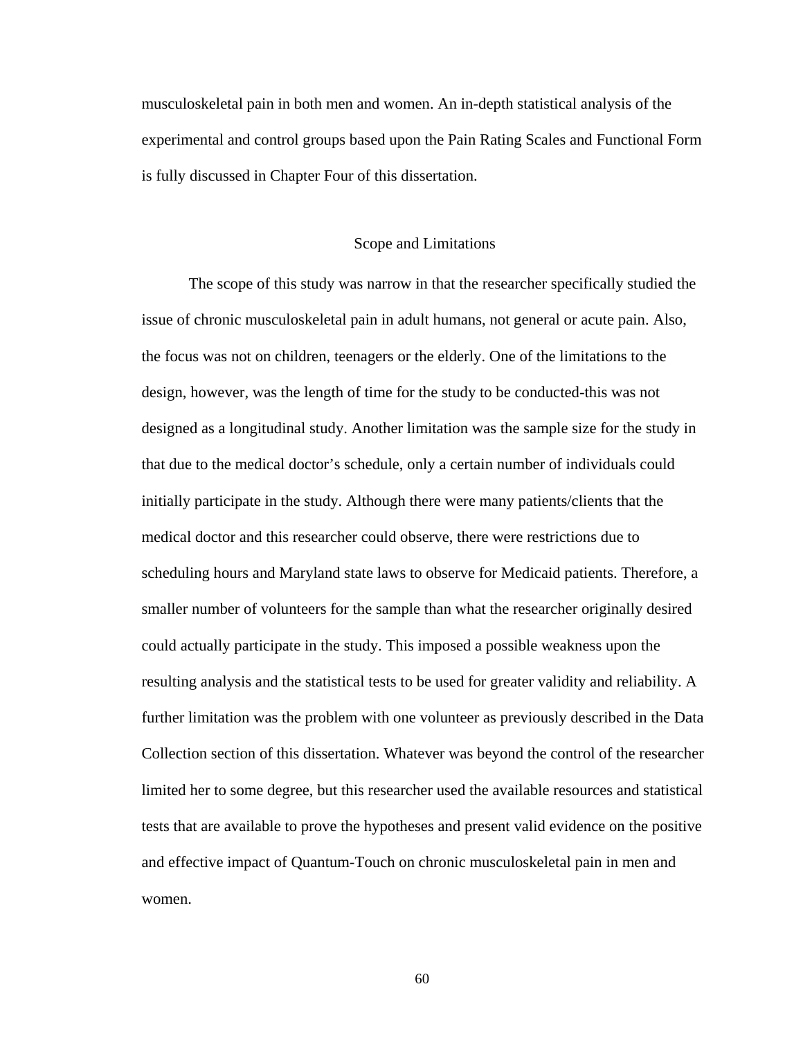musculoskeletal pain in both men and women. An in-depth statistical analysis of the experimental and control groups based upon the Pain Rating Scales and Functional Form is fully discussed in Chapter Four of this dissertation.

## Scope and Limitations

The scope of this study was narrow in that the researcher specifically studied the issue of chronic musculoskeletal pain in adult humans, not general or acute pain. Also, the focus was not on children, teenagers or the elderly. One of the limitations to the design, however, was the length of time for the study to be conducted-this was not designed as a longitudinal study. Another limitation was the sample size for the study in that due to the medical doctor's schedule, only a certain number of individuals could initially participate in the study. Although there were many patients/clients that the medical doctor and this researcher could observe, there were restrictions due to scheduling hours and Maryland state laws to observe for Medicaid patients. Therefore, a smaller number of volunteers for the sample than what the researcher originally desired could actually participate in the study. This imposed a possible weakness upon the resulting analysis and the statistical tests to be used for greater validity and reliability. A further limitation was the problem with one volunteer as previously described in the Data Collection section of this dissertation. Whatever was beyond the control of the researcher limited her to some degree, but this researcher used the available resources and statistical tests that are available to prove the hypotheses and present valid evidence on the positive and effective impact of Quantum-Touch on chronic musculoskeletal pain in men and women.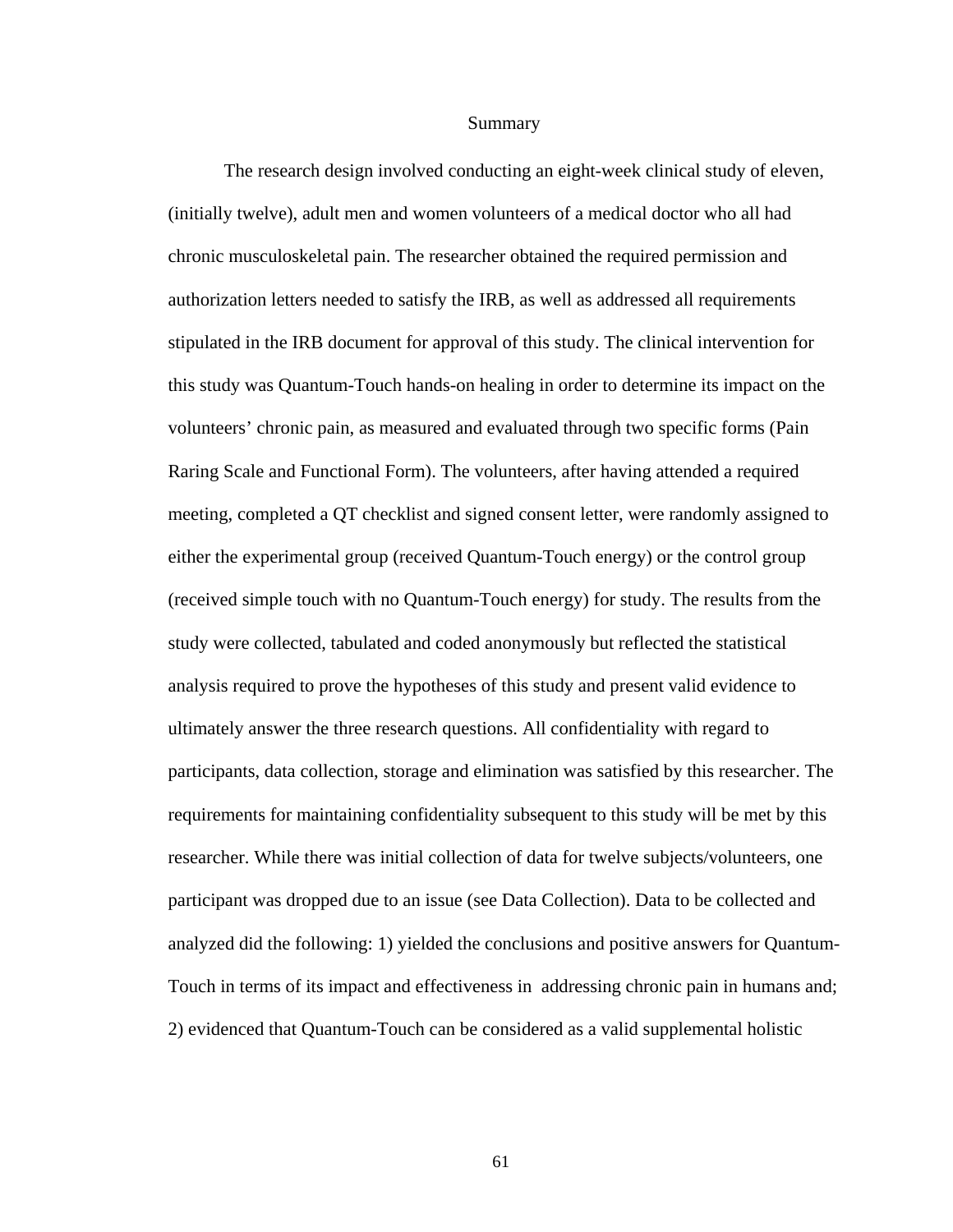## Summary

The research design involved conducting an eight-week clinical study of eleven, (initially twelve), adult men and women volunteers of a medical doctor who all had chronic musculoskeletal pain. The researcher obtained the required permission and authorization letters needed to satisfy the IRB, as well as addressed all requirements stipulated in the IRB document for approval of this study. The clinical intervention for this study was Quantum-Touch hands-on healing in order to determine its impact on the volunteers' chronic pain, as measured and evaluated through two specific forms (Pain Raring Scale and Functional Form). The volunteers, after having attended a required meeting, completed a QT checklist and signed consent letter, were randomly assigned to either the experimental group (received Quantum-Touch energy) or the control group (received simple touch with no Quantum-Touch energy) for study. The results from the study were collected, tabulated and coded anonymously but reflected the statistical analysis required to prove the hypotheses of this study and present valid evidence to ultimately answer the three research questions. All confidentiality with regard to participants, data collection, storage and elimination was satisfied by this researcher. The requirements for maintaining confidentiality subsequent to this study will be met by this researcher. While there was initial collection of data for twelve subjects/volunteers, one participant was dropped due to an issue (see Data Collection). Data to be collected and analyzed did the following: 1) yielded the conclusions and positive answers for Quantum-Touch in terms of its impact and effectiveness in addressing chronic pain in humans and; 2) evidenced that Quantum-Touch can be considered as a valid supplemental holistic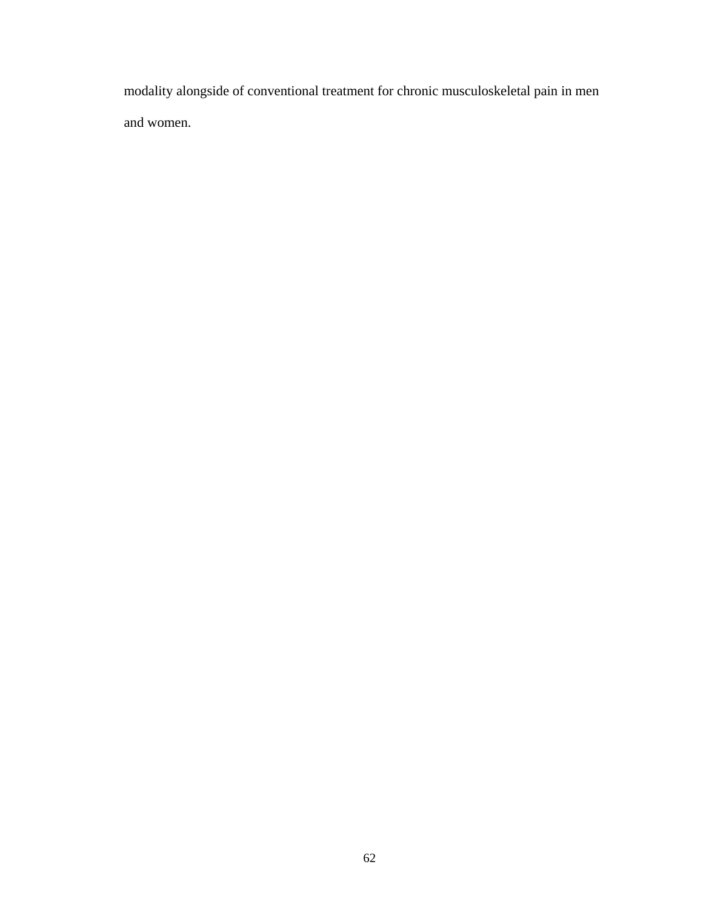modality alongside of conventional treatment for chronic musculoskeletal pain in men and women.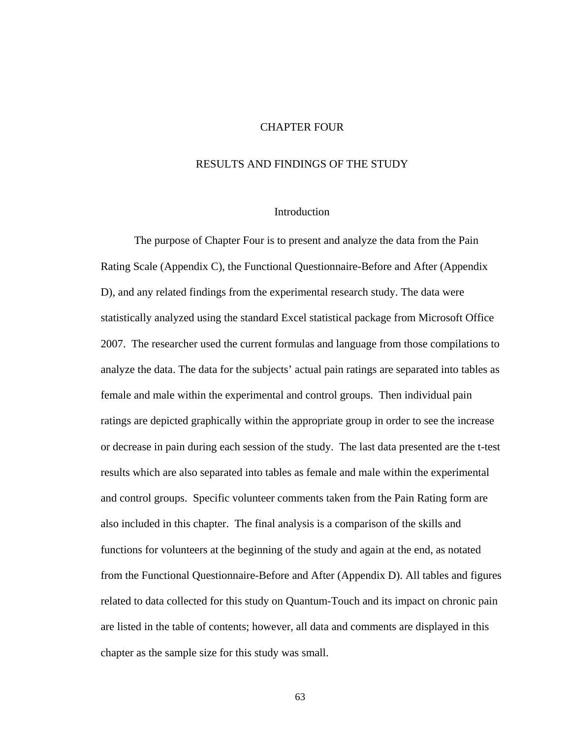# CHAPTER FOUR

# RESULTS AND FINDINGS OF THE STUDY

## Introduction

The purpose of Chapter Four is to present and analyze the data from the Pain Rating Scale (Appendix C), the Functional Questionnaire-Before and After (Appendix D), and any related findings from the experimental research study. The data were statistically analyzed using the standard Excel statistical package from Microsoft Office 2007. The researcher used the current formulas and language from those compilations to analyze the data. The data for the subjects' actual pain ratings are separated into tables as female and male within the experimental and control groups. Then individual pain ratings are depicted graphically within the appropriate group in order to see the increase or decrease in pain during each session of the study. The last data presented are the t-test results which are also separated into tables as female and male within the experimental and control groups. Specific volunteer comments taken from the Pain Rating form are also included in this chapter. The final analysis is a comparison of the skills and functions for volunteers at the beginning of the study and again at the end, as notated from the Functional Questionnaire-Before and After (Appendix D). All tables and figures related to data collected for this study on Quantum-Touch and its impact on chronic pain are listed in the table of contents; however, all data and comments are displayed in this chapter as the sample size for this study was small.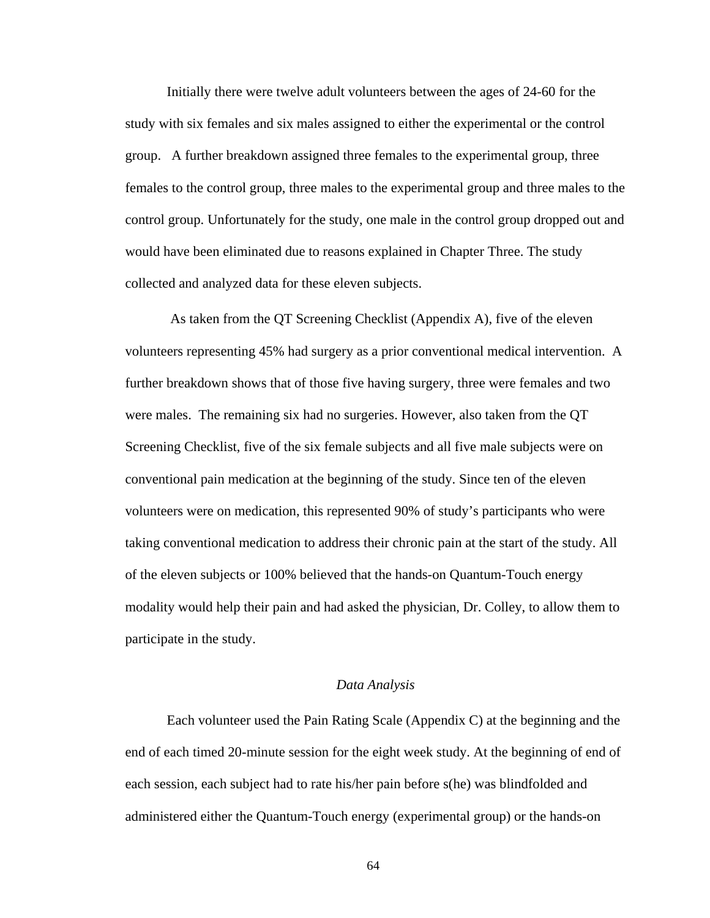Initially there were twelve adult volunteers between the ages of 24-60 for the study with six females and six males assigned to either the experimental or the control group. A further breakdown assigned three females to the experimental group, three females to the control group, three males to the experimental group and three males to the control group. Unfortunately for the study, one male in the control group dropped out and would have been eliminated due to reasons explained in Chapter Three. The study collected and analyzed data for these eleven subjects.

As taken from the QT Screening Checklist (Appendix A), five of the eleven volunteers representing 45% had surgery as a prior conventional medical intervention. A further breakdown shows that of those five having surgery, three were females and two were males. The remaining six had no surgeries. However, also taken from the QT Screening Checklist, five of the six female subjects and all five male subjects were on conventional pain medication at the beginning of the study. Since ten of the eleven volunteers were on medication, this represented 90% of study's participants who were taking conventional medication to address their chronic pain at the start of the study. All of the eleven subjects or 100% believed that the hands-on Quantum-Touch energy modality would help their pain and had asked the physician, Dr. Colley, to allow them to participate in the study.

### *Data Analysis*

Each volunteer used the Pain Rating Scale (Appendix C) at the beginning and the end of each timed 20-minute session for the eight week study. At the beginning of end of each session, each subject had to rate his/her pain before s(he) was blindfolded and administered either the Quantum-Touch energy (experimental group) or the hands-on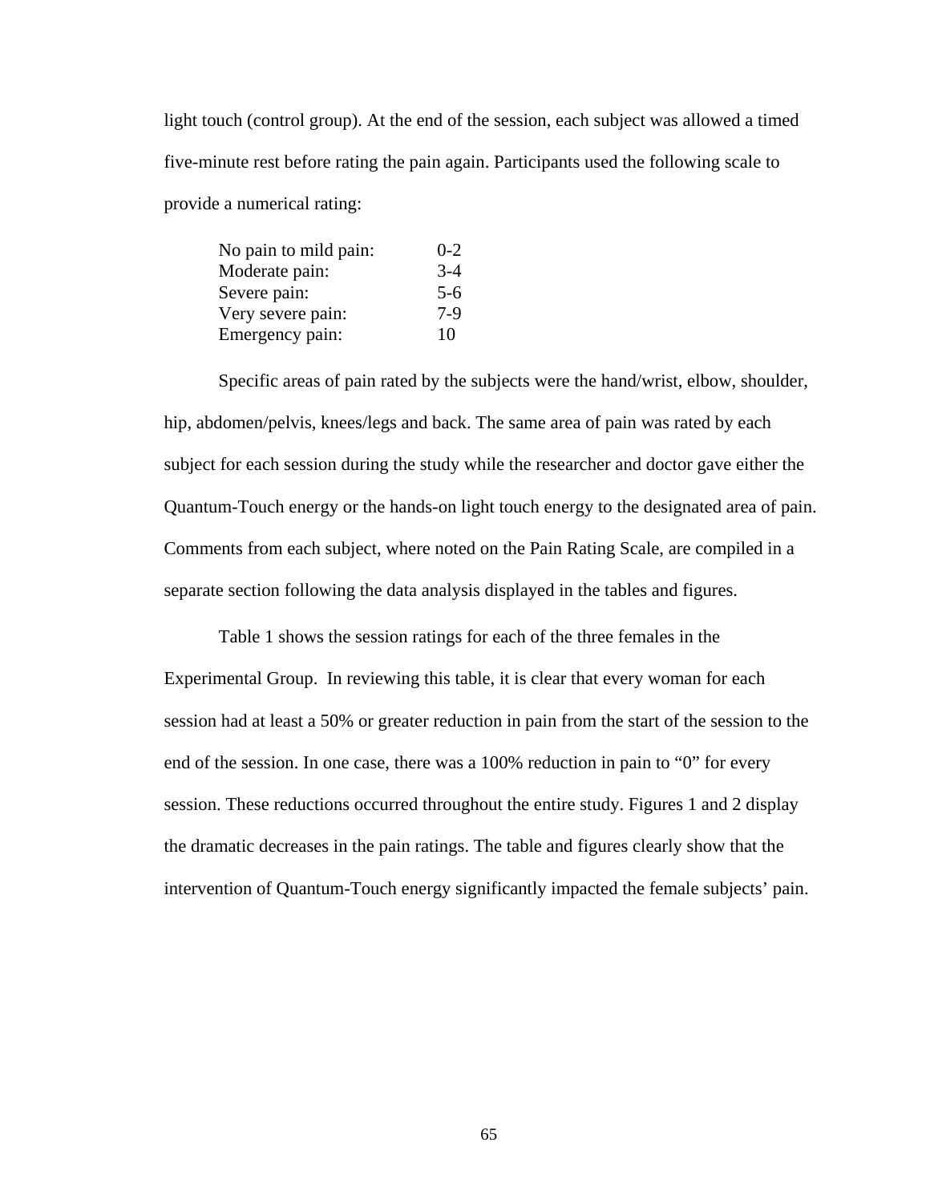light touch (control group). At the end of the session, each subject was allowed a timed five-minute rest before rating the pain again. Participants used the following scale to provide a numerical rating:

| | |
|---|---|
| No pain to mild pain: | 0-2 |
| Moderate pain: | 3-4 |
| Severe pain: | 5-6 |
| Very severe pain: | 7-9 |
| Emergency pain: | 10 |

Specific areas of pain rated by the subjects were the hand/wrist, elbow, shoulder, hip, abdomen/pelvis, knees/legs and back. The same area of pain was rated by each subject for each session during the study while the researcher and doctor gave either the Quantum-Touch energy or the hands-on light touch energy to the designated area of pain. Comments from each subject, where noted on the Pain Rating Scale, are compiled in a separate section following the data analysis displayed in the tables and figures.

Table 1 shows the session ratings for each of the three females in the Experimental Group. In reviewing this table, it is clear that every woman for each session had at least a 50% or greater reduction in pain from the start of the session to the end of the session. In one case, there was a 100% reduction in pain to "0" for every session. These reductions occurred throughout the entire study. Figures 1 and 2 display the dramatic decreases in the pain ratings. The table and figures clearly show that the intervention of Quantum-Touch energy significantly impacted the female subjects' pain.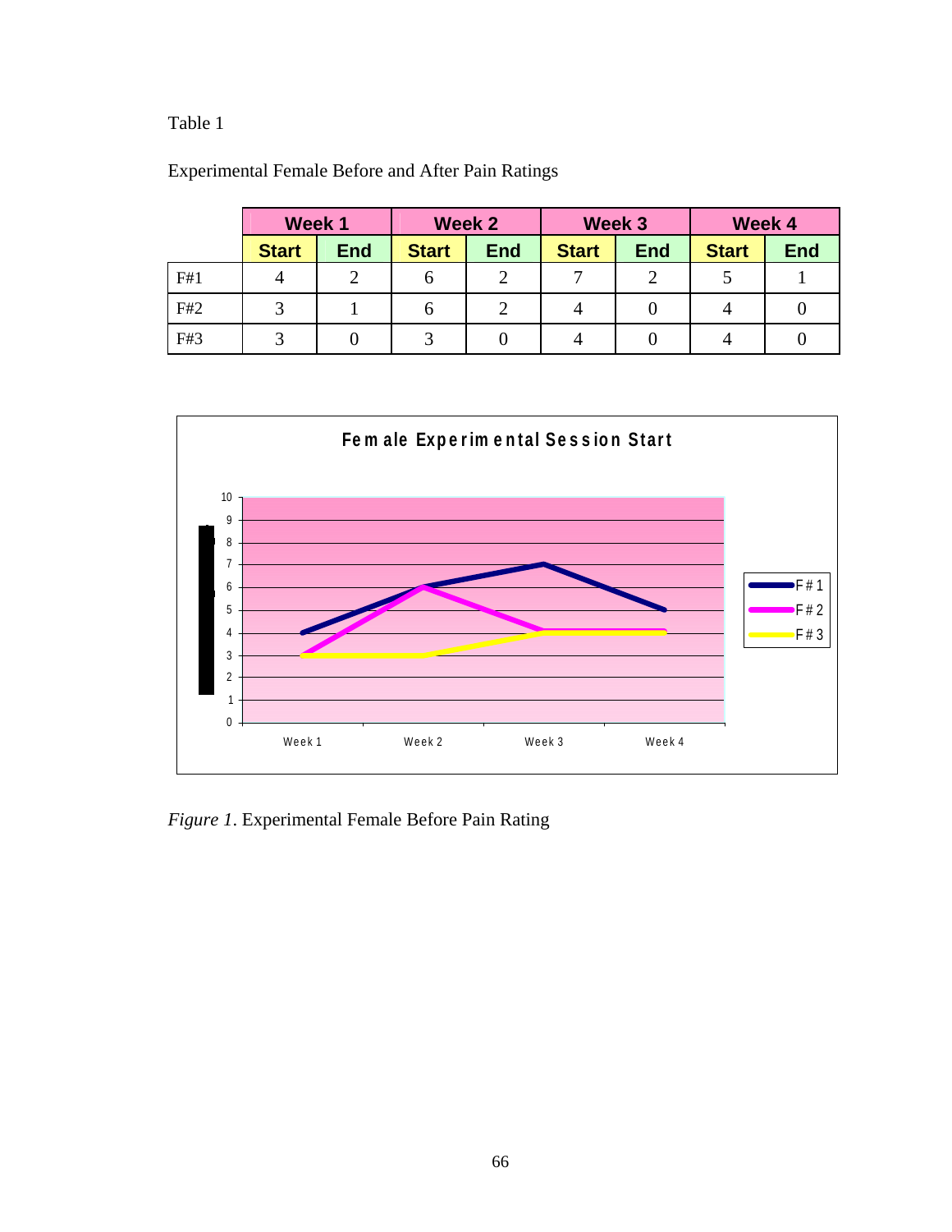Table 1

Experimental Female Before and After Pain Ratings

| | Week 1 | | Week 2 | | Week 3 | | Week 4 | |
|---|---|---|---|---|---|---|---|---|
| | Start | End | Start | End | Start | End | Start | End |
| F#1 | 4 | 2 | 6 | 2 | 7 | 2 | 5 | 1 |
| F#2 | 3 | 1 | 6 | 2 | 4 | 0 | 4 | 0 |
| F#3 | 3 | 0 | 3 | 0 | 4 | 0 | 4 | 0 |

*Figure 1*. Experimental Female Before Pain Rating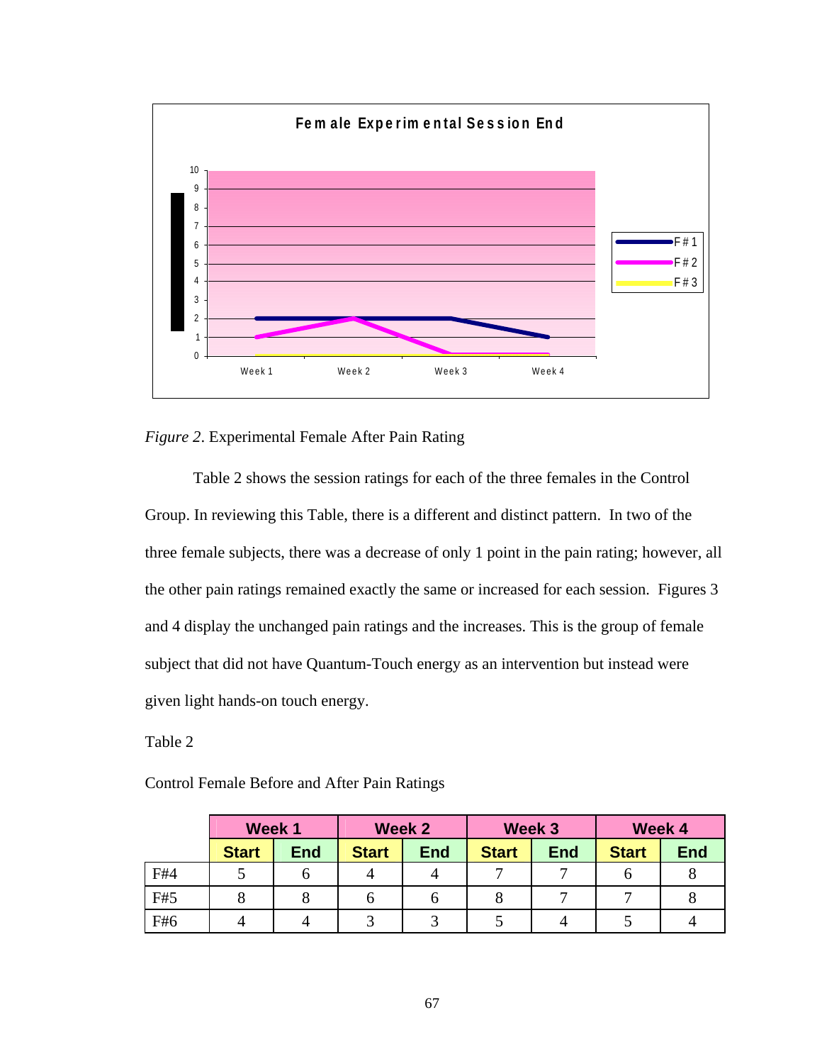*Figure 2*. Experimental Female After Pain Rating

Table 2 shows the session ratings for each of the three females in the Control Group. In reviewing this Table, there is a different and distinct pattern. In two of the three female subjects, there was a decrease of only 1 point in the pain rating; however, all the other pain ratings remained exactly the same or increased for each session. Figures 3 and 4 display the unchanged pain ratings and the increases. This is the group of female subject that did not have Quantum-Touch energy as an intervention but instead were given light hands-on touch energy.

Table 2

Control Female Before and After Pain Ratings

| | Week 1 | | Week 2 | | Week 3 | | Week 4 | |
|---|---|---|---|---|---|---|---|---|
| | Start | End | Start | End | Start | End | Start | End |
| F#4 | 5 | 6 | 4 | 4 | 7 | 7 | 6 | 8 |
| F#5 | 8 | 8 | 6 | 6 | 8 | 7 | 7 | 8 |
| F#6 | 4 | 4 | 3 | 3 | 5 | 4 | 5 | 4 |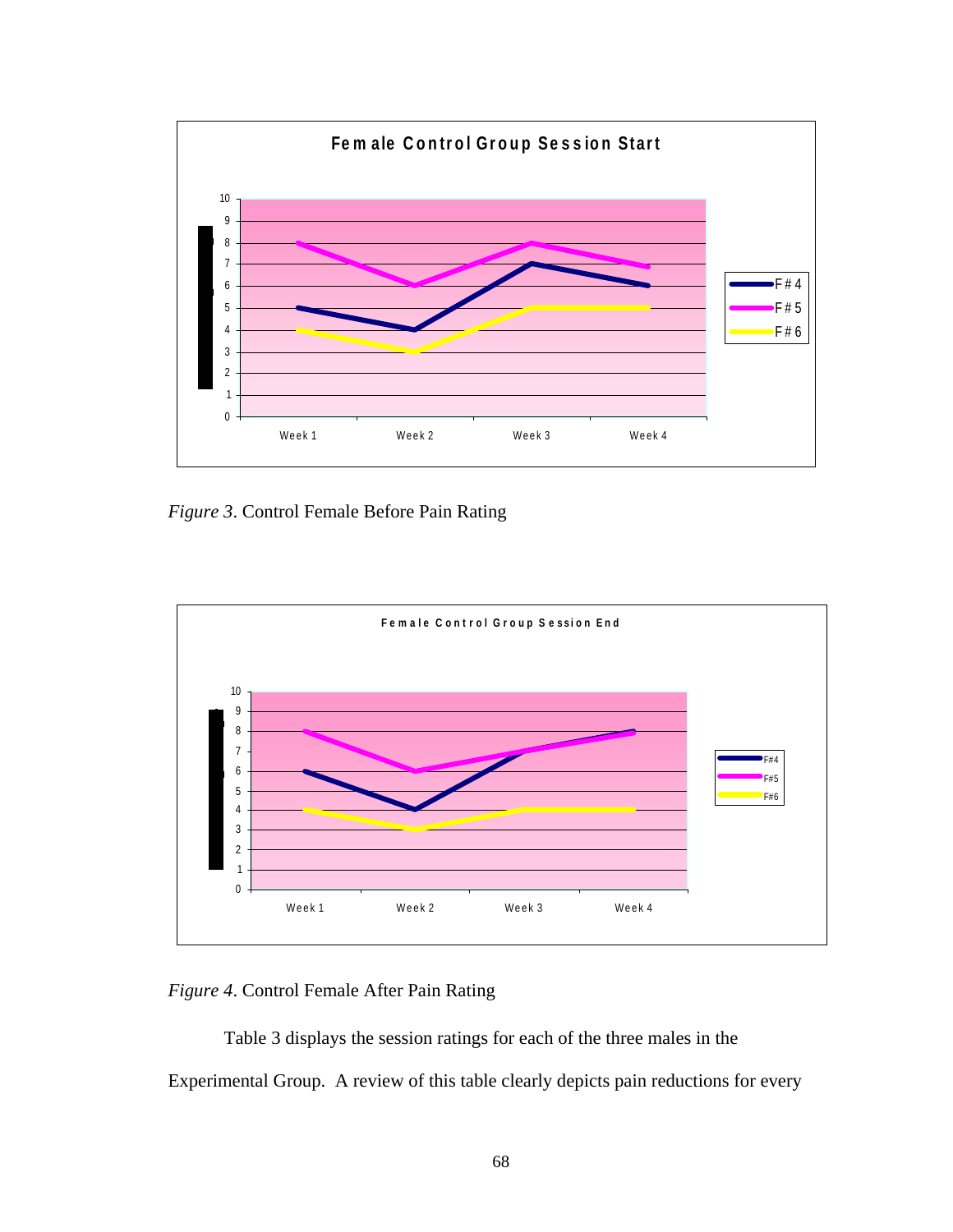Female Control Group Session Start

| | Week 1 | Week 2 | Week 3 | Week 4 |
|---|---|---|---|---|
| F#4 | 5 | 4 | 7 | 6 |
| F#5 | 8 | 6 | 8 | 7 |
| F#6 | 4 | 3 | 5 | 5 |

*Figure 3*. Control Female Before Pain Rating

Female Control Group Session End

| | Week 1 | Week 2 | Week 3 | Week 4 |
|---|---|---|---|---|
| F#4 | 6 | 4 | 7 | 8 |
| F#5 | 8 | 6 | 7 | 8 |
| F#6 | 4 | 3 | 4 | 4 |

*Figure 4*. Control Female After Pain Rating

Table 3 displays the session ratings for each of the three males in the Experimental Group. A review of this table clearly depicts pain reductions for every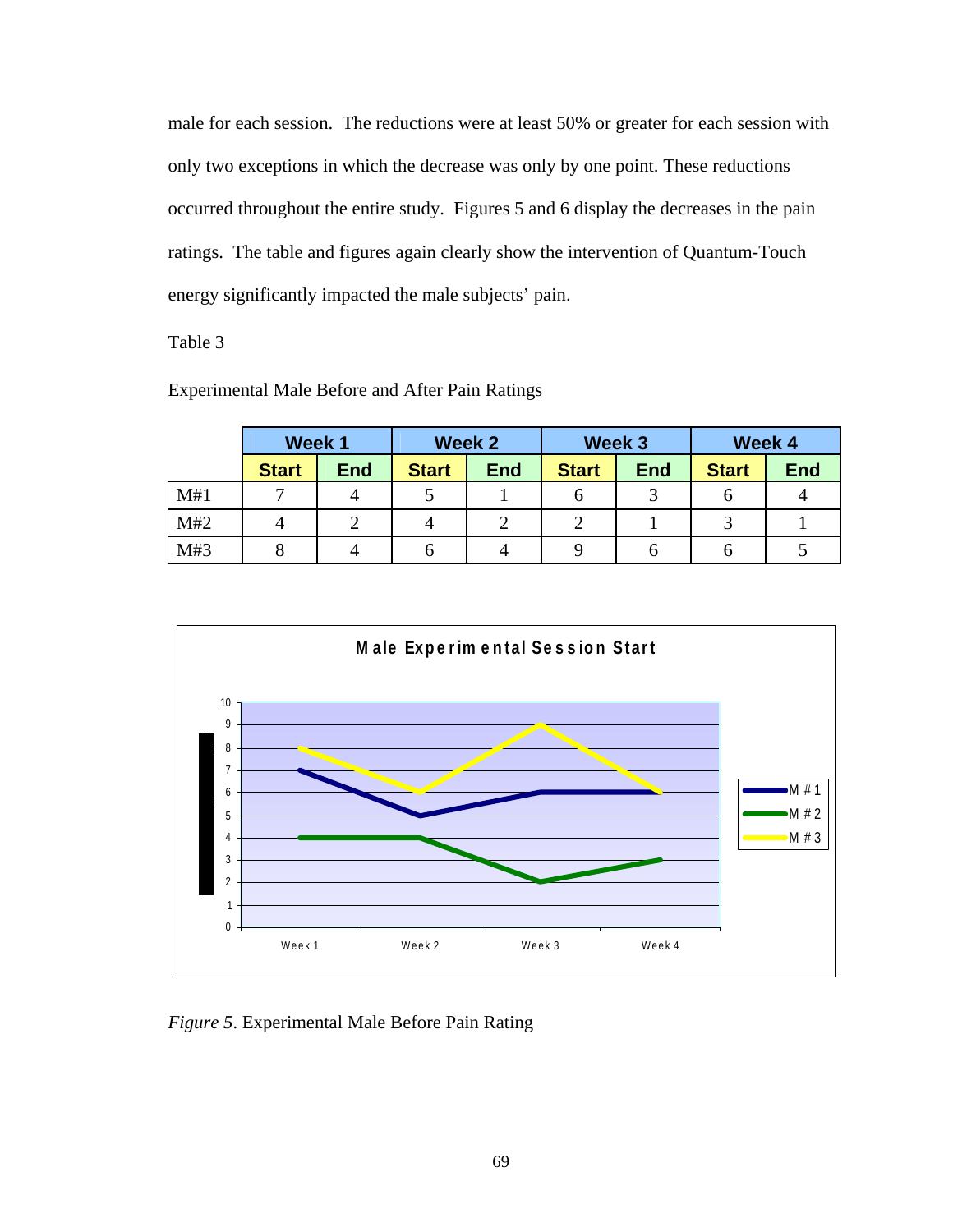male for each session. The reductions were at least 50% or greater for each session with only two exceptions in which the decrease was only by one point. These reductions occurred throughout the entire study. Figures 5 and 6 display the decreases in the pain ratings. The table and figures again clearly show the intervention of Quantum-Touch energy significantly impacted the male subjects' pain.

Table 3

Experimental Male Before and After Pain Ratings

| | Week 1 | | Week 2 | | Week 3 | | Week 4 | |
|---|---|---|---|---|---|---|---|---|
| | Start | End | Start | End | Start | End | Start | End |
| M#1 | 7 | 4 | 5 | 1 | 6 | 3 | 6 | 4 |
| M#2 | 4 | 2 | 4 | 2 | 2 | 1 | 3 | 1 |
| M#3 | 8 | 4 | 6 | 4 | 9 | 6 | 6 | 5 |

*Figure 5*. Experimental Male Before Pain Rating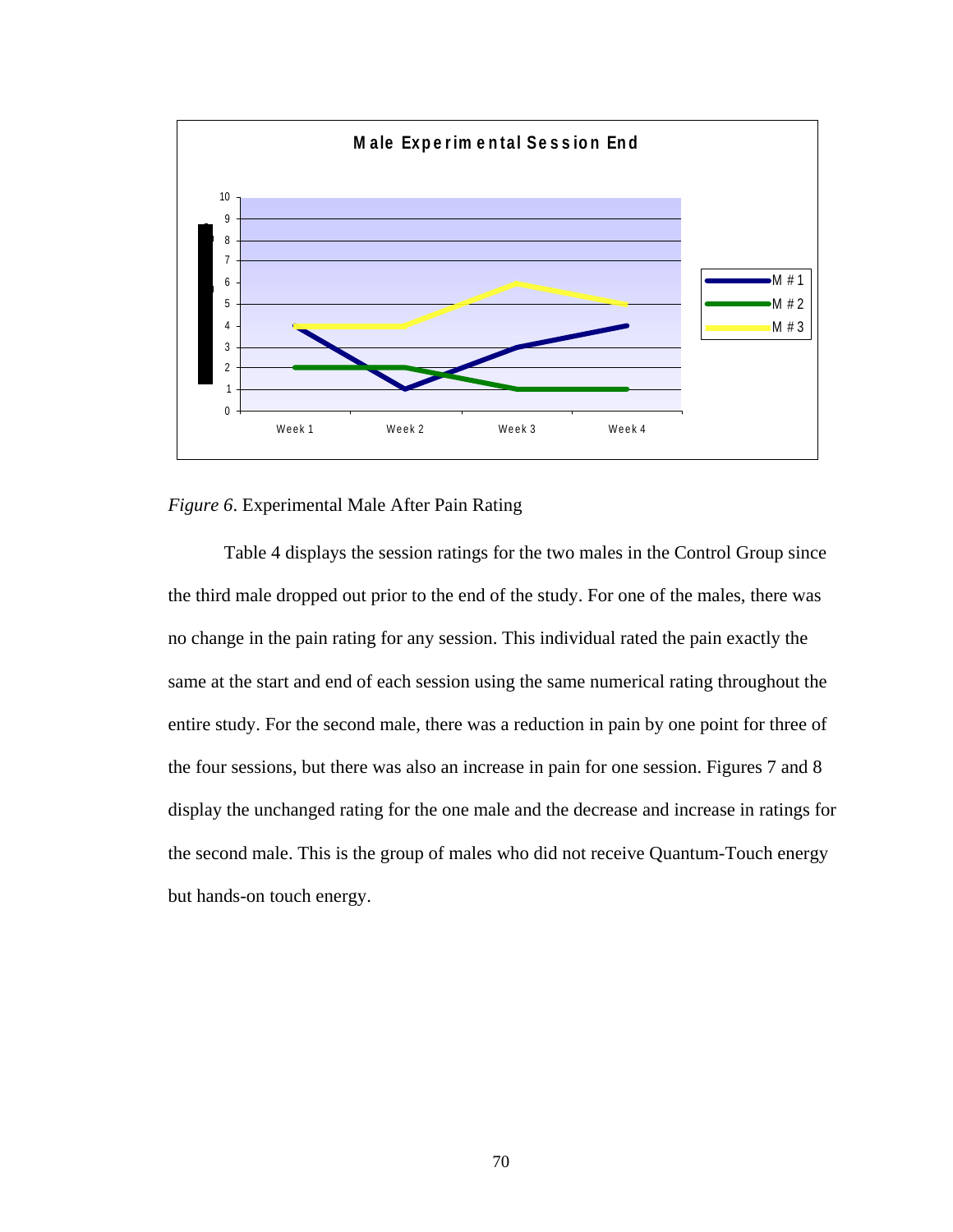*Figure 6*. Experimental Male After Pain Rating

Table 4 displays the session ratings for the two males in the Control Group since the third male dropped out prior to the end of the study. For one of the males, there was no change in the pain rating for any session. This individual rated the pain exactly the same at the start and end of each session using the same numerical rating throughout the entire study. For the second male, there was a reduction in pain by one point for three of the four sessions, but there was also an increase in pain for one session. Figures 7 and 8 display the unchanged rating for the one male and the decrease and increase in ratings for the second male. This is the group of males who did not receive Quantum-Touch energy but hands-on touch energy.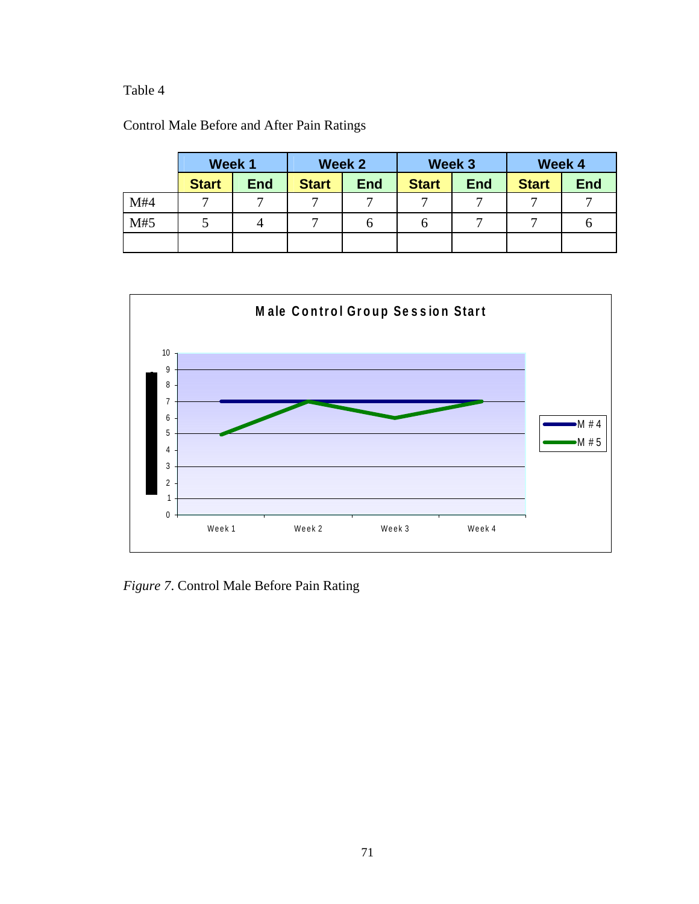Table 4

Control Male Before and After Pain Ratings

| | Week 1 | | Week 2 | | Week 3 | | Week 4 | |
|---|---|---|---|---|---|---|---|---|
| | **Start** | **End** | **Start** | **End** | **Start** | **End** | **Start** | **End** |
| M#4 | 7 | 7 | 7 | 7 | 7 | 7 | 7 | 7 |
| M#5 | 5 | 4 | 7 | 6 | 6 | 7 | 7 | 6 |
| | | | | | | | | |

*Figure 7*. Control Male Before Pain Rating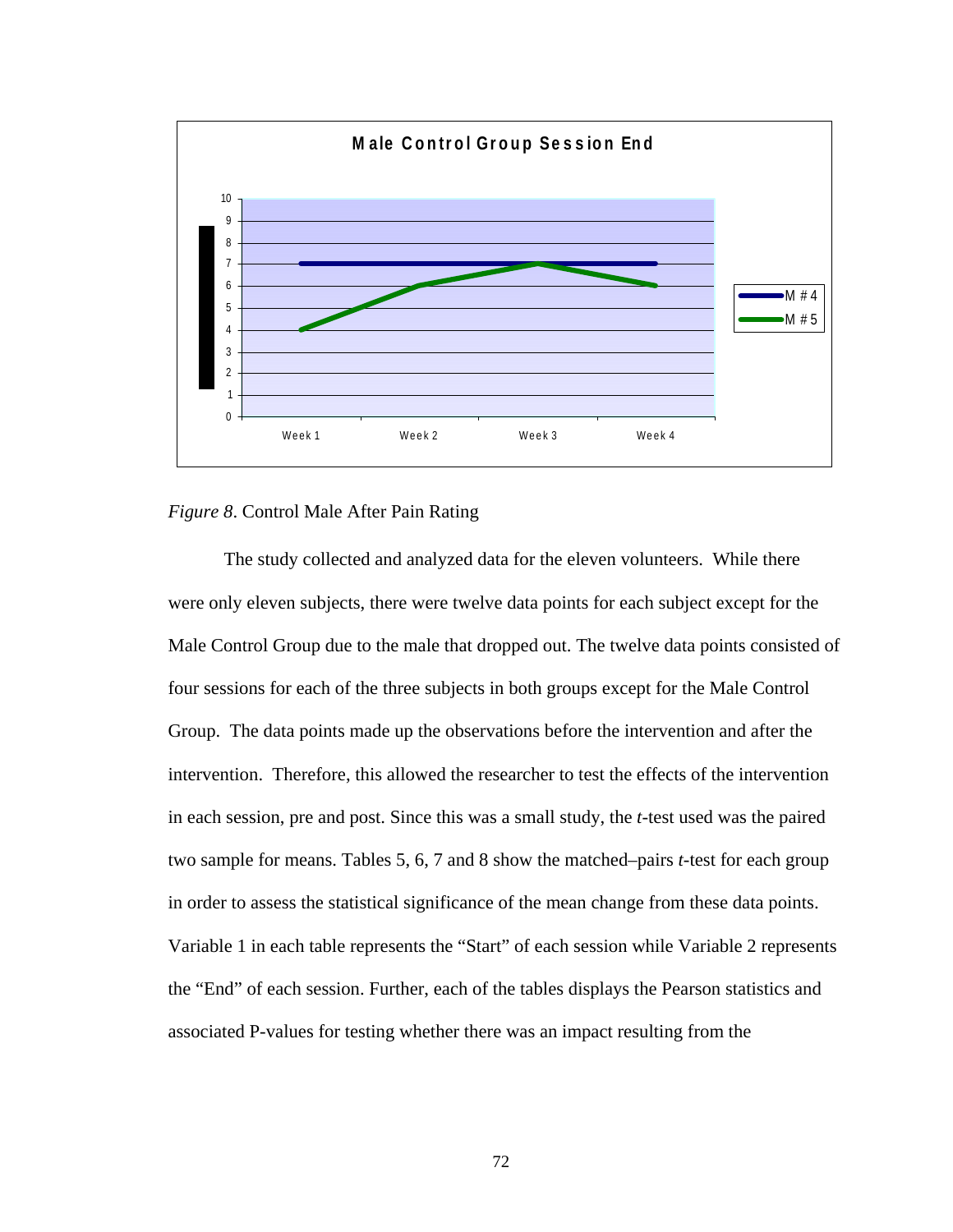*Figure 8*. Control Male After Pain Rating

The study collected and analyzed data for the eleven volunteers. While there were only eleven subjects, there were twelve data points for each subject except for the Male Control Group due to the male that dropped out. The twelve data points consisted of four sessions for each of the three subjects in both groups except for the Male Control Group. The data points made up the observations before the intervention and after the intervention. Therefore, this allowed the researcher to test the effects of the intervention in each session, pre and post. Since this was a small study, the *t*-test used was the paired two sample for means. Tables 5, 6, 7 and 8 show the matched–pairs *t*-test for each group in order to assess the statistical significance of the mean change from these data points. Variable 1 in each table represents the "Start" of each session while Variable 2 represents the "End" of each session. Further, each of the tables displays the Pearson statistics and associated P-values for testing whether there was an impact resulting from the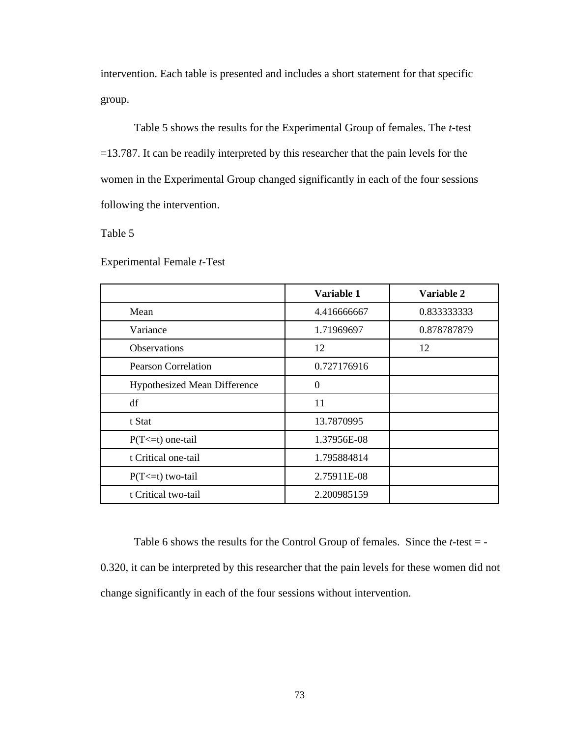intervention. Each table is presented and includes a short statement for that specific group.

Table 5 shows the results for the Experimental Group of females. The *t*-test =13.787. It can be readily interpreted by this researcher that the pain levels for the women in the Experimental Group changed significantly in each of the four sessions following the intervention.

Table 5

Experimental Female *t*-Test

| | **Variable 1** | **Variable 2** |
|---|---|---|
| Mean | 4.416666667 | 0.833333333 |
| Variance | 1.71969697 | 0.878787879 |
| Observations | 12 | 12 |
| Pearson Correlation | 0.727176916 | |
| Hypothesized Mean Difference | 0 | |
| df | 11 | |
| t Stat | 13.7870995 | |
| P(T<=t) one-tail | 1.37956E-08 | |
| t Critical one-tail | 1.795884814 | |
| P(T<=t) two-tail | 2.75911E-08 | |
| t Critical two-tail | 2.200985159 | |

Table 6 shows the results for the Control Group of females. Since the *t*-test = -0.320, it can be interpreted by this researcher that the pain levels for these women did not change significantly in each of the four sessions without intervention.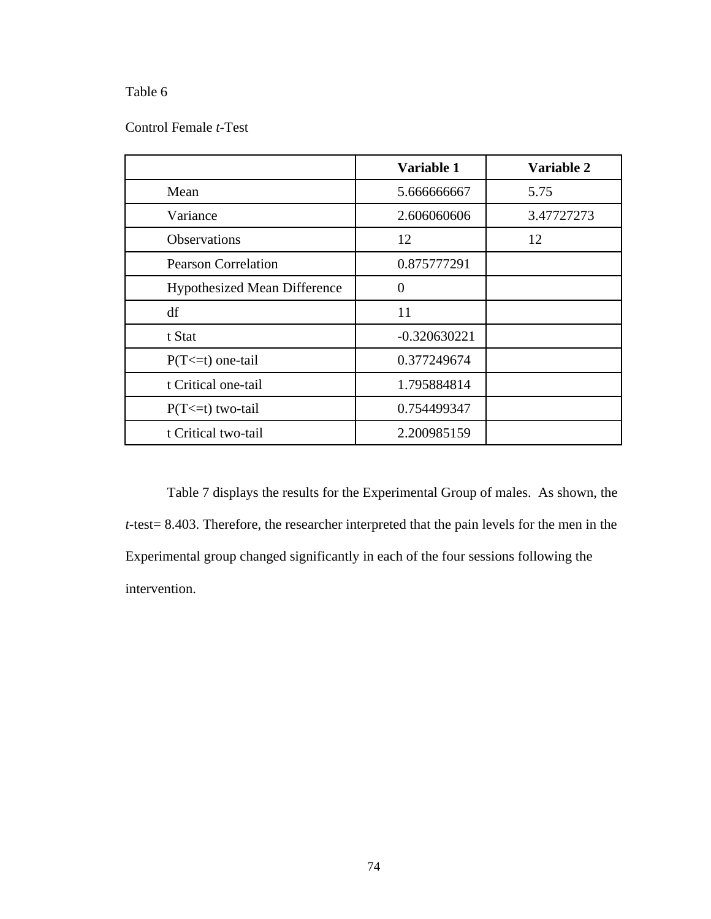Table 6

Control Female *t*-Test

| | **Variable 1** | **Variable 2** |
|---|---|---|
| Mean | 5.666666667 | 5.75 |
| Variance | 2.606060606 | 3.47727273 |
| Observations | 12 | 12 |
| Pearson Correlation | 0.875777291 | |
| Hypothesized Mean Difference | 0 | |
| df | 11 | |
| t Stat | -0.320630221 | |
| P(T<=t) one-tail | 0.377249674 | |
| t Critical one-tail | 1.795884814 | |
| P(T<=t) two-tail | 0.754499347 | |
| t Critical two-tail | 2.200985159 | |

Table 7 displays the results for the Experimental Group of males. As shown, the *t*-test= 8.403. Therefore, the researcher interpreted that the pain levels for the men in the Experimental group changed significantly in each of the four sessions following the intervention.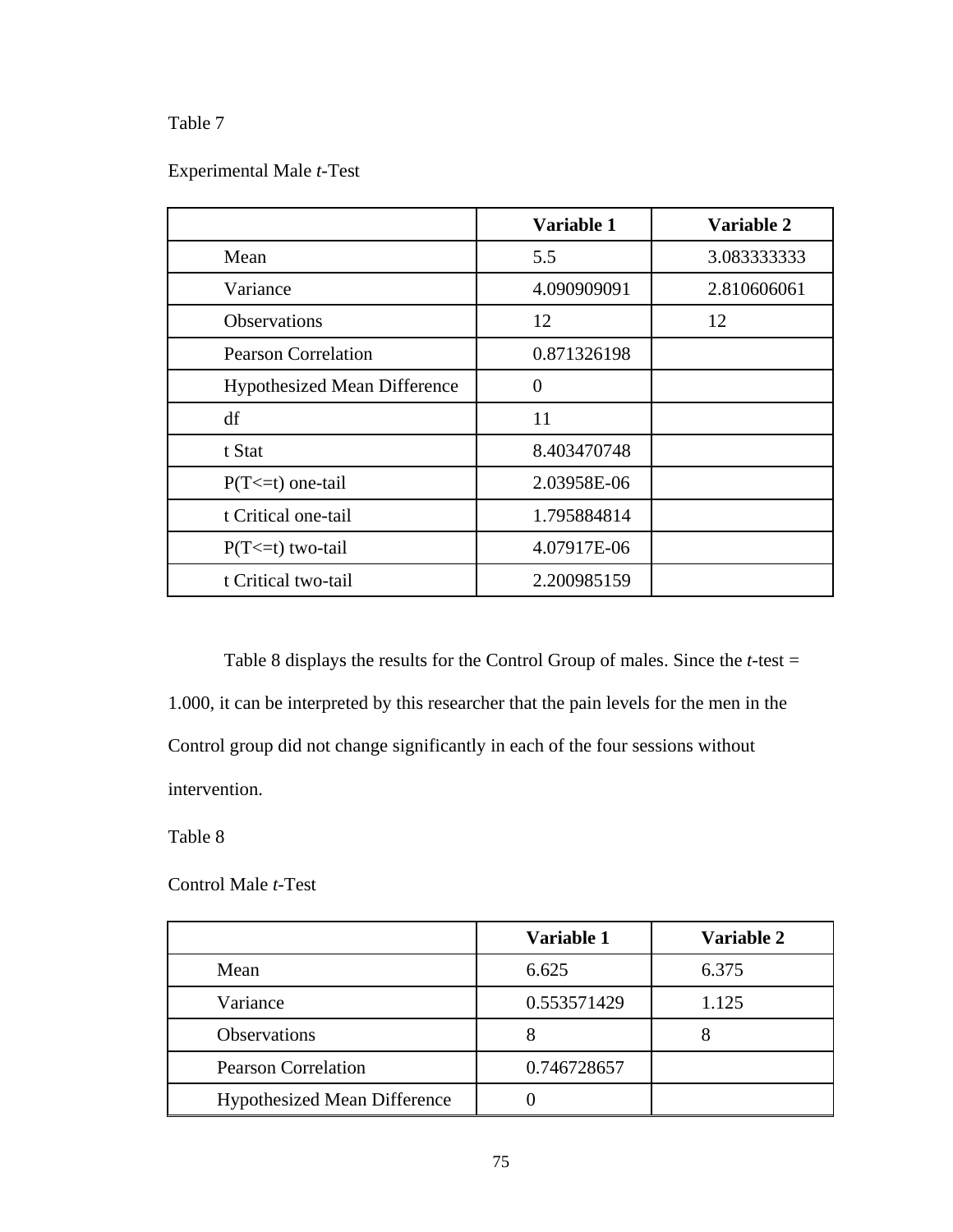Table 7

Experimental Male *t*-Test

| | **Variable 1** | **Variable 2** |
|---|---|---|
| Mean | 5.5 | 3.083333333 |
| Variance | 4.090909091 | 2.810606061 |
| Observations | 12 | 12 |
| Pearson Correlation | 0.871326198 | |
| Hypothesized Mean Difference | 0 | |
| df | 11 | |
| t Stat | 8.403470748 | |
| P(T<=t) one-tail | 2.03958E-06 | |
| t Critical one-tail | 1.795884814 | |
| P(T<=t) two-tail | 4.07917E-06 | |
| t Critical two-tail | 2.200985159 | |

Table 8 displays the results for the Control Group of males. Since the *t*-test = 1.000, it can be interpreted by this researcher that the pain levels for the men in the Control group did not change significantly in each of the four sessions without intervention.

Table 8

Control Male *t*-Test

| | **Variable 1** | **Variable 2** |
|---|---|---|
| Mean | 6.625 | 6.375 |
| Variance | 0.553571429 | 1.125 |
| Observations | 8 | 8 |
| Pearson Correlation | 0.746728657 | |
| Hypothesized Mean Difference | 0 | |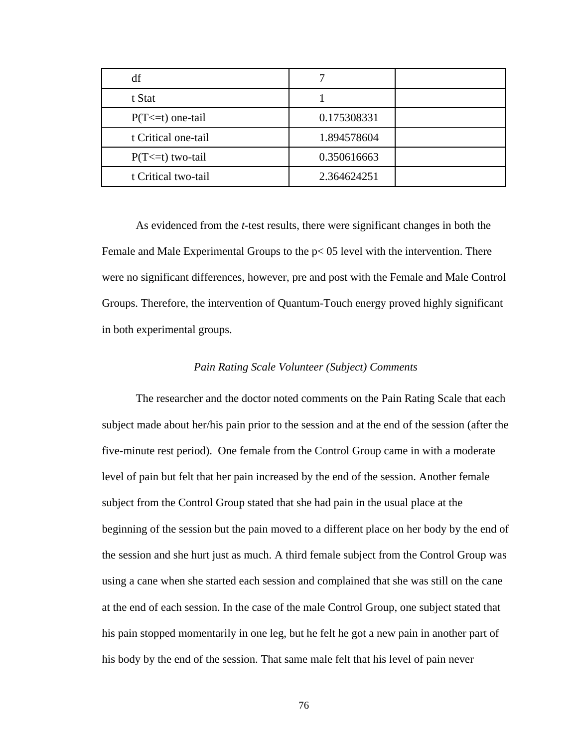| df | 7 | |
|---|---|---|
| t Stat | 1 | |
| P(T<=t) one-tail | 0.175308331 | |
| t Critical one-tail | 1.894578604 | |
| P(T<=t) two-tail | 0.350616663 | |
| t Critical two-tail | 2.364624251 | |

As evidenced from the *t*-test results, there were significant changes in both the Female and Male Experimental Groups to the p< 05 level with the intervention. There were no significant differences, however, pre and post with the Female and Male Control Groups. Therefore, the intervention of Quantum-Touch energy proved highly significant in both experimental groups.

*Pain Rating Scale Volunteer (Subject) Comments*

The researcher and the doctor noted comments on the Pain Rating Scale that each subject made about her/his pain prior to the session and at the end of the session (after the five-minute rest period). One female from the Control Group came in with a moderate level of pain but felt that her pain increased by the end of the session. Another female subject from the Control Group stated that she had pain in the usual place at the beginning of the session but the pain moved to a different place on her body by the end of the session and she hurt just as much. A third female subject from the Control Group was using a cane when she started each session and complained that she was still on the cane at the end of each session. In the case of the male Control Group, one subject stated that his pain stopped momentarily in one leg, but he felt he got a new pain in another part of his body by the end of the session. That same male felt that his level of pain never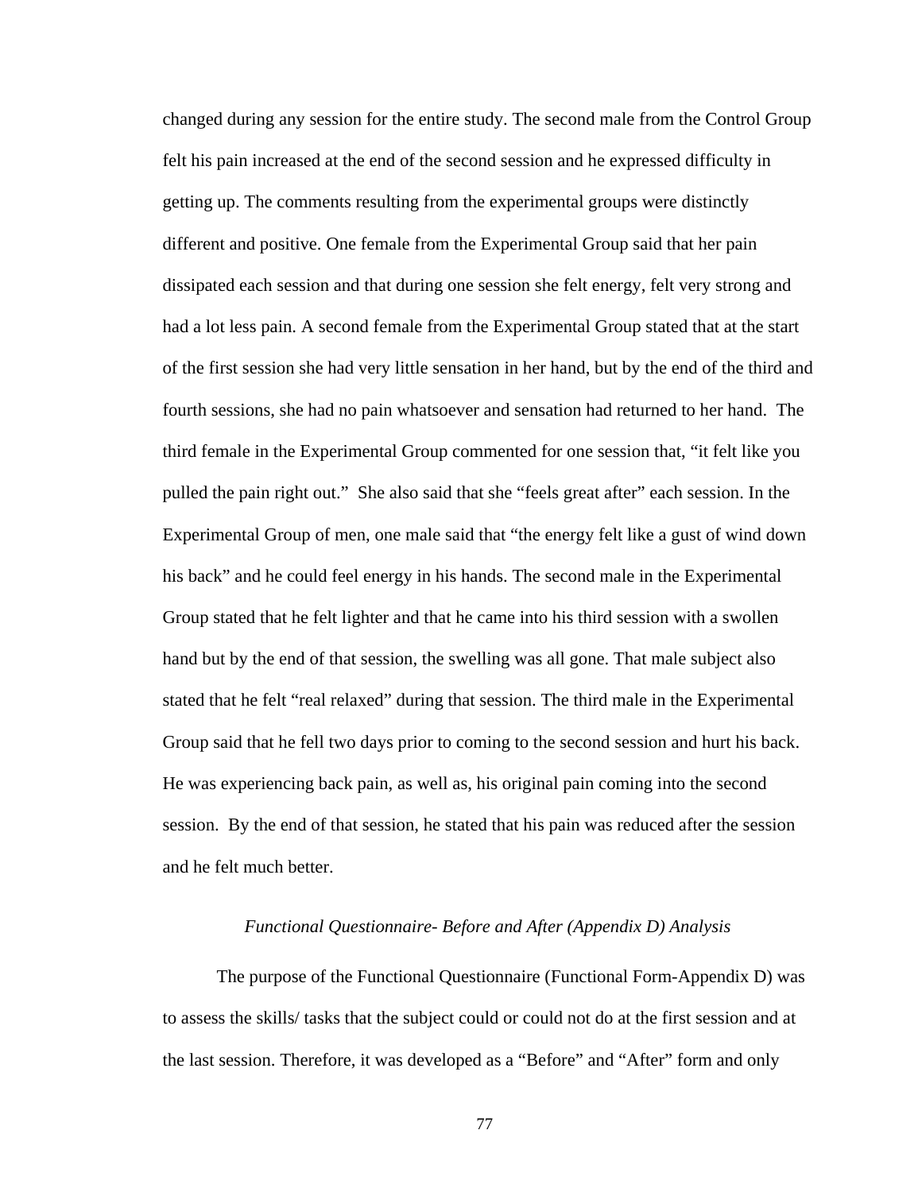changed during any session for the entire study. The second male from the Control Group felt his pain increased at the end of the second session and he expressed difficulty in getting up. The comments resulting from the experimental groups were distinctly different and positive. One female from the Experimental Group said that her pain dissipated each session and that during one session she felt energy, felt very strong and had a lot less pain. A second female from the Experimental Group stated that at the start of the first session she had very little sensation in her hand, but by the end of the third and fourth sessions, she had no pain whatsoever and sensation had returned to her hand. The third female in the Experimental Group commented for one session that, "it felt like you pulled the pain right out." She also said that she "feels great after" each session. In the Experimental Group of men, one male said that "the energy felt like a gust of wind down his back" and he could feel energy in his hands. The second male in the Experimental Group stated that he felt lighter and that he came into his third session with a swollen hand but by the end of that session, the swelling was all gone. That male subject also stated that he felt "real relaxed" during that session. The third male in the Experimental Group said that he fell two days prior to coming to the second session and hurt his back. He was experiencing back pain, as well as, his original pain coming into the second session. By the end of that session, he stated that his pain was reduced after the session and he felt much better.

*Functional Questionnaire- Before and After (Appendix D) Analysis*

The purpose of the Functional Questionnaire (Functional Form-Appendix D) was to assess the skills/ tasks that the subject could or could not do at the first session and at the last session. Therefore, it was developed as a "Before" and "After" form and only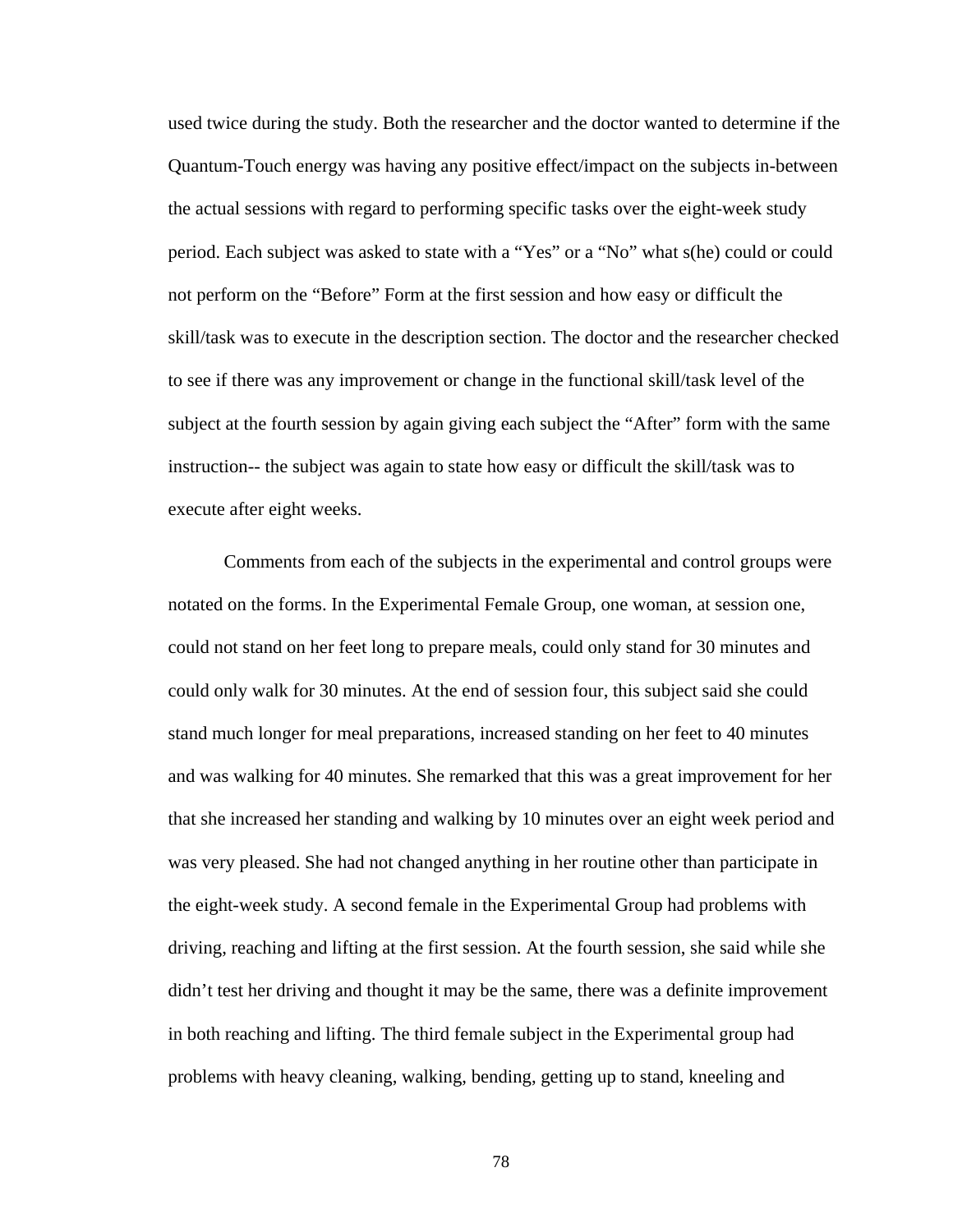used twice during the study. Both the researcher and the doctor wanted to determine if the Quantum-Touch energy was having any positive effect/impact on the subjects in-between the actual sessions with regard to performing specific tasks over the eight-week study period. Each subject was asked to state with a "Yes" or a "No" what s(he) could or could not perform on the "Before" Form at the first session and how easy or difficult the skill/task was to execute in the description section. The doctor and the researcher checked to see if there was any improvement or change in the functional skill/task level of the subject at the fourth session by again giving each subject the "After" form with the same instruction-- the subject was again to state how easy or difficult the skill/task was to execute after eight weeks.

Comments from each of the subjects in the experimental and control groups were notated on the forms. In the Experimental Female Group, one woman, at session one, could not stand on her feet long to prepare meals, could only stand for 30 minutes and could only walk for 30 minutes. At the end of session four, this subject said she could stand much longer for meal preparations, increased standing on her feet to 40 minutes and was walking for 40 minutes. She remarked that this was a great improvement for her that she increased her standing and walking by 10 minutes over an eight week period and was very pleased. She had not changed anything in her routine other than participate in the eight-week study. A second female in the Experimental Group had problems with driving, reaching and lifting at the first session. At the fourth session, she said while she didn't test her driving and thought it may be the same, there was a definite improvement in both reaching and lifting. The third female subject in the Experimental group had problems with heavy cleaning, walking, bending, getting up to stand, kneeling and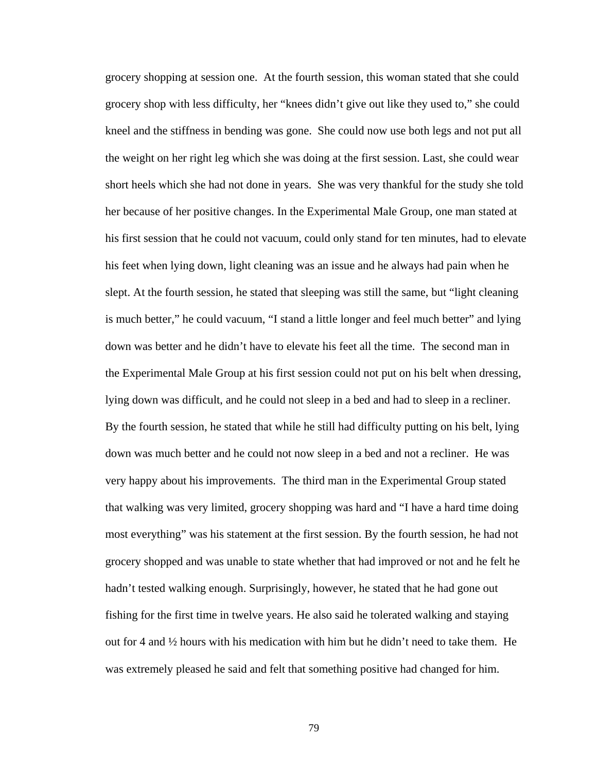grocery shopping at session one. At the fourth session, this woman stated that she could grocery shop with less difficulty, her "knees didn't give out like they used to," she could kneel and the stiffness in bending was gone. She could now use both legs and not put all the weight on her right leg which she was doing at the first session. Last, she could wear short heels which she had not done in years. She was very thankful for the study she told her because of her positive changes. In the Experimental Male Group, one man stated at his first session that he could not vacuum, could only stand for ten minutes, had to elevate his feet when lying down, light cleaning was an issue and he always had pain when he slept. At the fourth session, he stated that sleeping was still the same, but "light cleaning is much better," he could vacuum, "I stand a little longer and feel much better" and lying down was better and he didn't have to elevate his feet all the time. The second man in the Experimental Male Group at his first session could not put on his belt when dressing, lying down was difficult, and he could not sleep in a bed and had to sleep in a recliner. By the fourth session, he stated that while he still had difficulty putting on his belt, lying down was much better and he could not now sleep in a bed and not a recliner. He was very happy about his improvements. The third man in the Experimental Group stated that walking was very limited, grocery shopping was hard and "I have a hard time doing most everything" was his statement at the first session. By the fourth session, he had not grocery shopped and was unable to state whether that had improved or not and he felt he hadn't tested walking enough. Surprisingly, however, he stated that he had gone out fishing for the first time in twelve years. He also said he tolerated walking and staying out for 4 and ½ hours with his medication with him but he didn't need to take them. He was extremely pleased he said and felt that something positive had changed for him.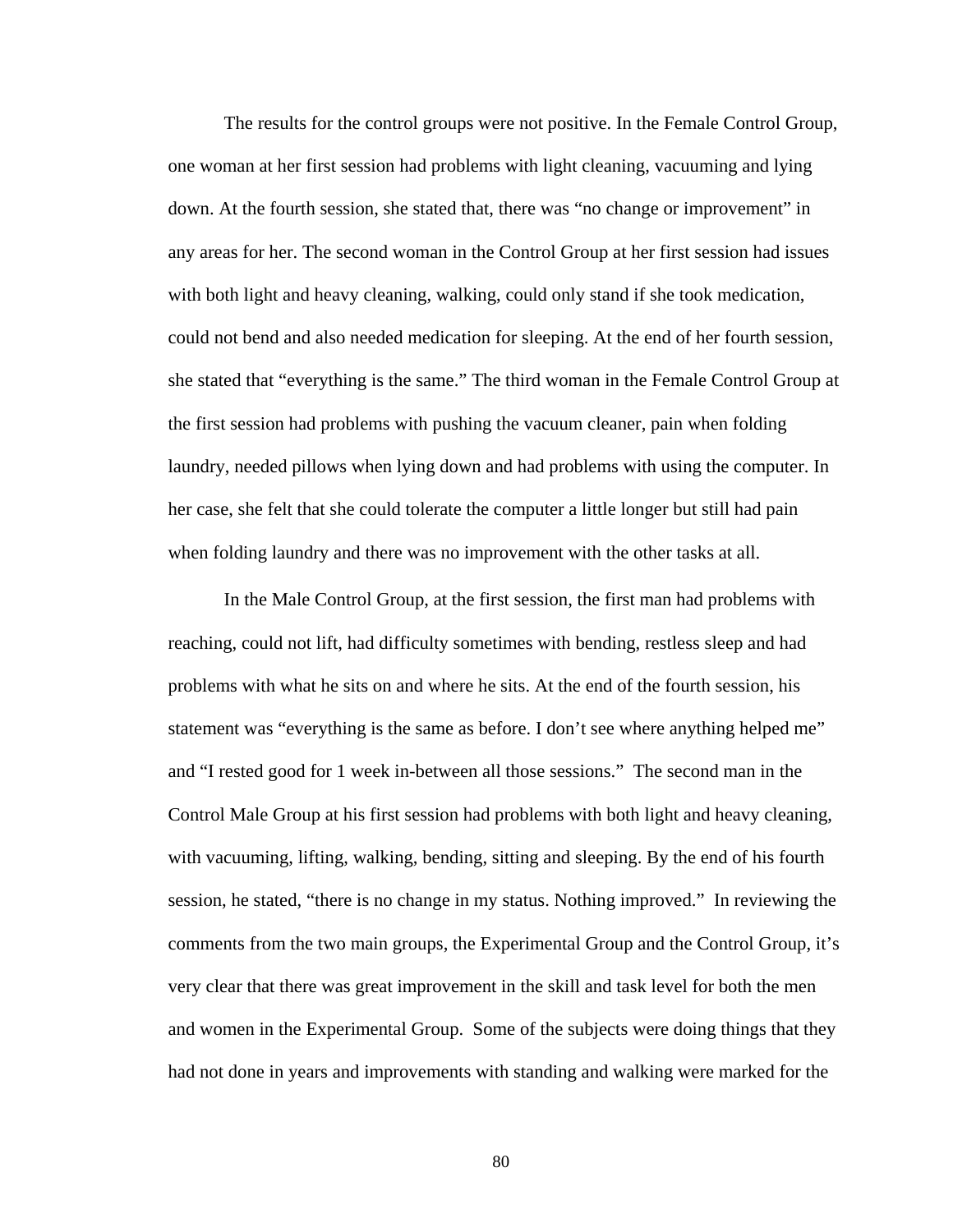The results for the control groups were not positive. In the Female Control Group, one woman at her first session had problems with light cleaning, vacuuming and lying down. At the fourth session, she stated that, there was "no change or improvement" in any areas for her. The second woman in the Control Group at her first session had issues with both light and heavy cleaning, walking, could only stand if she took medication, could not bend and also needed medication for sleeping. At the end of her fourth session, she stated that "everything is the same." The third woman in the Female Control Group at the first session had problems with pushing the vacuum cleaner, pain when folding laundry, needed pillows when lying down and had problems with using the computer. In her case, she felt that she could tolerate the computer a little longer but still had pain when folding laundry and there was no improvement with the other tasks at all.

In the Male Control Group, at the first session, the first man had problems with reaching, could not lift, had difficulty sometimes with bending, restless sleep and had problems with what he sits on and where he sits. At the end of the fourth session, his statement was "everything is the same as before. I don't see where anything helped me" and "I rested good for 1 week in-between all those sessions." The second man in the Control Male Group at his first session had problems with both light and heavy cleaning, with vacuuming, lifting, walking, bending, sitting and sleeping. By the end of his fourth session, he stated, "there is no change in my status. Nothing improved." In reviewing the comments from the two main groups, the Experimental Group and the Control Group, it's very clear that there was great improvement in the skill and task level for both the men and women in the Experimental Group. Some of the subjects were doing things that they had not done in years and improvements with standing and walking were marked for the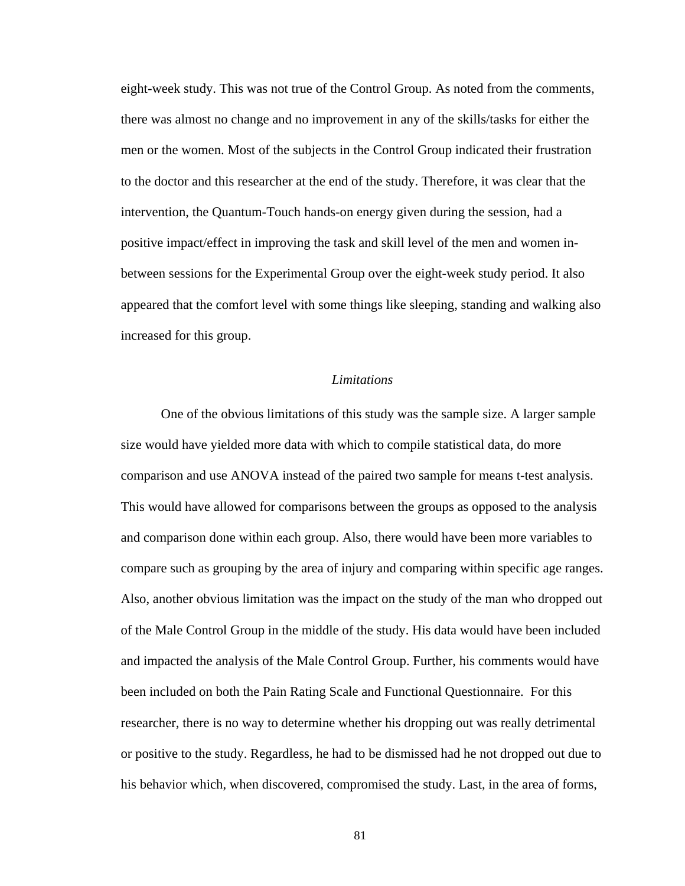eight-week study. This was not true of the Control Group. As noted from the comments, there was almost no change and no improvement in any of the skills/tasks for either the men or the women. Most of the subjects in the Control Group indicated their frustration to the doctor and this researcher at the end of the study. Therefore, it was clear that the intervention, the Quantum-Touch hands-on energy given during the session, had a positive impact/effect in improving the task and skill level of the men and women in-between sessions for the Experimental Group over the eight-week study period. It also appeared that the comfort level with some things like sleeping, standing and walking also increased for this group.

### *Limitations*

One of the obvious limitations of this study was the sample size. A larger sample size would have yielded more data with which to compile statistical data, do more comparison and use ANOVA instead of the paired two sample for means t-test analysis. This would have allowed for comparisons between the groups as opposed to the analysis and comparison done within each group. Also, there would have been more variables to compare such as grouping by the area of injury and comparing within specific age ranges. Also, another obvious limitation was the impact on the study of the man who dropped out of the Male Control Group in the middle of the study. His data would have been included and impacted the analysis of the Male Control Group. Further, his comments would have been included on both the Pain Rating Scale and Functional Questionnaire. For this researcher, there is no way to determine whether his dropping out was really detrimental or positive to the study. Regardless, he had to be dismissed had he not dropped out due to his behavior which, when discovered, compromised the study. Last, in the area of forms,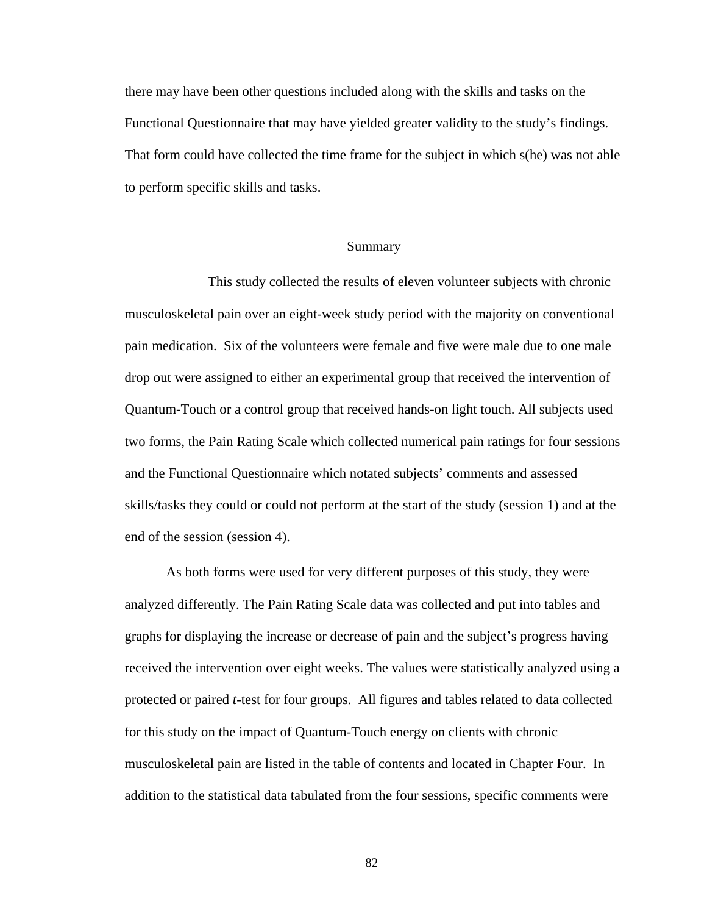there may have been other questions included along with the skills and tasks on the Functional Questionnaire that may have yielded greater validity to the study's findings. That form could have collected the time frame for the subject in which s(he) was not able to perform specific skills and tasks.

## Summary

This study collected the results of eleven volunteer subjects with chronic musculoskeletal pain over an eight-week study period with the majority on conventional pain medication. Six of the volunteers were female and five were male due to one male drop out were assigned to either an experimental group that received the intervention of Quantum-Touch or a control group that received hands-on light touch. All subjects used two forms, the Pain Rating Scale which collected numerical pain ratings for four sessions and the Functional Questionnaire which notated subjects' comments and assessed skills/tasks they could or could not perform at the start of the study (session 1) and at the end of the session (session 4).

As both forms were used for very different purposes of this study, they were analyzed differently. The Pain Rating Scale data was collected and put into tables and graphs for displaying the increase or decrease of pain and the subject's progress having received the intervention over eight weeks. The values were statistically analyzed using a protected or paired *t*-test for four groups. All figures and tables related to data collected for this study on the impact of Quantum-Touch energy on clients with chronic musculoskeletal pain are listed in the table of contents and located in Chapter Four. In addition to the statistical data tabulated from the four sessions, specific comments were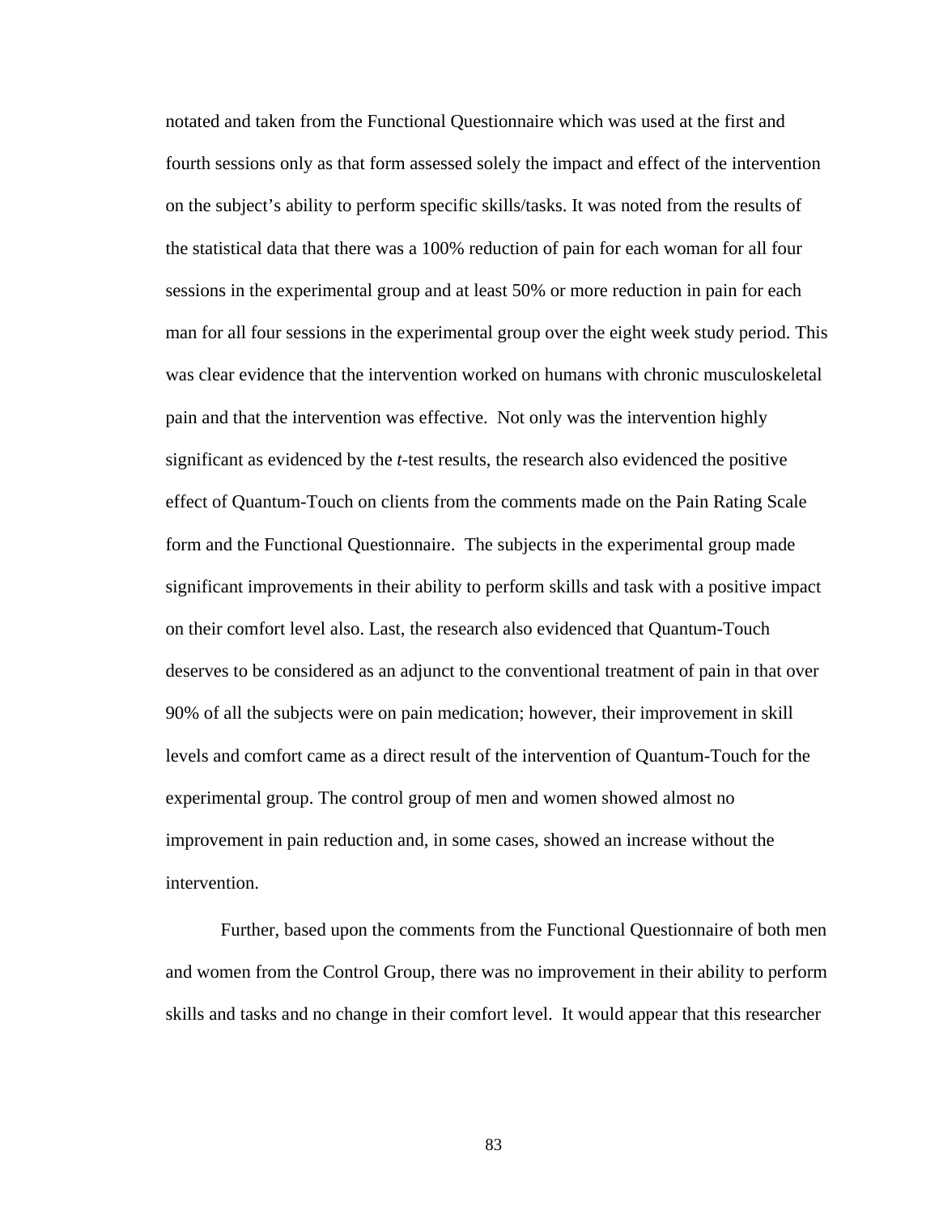notated and taken from the Functional Questionnaire which was used at the first and fourth sessions only as that form assessed solely the impact and effect of the intervention on the subject's ability to perform specific skills/tasks. It was noted from the results of the statistical data that there was a 100% reduction of pain for each woman for all four sessions in the experimental group and at least 50% or more reduction in pain for each man for all four sessions in the experimental group over the eight week study period. This was clear evidence that the intervention worked on humans with chronic musculoskeletal pain and that the intervention was effective. Not only was the intervention highly significant as evidenced by the *t*-test results, the research also evidenced the positive effect of Quantum-Touch on clients from the comments made on the Pain Rating Scale form and the Functional Questionnaire. The subjects in the experimental group made significant improvements in their ability to perform skills and task with a positive impact on their comfort level also. Last, the research also evidenced that Quantum-Touch deserves to be considered as an adjunct to the conventional treatment of pain in that over 90% of all the subjects were on pain medication; however, their improvement in skill levels and comfort came as a direct result of the intervention of Quantum-Touch for the experimental group. The control group of men and women showed almost no improvement in pain reduction and, in some cases, showed an increase without the intervention.

Further, based upon the comments from the Functional Questionnaire of both men and women from the Control Group, there was no improvement in their ability to perform skills and tasks and no change in their comfort level. It would appear that this researcher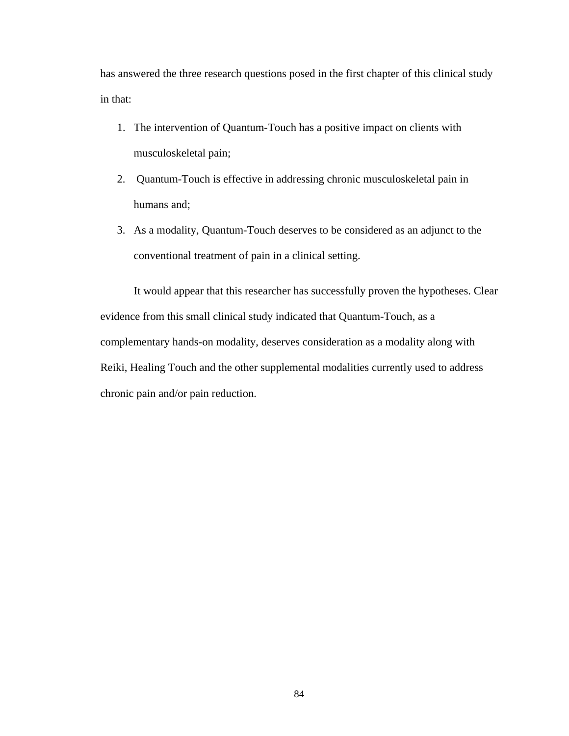has answered the three research questions posed in the first chapter of this clinical study in that:

1. The intervention of Quantum-Touch has a positive impact on clients with musculoskeletal pain;
2. Quantum-Touch is effective in addressing chronic musculoskeletal pain in humans and;
3. As a modality, Quantum-Touch deserves to be considered as an adjunct to the conventional treatment of pain in a clinical setting.

It would appear that this researcher has successfully proven the hypotheses. Clear evidence from this small clinical study indicated that Quantum-Touch, as a complementary hands-on modality, deserves consideration as a modality along with Reiki, Healing Touch and the other supplemental modalities currently used to address chronic pain and/or pain reduction.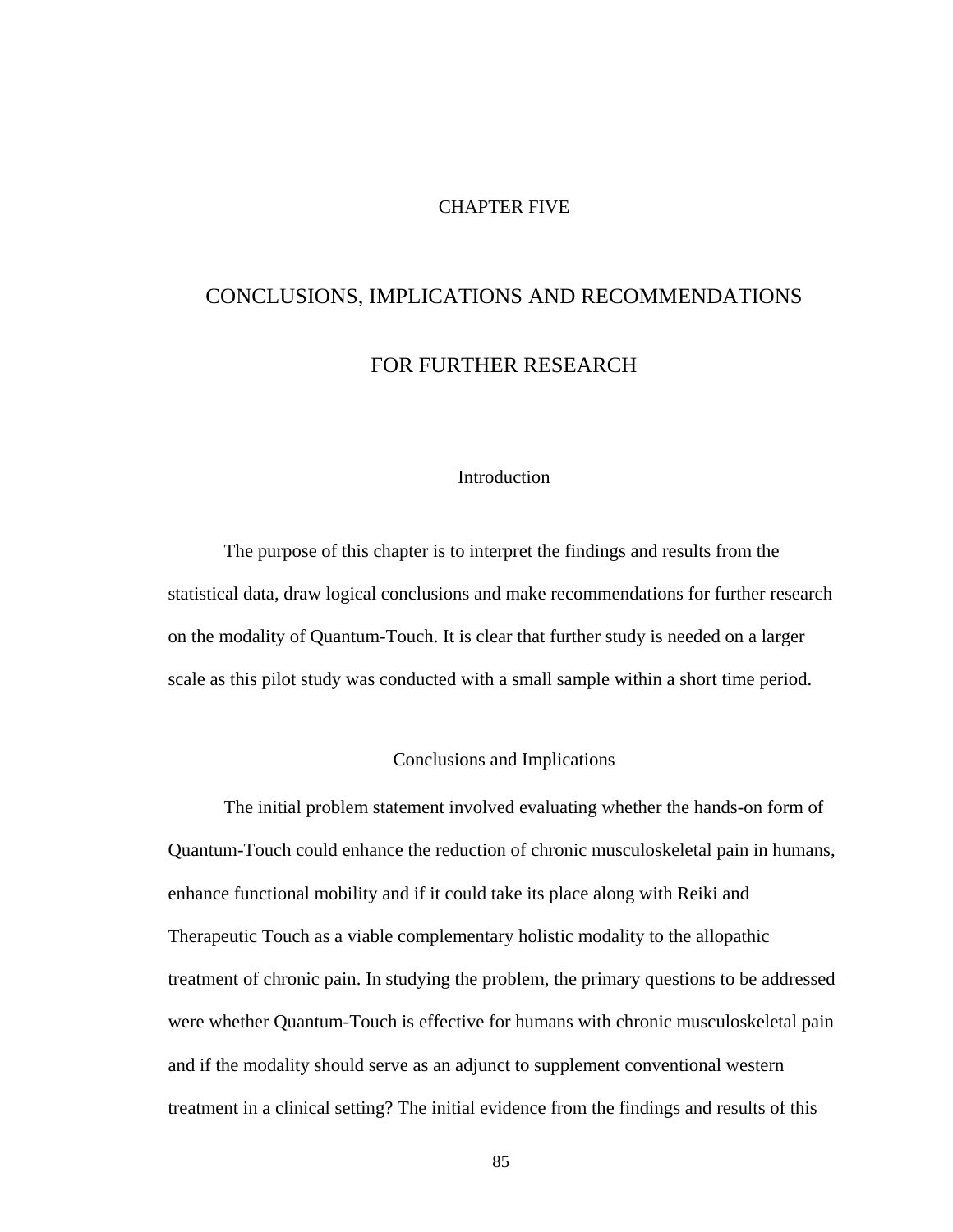# CHAPTER FIVE

# CONCLUSIONS, IMPLICATIONS AND RECOMMENDATIONS FOR FURTHER RESEARCH

## Introduction

The purpose of this chapter is to interpret the findings and results from the statistical data, draw logical conclusions and make recommendations for further research on the modality of Quantum-Touch. It is clear that further study is needed on a larger scale as this pilot study was conducted with a small sample within a short time period.

## Conclusions and Implications

The initial problem statement involved evaluating whether the hands-on form of Quantum-Touch could enhance the reduction of chronic musculoskeletal pain in humans, enhance functional mobility and if it could take its place along with Reiki and Therapeutic Touch as a viable complementary holistic modality to the allopathic treatment of chronic pain. In studying the problem, the primary questions to be addressed were whether Quantum-Touch is effective for humans with chronic musculoskeletal pain and if the modality should serve as an adjunct to supplement conventional western treatment in a clinical setting? The initial evidence from the findings and results of this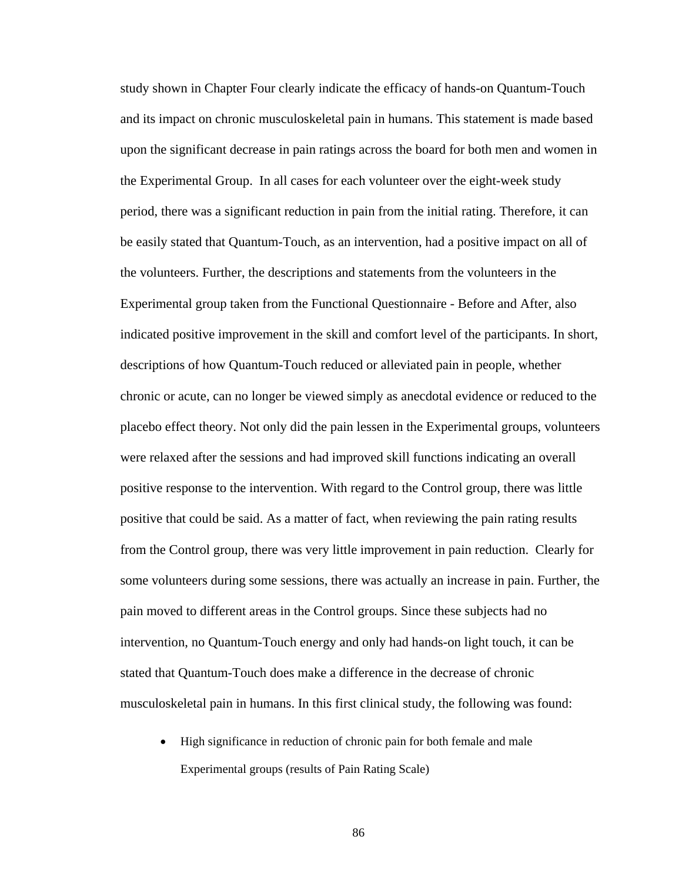study shown in Chapter Four clearly indicate the efficacy of hands-on Quantum-Touch and its impact on chronic musculoskeletal pain in humans. This statement is made based upon the significant decrease in pain ratings across the board for both men and women in the Experimental Group. In all cases for each volunteer over the eight-week study period, there was a significant reduction in pain from the initial rating. Therefore, it can be easily stated that Quantum-Touch, as an intervention, had a positive impact on all of the volunteers. Further, the descriptions and statements from the volunteers in the Experimental group taken from the Functional Questionnaire - Before and After, also indicated positive improvement in the skill and comfort level of the participants. In short, descriptions of how Quantum-Touch reduced or alleviated pain in people, whether chronic or acute, can no longer be viewed simply as anecdotal evidence or reduced to the placebo effect theory. Not only did the pain lessen in the Experimental groups, volunteers were relaxed after the sessions and had improved skill functions indicating an overall positive response to the intervention. With regard to the Control group, there was little positive that could be said. As a matter of fact, when reviewing the pain rating results from the Control group, there was very little improvement in pain reduction. Clearly for some volunteers during some sessions, there was actually an increase in pain. Further, the pain moved to different areas in the Control groups. Since these subjects had no intervention, no Quantum-Touch energy and only had hands-on light touch, it can be stated that Quantum-Touch does make a difference in the decrease of chronic musculoskeletal pain in humans. In this first clinical study, the following was found:

- High significance in reduction of chronic pain for both female and male Experimental groups (results of Pain Rating Scale)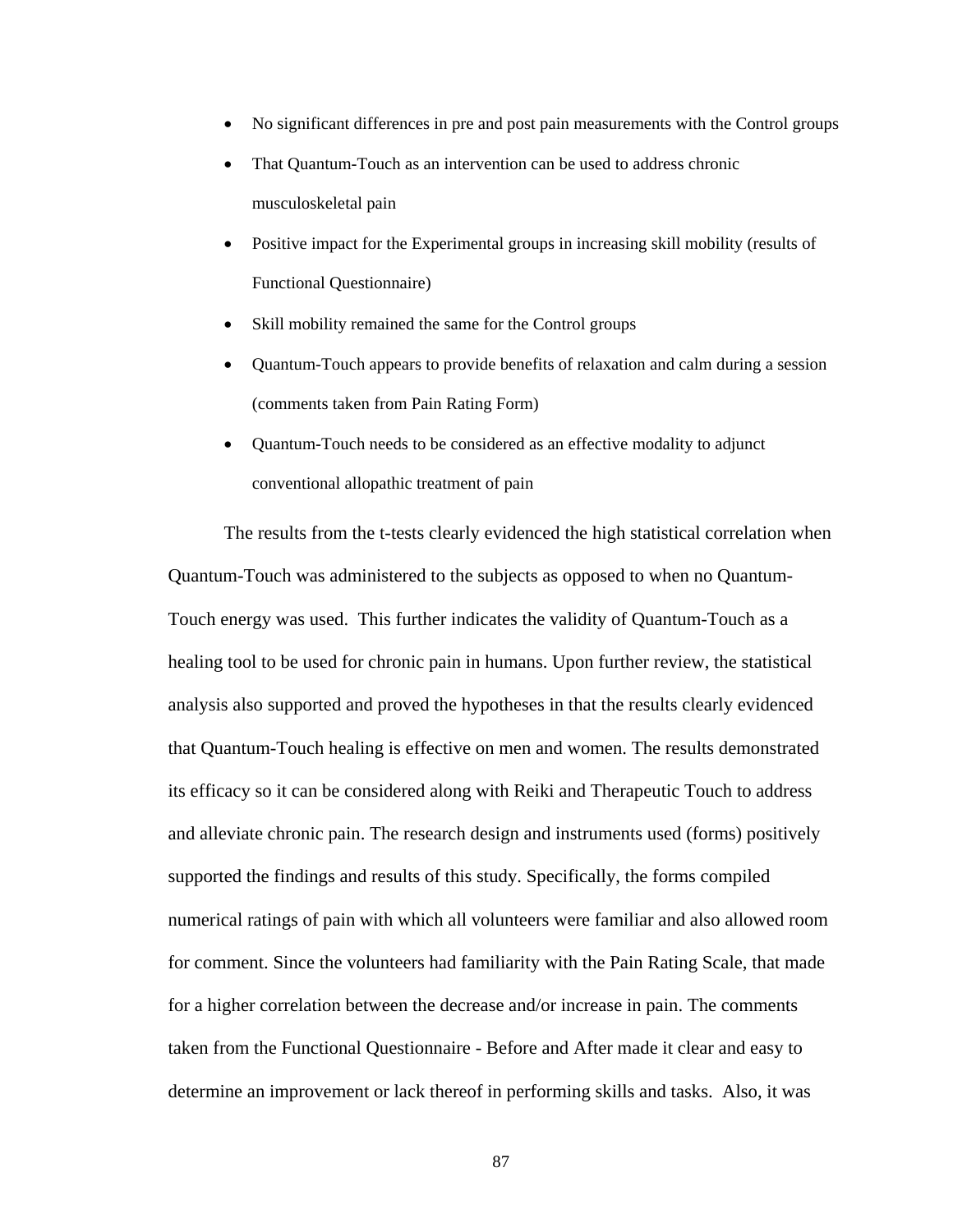- No significant differences in pre and post pain measurements with the Control groups
- That Quantum-Touch as an intervention can be used to address chronic musculoskeletal pain
- Positive impact for the Experimental groups in increasing skill mobility (results of Functional Questionnaire)
- Skill mobility remained the same for the Control groups
- Quantum-Touch appears to provide benefits of relaxation and calm during a session (comments taken from Pain Rating Form)
- Quantum-Touch needs to be considered as an effective modality to adjunct conventional allopathic treatment of pain

The results from the t-tests clearly evidenced the high statistical correlation when Quantum-Touch was administered to the subjects as opposed to when no Quantum-Touch energy was used. This further indicates the validity of Quantum-Touch as a healing tool to be used for chronic pain in humans. Upon further review, the statistical analysis also supported and proved the hypotheses in that the results clearly evidenced that Quantum-Touch healing is effective on men and women. The results demonstrated its efficacy so it can be considered along with Reiki and Therapeutic Touch to address and alleviate chronic pain. The research design and instruments used (forms) positively supported the findings and results of this study. Specifically, the forms compiled numerical ratings of pain with which all volunteers were familiar and also allowed room for comment. Since the volunteers had familiarity with the Pain Rating Scale, that made for a higher correlation between the decrease and/or increase in pain. The comments taken from the Functional Questionnaire - Before and After made it clear and easy to determine an improvement or lack thereof in performing skills and tasks. Also, it was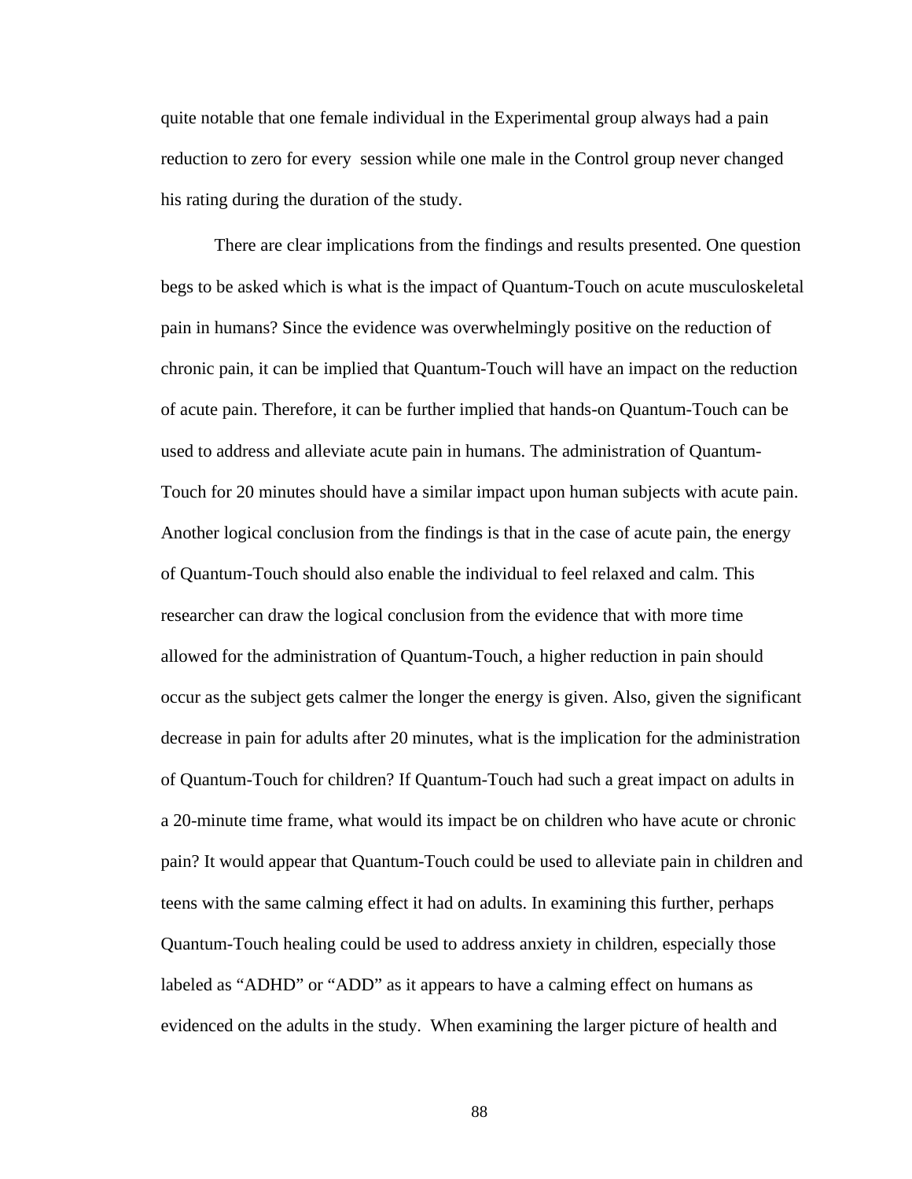quite notable that one female individual in the Experimental group always had a pain reduction to zero for every session while one male in the Control group never changed his rating during the duration of the study.

There are clear implications from the findings and results presented. One question begs to be asked which is what is the impact of Quantum-Touch on acute musculoskeletal pain in humans? Since the evidence was overwhelmingly positive on the reduction of chronic pain, it can be implied that Quantum-Touch will have an impact on the reduction of acute pain. Therefore, it can be further implied that hands-on Quantum-Touch can be used to address and alleviate acute pain in humans. The administration of Quantum-Touch for 20 minutes should have a similar impact upon human subjects with acute pain. Another logical conclusion from the findings is that in the case of acute pain, the energy of Quantum-Touch should also enable the individual to feel relaxed and calm. This researcher can draw the logical conclusion from the evidence that with more time allowed for the administration of Quantum-Touch, a higher reduction in pain should occur as the subject gets calmer the longer the energy is given. Also, given the significant decrease in pain for adults after 20 minutes, what is the implication for the administration of Quantum-Touch for children? If Quantum-Touch had such a great impact on adults in a 20-minute time frame, what would its impact be on children who have acute or chronic pain? It would appear that Quantum-Touch could be used to alleviate pain in children and teens with the same calming effect it had on adults. In examining this further, perhaps Quantum-Touch healing could be used to address anxiety in children, especially those labeled as "ADHD" or "ADD" as it appears to have a calming effect on humans as evidenced on the adults in the study. When examining the larger picture of health and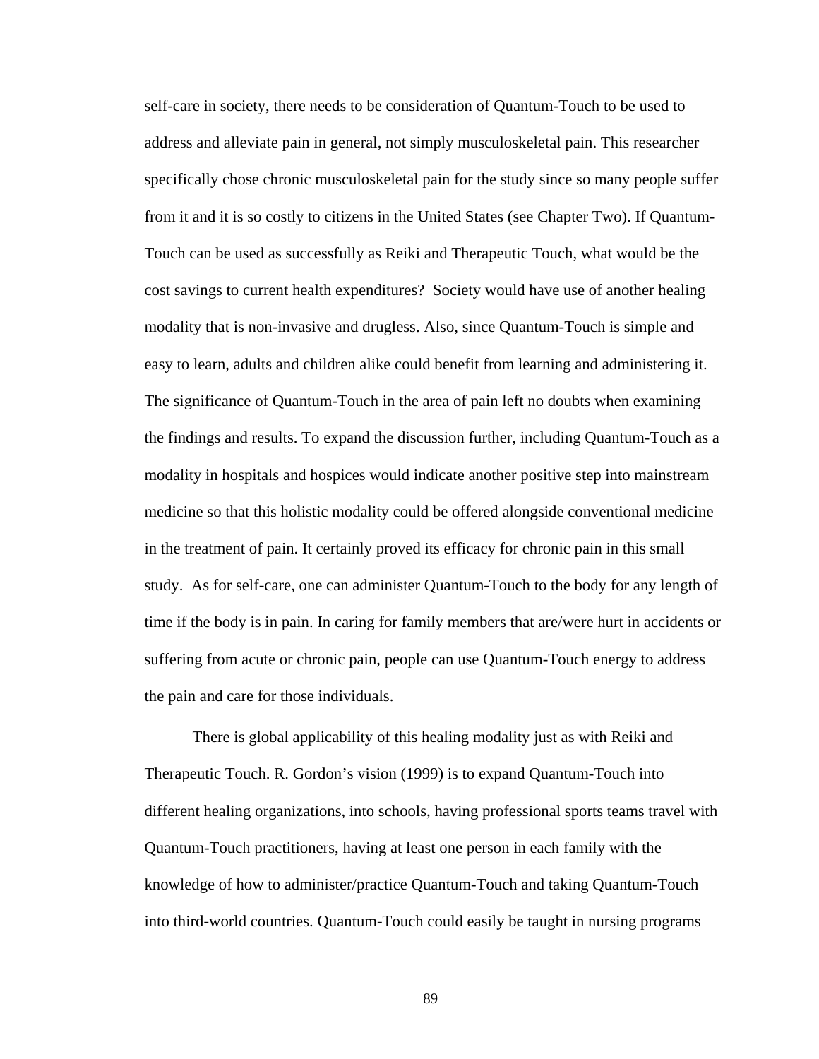self-care in society, there needs to be consideration of Quantum-Touch to be used to address and alleviate pain in general, not simply musculoskeletal pain. This researcher specifically chose chronic musculoskeletal pain for the study since so many people suffer from it and it is so costly to citizens in the United States (see Chapter Two). If Quantum-Touch can be used as successfully as Reiki and Therapeutic Touch, what would be the cost savings to current health expenditures? Society would have use of another healing modality that is non-invasive and drugless. Also, since Quantum-Touch is simple and easy to learn, adults and children alike could benefit from learning and administering it. The significance of Quantum-Touch in the area of pain left no doubts when examining the findings and results. To expand the discussion further, including Quantum-Touch as a modality in hospitals and hospices would indicate another positive step into mainstream medicine so that this holistic modality could be offered alongside conventional medicine in the treatment of pain. It certainly proved its efficacy for chronic pain in this small study. As for self-care, one can administer Quantum-Touch to the body for any length of time if the body is in pain. In caring for family members that are/were hurt in accidents or suffering from acute or chronic pain, people can use Quantum-Touch energy to address the pain and care for those individuals.

There is global applicability of this healing modality just as with Reiki and Therapeutic Touch. R. Gordon's vision (1999) is to expand Quantum-Touch into different healing organizations, into schools, having professional sports teams travel with Quantum-Touch practitioners, having at least one person in each family with the knowledge of how to administer/practice Quantum-Touch and taking Quantum-Touch into third-world countries. Quantum-Touch could easily be taught in nursing programs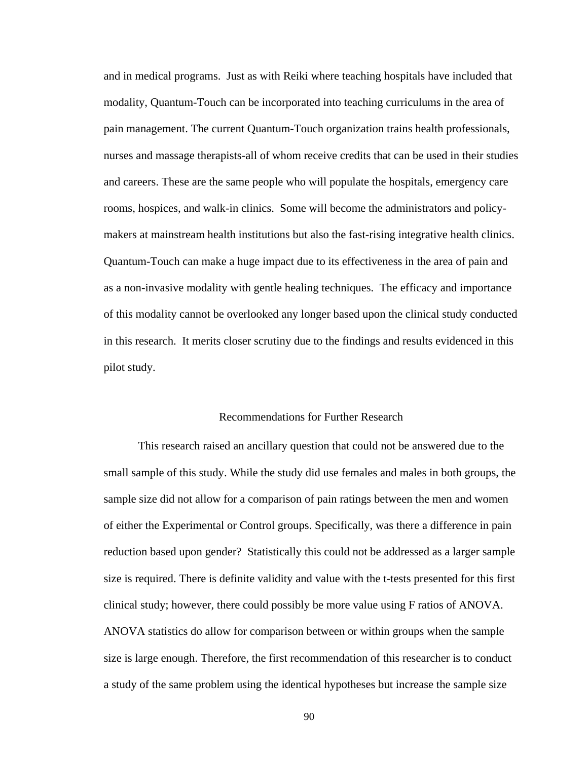and in medical programs. Just as with Reiki where teaching hospitals have included that modality, Quantum-Touch can be incorporated into teaching curriculums in the area of pain management. The current Quantum-Touch organization trains health professionals, nurses and massage therapists-all of whom receive credits that can be used in their studies and careers. These are the same people who will populate the hospitals, emergency care rooms, hospices, and walk-in clinics. Some will become the administrators and policy-makers at mainstream health institutions but also the fast-rising integrative health clinics. Quantum-Touch can make a huge impact due to its effectiveness in the area of pain and as a non-invasive modality with gentle healing techniques. The efficacy and importance of this modality cannot be overlooked any longer based upon the clinical study conducted in this research. It merits closer scrutiny due to the findings and results evidenced in this pilot study.

## Recommendations for Further Research

This research raised an ancillary question that could not be answered due to the small sample of this study. While the study did use females and males in both groups, the sample size did not allow for a comparison of pain ratings between the men and women of either the Experimental or Control groups. Specifically, was there a difference in pain reduction based upon gender? Statistically this could not be addressed as a larger sample size is required. There is definite validity and value with the t-tests presented for this first clinical study; however, there could possibly be more value using F ratios of ANOVA. ANOVA statistics do allow for comparison between or within groups when the sample size is large enough. Therefore, the first recommendation of this researcher is to conduct a study of the same problem using the identical hypotheses but increase the sample size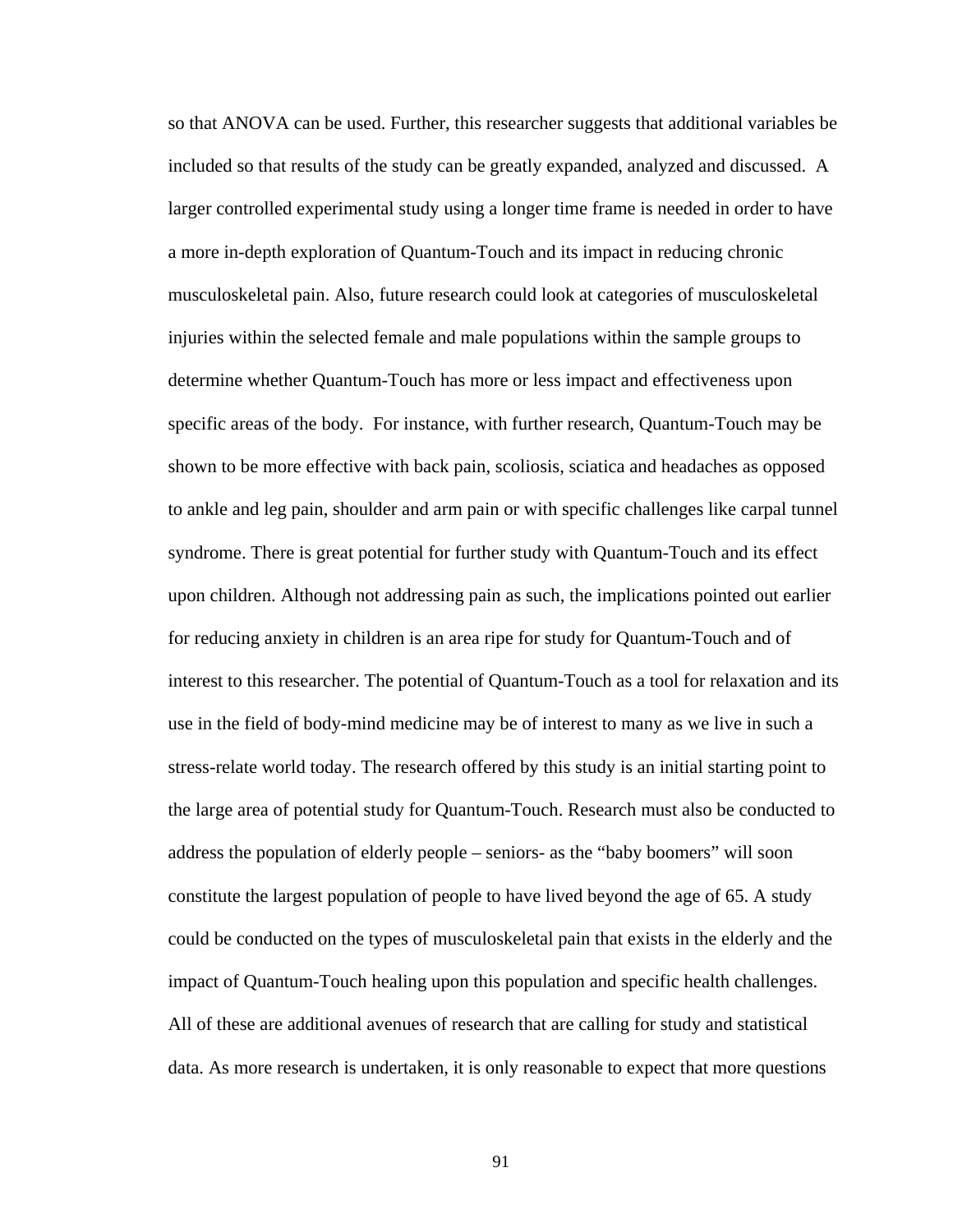so that ANOVA can be used. Further, this researcher suggests that additional variables be included so that results of the study can be greatly expanded, analyzed and discussed. A larger controlled experimental study using a longer time frame is needed in order to have a more in-depth exploration of Quantum-Touch and its impact in reducing chronic musculoskeletal pain. Also, future research could look at categories of musculoskeletal injuries within the selected female and male populations within the sample groups to determine whether Quantum-Touch has more or less impact and effectiveness upon specific areas of the body. For instance, with further research, Quantum-Touch may be shown to be more effective with back pain, scoliosis, sciatica and headaches as opposed to ankle and leg pain, shoulder and arm pain or with specific challenges like carpal tunnel syndrome. There is great potential for further study with Quantum-Touch and its effect upon children. Although not addressing pain as such, the implications pointed out earlier for reducing anxiety in children is an area ripe for study for Quantum-Touch and of interest to this researcher. The potential of Quantum-Touch as a tool for relaxation and its use in the field of body-mind medicine may be of interest to many as we live in such a stress-relate world today. The research offered by this study is an initial starting point to the large area of potential study for Quantum-Touch. Research must also be conducted to address the population of elderly people – seniors- as the "baby boomers" will soon constitute the largest population of people to have lived beyond the age of 65. A study could be conducted on the types of musculoskeletal pain that exists in the elderly and the impact of Quantum-Touch healing upon this population and specific health challenges. All of these are additional avenues of research that are calling for study and statistical data. As more research is undertaken, it is only reasonable to expect that more questions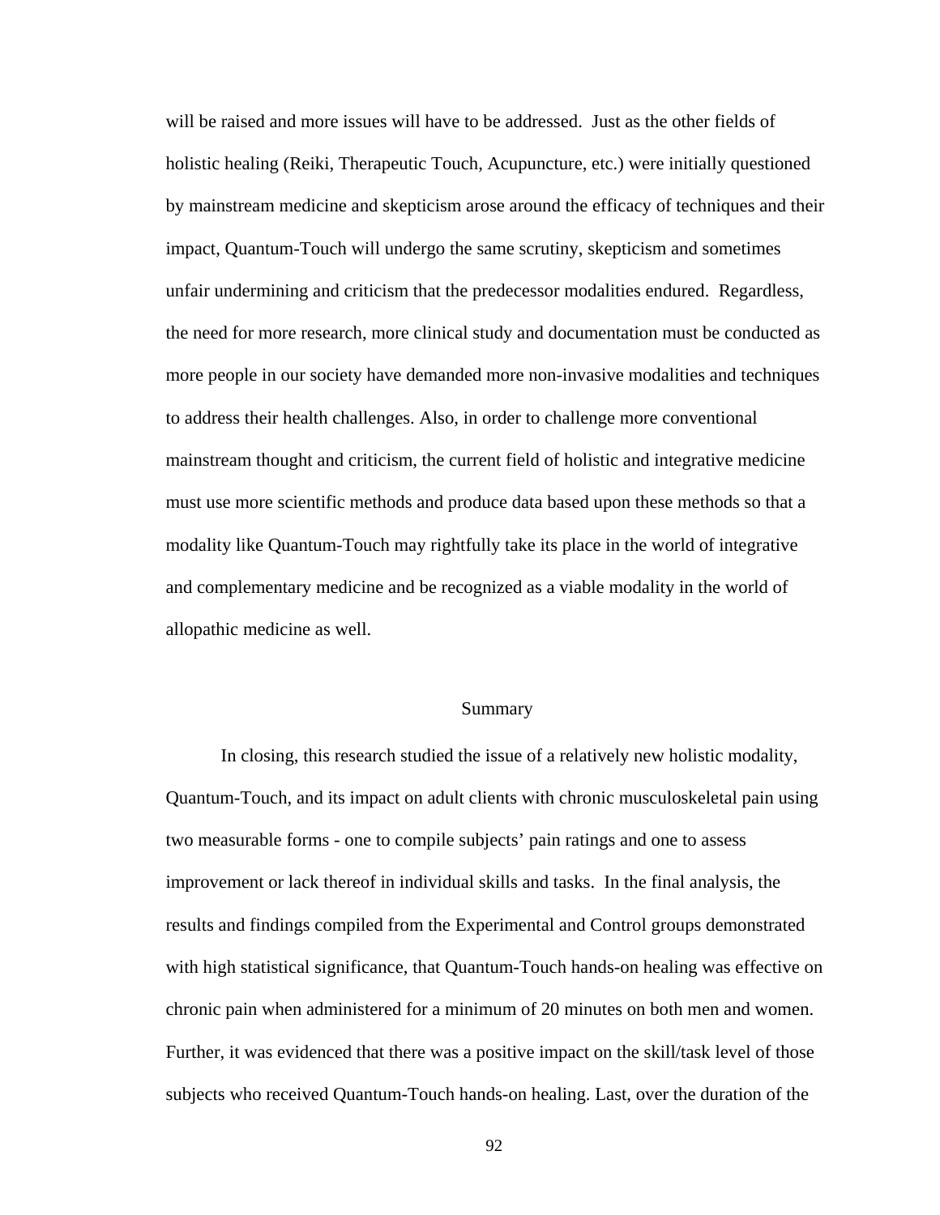will be raised and more issues will have to be addressed. Just as the other fields of holistic healing (Reiki, Therapeutic Touch, Acupuncture, etc.) were initially questioned by mainstream medicine and skepticism arose around the efficacy of techniques and their impact, Quantum-Touch will undergo the same scrutiny, skepticism and sometimes unfair undermining and criticism that the predecessor modalities endured. Regardless, the need for more research, more clinical study and documentation must be conducted as more people in our society have demanded more non-invasive modalities and techniques to address their health challenges. Also, in order to challenge more conventional mainstream thought and criticism, the current field of holistic and integrative medicine must use more scientific methods and produce data based upon these methods so that a modality like Quantum-Touch may rightfully take its place in the world of integrative and complementary medicine and be recognized as a viable modality in the world of allopathic medicine as well.

## Summary

In closing, this research studied the issue of a relatively new holistic modality, Quantum-Touch, and its impact on adult clients with chronic musculoskeletal pain using two measurable forms - one to compile subjects' pain ratings and one to assess improvement or lack thereof in individual skills and tasks. In the final analysis, the results and findings compiled from the Experimental and Control groups demonstrated with high statistical significance, that Quantum-Touch hands-on healing was effective on chronic pain when administered for a minimum of 20 minutes on both men and women. Further, it was evidenced that there was a positive impact on the skill/task level of those subjects who received Quantum-Touch hands-on healing. Last, over the duration of the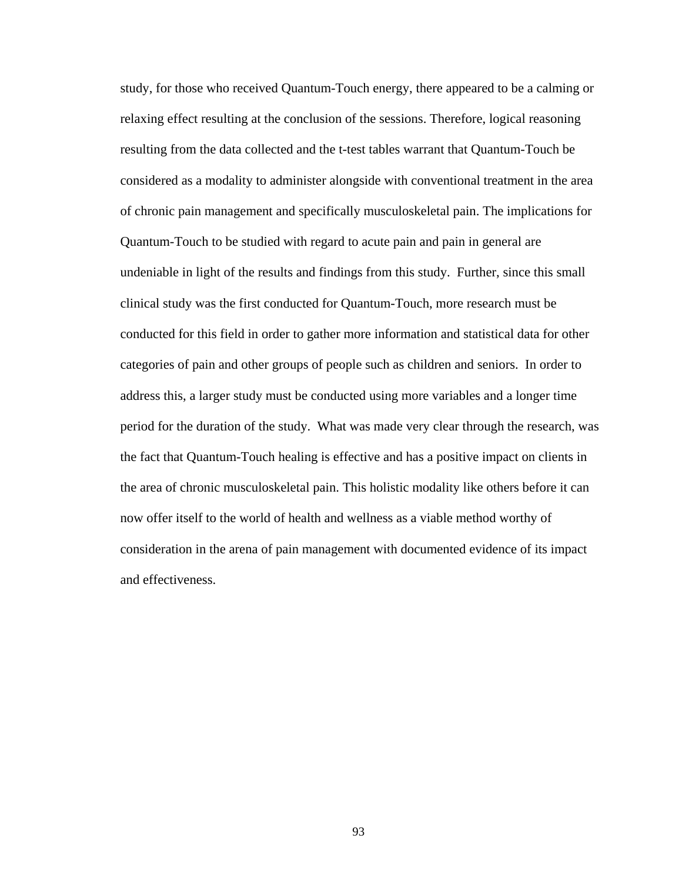study, for those who received Quantum-Touch energy, there appeared to be a calming or relaxing effect resulting at the conclusion of the sessions. Therefore, logical reasoning resulting from the data collected and the t-test tables warrant that Quantum-Touch be considered as a modality to administer alongside with conventional treatment in the area of chronic pain management and specifically musculoskeletal pain. The implications for Quantum-Touch to be studied with regard to acute pain and pain in general are undeniable in light of the results and findings from this study. Further, since this small clinical study was the first conducted for Quantum-Touch, more research must be conducted for this field in order to gather more information and statistical data for other categories of pain and other groups of people such as children and seniors. In order to address this, a larger study must be conducted using more variables and a longer time period for the duration of the study. What was made very clear through the research, was the fact that Quantum-Touch healing is effective and has a positive impact on clients in the area of chronic musculoskeletal pain. This holistic modality like others before it can now offer itself to the world of health and wellness as a viable method worthy of consideration in the arena of pain management with documented evidence of its impact and effectiveness.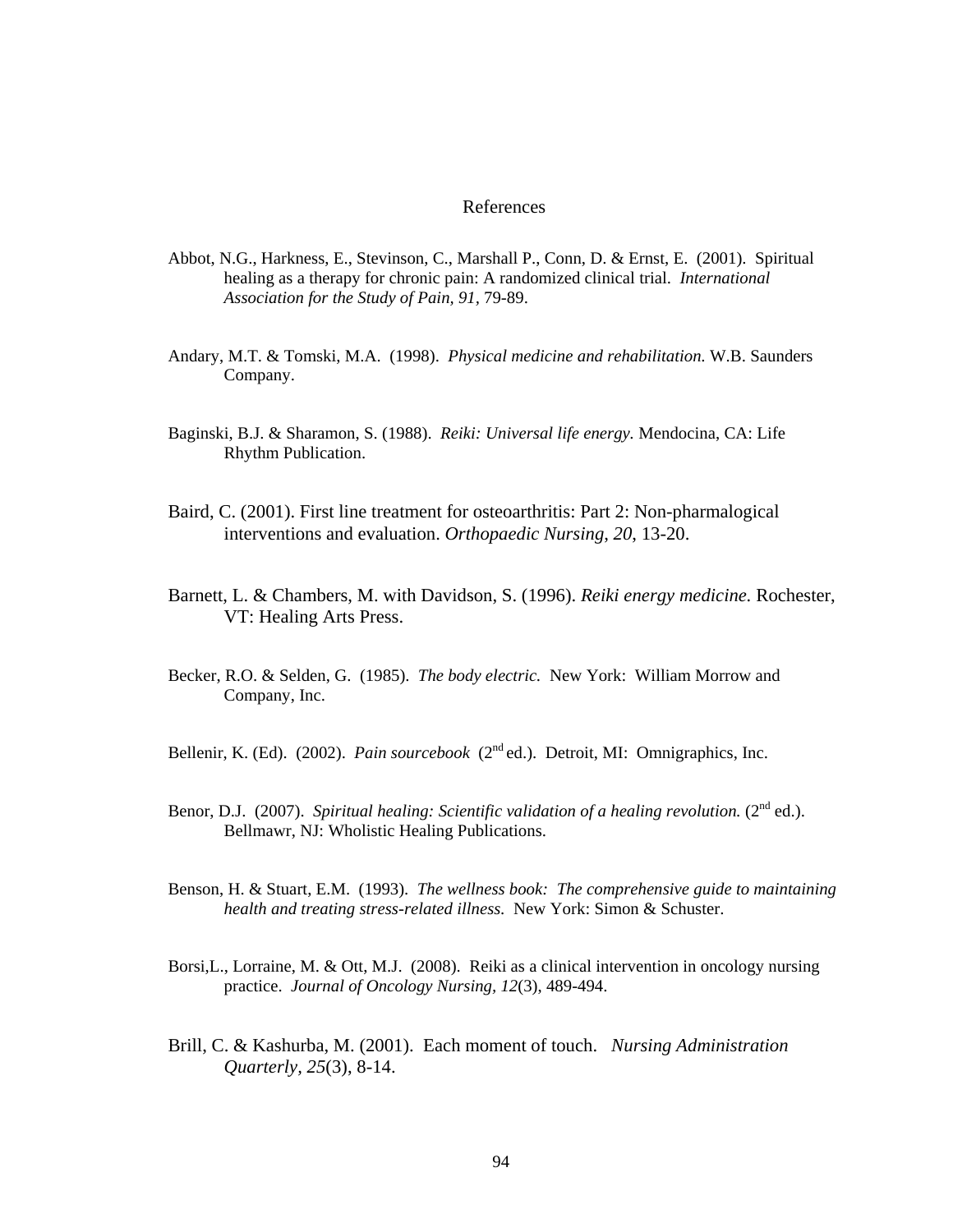# References

Abbot, N.G., Harkness, E., Stevinson, C., Marshall P., Conn, D. & Ernst, E. (2001). Spiritual healing as a therapy for chronic pain: A randomized clinical trial. *International Association for the Study of Pain, 91,* 79-89.

Andary, M.T. & Tomski, M.A. (1998). *Physical medicine and rehabilitation.* W.B. Saunders Company.

Baginski, B.J. & Sharamon, S. (1988). *Reiki: Universal life energy.* Mendocina, CA: Life Rhythm Publication.

Baird, C. (2001). First line treatment for osteoarthritis: Part 2: Non-pharmalogical interventions and evaluation. *Orthopaedic Nursing, 20,* 13-20.

Barnett, L. & Chambers, M. with Davidson, S. (1996). *Reiki energy medicine.* Rochester, VT: Healing Arts Press.

Becker, R.O. & Selden, G. (1985). *The body electric.* New York: William Morrow and Company, Inc.

Bellenir, K. (Ed). (2002). *Pain sourcebook* (2nd ed.). Detroit, MI: Omnigraphics, Inc.

Benor, D.J. (2007). *Spiritual healing: Scientific validation of a healing revolution.* (2nd ed.). Bellmawr, NJ: Wholistic Healing Publications.

Benson, H. & Stuart, E.M. (1993). *The wellness book: The comprehensive guide to maintaining health and treating stress-related illness.* New York: Simon & Schuster.

Borsi,L., Lorraine, M. & Ott, M.J. (2008). Reiki as a clinical intervention in oncology nursing practice. *Journal of Oncology Nursing, 12*(3), 489-494.

Brill, C. & Kashurba, M. (2001). Each moment of touch. *Nursing Administration Quarterly, 25*(3), 8-14.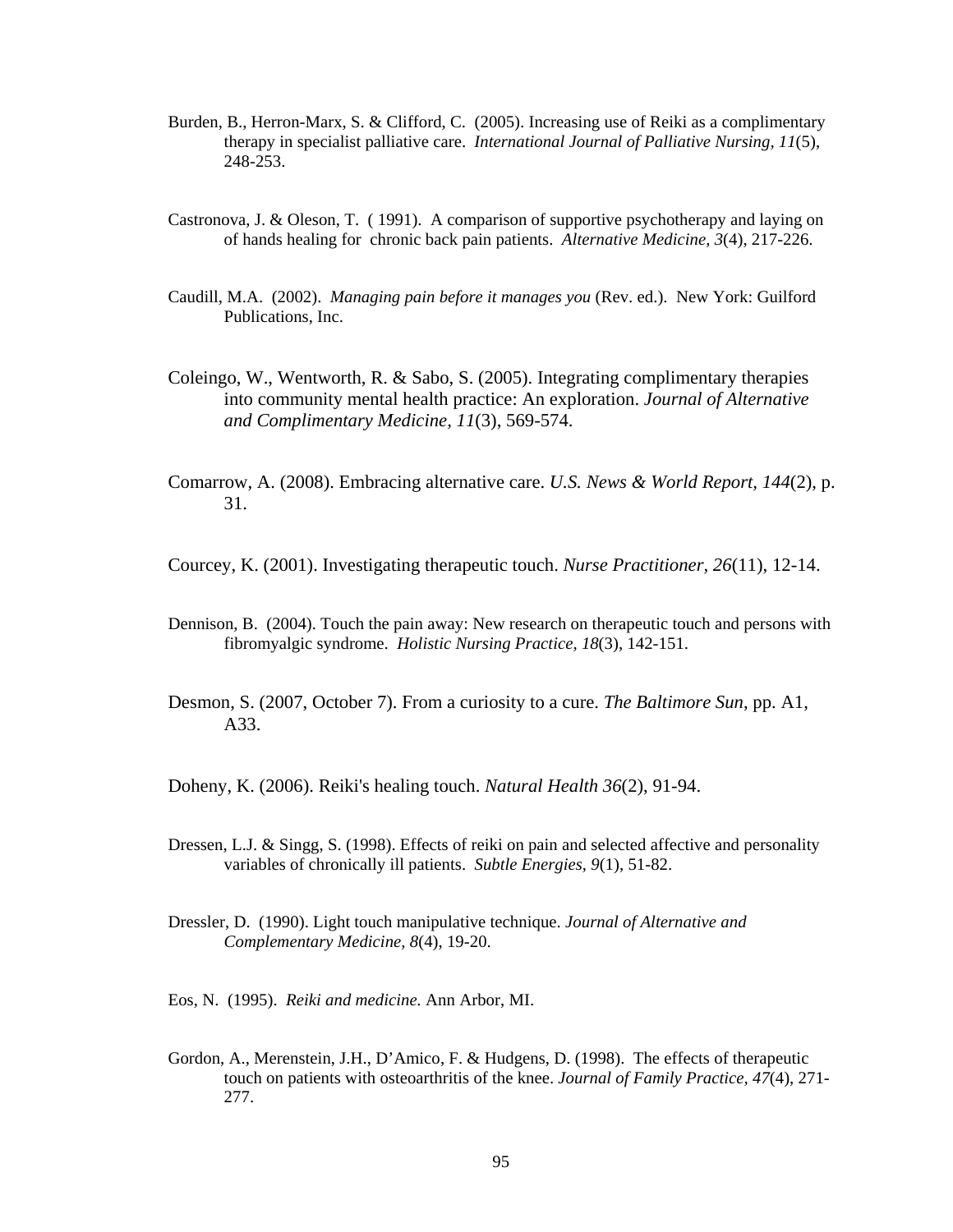Burden, B., Herron-Marx, S. & Clifford, C. (2005). Increasing use of Reiki as a complimentary therapy in specialist palliative care. *International Journal of Palliative Nursing, 11*(5), 248-253.

Castronova, J. & Oleson, T. ( 1991). A comparison of supportive psychotherapy and laying on of hands healing for chronic back pain patients. *Alternative Medicine, 3*(4), 217-226.

Caudill, M.A. (2002). *Managing pain before it manages you* (Rev. ed.). New York: Guilford Publications, Inc.

Coleingo, W., Wentworth, R. & Sabo, S. (2005). Integrating complimentary therapies into community mental health practice: An exploration. *Journal of Alternative and Complimentary Medicine, 11*(3), 569-574.

Comarrow, A. (2008). Embracing alternative care. *U.S. News & World Report, 144*(2), p. 31.

Courcey, K. (2001). Investigating therapeutic touch. *Nurse Practitioner, 26*(11), 12-14.

Dennison, B. (2004). Touch the pain away: New research on therapeutic touch and persons with fibromyalgic syndrome. *Holistic Nursing Practice, 18*(3), 142-151.

Desmon, S. (2007, October 7). From a curiosity to a cure. *The Baltimore Sun*, pp. A1, A33.

Doheny, K. (2006). Reiki's healing touch. *Natural Health 36*(2), 91-94.

Dressen, L.J. & Singg, S. (1998). Effects of reiki on pain and selected affective and personality variables of chronically ill patients. *Subtle Energies, 9*(1), 51-82.

Dressler, D. (1990). Light touch manipulative technique. *Journal of Alternative and Complementary Medicine, 8*(4), 19-20.

Eos, N. (1995). *Reiki and medicine.* Ann Arbor, MI.

Gordon, A., Merenstein, J.H., D'Amico, F. & Hudgens, D. (1998). The effects of therapeutic touch on patients with osteoarthritis of the knee. *Journal of Family Practice, 47*(4), 271-277.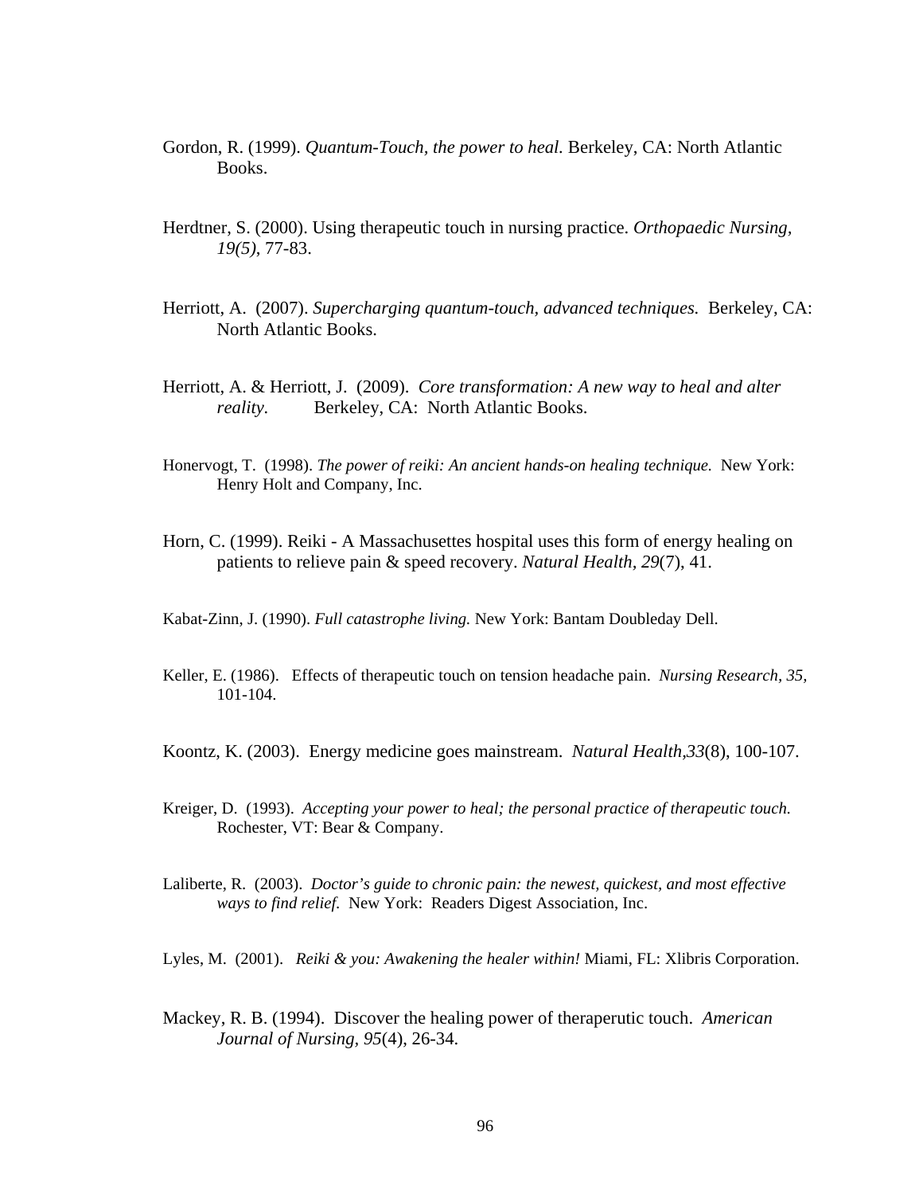Gordon, R. (1999). *Quantum-Touch, the power to heal.* Berkeley, CA: North Atlantic Books.

Herdtner, S. (2000). Using therapeutic touch in nursing practice. *Orthopaedic Nursing, 19(5)*, 77-83.

Herriott, A. (2007). *Supercharging quantum-touch, advanced techniques.* Berkeley, CA: North Atlantic Books.

Herriott, A. & Herriott, J. (2009). *Core transformation: A new way to heal and alter reality.* Berkeley, CA: North Atlantic Books.

Honervogt, T. (1998). *The power of reiki: An ancient hands-on healing technique.* New York: Henry Holt and Company, Inc.

Horn, C. (1999). Reiki - A Massachusettes hospital uses this form of energy healing on patients to relieve pain & speed recovery. *Natural Health, 29*(7), 41.

Kabat-Zinn, J. (1990). *Full catastrophe living.* New York: Bantam Doubleday Dell.

Keller, E. (1986). Effects of therapeutic touch on tension headache pain. *Nursing Research, 35,* 101-104.

Koontz, K. (2003). Energy medicine goes mainstream. *Natural Health,33*(8), 100-107.

Kreiger, D. (1993). *Accepting your power to heal; the personal practice of therapeutic touch.* Rochester, VT: Bear & Company.

Laliberte, R. (2003). *Doctor's guide to chronic pain: the newest, quickest, and most effective ways to find relief.* New York: Readers Digest Association, Inc.

Lyles, M. (2001). *Reiki & you: Awakening the healer within!* Miami, FL: Xlibris Corporation.

Mackey, R. B. (1994). Discover the healing power of theraperutic touch. *American Journal of Nursing, 95*(4), 26-34.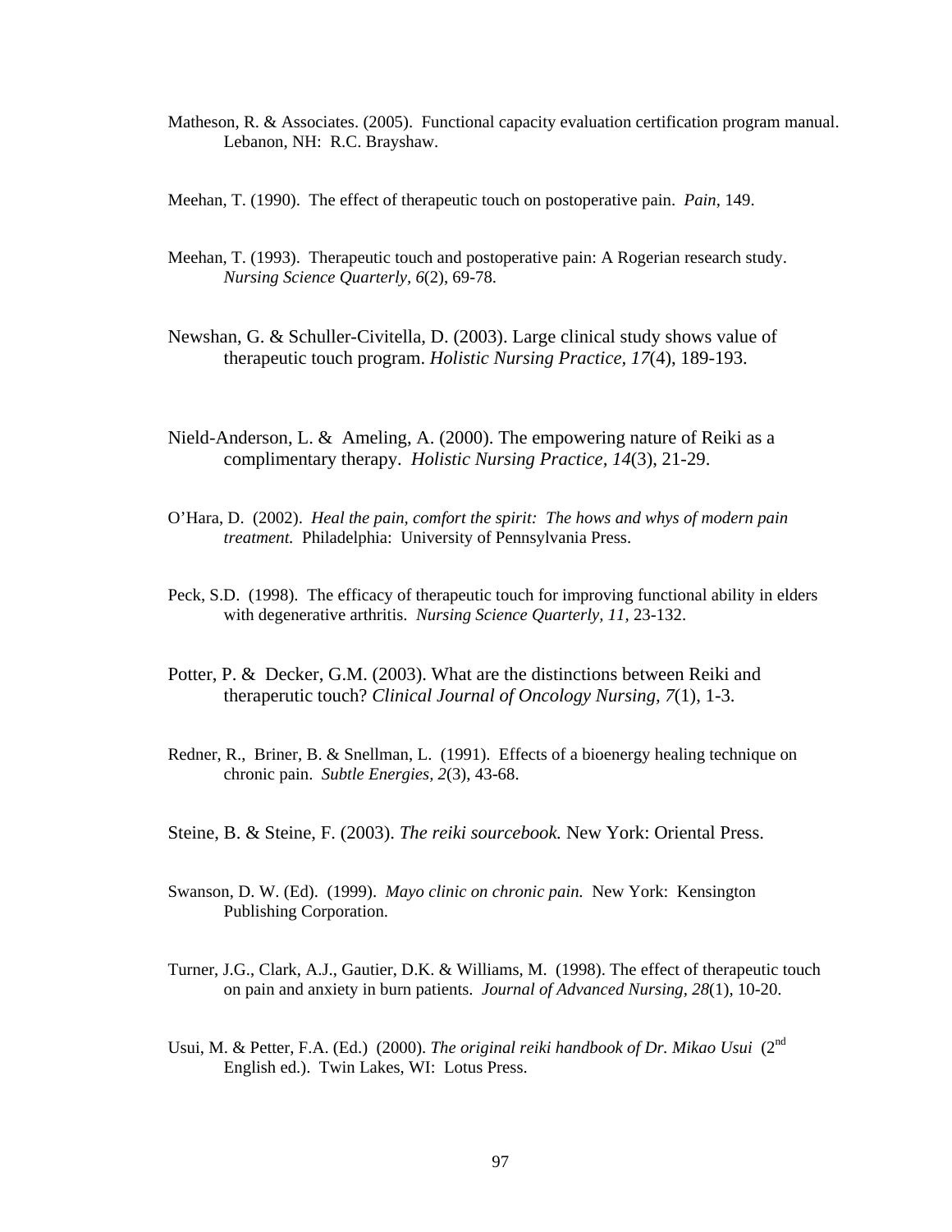Matheson, R. & Associates. (2005). Functional capacity evaluation certification program manual. Lebanon, NH: R.C. Brayshaw.

Meehan, T. (1990). The effect of therapeutic touch on postoperative pain. *Pain*, 149.

Meehan, T. (1993). Therapeutic touch and postoperative pain: A Rogerian research study. *Nursing Science Quarterly, 6*(2), 69-78.

Newshan, G. & Schuller-Civitella, D. (2003). Large clinical study shows value of therapeutic touch program. *Holistic Nursing Practice, 17*(4), 189-193.

Nield-Anderson, L. & Ameling, A. (2000). The empowering nature of Reiki as a complimentary therapy. *Holistic Nursing Practice, 14*(3), 21-29.

O'Hara, D. (2002). *Heal the pain, comfort the spirit: The hows and whys of modern pain treatment.* Philadelphia: University of Pennsylvania Press.

Peck, S.D. (1998). The efficacy of therapeutic touch for improving functional ability in elders with degenerative arthritis. *Nursing Science Quarterly, 11*, 23-132.

Potter, P. & Decker, G.M. (2003). What are the distinctions between Reiki and theraperutic touch? *Clinical Journal of Oncology Nursing, 7*(1), 1-3.

Redner, R., Briner, B. & Snellman, L. (1991). Effects of a bioenergy healing technique on chronic pain. *Subtle Energies, 2*(3), 43-68.

Steine, B. & Steine, F. (2003). *The reiki sourcebook.* New York: Oriental Press.

Swanson, D. W. (Ed). (1999). *Mayo clinic on chronic pain.* New York: Kensington Publishing Corporation.

Turner, J.G., Clark, A.J., Gautier, D.K. & Williams, M. (1998). The effect of therapeutic touch on pain and anxiety in burn patients. *Journal of Advanced Nursing, 28*(1), 10-20.

Usui, M. & Petter, F.A. (Ed.) (2000). *The original reiki handbook of Dr. Mikao Usui* (2nd English ed.). Twin Lakes, WI: Lotus Press.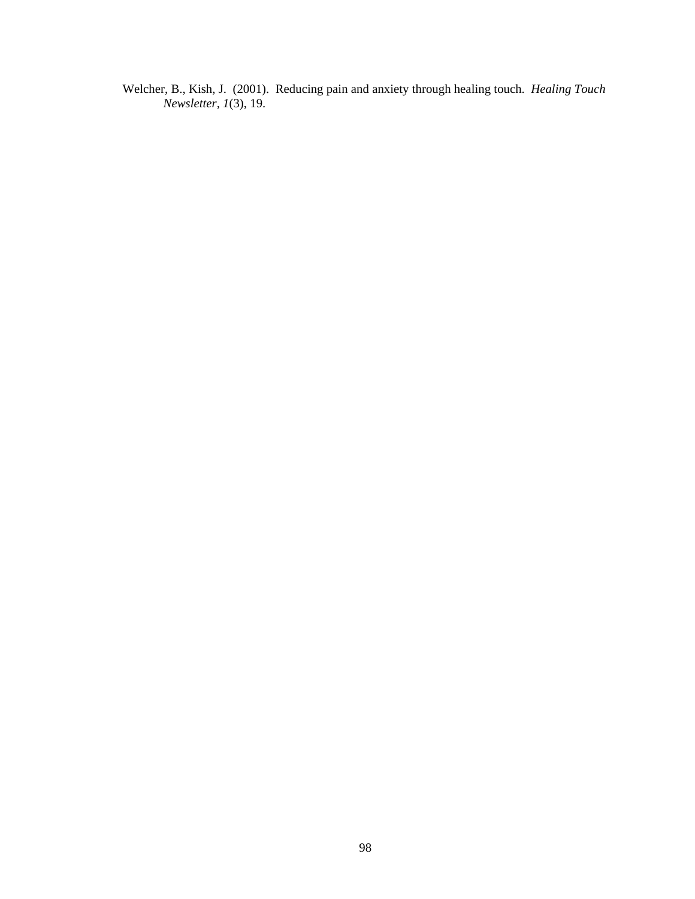Welcher, B., Kish, J. (2001). Reducing pain and anxiety through healing touch. *Healing Touch Newsletter*, *1*(3), 19.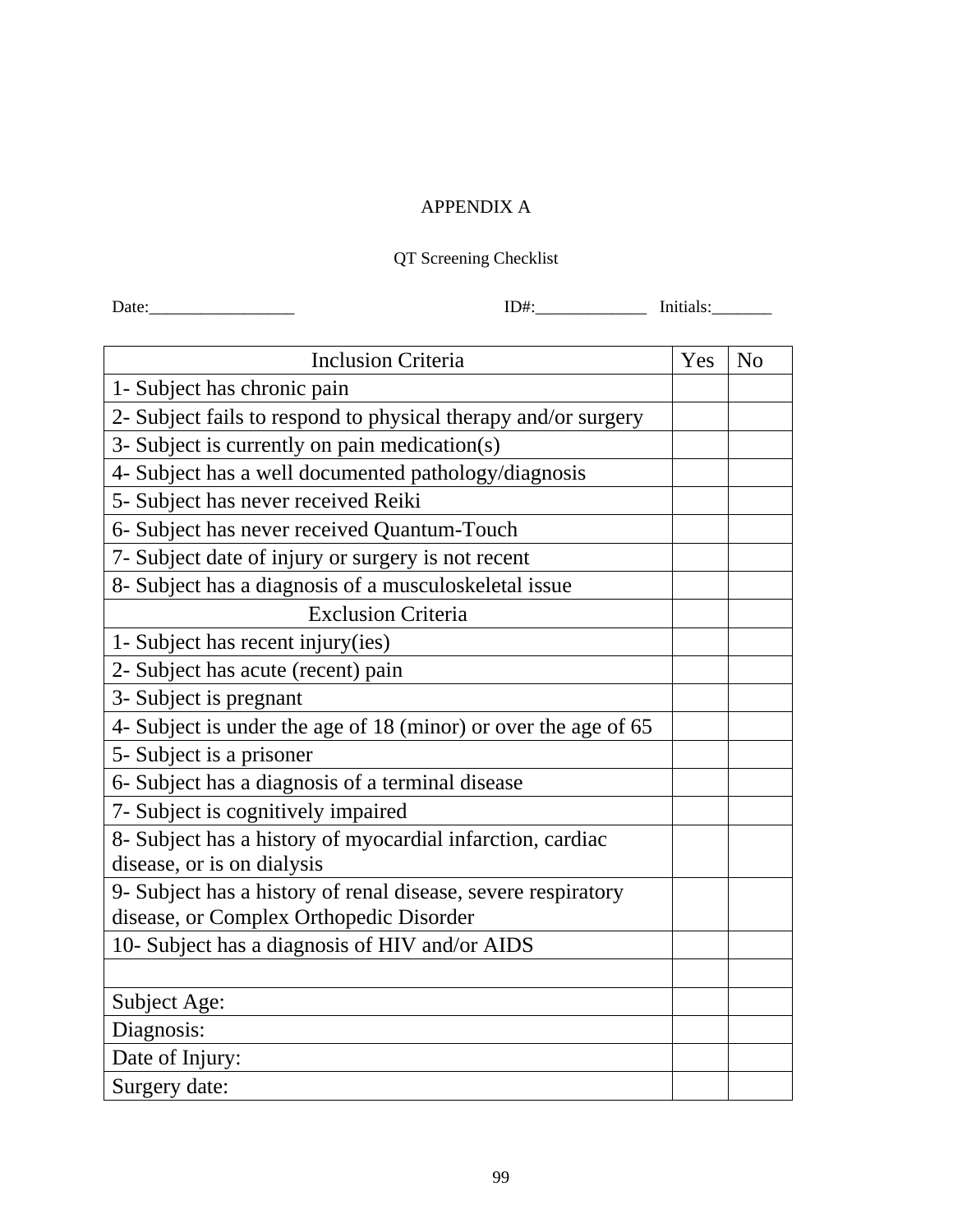APPENDIX A

QT Screening Checklist

Date:_________________ ID#:_____________ Initials:_______

| Inclusion Criteria | Yes | No |
|---|---|---|
| 1- Subject has chronic pain | | |
| 2- Subject fails to respond to physical therapy and/or surgery | | |
| 3- Subject is currently on pain medication(s) | | |
| 4- Subject has a well documented pathology/diagnosis | | |
| 5- Subject has never received Reiki | | |
| 6- Subject has never received Quantum-Touch | | |
| 7- Subject date of injury or surgery is not recent | | |
| 8- Subject has a diagnosis of a musculoskeletal issue | | |
| Exclusion Criteria | | |
| 1- Subject has recent injury(ies) | | |
| 2- Subject has acute (recent) pain | | |
| 3- Subject is pregnant | | |
| 4- Subject is under the age of 18 (minor) or over the age of 65 | | |
| 5- Subject is a prisoner | | |
| 6- Subject has a diagnosis of a terminal disease | | |
| 7- Subject is cognitively impaired | | |
| 8- Subject has a history of myocardial infarction, cardiac disease, or is on dialysis | | |
| 9- Subject has a history of renal disease, severe respiratory disease, or Complex Orthopedic Disorder | | |
| 10- Subject has a diagnosis of HIV and/or AIDS | | |
| | | |
| Subject Age: | | |
| Diagnosis: | | |
| Date of Injury: | | |
| Surgery date: | | |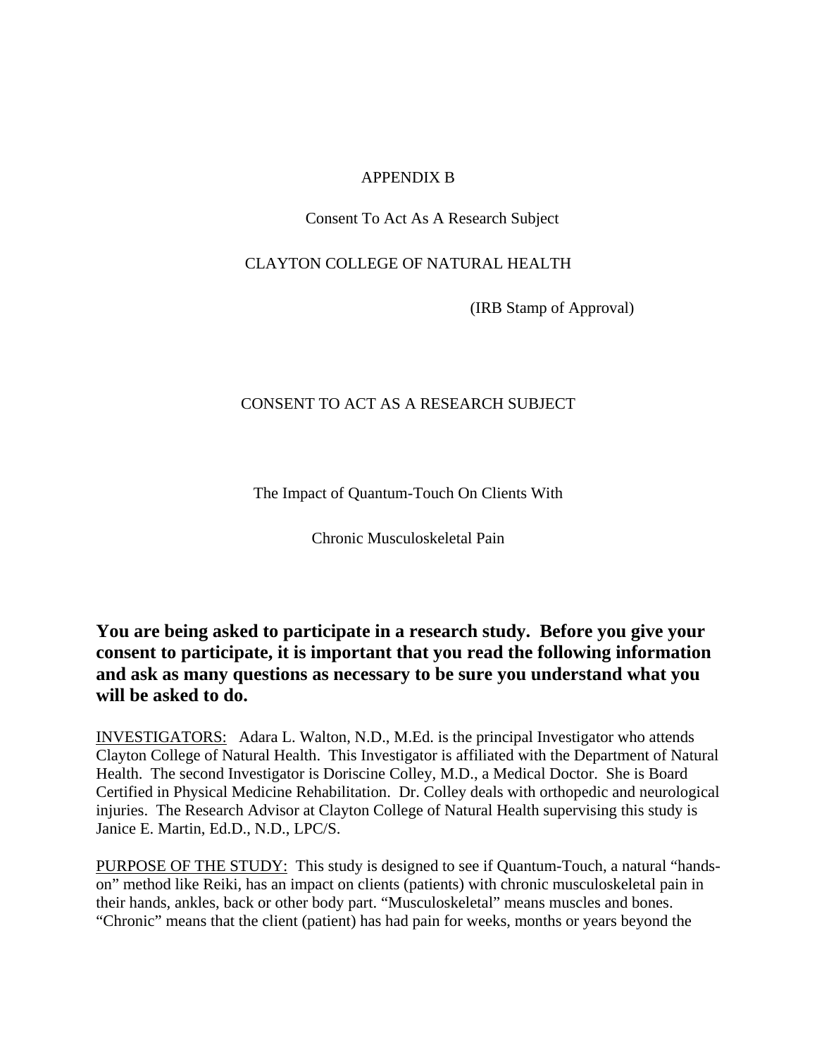APPENDIX B

Consent To Act As A Research Subject

CLAYTON COLLEGE OF NATURAL HEALTH

(IRB Stamp of Approval)

CONSENT TO ACT AS A RESEARCH SUBJECT

The Impact of Quantum-Touch On Clients With

Chronic Musculoskeletal Pain

**You are being asked to participate in a research study. Before you give your consent to participate, it is important that you read the following information and ask as many questions as necessary to be sure you understand what you will be asked to do.**

INVESTIGATORS: Adara L. Walton, N.D., M.Ed. is the principal Investigator who attends Clayton College of Natural Health. This Investigator is affiliated with the Department of Natural Health. The second Investigator is Doriscine Colley, M.D., a Medical Doctor. She is Board Certified in Physical Medicine Rehabilitation. Dr. Colley deals with orthopedic and neurological injuries. The Research Advisor at Clayton College of Natural Health supervising this study is Janice E. Martin, Ed.D., N.D., LPC/S.

PURPOSE OF THE STUDY: This study is designed to see if Quantum-Touch, a natural "hands-on" method like Reiki, has an impact on clients (patients) with chronic musculoskeletal pain in their hands, ankles, back or other body part. "Musculoskeletal" means muscles and bones. "Chronic" means that the client (patient) has had pain for weeks, months or years beyond the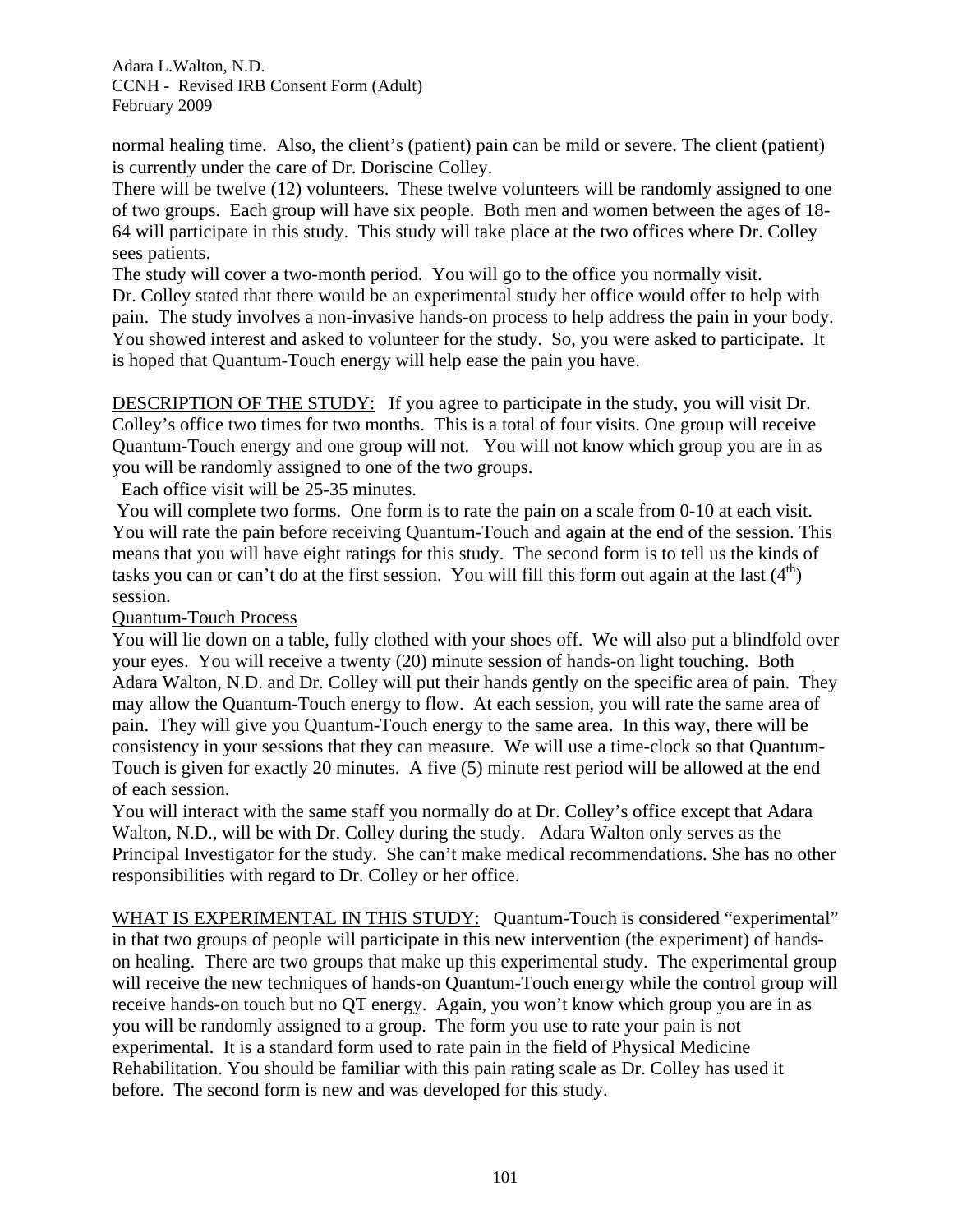normal healing time. Also, the client's (patient) pain can be mild or severe. The client (patient) is currently under the care of Dr. Doriscine Colley.

There will be twelve (12) volunteers. These twelve volunteers will be randomly assigned to one of two groups. Each group will have six people. Both men and women between the ages of 18-64 will participate in this study. This study will take place at the two offices where Dr. Colley sees patients.

The study will cover a two-month period. You will go to the office you normally visit.

Dr. Colley stated that there would be an experimental study her office would offer to help with pain. The study involves a non-invasive hands-on process to help address the pain in your body. You showed interest and asked to volunteer for the study. So, you were asked to participate. It is hoped that Quantum-Touch energy will help ease the pain you have.

DESCRIPTION OF THE STUDY: If you agree to participate in the study, you will visit Dr. Colley's office two times for two months. This is a total of four visits. One group will receive Quantum-Touch energy and one group will not. You will not know which group you are in as you will be randomly assigned to one of the two groups.

Each office visit will be 25-35 minutes.

You will complete two forms. One form is to rate the pain on a scale from 0-10 at each visit. You will rate the pain before receiving Quantum-Touch and again at the end of the session. This means that you will have eight ratings for this study. The second form is to tell us the kinds of tasks you can or can't do at the first session. You will fill this form out again at the last ($4^{th}$) session.

Quantum-Touch Process

You will lie down on a table, fully clothed with your shoes off. We will also put a blindfold over your eyes. You will receive a twenty (20) minute session of hands-on light touching. Both Adara Walton, N.D. and Dr. Colley will put their hands gently on the specific area of pain. They may allow the Quantum-Touch energy to flow. At each session, you will rate the same area of pain. They will give you Quantum-Touch energy to the same area. In this way, there will be consistency in your sessions that they can measure. We will use a time-clock so that Quantum-Touch is given for exactly 20 minutes. A five (5) minute rest period will be allowed at the end of each session.

You will interact with the same staff you normally do at Dr. Colley's office except that Adara Walton, N.D., will be with Dr. Colley during the study. Adara Walton only serves as the Principal Investigator for the study. She can't make medical recommendations. She has no other responsibilities with regard to Dr. Colley or her office.

WHAT IS EXPERIMENTAL IN THIS STUDY: Quantum-Touch is considered "experimental" in that two groups of people will participate in this new intervention (the experiment) of hands-on healing. There are two groups that make up this experimental study. The experimental group will receive the new techniques of hands-on Quantum-Touch energy while the control group will receive hands-on touch but no QT energy. Again, you won't know which group you are in as you will be randomly assigned to a group. The form you use to rate your pain is not experimental. It is a standard form used to rate pain in the field of Physical Medicine Rehabilitation. You should be familiar with this pain rating scale as Dr. Colley has used it before. The second form is new and was developed for this study.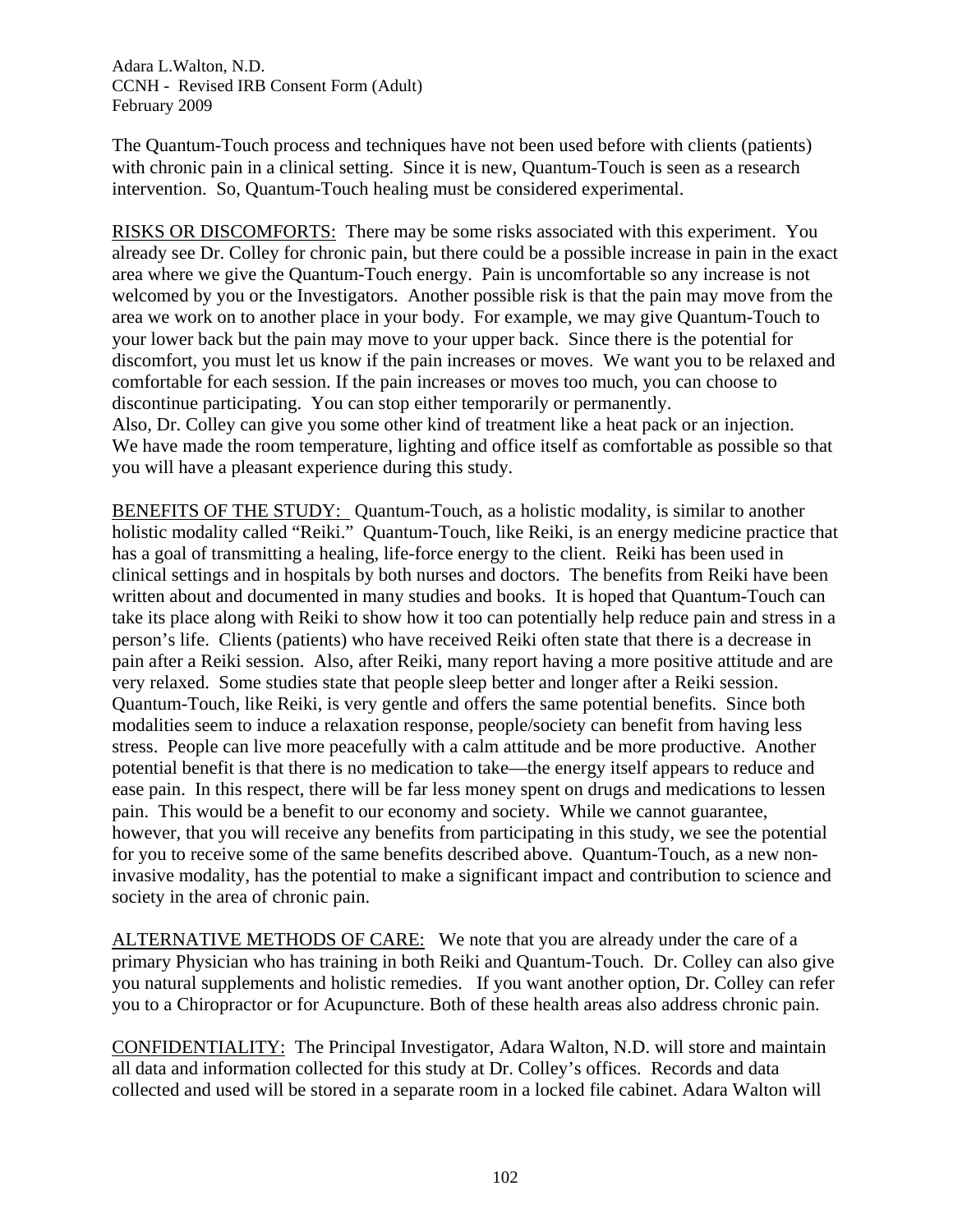The Quantum-Touch process and techniques have not been used before with clients (patients) with chronic pain in a clinical setting. Since it is new, Quantum-Touch is seen as a research intervention. So, Quantum-Touch healing must be considered experimental.

RISKS OR DISCOMFORTS: There may be some risks associated with this experiment. You already see Dr. Colley for chronic pain, but there could be a possible increase in pain in the exact area where we give the Quantum-Touch energy. Pain is uncomfortable so any increase is not welcomed by you or the Investigators. Another possible risk is that the pain may move from the area we work on to another place in your body. For example, we may give Quantum-Touch to your lower back but the pain may move to your upper back. Since there is the potential for discomfort, you must let us know if the pain increases or moves. We want you to be relaxed and comfortable for each session. If the pain increases or moves too much, you can choose to discontinue participating. You can stop either temporarily or permanently.
Also, Dr. Colley can give you some other kind of treatment like a heat pack or an injection. We have made the room temperature, lighting and office itself as comfortable as possible so that you will have a pleasant experience during this study.

BENEFITS OF THE STUDY: Quantum-Touch, as a holistic modality, is similar to another holistic modality called "Reiki." Quantum-Touch, like Reiki, is an energy medicine practice that has a goal of transmitting a healing, life-force energy to the client. Reiki has been used in clinical settings and in hospitals by both nurses and doctors. The benefits from Reiki have been written about and documented in many studies and books. It is hoped that Quantum-Touch can take its place along with Reiki to show how it too can potentially help reduce pain and stress in a person's life. Clients (patients) who have received Reiki often state that there is a decrease in pain after a Reiki session. Also, after Reiki, many report having a more positive attitude and are very relaxed. Some studies state that people sleep better and longer after a Reiki session. Quantum-Touch, like Reiki, is very gentle and offers the same potential benefits. Since both modalities seem to induce a relaxation response, people/society can benefit from having less stress. People can live more peacefully with a calm attitude and be more productive. Another potential benefit is that there is no medication to take—the energy itself appears to reduce and ease pain. In this respect, there will be far less money spent on drugs and medications to lessen pain. This would be a benefit to our economy and society. While we cannot guarantee, however, that you will receive any benefits from participating in this study, we see the potential for you to receive some of the same benefits described above. Quantum-Touch, as a new non-invasive modality, has the potential to make a significant impact and contribution to science and society in the area of chronic pain.

ALTERNATIVE METHODS OF CARE: We note that you are already under the care of a primary Physician who has training in both Reiki and Quantum-Touch. Dr. Colley can also give you natural supplements and holistic remedies. If you want another option, Dr. Colley can refer you to a Chiropractor or for Acupuncture. Both of these health areas also address chronic pain.

CONFIDENTIALITY: The Principal Investigator, Adara Walton, N.D. will store and maintain all data and information collected for this study at Dr. Colley's offices. Records and data collected and used will be stored in a separate room in a locked file cabinet. Adara Walton will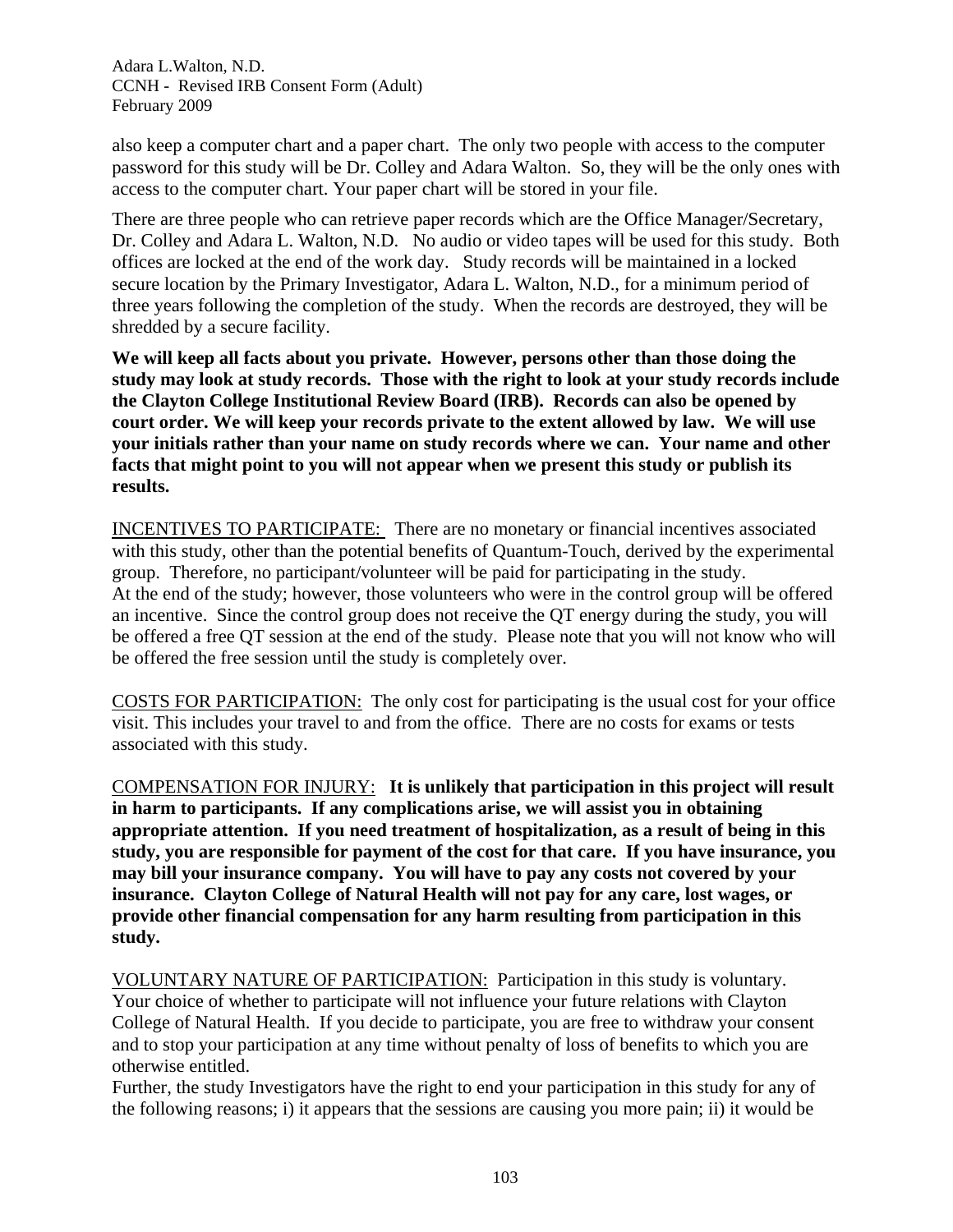also keep a computer chart and a paper chart. The only two people with access to the computer password for this study will be Dr. Colley and Adara Walton. So, they will be the only ones with access to the computer chart. Your paper chart will be stored in your file.

There are three people who can retrieve paper records which are the Office Manager/Secretary, Dr. Colley and Adara L. Walton, N.D. No audio or video tapes will be used for this study. Both offices are locked at the end of the work day. Study records will be maintained in a locked secure location by the Primary Investigator, Adara L. Walton, N.D., for a minimum period of three years following the completion of the study. When the records are destroyed, they will be shredded by a secure facility.

**We will keep all facts about you private. However, persons other than those doing the study may look at study records. Those with the right to look at your study records include the Clayton College Institutional Review Board (IRB). Records can also be opened by court order. We will keep your records private to the extent allowed by law. We will use your initials rather than your name on study records where we can. Your name and other facts that might point to you will not appear when we present this study or publish its results.**

<u>INCENTIVES TO PARTICIPATE:</u> There are no monetary or financial incentives associated with this study, other than the potential benefits of Quantum-Touch, derived by the experimental group. Therefore, no participant/volunteer will be paid for participating in the study.
At the end of the study; however, those volunteers who were in the control group will be offered an incentive. Since the control group does not receive the QT energy during the study, you will be offered a free QT session at the end of the study. Please note that you will not know who will be offered the free session until the study is completely over.

<u>COSTS FOR PARTICIPATION:</u> The only cost for participating is the usual cost for your office visit. This includes your travel to and from the office. There are no costs for exams or tests associated with this study.

<u>COMPENSATION FOR INJURY:</u> **It is unlikely that participation in this project will result in harm to participants. If any complications arise, we will assist you in obtaining appropriate attention. If you need treatment of hospitalization, as a result of being in this study, you are responsible for payment of the cost for that care. If you have insurance, you may bill your insurance company. You will have to pay any costs not covered by your insurance. Clayton College of Natural Health will not pay for any care, lost wages, or provide other financial compensation for any harm resulting from participation in this study.**

<u>VOLUNTARY NATURE OF PARTICIPATION:</u> Participation in this study is voluntary. Your choice of whether to participate will not influence your future relations with Clayton College of Natural Health. If you decide to participate, you are free to withdraw your consent and to stop your participation at any time without penalty of loss of benefits to which you are otherwise entitled.
Further, the study Investigators have the right to end your participation in this study for any of the following reasons; i) it appears that the sessions are causing you more pain; ii) it would be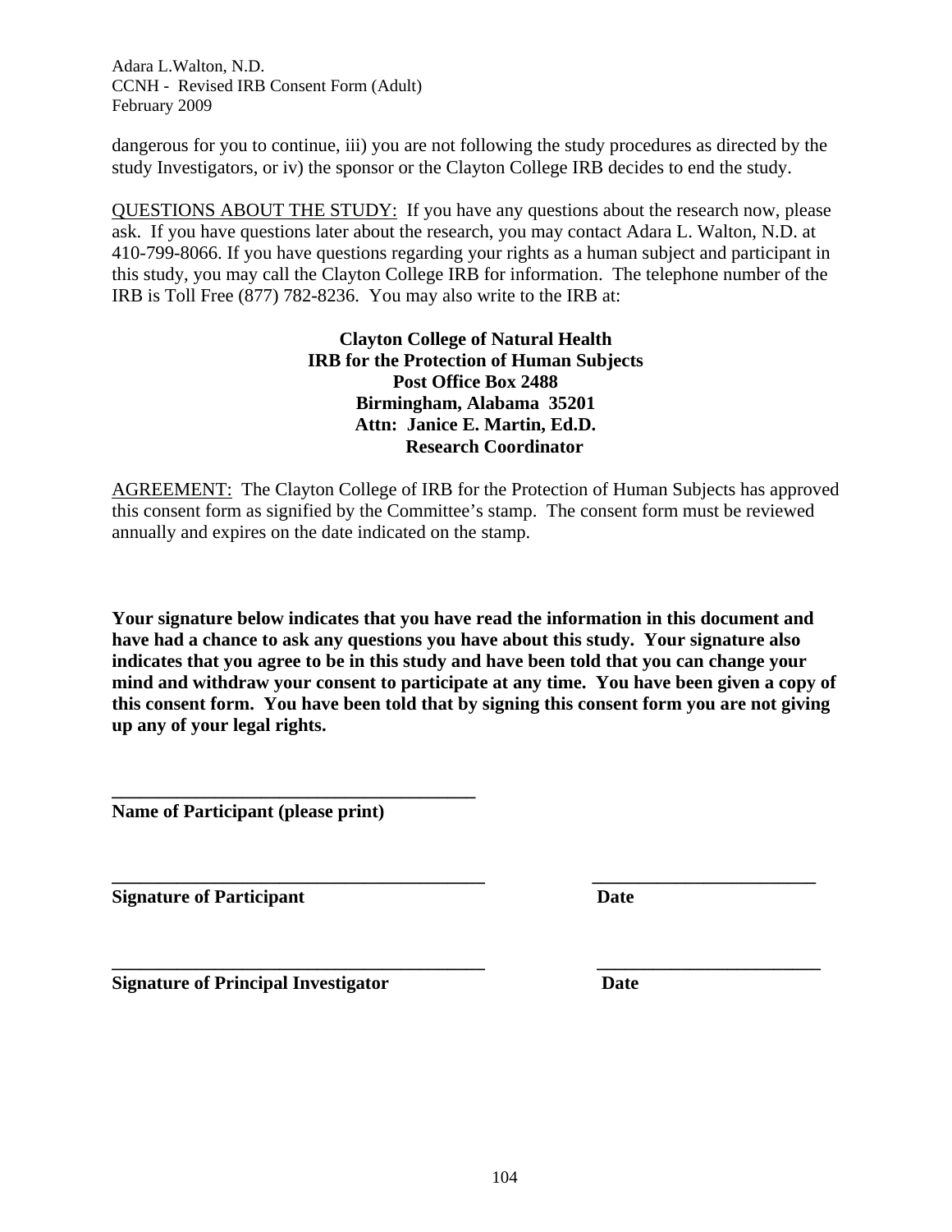dangerous for you to continue, iii) you are not following the study procedures as directed by the study Investigators, or iv) the sponsor or the Clayton College IRB decides to end the study.

QUESTIONS ABOUT THE STUDY: If you have any questions about the research now, please ask. If you have questions later about the research, you may contact Adara L. Walton, N.D. at 410-799-8066. If you have questions regarding your rights as a human subject and participant in this study, you may call the Clayton College IRB for information. The telephone number of the IRB is Toll Free (877) 782-8236. You may also write to the IRB at:

**Clayton College of Natural Health**
**IRB for the Protection of Human Subjects**
**Post Office Box 2488**
**Birmingham, Alabama 35201**
**Attn: Janice E. Martin, Ed.D.**
**Research Coordinator**

AGREEMENT: The Clayton College of IRB for the Protection of Human Subjects has approved this consent form as signified by the Committee's stamp. The consent form must be reviewed annually and expires on the date indicated on the stamp.

**Your signature below indicates that you have read the information in this document and have had a chance to ask any questions you have about this study. Your signature also indicates that you agree to be in this study and have been told that you can change your mind and withdraw your consent to participate at any time. You have been given a copy of this consent form. You have been told that by signing this consent form you are not giving up any of your legal rights.**

________________________________________
**Name of Participant (please print)**

________________________________________ ________________________
**Signature of Participant** **Date**

________________________________________ ________________________
**Signature of Principal Investigator** **Date**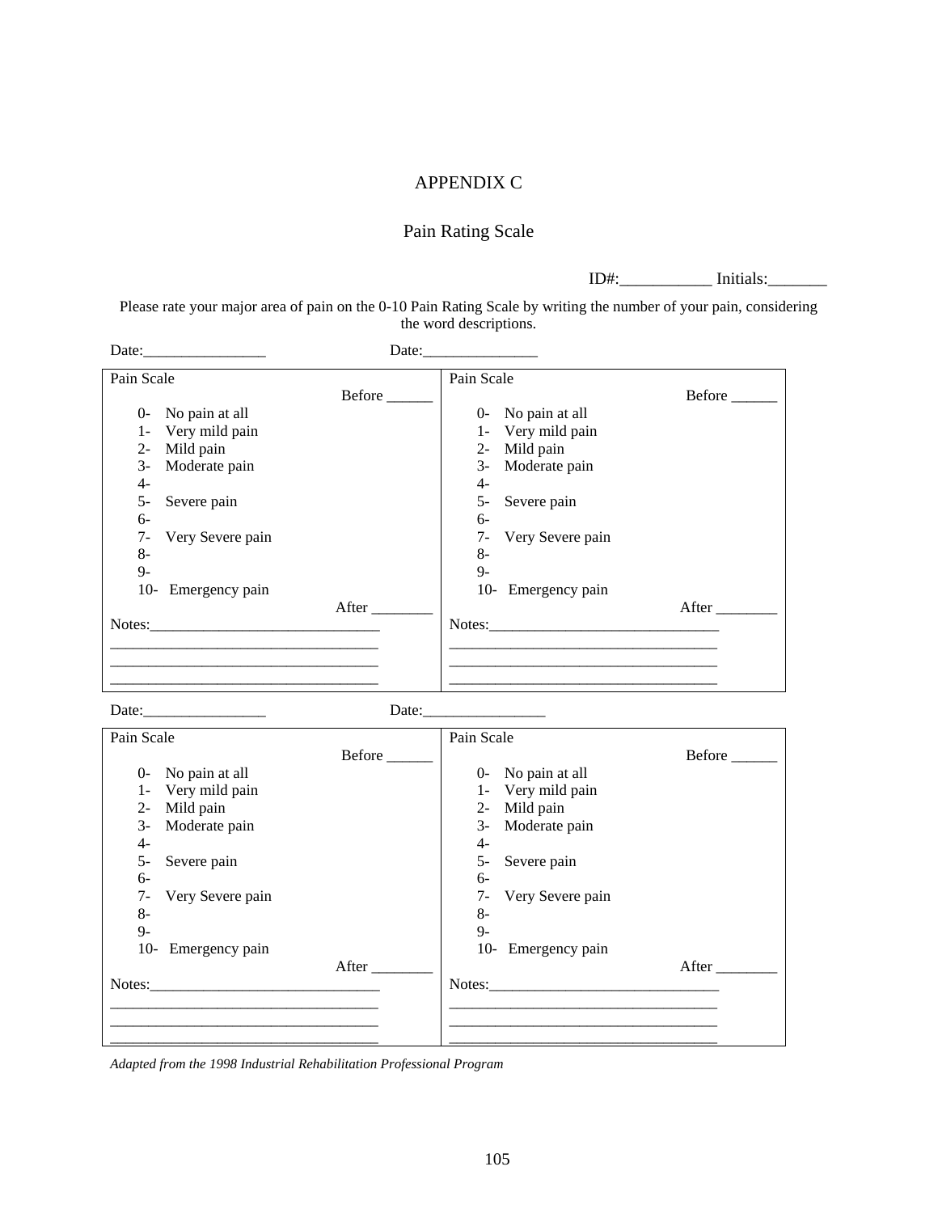# APPENDIX C

## Pain Rating Scale

ID#:___________ Initials:_______

Please rate your major area of pain on the 0-10 Pain Rating Scale by writing the number of your pain, considering the word descriptions.

Date:________________ Date:_______________

| Pain Scale | Pain Scale |
|---|---|
| Before ______ | Before ______ |
| 0- No pain at all | 0- No pain at all |
| 1- Very mild pain | 1- Very mild pain |
| 2- Mild pain | 2- Mild pain |
| 3- Moderate pain | 3- Moderate pain |
| 4- | 4- |
| 5- Severe pain | 5- Severe pain |
| 6- | 6- |
| 7- Very Severe pain | 7- Very Severe pain |
| 8- | 8- |
| 9- | 9- |
| 10- Emergency pain | 10- Emergency pain |
| After ________ | After ________ |
| Notes:______________________________ | Notes:______________________________ |
| ___________________________________ | ___________________________________ |
| ___________________________________ | ___________________________________ |
| ___________________________________ | ___________________________________ |

Date:________________ Date:________________

| Pain Scale | Pain Scale |
|---|---|
| Before ______ | Before ______ |
| 0- No pain at all | 0- No pain at all |
| 1- Very mild pain | 1- Very mild pain |
| 2- Mild pain | 2- Mild pain |
| 3- Moderate pain | 3- Moderate pain |
| 4- | 4- |
| 5- Severe pain | 5- Severe pain |
| 6- | 6- |
| 7- Very Severe pain | 7- Very Severe pain |
| 8- | 8- |
| 9- | 9- |
| 10- Emergency pain | 10- Emergency pain |
| After ________ | After ________ |
| Notes:______________________________ | Notes:______________________________ |
| ___________________________________ | ___________________________________ |
| ___________________________________ | ___________________________________ |
| ___________________________________ | ___________________________________ |

*Adapted from the 1998 Industrial Rehabilitation Professional Program*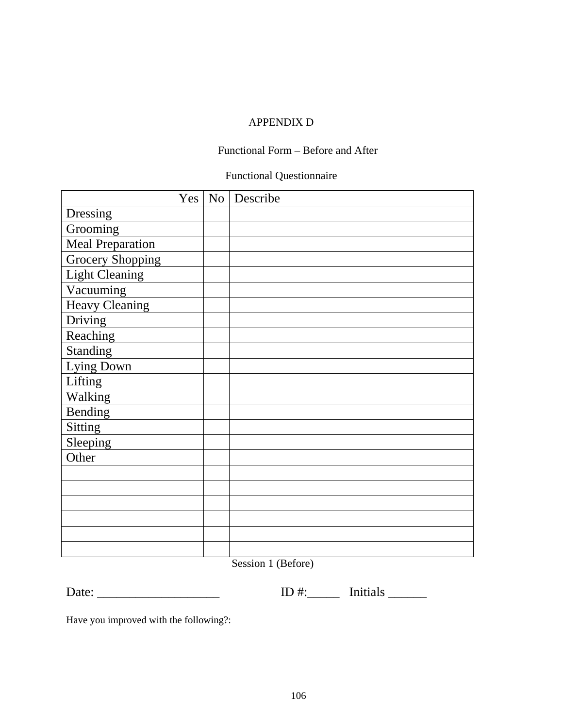APPENDIX D

Functional Form – Before and After

Functional Questionnaire

| | Yes | No | Describe |
|---|---|---|---|
| Dressing | | | |
| Grooming | | | |
| Meal Preparation | | | |
| Grocery Shopping | | | |
| Light Cleaning | | | |
| Vacuuming | | | |
| Heavy Cleaning | | | |
| Driving | | | |
| Reaching | | | |
| Standing | | | |
| Lying Down | | | |
| Lifting | | | |
| Walking | | | |
| Bending | | | |
| Sitting | | | |
| Sleeping | | | |
| Other | | | |
| | | | |
| | | | |
| | | | |
| | | | |
| | | | |
| | | | |

Session 1 (Before)

Date: ___________________ ID #:_____ Initials ______

Have you improved with the following?: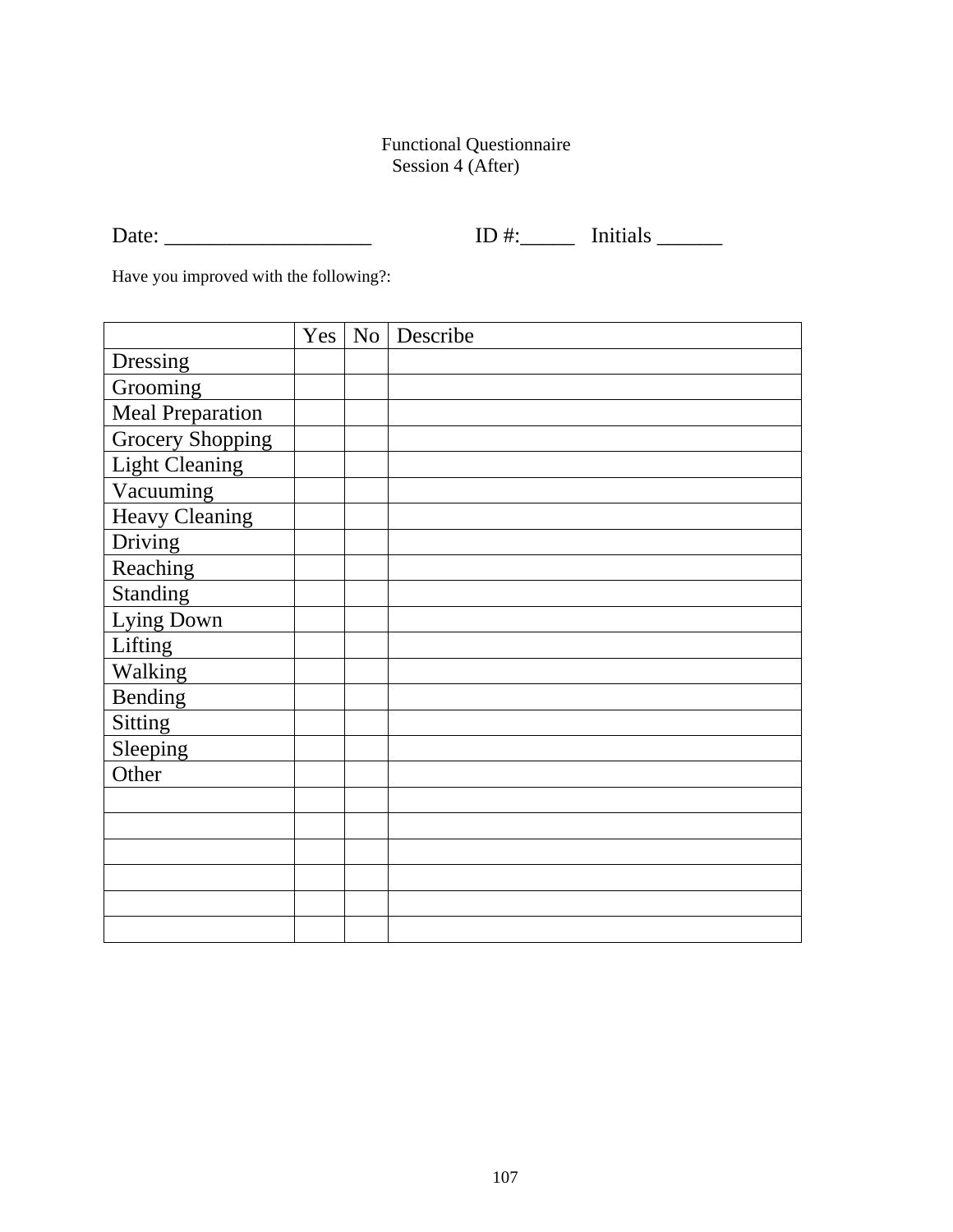Functional Questionnaire
Session 4 (After)

Date: ___________________ ID #:_____ Initials ______

Have you improved with the following?:

| | Yes | No | Describe |
|---|---|---|---|
| Dressing | | | |
| Grooming | | | |
| Meal Preparation | | | |
| Grocery Shopping | | | |
| Light Cleaning | | | |
| Vacuuming | | | |
| Heavy Cleaning | | | |
| Driving | | | |
| Reaching | | | |
| Standing | | | |
| Lying Down | | | |
| Lifting | | | |
| Walking | | | |
| Bending | | | |
| Sitting | | | |
| Sleeping | | | |
| Other | | | |
| | | | |
| | | | |
| | | | |
| | | | |
| | | | |
| | | | |